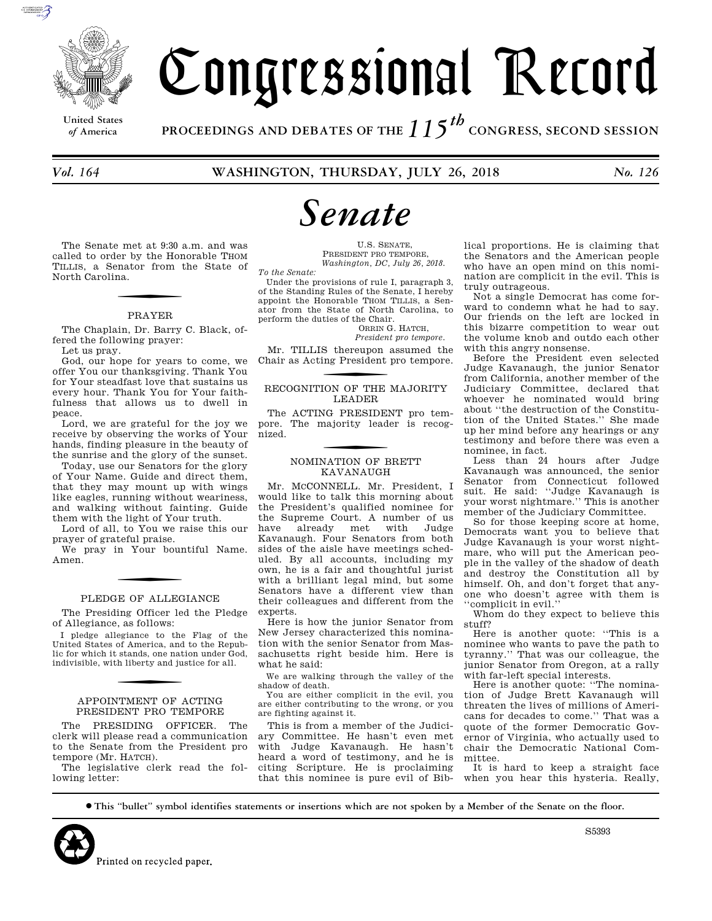# Congressional Record

United States of America

PROCEEDINGS AND DEBATES OF THE 115th CONGRESS, SECOND SESSION

Vol. 164 — WASHINGTON, THURSDAY, JULY 26, 2018 — No. 126

# Senate

The Senate met at 9:30 a.m. and was called to order by the Honorable THOM TILLIS, a Senator from the State of North Carolina.

## PRAYER

The Chaplain, Dr. Barry C. Black, offered the following prayer:

Let us pray.

God, our hope for years to come, we offer You our thanksgiving. Thank You for Your steadfast love that sustains us every hour. Thank You for Your faithfulness that allows us to dwell in peace.

Lord, we are grateful for the joy we receive by observing the works of Your hands, finding pleasure in the beauty of the sunrise and the glory of the sunset.

Today, use our Senators for the glory of Your Name. Guide and direct them, that they may mount up with wings like eagles, running without weariness, and walking without fainting. Guide them with the light of Your truth.

Lord of all, to You we raise this our prayer of grateful praise.

We pray in Your bountiful Name. Amen.

## PLEDGE OF ALLEGIANCE

The Presiding Officer led the Pledge of Allegiance, as follows:

> I pledge allegiance to the Flag of the United States of America, and to the Republic for which it stands, one nation under God, indivisible, with liberty and justice for all.

## APPOINTMENT OF ACTING PRESIDENT PRO TEMPORE

The PRESIDING OFFICER. The clerk will please read a communication to the Senate from the President pro tempore (Mr. HATCH).

The legislative clerk read the following letter:

U.S. SENATE,
PRESIDENT PRO TEMPORE,
*Washington, DC, July 26, 2018.*

*To the Senate:*

Under the provisions of rule I, paragraph 3, of the Standing Rules of the Senate, I hereby appoint the Honorable THOM TILLIS, a Senator from the State of North Carolina, to perform the duties of the Chair.

ORRIN G. HATCH,
*President pro tempore.*

Mr. TILLIS thereupon assumed the Chair as Acting President pro tempore.

## RECOGNITION OF THE MAJORITY LEADER

The ACTING PRESIDENT pro tempore. The majority leader is recognized.

## NOMINATION OF BRETT KAVANAUGH

Mr. MCCONNELL. Mr. President, I would like to talk this morning about the President's qualified nominee for the Supreme Court. A number of us have already met with Judge Kavanaugh. Four Senators from both sides of the aisle have meetings scheduled. By all accounts, including my own, he is a fair and thoughtful jurist with a brilliant legal mind, but some Senators have a different view than their colleagues and different from the experts.

Here is how the junior Senator from New Jersey characterized this nomination with the senior Senator from Massachusetts right beside him. Here is what he said:

> We are walking through the valley of the shadow of death.
>
> You are either complicit in the evil, you are either contributing to the wrong, or you are fighting against it.

This is from a member of the Judiciary Committee. He hasn't even met with Judge Kavanaugh. He hasn't heard a word of testimony, and he is citing Scripture. He is proclaiming that this nominee is pure evil of Biblical proportions. He is claiming that the Senators and the American people who have an open mind on this nomination are complicit in the evil. This is truly outrageous.

Not a single Democrat has come forward to condemn what he had to say. Our friends on the left are locked in this bizarre competition to wear out the volume knob and outdo each other with this angry nonsense.

Before the President even selected Judge Kavanaugh, the junior Senator from California, another member of the Judiciary Committee, declared that whoever he nominated would bring about ''the destruction of the Constitution of the United States.'' She made up her mind before any hearings or any testimony and before there was even a nominee, in fact.

Less than 24 hours after Judge Kavanaugh was announced, the senior Senator from Connecticut followed suit. He said: ''Judge Kavanaugh is your worst nightmare.'' This is another member of the Judiciary Committee.

So for those keeping score at home, Democrats want you to believe that Judge Kavanaugh is your worst nightmare, who will put the American people in the valley of the shadow of death and destroy the Constitution all by himself. Oh, and don't forget that anyone who doesn't agree with them is ''complicit in evil.''

Whom do they expect to believe this stuff?

Here is another quote: ''This is a nominee who wants to pave the path to tyranny.'' That was our colleague, the junior Senator from Oregon, at a rally with far-left special interests.

Here is another quote: ''The nomination of Judge Brett Kavanaugh will threaten the lives of millions of Americans for decades to come.'' That was a quote of the former Democratic Governor of Virginia, who actually used to chair the Democratic National Committee.

It is hard to keep a straight face when you hear this hysteria. Really,

---

● This ''bullet'' symbol identifies statements or insertions which are not spoken by a Member of the Senate on the floor.

Printed on recycled paper.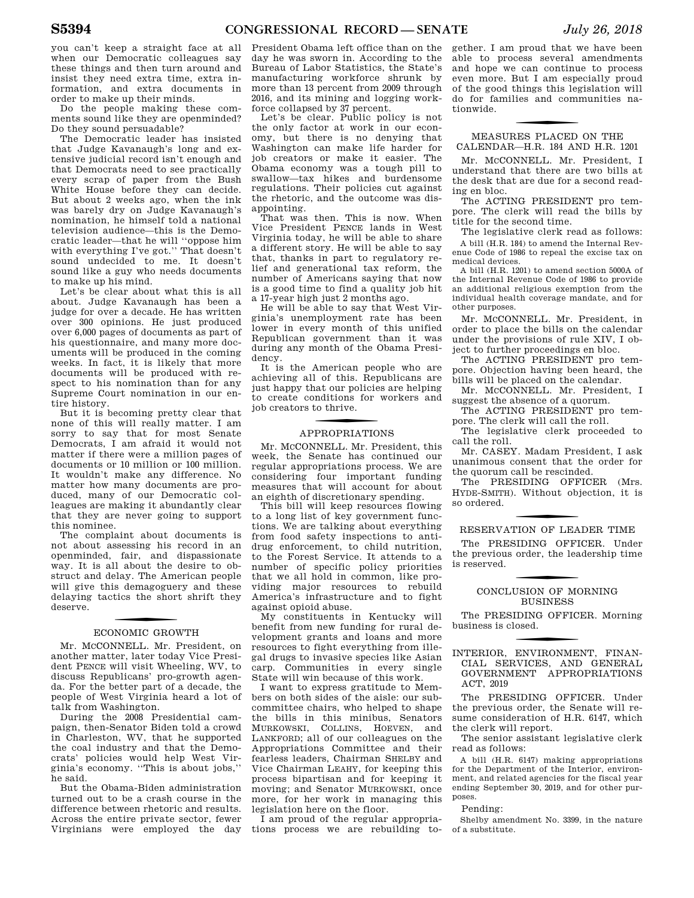you can't keep a straight face at all when our Democratic colleagues say these things and then turn around and insist they need extra time, extra information, and extra documents in order to make up their minds.

Do the people making these comments sound like they are openminded? Do they sound persuadable?

The Democratic leader has insisted that Judge Kavanaugh's long and extensive judicial record isn't enough and that Democrats need to see practically every scrap of paper from the Bush White House before they can decide. But about 2 weeks ago, when the ink was barely dry on Judge Kavanaugh's nomination, he himself told a national television audience—this is the Democratic leader—that he will "oppose him with everything I've got." That doesn't sound undecided to me. It doesn't sound like a guy who needs documents to make up his mind.

Let's be clear about what this is all about. Judge Kavanaugh has been a judge for over a decade. He has written over 300 opinions. He just produced over 6,000 pages of documents as part of his questionnaire, and many more documents will be produced in the coming weeks. In fact, it is likely that more documents will be produced with respect to his nomination than for any Supreme Court nomination in our entire history.

But it is becoming pretty clear that none of this will really matter. I am sorry to say that for most Senate Democrats, I am afraid it would not matter if there were a million pages of documents or 10 million or 100 million. It wouldn't make any difference. No matter how many documents are produced, many of our Democratic colleagues are making it abundantly clear that they are never going to support this nominee.

The complaint about documents is not about assessing his record in an openminded, fair, and dispassionate way. It is all about the desire to obstruct and delay. The American people will give this demagoguery and these delaying tactics the short shrift they deserve.

## ECONOMIC GROWTH

Mr. McCONNELL. Mr. President, on another matter, later today Vice President PENCE will visit Wheeling, WV, to discuss Republicans' pro-growth agenda. For the better part of a decade, the people of West Virginia heard a lot of talk from Washington.

During the 2008 Presidential campaign, then-Senator Biden told a crowd in Charleston, WV, that he supported the coal industry and that the Democrats' policies would help West Virginia's economy. "This is about jobs," he said.

But the Obama-Biden administration turned out to be a crash course in the difference between rhetoric and results. Across the entire private sector, fewer Virginians were employed the day President Obama left office than on the day he was sworn in. According to the Bureau of Labor Statistics, the State's manufacturing workforce shrunk by more than 13 percent from 2009 through 2016, and its mining and logging workforce collapsed by 37 percent.

Let's be clear. Public policy is not the only factor at work in our economy, but there is no denying that Washington can make life harder for job creators or make it easier. The Obama economy was a tough pill to swallow—tax hikes and burdensome regulations. Their policies cut against the rhetoric, and the outcome was disappointing.

That was then. This is now. When Vice President PENCE lands in West Virginia today, he will be able to share a different story. He will be able to say that, thanks in part to regulatory relief and generational tax reform, the number of Americans saying that now is a good time to find a quality job hit a 17-year high just 2 months ago.

He will be able to say that West Virginia's unemployment rate has been lower in every month of this unified Republican government than it was during any month of the Obama Presidency.

It is the American people who are achieving all of this. Republicans are just happy that our policies are helping to create conditions for workers and job creators to thrive.

## APPROPRIATIONS

Mr. McCONNELL. Mr. President, this week, the Senate has continued our regular appropriations process. We are considering four important funding measures that will account for about an eighth of discretionary spending.

This bill will keep resources flowing to a long list of key government functions. We are talking about everything from food safety inspections to antidrug enforcement, to child nutrition, to the Forest Service. It attends to a number of specific policy priorities that we all hold in common, like providing major resources to rebuild America's infrastructure and to fight against opioid abuse.

My constituents in Kentucky will benefit from new funding for rural development grants and loans and more resources to fight everything from illegal drugs to invasive species like Asian carp. Communities in every single State will win because of this work.

I want to express gratitude to Members on both sides of the aisle: our subcommittee chairs, who helped to shape the bills in this minibus, Senators MURKOWSKI, COLLINS, HOEVEN, and LANKFORD; all of our colleagues on the Appropriations Committee and their fearless leaders, Chairman SHELBY and Vice Chairman LEAHY, for keeping this process bipartisan and for keeping it moving; and Senator MURKOWSKI, once more, for her work in managing this legislation here on the floor.

I am proud of the regular appropriations process we are rebuilding together. I am proud that we have been able to process several amendments and hope we can continue to process even more. But I am especially proud of the good things this legislation will do for families and communities nationwide.

## MEASURES PLACED ON THE CALENDAR—H.R. 184 AND H.R. 1201

Mr. McCONNELL. Mr. President, I understand that there are two bills at the desk that are due for a second reading en bloc.

The ACTING PRESIDENT pro tempore. The clerk will read the bills by title for the second time.

The legislative clerk read as follows:

A bill (H.R. 184) to amend the Internal Revenue Code of 1986 to repeal the excise tax on medical devices.

A bill (H.R. 1201) to amend section 5000A of the Internal Revenue Code of 1986 to provide an additional religious exemption from the individual health coverage mandate, and for other purposes.

Mr. McCONNELL. Mr. President, in order to place the bills on the calendar under the provisions of rule XIV, I object to further proceedings en bloc.

The ACTING PRESIDENT pro tempore. Objection having been heard, the bills will be placed on the calendar.

Mr. McCONNELL. Mr. President, I suggest the absence of a quorum.

The ACTING PRESIDENT pro tempore. The clerk will call the roll.

The legislative clerk proceeded to call the roll.

Mr. CASEY. Madam President, I ask unanimous consent that the order for the quorum call be rescinded.

The PRESIDING OFFICER (Mrs. HYDE-SMITH). Without objection, it is so ordered.

## RESERVATION OF LEADER TIME

The PRESIDING OFFICER. Under the previous order, the leadership time is reserved.

## CONCLUSION OF MORNING BUSINESS

The PRESIDING OFFICER. Morning business is closed.

## INTERIOR, ENVIRONMENT, FINANCIAL SERVICES, AND GENERAL GOVERNMENT APPROPRIATIONS ACT, 2019

The PRESIDING OFFICER. Under the previous order, the Senate will resume consideration of H.R. 6147, which the clerk will report.

The senior assistant legislative clerk read as follows:

A bill (H.R. 6147) making appropriations for the Department of the Interior, environment, and related agencies for the fiscal year ending September 30, 2019, and for other purposes.

Pending:

Shelby amendment No. 3399, in the nature of a substitute.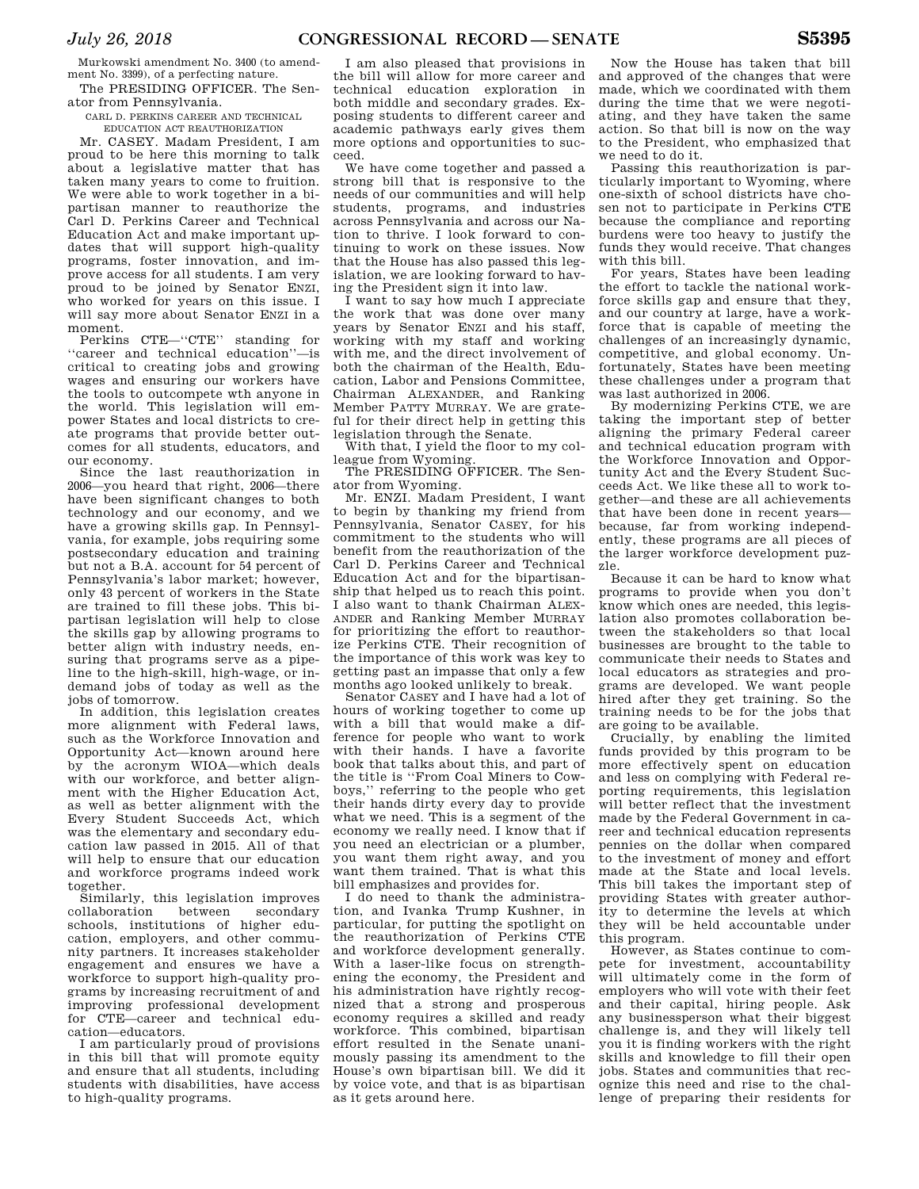Murkowski amendment No. 3400 (to amendment No. 3399), of a perfecting nature.

The PRESIDING OFFICER. The Senator from Pennsylvania.

CARL D. PERKINS CAREER AND TECHNICAL EDUCATION ACT REAUTHORIZATION

Mr. CASEY. Madam President, I am proud to be here this morning to talk about a legislative matter that has taken many years to come to fruition. We were able to work together in a bipartisan manner to reauthorize the Carl D. Perkins Career and Technical Education Act and make important updates that will support high-quality programs, foster innovation, and improve access for all students. I am very proud to be joined by Senator ENZI, who worked for years on this issue. I will say more about Senator ENZI in a moment.

Perkins CTE—''CTE'' standing for ''career and technical education''—is critical to creating jobs and growing wages and ensuring our workers have the tools to outcompete wth anyone in the world. This legislation will empower States and local districts to create programs that provide better outcomes for all students, educators, and our economy.

Since the last reauthorization in 2006—you heard that right, 2006—there have been significant changes to both technology and our economy, and we have a growing skills gap. In Pennsylvania, for example, jobs requiring some postsecondary education and training but not a B.A. account for 54 percent of Pennsylvania's labor market; however, only 43 percent of workers in the State are trained to fill these jobs. This bipartisan legislation will help to close the skills gap by allowing programs to better align with industry needs, ensuring that programs serve as a pipeline to the high-skill, high-wage, or in-demand jobs of today as well as the jobs of tomorrow.

In addition, this legislation creates more alignment with Federal laws, such as the Workforce Innovation and Opportunity Act—known around here by the acronym WIOA—which deals with our workforce, and better alignment with the Higher Education Act, as well as better alignment with the Every Student Succeeds Act, which was the elementary and secondary education law passed in 2015. All of that will help to ensure that our education and workforce programs indeed work together.

Similarly, this legislation improves collaboration between secondary schools, institutions of higher education, employers, and other community partners. It increases stakeholder engagement and ensures we have a workforce to support high-quality programs by increasing recruitment of and improving professional development for CTE—career and technical education—educators.

I am particularly proud of provisions in this bill that will promote equity and ensure that all students, including students with disabilities, have access to high-quality programs.

I am also pleased that provisions in the bill will allow for more career and technical education exploration in both middle and secondary grades. Exposing students to different career and academic pathways early gives them more options and opportunities to succeed.

We have come together and passed a strong bill that is responsive to the needs of our communities and will help students, programs, and industries across Pennsylvania and across our Nation to thrive. I look forward to continuing to work on these issues. Now that the House has also passed this legislation, we are looking forward to having the President sign it into law.

I want to say how much I appreciate the work that was done over many years by Senator ENZI and his staff, working with my staff and working with me, and the direct involvement of both the chairman of the Health, Education, Labor and Pensions Committee, Chairman ALEXANDER, and Ranking Member PATTY MURRAY. We are grateful for their direct help in getting this legislation through the Senate.

With that, I yield the floor to my colleague from Wyoming.

The PRESIDING OFFICER. The Senator from Wyoming.

Mr. ENZI. Madam President, I want to begin by thanking my friend from Pennsylvania, Senator CASEY, for his commitment to the students who will benefit from the reauthorization of the Carl D. Perkins Career and Technical Education Act and for the bipartisanship that helped us to reach this point. I also want to thank Chairman ALEXANDER and Ranking Member MURRAY for prioritizing the effort to reauthorize Perkins CTE. Their recognition of the importance of this work was key to getting past an impasse that only a few months ago looked unlikely to break.

Senator CASEY and I have had a lot of hours of working together to come up with a bill that would make a difference for people who want to work with their hands. I have a favorite book that talks about this, and part of the title is ''From Coal Miners to Cowboys,'' referring to the people who get their hands dirty every day to provide what we need. This is a segment of the economy we really need. I know that if you need an electrician or a plumber, you want them right away, and you want them trained. That is what this bill emphasizes and provides for.

I do need to thank the administration, and Ivanka Trump Kushner, in particular, for putting the spotlight on the reauthorization of Perkins CTE and workforce development generally. With a laser-like focus on strengthening the economy, the President and his administration have rightly recognized that a strong and prosperous economy requires a skilled and ready workforce. This combined, bipartisan effort resulted in the Senate unanimously passing its amendment to the House's own bipartisan bill. We did it by voice vote, and that is as bipartisan as it gets around here.

Now the House has taken that bill and approved of the changes that were made, which we coordinated with them during the time that we were negotiating, and they have taken the same action. So that bill is now on the way to the President, who emphasized that we need to do it.

Passing this reauthorization is particularly important to Wyoming, where one-sixth of school districts have chosen not to participate in Perkins CTE because the compliance and reporting burdens were too heavy to justify the funds they would receive. That changes with this bill.

For years, States have been leading the effort to tackle the national workforce skills gap and ensure that they, and our country at large, have a workforce that is capable of meeting the challenges of an increasingly dynamic, competitive, and global economy. Unfortunately, States have been meeting these challenges under a program that was last authorized in 2006.

By modernizing Perkins CTE, we are taking the important step of better aligning the primary Federal career and technical education program with the Workforce Innovation and Opportunity Act and the Every Student Succeeds Act. We like these all to work together—and these are all achievements that have been done in recent years—because, far from working independently, these programs are all pieces of the larger workforce development puzzle.

Because it can be hard to know what programs to provide when you don't know which ones are needed, this legislation also promotes collaboration between the stakeholders so that local businesses are brought to the table to communicate their needs to States and local educators as strategies and programs are developed. We want people hired after they get training. So the training needs to be for the jobs that are going to be available.

Crucially, by enabling the limited funds provided by this program to be more effectively spent on education and less on complying with Federal reporting requirements, this legislation will better reflect that the investment made by the Federal Government in career and technical education represents pennies on the dollar when compared to the investment of money and effort made at the State and local levels. This bill takes the important step of providing States with greater authority to determine the levels at which they will be held accountable under this program.

However, as States continue to compete for investment, accountability will ultimately come in the form of employers who will vote with their feet and their capital, hiring people. Ask any businessperson what their biggest challenge is, and they will likely tell you it is finding workers with the right skills and knowledge to fill their open jobs. States and communities that recognize this need and rise to the challenge of preparing their residents for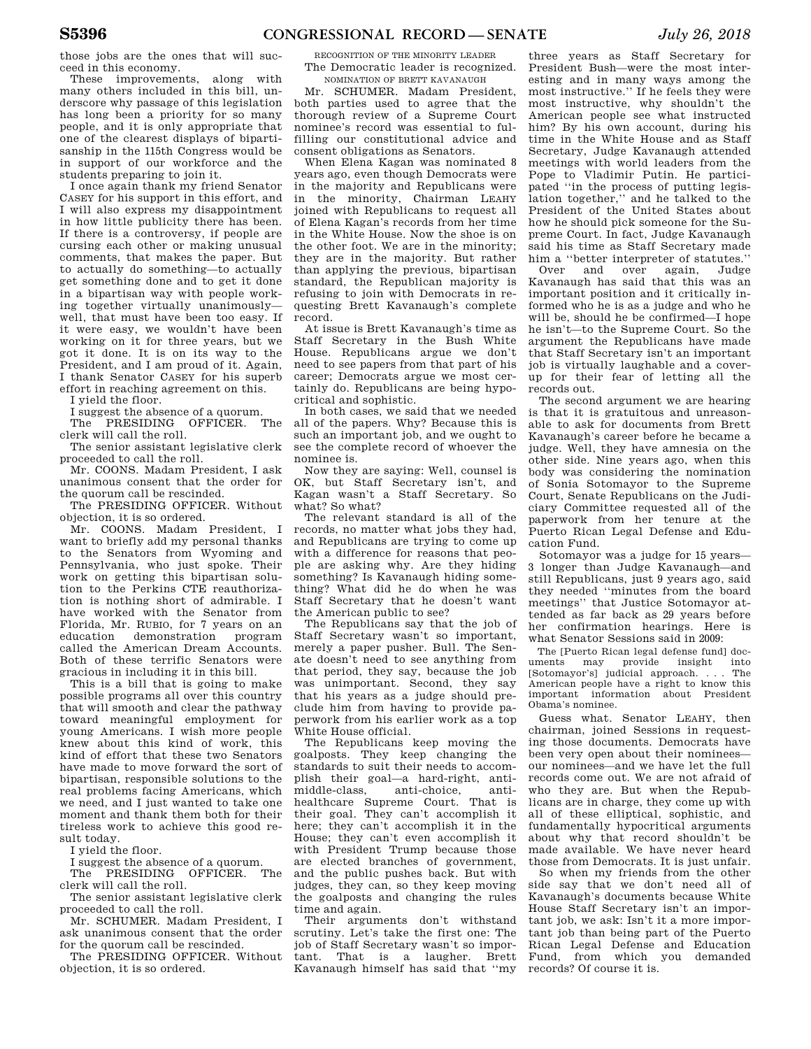those jobs are the ones that will succeed in this economy.

These improvements, along with many others included in this bill, underscore why passage of this legislation has long been a priority for so many people, and it is only appropriate that one of the clearest displays of bipartisanship in the 115th Congress would be in support of our workforce and the students preparing to join it.

I once again thank my friend Senator CASEY for his support in this effort, and I will also express my disappointment in how little publicity there has been. If there is a controversy, if people are cursing each other or making unusual comments, that makes the paper. But to actually do something—to actually get something done and to get it done in a bipartisan way with people working together virtually unanimously—well, that must have been too easy. If it were easy, we wouldn't have been working on it for three years, but we got it done. It is on its way to the President, and I am proud of it. Again, I thank Senator CASEY for his superb effort in reaching agreement on this.

I yield the floor.

I suggest the absence of a quorum.

The PRESIDING OFFICER. The clerk will call the roll.

The senior assistant legislative clerk proceeded to call the roll.

Mr. COONS. Madam President, I ask unanimous consent that the order for the quorum call be rescinded.

The PRESIDING OFFICER. Without objection, it is so ordered.

Mr. COONS. Madam President, I want to briefly add my personal thanks to the Senators from Wyoming and Pennsylvania, who just spoke. Their work on getting this bipartisan solution to the Perkins CTE reauthorization is nothing short of admirable. I have worked with the Senator from Florida, Mr. RUBIO, for 7 years on an education demonstration program called the American Dream Accounts. Both of these terrific Senators were gracious in including it in this bill.

This is a bill that is going to make possible programs all over this country that will smooth and clear the pathway toward meaningful employment for young Americans. I wish more people knew about this kind of work, this kind of effort that these two Senators have made to move forward the sort of bipartisan, responsible solutions to the real problems facing Americans, which we need, and I just wanted to take one moment and thank them both for their tireless work to achieve this good result today.

I yield the floor.

I suggest the absence of a quorum.

The PRESIDING OFFICER. The clerk will call the roll.

The senior assistant legislative clerk proceeded to call the roll.

Mr. SCHUMER. Madam President, I ask unanimous consent that the order for the quorum call be rescinded.

The PRESIDING OFFICER. Without objection, it is so ordered.

## RECOGNITION OF THE MINORITY LEADER

The Democratic leader is recognized.

## NOMINATION OF BRETT KAVANAUGH

Mr. SCHUMER. Madam President, both parties used to agree that the thorough review of a Supreme Court nominee's record was essential to fulfilling our constitutional advice and consent obligations as Senators.

When Elena Kagan was nominated 8 years ago, even though Democrats were in the majority and Republicans were in the minority, Chairman LEAHY joined with Republicans to request all of Elena Kagan's records from her time in the White House. Now the shoe is on the other foot. We are in the minority; they are in the majority. But rather than applying the previous, bipartisan standard, the Republican majority is refusing to join with Democrats in requesting Brett Kavanaugh's complete record.

At issue is Brett Kavanaugh's time as Staff Secretary in the Bush White House. Republicans argue we don't need to see papers from that part of his career; Democrats argue we most certainly do. Republicans are being hypocritical and sophistic.

In both cases, we said that we needed all of the papers. Why? Because this is such an important job, and we ought to see the complete record of whoever the nominee is.

Now they are saying: Well, counsel is OK, but Staff Secretary isn't, and Kagan wasn't a Staff Secretary. So what? So what?

The relevant standard is all of the records, no matter what jobs they had, and Republicans are trying to come up with a difference for reasons that people are asking why. Are they hiding something? Is Kavanaugh hiding something? What did he do when he was Staff Secretary that he doesn't want the American public to see?

The Republicans say that the job of Staff Secretary wasn't so important, merely a paper pusher. Bull. The Senate doesn't need to see anything from that period, they say, because the job was unimportant. Second, they say that his years as a judge should preclude him from having to provide paperwork from his earlier work as a top White House official.

The Republicans keep moving the goalposts. They keep changing the standards to suit their needs to accomplish their goal—a hard-right, anti-middle-class, anti-choice, anti-healthcare Supreme Court. That is their goal. They can't accomplish it here; they can't accomplish it in the House; they can't even accomplish it with President Trump because those are elected branches of government, and the public pushes back. But with judges, they can, so they keep moving the goalposts and changing the rules time and again.

Their arguments don't withstand scrutiny. Let's take the first one: The job of Staff Secretary wasn't so important. That is a laugher. Brett Kavanaugh himself has said that "my three years as Staff Secretary for President Bush—were the most interesting and in many ways among the most instructive." If he feels they were most instructive, why shouldn't the American people see what instructed him? By his own account, during his time in the White House and as Staff Secretary, Judge Kavanaugh attended meetings with world leaders from the Pope to Vladimir Putin. He participated "in the process of putting legislation together," and he talked to the President of the United States about how he should pick someone for the Supreme Court. In fact, Judge Kavanaugh said his time as Staff Secretary made him a "better interpreter of statutes."

Over and over again, Judge Kavanaugh has said that this was an important position and it critically informed who he is as a judge and who he will be, should he be confirmed—I hope he isn't—to the Supreme Court. So the argument the Republicans have made that Staff Secretary isn't an important job is virtually laughable and a coverup for their fear of letting all the records out.

The second argument we are hearing is that it is gratuitous and unreasonable to ask for documents from Brett Kavanaugh's career before he became a judge. Well, they have amnesia on the other side. Nine years ago, when this body was considering the nomination of Sonia Sotomayor to the Supreme Court, Senate Republicans on the Judiciary Committee requested all of the paperwork from her tenure at the Puerto Rican Legal Defense and Education Fund.

Sotomayor was a judge for 15 years—3 longer than Judge Kavanaugh—and still Republicans, just 9 years ago, said they needed "minutes from the board meetings" that Justice Sotomayor attended as far back as 29 years before her confirmation hearings. Here is what Senator Sessions said in 2009:

> The [Puerto Rican legal defense fund] documents may provide insight into [Sotomayor's] judicial approach. . . . The American people have a right to know this important information about President Obama's nominee.

Guess what. Senator LEAHY, then chairman, joined Sessions in requesting those documents. Democrats have been very open about their nominees—our nominees—and we have let the full records come out. We are not afraid of who they are. But when the Republicans are in charge, they come up with all of these elliptical, sophistic, and fundamentally hypocritical arguments about why that record shouldn't be made available. We have never heard those from Democrats. It is just unfair.

So when my friends from the other side say that we don't need all of Kavanaugh's documents because White House Staff Secretary isn't an important job, we ask: Isn't it a more important job than being part of the Puerto Rican Legal Defense and Education Fund, from which you demanded records? Of course it is.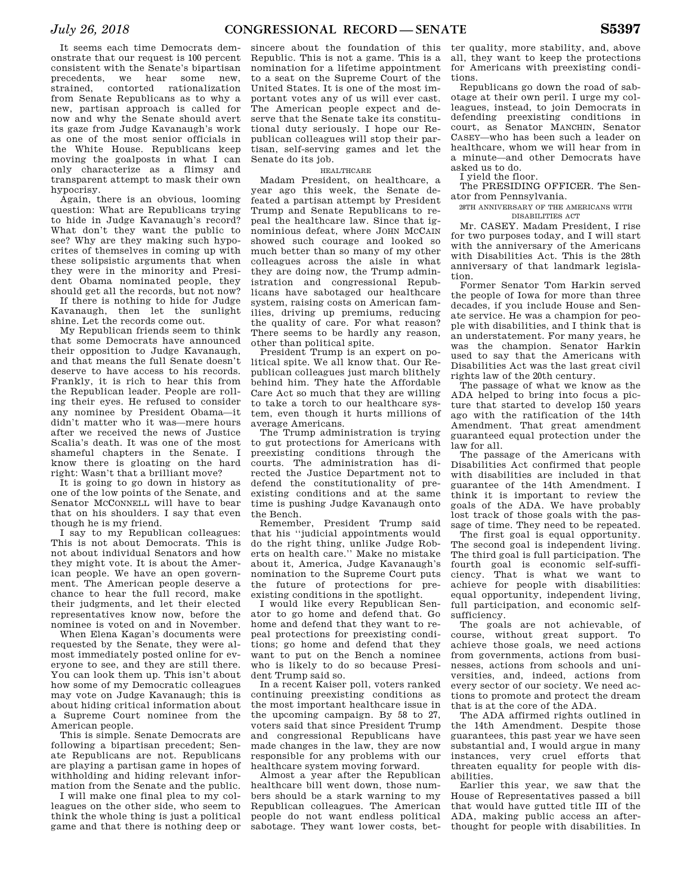It seems each time Democrats demonstrate that our request is 100 percent consistent with the Senate's bipartisan precedents, we hear some new, strained, contorted rationalization from Senate Republicans as to why a new, partisan approach is called for now and why the Senate should avert its gaze from Judge Kavanaugh's work as one of the most senior officials in the White House. Republicans keep moving the goalposts in what I can only characterize as a flimsy and transparent attempt to mask their own hypocrisy.

Again, there is an obvious, looming question: What are Republicans trying to hide in Judge Kavanaugh's record? What don't they want the public to see? Why are they making such hypocrites of themselves in coming up with these solipsistic arguments that when they were in the minority and President Obama nominated people, they should get all the records, but not now?

If there is nothing to hide for Judge Kavanaugh, then let the sunlight shine. Let the records come out.

My Republican friends seem to think that some Democrats have announced their opposition to Judge Kavanaugh, and that means the full Senate doesn't deserve to have access to his records. Frankly, it is rich to hear this from the Republican leader. People are rolling their eyes. He refused to consider any nominee by President Obama—it didn't matter who it was—mere hours after we received the news of Justice Scalia's death. It was one of the most shameful chapters in the Senate. I know there is gloating on the hard right: Wasn't that a brilliant move?

It is going to go down in history as one of the low points of the Senate, and Senator MCCONNELL will have to bear that on his shoulders. I say that even though he is my friend.

I say to my Republican colleagues: This is not about Democrats. This is not about individual Senators and how they might vote. It is about the American people. We have an open government. The American people deserve a chance to hear the full record, make their judgments, and let their elected representatives know now, before the nominee is voted on and in November.

When Elena Kagan's documents were requested by the Senate, they were almost immediately posted online for everyone to see, and they are still there. You can look them up. This isn't about how some of my Democratic colleagues may vote on Judge Kavanaugh; this is about hiding critical information about a Supreme Court nominee from the American people.

This is simple. Senate Democrats are following a bipartisan precedent; Senate Republicans are not. Republicans are playing a partisan game in hopes of withholding and hiding relevant information from the Senate and the public.

I will make one final plea to my colleagues on the other side, who seem to think the whole thing is just a political game and that there is nothing deep or sincere about the foundation of this Republic. This is not a game. This is a nomination for a lifetime appointment to a seat on the Supreme Court of the United States. It is one of the most important votes any of us will ever cast. The American people expect and deserve that the Senate take its constitutional duty seriously. I hope our Republican colleagues will stop their partisan, self-serving games and let the Senate do its job.

HEALTHCARE

Madam President, on healthcare, a year ago this week, the Senate defeated a partisan attempt by President Trump and Senate Republicans to repeal the healthcare law. Since that ignominious defeat, where JOHN MCCAIN showed such courage and looked so much better than so many of my other colleagues across the aisle in what they are doing now, the Trump administration and congressional Republicans have sabotaged our healthcare system, raising costs on American families, driving up premiums, reducing the quality of care. For what reason? There seems to be hardly any reason, other than political spite.

President Trump is an expert on political spite. We all know that. Our Republican colleagues just march blithely behind him. They hate the Affordable Care Act so much that they are willing to take a torch to our healthcare system, even though it hurts millions of average Americans.

The Trump administration is trying to gut protections for Americans with preexisting conditions through the courts. The administration has directed the Justice Department not to defend the constitutionality of preexisting conditions and at the same time is pushing Judge Kavanaugh onto the Bench.

Remember, President Trump said that his ''judicial appointments would do the right thing, unlike Judge Roberts on health care.'' Make no mistake about it, America, Judge Kavanaugh's nomination to the Supreme Court puts the future of protections for preexisting conditions in the spotlight.

I would like every Republican Senator to go home and defend that. Go home and defend that they want to repeal protections for preexisting conditions; go home and defend that they want to put on the Bench a nominee who is likely to do so because President Trump said so.

In a recent Kaiser poll, voters ranked continuing preexisting conditions as the most important healthcare issue in the upcoming campaign. By 58 to 27, voters said that since President Trump and congressional Republicans have made changes in the law, they are now responsible for any problems with our healthcare system moving forward.

Almost a year after the Republican healthcare bill went down, those numbers should be a stark warning to my Republican colleagues. The American people do not want endless political sabotage. They want lower costs, better quality, more stability, and, above all, they want to keep the protections for Americans with preexisting conditions.

Republicans go down the road of sabotage at their own peril. I urge my colleagues, instead, to join Democrats in defending preexisting conditions in court, as Senator MANCHIN, Senator CASEY—who has been such a leader on healthcare, whom we will hear from in a minute—and other Democrats have asked us to do.

I yield the floor.

The PRESIDING OFFICER. The Senator from Pennsylvania.

28TH ANNIVERSARY OF THE AMERICANS WITH DISABILITIES ACT

Mr. CASEY. Madam President, I rise for two purposes today, and I will start with the anniversary of the Americans with Disabilities Act. This is the 28th anniversary of that landmark legislation.

Former Senator Tom Harkin served the people of Iowa for more than three decades, if you include House and Senate service. He was a champion for people with disabilities, and I think that is an understatement. For many years, he was the champion. Senator Harkin used to say that the Americans with Disabilities Act was the last great civil rights law of the 20th century.

The passage of what we know as the ADA helped to bring into focus a picture that started to develop 150 years ago with the ratification of the 14th Amendment. That great amendment guaranteed equal protection under the law for all.

The passage of the Americans with Disabilities Act confirmed that people with disabilities are included in that guarantee of the 14th Amendment. I think it is important to review the goals of the ADA. We have probably lost track of those goals with the passage of time. They need to be repeated.

The first goal is equal opportunity. The second goal is independent living. The third goal is full participation. The fourth goal is economic self-sufficiency. That is what we want to achieve for people with disabilities: equal opportunity, independent living, full participation, and economic self-sufficiency.

The goals are not achievable, of course, without great support. To achieve those goals, we need actions from governments, actions from businesses, actions from schools and universities, and, indeed, actions from every sector of our society. We need actions to promote and protect the dream that is at the core of the ADA.

The ADA affirmed rights outlined in the 14th Amendment. Despite those guarantees, this past year we have seen substantial and, I would argue in many instances, very cruel efforts that threaten equality for people with disabilities.

Earlier this year, we saw that the House of Representatives passed a bill that would have gutted title III of the ADA, making public access an afterthought for people with disabilities. In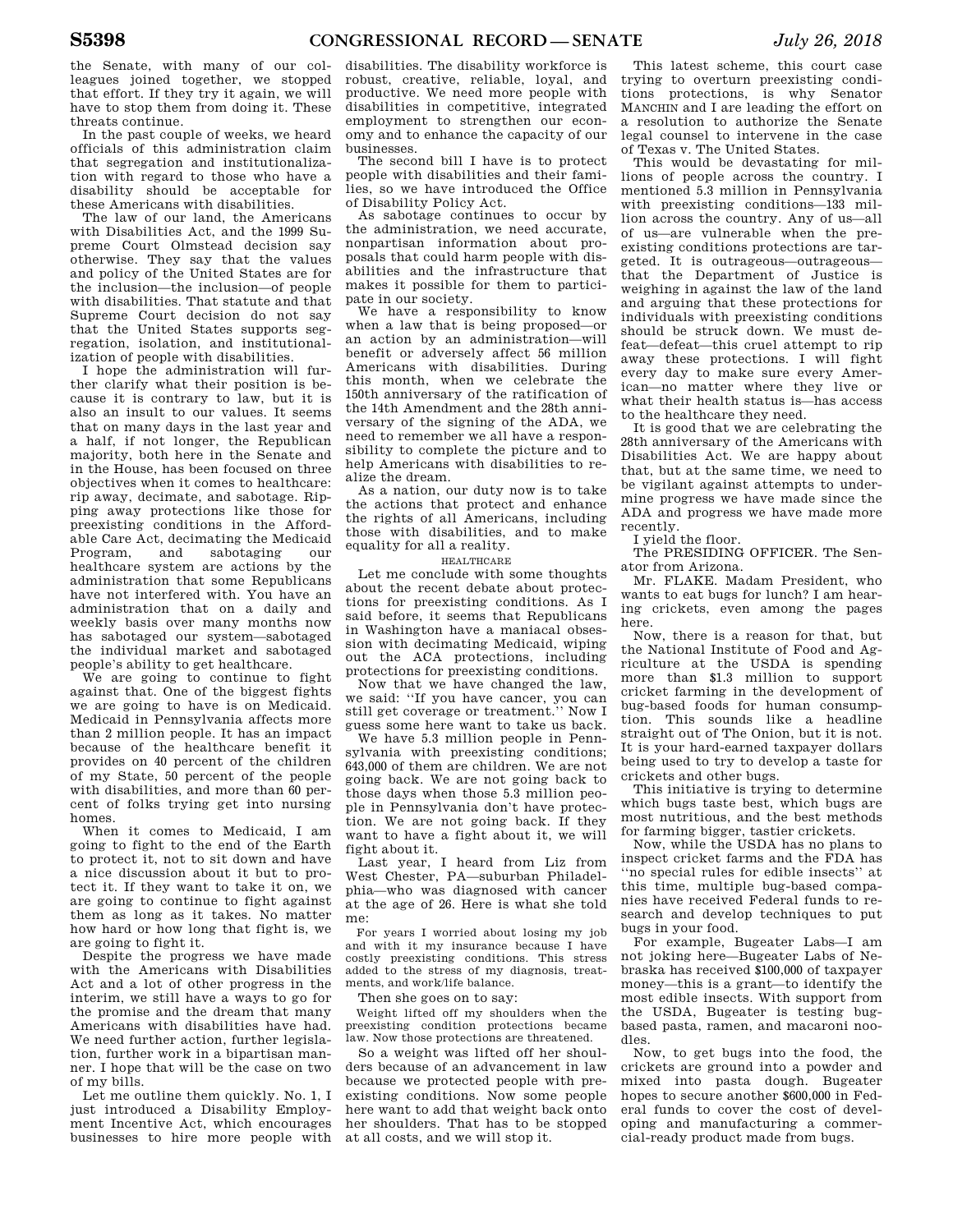the Senate, with many of our colleagues joined together, we stopped that effort. If they try it again, we will have to stop them from doing it. These threats continue.

In the past couple of weeks, we heard officials of this administration claim that segregation and institutionalization with regard to those who have a disability should be acceptable for these Americans with disabilities.

The law of our land, the Americans with Disabilities Act, and the 1999 Supreme Court Olmstead decision say otherwise. They say that the values and policy of the United States are for the inclusion—the inclusion—of people with disabilities. That statute and that Supreme Court decision do not say that the United States supports segregation, isolation, and institutionalization of people with disabilities.

I hope the administration will further clarify what their position is because it is contrary to law, but it is also an insult to our values. It seems that on many days in the last year and a half, if not longer, the Republican majority, both here in the Senate and in the House, has been focused on three objectives when it comes to healthcare: rip away, decimate, and sabotage. Ripping away protections like those for preexisting conditions in the Affordable Care Act, decimating the Medicaid Program, and sabotaging our healthcare system are actions by the administration that some Republicans have not interfered with. You have an administration that on a daily and weekly basis over many months now has sabotaged our system—sabotaged the individual market and sabotaged people's ability to get healthcare.

We are going to continue to fight against that. One of the biggest fights we are going to have is on Medicaid. Medicaid in Pennsylvania affects more than 2 million people. It has an impact because of the healthcare benefit it provides on 40 percent of the children of my State, 50 percent of the people with disabilities, and more than 60 percent of folks trying get into nursing homes.

When it comes to Medicaid, I am going to fight to the end of the Earth to protect it, not to sit down and have a nice discussion about it but to protect it. If they want to take it on, we are going to continue to fight against them as long as it takes. No matter how hard or how long that fight is, we are going to fight it.

Despite the progress we have made with the Americans with Disabilities Act and a lot of other progress in the interim, we still have a ways to go for the promise and the dream that many Americans with disabilities have had. We need further action, further legislation, further work in a bipartisan manner. I hope that will be the case on two of my bills.

Let me outline them quickly. No. 1, I just introduced a Disability Employment Incentive Act, which encourages businesses to hire more people with disabilities. The disability workforce is robust, creative, reliable, loyal, and productive. We need more people with disabilities in competitive, integrated employment to strengthen our economy and to enhance the capacity of our businesses.

The second bill I have is to protect people with disabilities and their families, so we have introduced the Office of Disability Policy Act.

As sabotage continues to occur by the administration, we need accurate, nonpartisan information about proposals that could harm people with disabilities and the infrastructure that makes it possible for them to participate in our society.

We have a responsibility to know when a law that is being proposed—or an action by an administration—will benefit or adversely affect 56 million Americans with disabilities. During this month, when we celebrate the 150th anniversary of the ratification of the 14th Amendment and the 28th anniversary of the signing of the ADA, we need to remember we all have a responsibility to complete the picture and to help Americans with disabilities to realize the dream.

As a nation, our duty now is to take the actions that protect and enhance the rights of all Americans, including those with disabilities, and to make equality for all a reality.

HEALTHCARE

Let me conclude with some thoughts about the recent debate about protections for preexisting conditions. As I said before, it seems that Republicans in Washington have a maniacal obsession with decimating Medicaid, wiping out the ACA protections, including protections for preexisting conditions.

Now that we have changed the law, we said: "If you have cancer, you can still get coverage or treatment." Now I guess some here want to take us back.

We have 5.3 million people in Pennsylvania with preexisting conditions; 643,000 of them are children. We are not going back. We are not going back to those days when those 5.3 million people in Pennsylvania don't have protection. We are not going back. If they want to have a fight about it, we will fight about it.

Last year, I heard from Liz from West Chester, PA—suburban Philadelphia—who was diagnosed with cancer at the age of 26. Here is what she told me:

> For years I worried about losing my job and with it my insurance because I have costly preexisting conditions. This stress added to the stress of my diagnosis, treatments, and work/life balance.

Then she goes on to say:

> Weight lifted off my shoulders when the preexisting condition protections became law. Now those protections are threatened.

So a weight was lifted off her shoulders because of an advancement in law because we protected people with preexisting conditions. Now some people here want to add that weight back onto her shoulders. That has to be stopped at all costs, and we will stop it.

This latest scheme, this court case trying to overturn preexisting conditions protections, is why Senator MANCHIN and I are leading the effort on a resolution to authorize the Senate legal counsel to intervene in the case of Texas v. The United States.

This would be devastating for millions of people across the country. I mentioned 5.3 million in Pennsylvania with preexisting conditions—133 million across the country. Any of us—all of us—are vulnerable when the preexisting conditions protections are targeted. It is outrageous—outrageous—that the Department of Justice is weighing in against the law of the land and arguing that these protections for individuals with preexisting conditions should be struck down. We must defeat—defeat—this cruel attempt to rip away these protections. I will fight every day to make sure every American—no matter where they live or what their health status is—has access to the healthcare they need.

It is good that we are celebrating the 28th anniversary of the Americans with Disabilities Act. We are happy about that, but at the same time, we need to be vigilant against attempts to undermine progress we have made since the ADA and progress we have made more recently.

I yield the floor.

The PRESIDING OFFICER. The Senator from Arizona.

Mr. FLAKE. Madam President, who wants to eat bugs for lunch? I am hearing crickets, even among the pages here.

Now, there is a reason for that, but the National Institute of Food and Agriculture at the USDA is spending more than $1.3 million to support cricket farming in the development of bug-based foods for human consumption. This sounds like a headline straight out of The Onion, but it is not. It is your hard-earned taxpayer dollars being used to try to develop a taste for crickets and other bugs.

This initiative is trying to determine which bugs taste best, which bugs are most nutritious, and the best methods for farming bigger, tastier crickets.

Now, while the USDA has no plans to inspect cricket farms and the FDA has "no special rules for edible insects" at this time, multiple bug-based companies have received Federal funds to research and develop techniques to put bugs in your food.

For example, Bugeater Labs—I am not joking here—Bugeater Labs of Nebraska has received $100,000 of taxpayer money—this is a grant—to identify the most edible insects. With support from the USDA, Bugeater is testing bug-based pasta, ramen, and macaroni noodles.

Now, to get bugs into the food, the crickets are ground into a powder and mixed into pasta dough. Bugeater hopes to secure another $600,000 in Federal funds to cover the cost of developing and manufacturing a commercial-ready product made from bugs.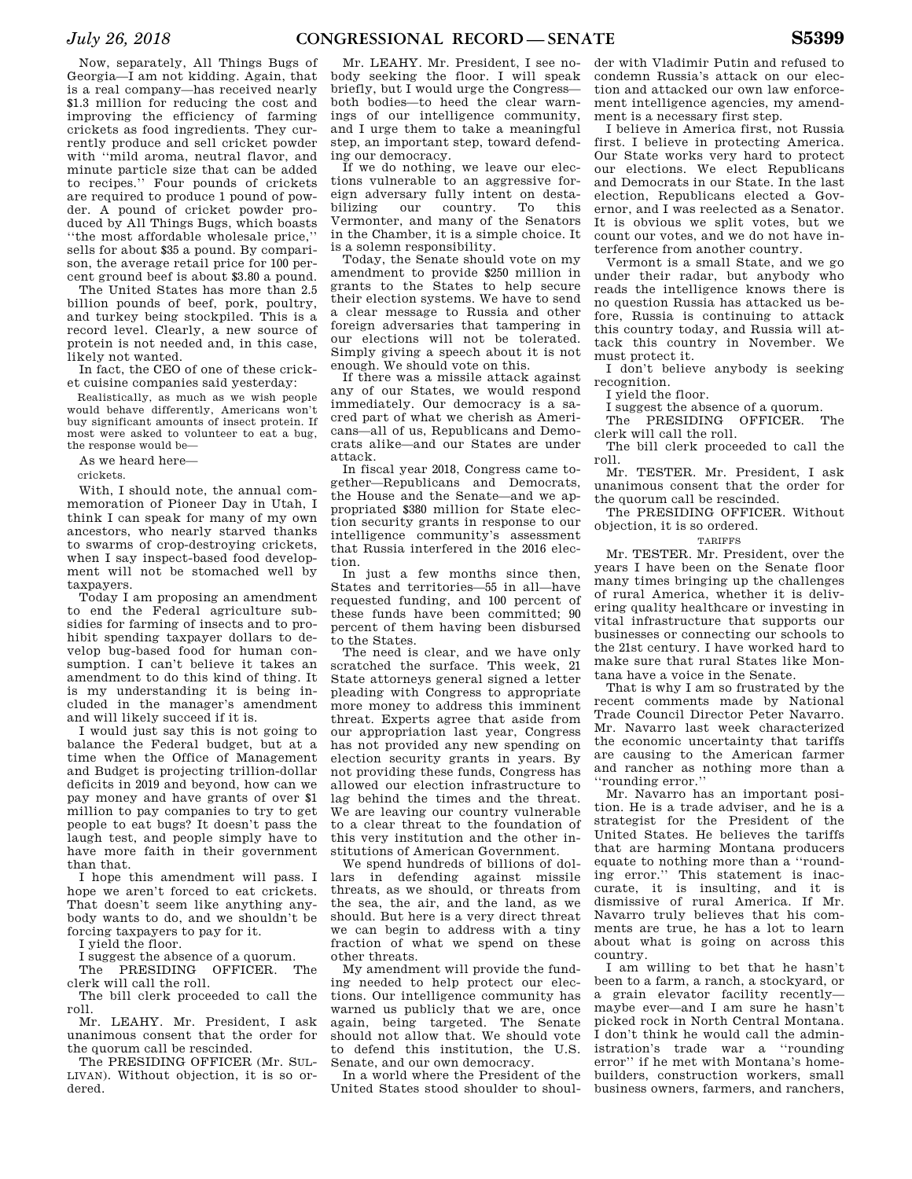Now, separately, All Things Bugs of Georgia—I am not kidding. Again, that is a real company—has received nearly $1.3 million for reducing the cost and improving the efficiency of farming crickets as food ingredients. They currently produce and sell cricket powder with ''mild aroma, neutral flavor, and minute particle size that can be added to recipes.'' Four pounds of crickets are required to produce 1 pound of powder. A pound of cricket powder produced by All Things Bugs, which boasts ''the most affordable wholesale price,'' sells for about $35 a pound. By comparison, the average retail price for 100 percent ground beef is about $3.80 a pound.

The United States has more than 2.5 billion pounds of beef, pork, poultry, and turkey being stockpiled. This is a record level. Clearly, a new source of protein is not needed and, in this case, likely not wanted.

In fact, the CEO of one of these cricket cuisine companies said yesterday:

> Realistically, as much as we wish people would behave differently, Americans won't buy significant amounts of insect protein. If most were asked to volunteer to eat a bug, the response would be—

As we heard here—

> crickets.

With, I should note, the annual commemoration of Pioneer Day in Utah, I think I can speak for many of my own ancestors, who nearly starved thanks to swarms of crop-destroying crickets, when I say inspect-based food development will not be stomached well by taxpayers.

Today I am proposing an amendment to end the Federal agriculture subsidies for farming of insects and to prohibit spending taxpayer dollars to develop bug-based food for human consumption. I can't believe it takes an amendment to do this kind of thing. It is my understanding it is being included in the manager's amendment and will likely succeed if it is.

I would just say this is not going to balance the Federal budget, but at a time when the Office of Management and Budget is projecting trillion-dollar deficits in 2019 and beyond, how can we pay money and have grants of over $1 million to pay companies to try to get people to eat bugs? It doesn't pass the laugh test, and people simply have to have more faith in their government than that.

I hope this amendment will pass. I hope we aren't forced to eat crickets. That doesn't seem like anything anybody wants to do, and we shouldn't be forcing taxpayers to pay for it.

I yield the floor.

I suggest the absence of a quorum.

The PRESIDING OFFICER. The clerk will call the roll.

The bill clerk proceeded to call the roll.

Mr. LEAHY. Mr. President, I ask unanimous consent that the order for the quorum call be rescinded.

The PRESIDING OFFICER (Mr. SULLIVAN). Without objection, it is so ordered.

Mr. LEAHY. Mr. President, I see nobody seeking the floor. I will speak briefly, but I would urge the Congress—both bodies—to heed the clear warnings of our intelligence community, and I urge them to take a meaningful step, an important step, toward defending our democracy.

If we do nothing, we leave our elections vulnerable to an aggressive foreign adversary fully intent on destabilizing our country. To this Vermonter, and many of the Senators in the Chamber, it is a simple choice. It is a solemn responsibility.

Today, the Senate should vote on my amendment to provide $250 million in grants to the States to help secure their election systems. We have to send a clear message to Russia and other foreign adversaries that tampering in our elections will not be tolerated. Simply giving a speech about it is not enough. We should vote on this.

If there was a missile attack against any of our States, we would respond immediately. Our democracy is a sacred part of what we cherish as Americans—all of us, Republicans and Democrats alike—and our States are under attack.

In fiscal year 2018, Congress came together—Republicans and Democrats, the House and the Senate—and we appropriated $380 million for State election security grants in response to our intelligence community's assessment that Russia interfered in the 2016 election.

In just a few months since then, States and territories—55 in all—have requested funding, and 100 percent of these funds have been committed; 90 percent of them having been disbursed to the States.

The need is clear, and we have only scratched the surface. This week, 21 State attorneys general signed a letter pleading with Congress to appropriate more money to address this imminent threat. Experts agree that aside from our appropriation last year, Congress has not provided any new spending on election security grants in years. By not providing these funds, Congress has allowed our election infrastructure to lag behind the times and the threat. We are leaving our country vulnerable to a clear threat to the foundation of this very institution and the other institutions of American Government.

We spend hundreds of billions of dollars in defending against missile threats, as we should, or threats from the sea, the air, and the land, as we should. But here is a very direct threat we can begin to address with a tiny fraction of what we spend on these other threats.

My amendment will provide the funding needed to help protect our elections. Our intelligence community has warned us publicly that we are, once again, being targeted. The Senate should not allow that. We should vote to defend this institution, the U.S. Senate, and our own democracy.

In a world where the President of the United States stood shoulder to shoulder with Vladimir Putin and refused to condemn Russia's attack on our election and attacked our own law enforcement intelligence agencies, my amendment is a necessary first step.

I believe in America first, not Russia first. I believe in protecting America. Our State works very hard to protect our elections. We elect Republicans and Democrats in our State. In the last election, Republicans elected a Governor, and I was reelected as a Senator. It is obvious we split votes, but we count our votes, and we do not have interference from another country.

Vermont is a small State, and we go under their radar, but anybody who reads the intelligence knows there is no question Russia has attacked us before, Russia is continuing to attack this country today, and Russia will attack this country in November. We must protect it.

I don't believe anybody is seeking recognition.

I yield the floor.

I suggest the absence of a quorum.

The PRESIDING OFFICER. The clerk will call the roll.

The bill clerk proceeded to call the roll.

Mr. TESTER. Mr. President, I ask unanimous consent that the order for the quorum call be rescinded.

The PRESIDING OFFICER. Without objection, it is so ordered.

## TARIFFS

Mr. TESTER. Mr. President, over the years I have been on the Senate floor many times bringing up the challenges of rural America, whether it is delivering quality healthcare or investing in vital infrastructure that supports our businesses or connecting our schools to the 21st century. I have worked hard to make sure that rural States like Montana have a voice in the Senate.

That is why I am so frustrated by the recent comments made by National Trade Council Director Peter Navarro. Mr. Navarro last week characterized the economic uncertainty that tariffs are causing to the American farmer and rancher as nothing more than a ''rounding error.''

Mr. Navarro has an important position. He is a trade adviser, and he is a strategist for the President of the United States. He believes the tariffs that are harming Montana producers equate to nothing more than a ''rounding error.'' This statement is inaccurate, it is insulting, and it is dismissive of rural America. If Mr. Navarro truly believes that his comments are true, he has a lot to learn about what is going on across this country.

I am willing to bet that he hasn't been to a farm, a ranch, a stockyard, or a grain elevator facility recently—maybe ever—and I am sure he hasn't picked rock in North Central Montana. I don't think he would call the administration's trade war a ''rounding error'' if he met with Montana's homebuilders, construction workers, small business owners, farmers, and ranchers,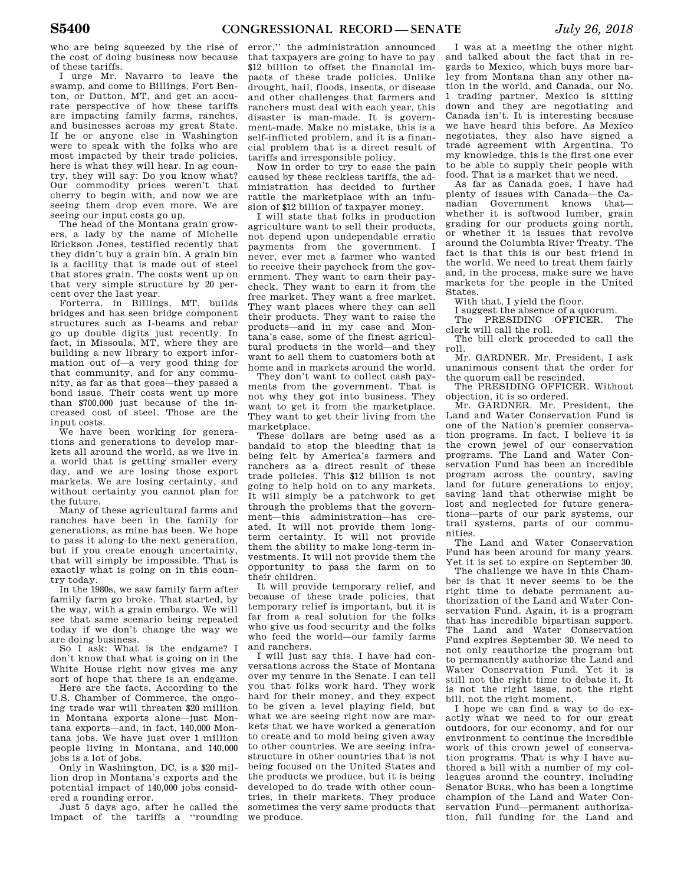who are being squeezed by the rise of the cost of doing business now because of these tariffs.

I urge Mr. Navarro to leave the swamp, and come to Billings, Fort Benton, or Dutton, MT, and get an accurate perspective of how these tariffs are impacting family farms, ranches, and businesses across my great State. If he or anyone else in Washington were to speak with the folks who are most impacted by their trade policies, here is what they will hear. In ag country, they will say: Do you know what? Our commodity prices weren't that cherry to begin with, and now we are seeing them drop even more. We are seeing our input costs go up.

The head of the Montana grain growers, a lady by the name of Michelle Erickson Jones, testified recently that they didn't buy a grain bin. A grain bin is a facility that is made out of steel that stores grain. The costs went up on that very simple structure by 20 percent over the last year.

Forterra, in Billings, MT, builds bridges and has seen bridge component structures such as I-beams and rebar go up double digits just recently. In fact, in Missoula, MT, where they are building a new library to export information out of—a very good thing for that community, and for any community, as far as that goes—they passed a bond issue. Their costs went up more than $700,000 just because of the increased cost of steel. Those are the input costs.

We have been working for generations and generations to develop markets all around the world, as we live in a world that is getting smaller every day, and we are losing those export markets. We are losing certainty, and without certainty you cannot plan for the future.

Many of these agricultural farms and ranches have been in the family for generations, as mine has been. We hope to pass it along to the next generation, but if you create enough uncertainty, that will simply be impossible. That is exactly what is going on in this country today.

In the 1980s, we saw family farm after family farm go broke. That started, by the way, with a grain embargo. We will see that same scenario being repeated today if we don't change the way we are doing business.

So I ask: What is the endgame? I don't know that what is going on in the White House right now gives me any sort of hope that there is an endgame.

Here are the facts. According to the U.S. Chamber of Commerce, the ongoing trade war will threaten $20 million in Montana exports alone—just Montana exports—and, in fact, 140,000 Montana jobs. We have just over 1 million people living in Montana, and 140,000 jobs is a lot of jobs.

Only in Washington, DC, is a $20 million drop in Montana's exports and the potential impact of 140,000 jobs considered a rounding error.

Just 5 days ago, after he called the impact of the tariffs a "rounding error," the administration announced that taxpayers are going to have to pay $12 billion to offset the financial impacts of these trade policies. Unlike drought, hail, floods, insects, or disease and other challenges that farmers and ranchers must deal with each year, this disaster is man-made. It is government-made. Make no mistake, this is a self-inflicted problem, and it is a financial problem that is a direct result of tariffs and irresponsible policy.

Now in order to try to ease the pain caused by these reckless tariffs, the administration has decided to further rattle the marketplace with an infusion of $12 billion of taxpayer money.

I will state that folks in production agriculture want to sell their products, not depend upon undependable erratic payments from the government. I never, ever met a farmer who wanted to receive their paycheck from the government. They want to earn their paycheck. They want to earn it from the free market. They want a free market. They want places where they can sell their products. They want to raise the products—and in my case and Montana's case, some of the finest agricultural products in the world—and they want to sell them to customers both at home and in markets around the world.

They don't want to collect cash payments from the government. That is not why they got into business. They want to get it from the marketplace. They want to get their living from the marketplace.

These dollars are being used as a bandaid to stop the bleeding that is being felt by America's farmers and ranchers as a direct result of these trade policies. This $12 billion is not going to help hold on to any markets. It will simply be a patchwork to get through the problems that the government—this administration—has created. It will not provide them long-term certainty. It will not provide them the ability to make long-term investments. It will not provide them the opportunity to pass the farm on to their children.

It will provide temporary relief, and because of these trade policies, that temporary relief is important, but it is far from a real solution for the folks who give us food security and the folks who feed the world—our family farms and ranchers.

I will just say this. I have had conversations across the State of Montana over my tenure in the Senate. I can tell you that folks work hard. They work hard for their money, and they expect to be given a level playing field, but what we are seeing right now are markets that we have worked a generation to create and to mold being given away to other countries. We are seeing infrastructure in other countries that is not being focused on the United States and the products we produce, but it is being developed to do trade with other countries, in their markets. They produce sometimes the very same products that we produce.

I was at a meeting the other night and talked about the fact that in regards to Mexico, which buys more barley from Montana than any other nation in the world, and Canada, our No. 1 trading partner, Mexico is sitting down and they are negotiating and Canada isn't. It is interesting because we have heard this before. As Mexico negotiates, they also have signed a trade agreement with Argentina. To my knowledge, this is the first one ever to be able to supply their people with food. That is a market that we need.

As far as Canada goes, I have had plenty of issues with Canada—the Canadian Government knows that—whether it is softwood lumber, grain grading for our products going north, or whether it is issues that revolve around the Columbia River Treaty. The fact is that this is our best friend in the world. We need to treat them fairly and, in the process, make sure we have markets for the people in the United States.

With that, I yield the floor.

I suggest the absence of a quorum.

The PRESIDING OFFICER. The clerk will call the roll.

The bill clerk proceeded to call the roll.

Mr. GARDNER. Mr. President, I ask unanimous consent that the order for the quorum call be rescinded.

The PRESIDING OFFICER. Without objection, it is so ordered.

Mr. GARDNER. Mr. President, the Land and Water Conservation Fund is one of the Nation's premier conservation programs. In fact, I believe it is the crown jewel of our conservation programs. The Land and Water Conservation Fund has been an incredible program across the country, saving land for future generations to enjoy, saving land that otherwise might be lost and neglected for future generations—parts of our park systems, our trail systems, parts of our communities.

The Land and Water Conservation Fund has been around for many years. Yet it is set to expire on September 30.

The challenge we have in this Chamber is that it never seems to be the right time to debate permanent authorization of the Land and Water Conservation Fund. Again, it is a program that has incredible bipartisan support. The Land and Water Conservation Fund expires September 30. We need to not only reauthorize the program but to permanently authorize the Land and Water Conservation Fund. Yet it is still not the right time to debate it. It is not the right issue, not the right bill, not the right moment.

I hope we can find a way to do exactly what we need to for our great outdoors, for our economy, and for our environment to continue the incredible work of this crown jewel of conservation programs. That is why I have authored a bill with a number of my colleagues around the country, including Senator BURR, who has been a longtime champion of the Land and Water Conservation Fund—permanent authorization, full funding for the Land and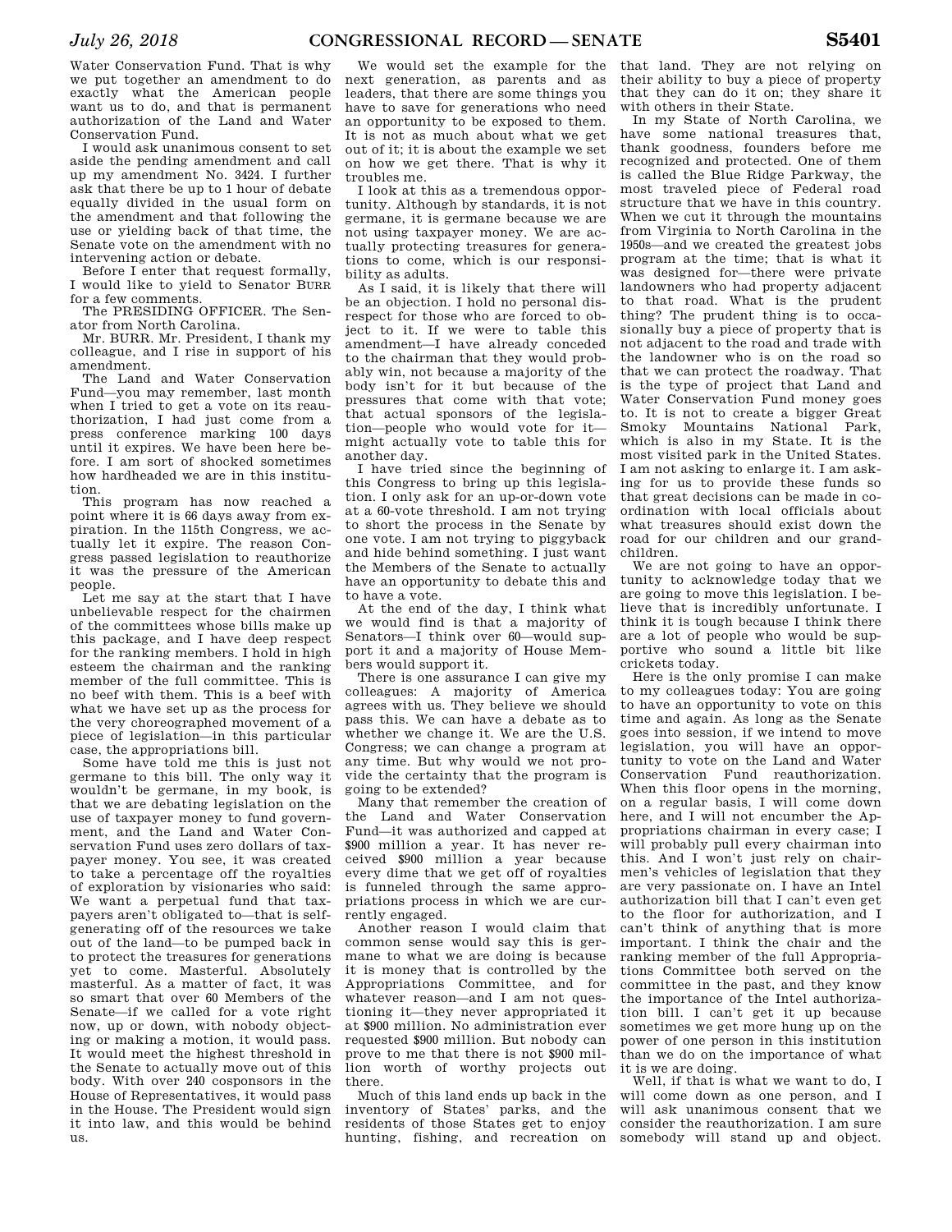Water Conservation Fund. That is why we put together an amendment to do exactly what the American people want us to do, and that is permanent authorization of the Land and Water Conservation Fund.

I would ask unanimous consent to set aside the pending amendment and call up my amendment No. 3424. I further ask that there be up to 1 hour of debate equally divided in the usual form on the amendment and that following the use or yielding back of that time, the Senate vote on the amendment with no intervening action or debate.

Before I enter that request formally, I would like to yield to Senator BURR for a few comments.

The PRESIDING OFFICER. The Senator from North Carolina.

Mr. BURR. Mr. President, I thank my colleague, and I rise in support of his amendment.

The Land and Water Conservation Fund—you may remember, last month when I tried to get a vote on its reauthorization, I had just come from a press conference marking 100 days until it expires. We have been here before. I am sort of shocked sometimes how hardheaded we are in this institution.

This program has now reached a point where it is 66 days away from expiration. In the 115th Congress, we actually let it expire. The reason Congress passed legislation to reauthorize it was the pressure of the American people.

Let me say at the start that I have unbelievable respect for the chairmen of the committees whose bills make up this package, and I have deep respect for the ranking members. I hold in high esteem the chairman and the ranking member of the full committee. This is no beef with them. This is a beef with what we have set up as the process for the very choreographed movement of a piece of legislation—in this particular case, the appropriations bill.

Some have told me this is just not germane to this bill. The only way it wouldn't be germane, in my book, is that we are debating legislation on the use of taxpayer money to fund government, and the Land and Water Conservation Fund uses zero dollars of taxpayer money. You see, it was created to take a percentage off the royalties of exploration by visionaries who said: We want a perpetual fund that taxpayers aren't obligated to—that is self-generating off of the resources we take out of the land—to be pumped back in to protect the treasures for generations yet to come. Masterful. Absolutely masterful. As a matter of fact, it was so smart that over 60 Members of the Senate—if we called for a vote right now, up or down, with nobody objecting or making a motion, it would pass. It would meet the highest threshold in the Senate to actually move out of this body. With over 240 cosponsors in the House of Representatives, it would pass in the House. The President would sign it into law, and this would be behind us.

We would set the example for the next generation, as parents and as leaders, that there are some things you have to save for generations who need an opportunity to be exposed to them. It is not as much about what we get out of it; it is about the example we set on how we get there. That is why it troubles me.

I look at this as a tremendous opportunity. Although by standards, it is not germane, it is germane because we are not using taxpayer money. We are actually protecting treasures for generations to come, which is our responsibility as adults.

As I said, it is likely that there will be an objection. I hold no personal disrespect for those who are forced to object to it. If we were to table this amendment—I have already conceded to the chairman that they would probably win, not because a majority of the body isn't for it but because of the pressures that come with that vote; that actual sponsors of the legislation—people who would vote for it—might actually vote to table this for another day.

I have tried since the beginning of this Congress to bring up this legislation. I only ask for an up-or-down vote at a 60-vote threshold. I am not trying to short the process in the Senate by one vote. I am not trying to piggyback and hide behind something. I just want the Members of the Senate to actually have an opportunity to debate this and to have a vote.

At the end of the day, I think what we would find is that a majority of Senators—I think over 60—would support it and a majority of House Members would support it.

There is one assurance I can give my colleagues: A majority of America agrees with us. They believe we should pass this. We can have a debate as to whether we change it. We are the U.S. Congress; we can change a program at any time. But why would we not provide the certainty that the program is going to be extended?

Many that remember the creation of the Land and Water Conservation Fund—it was authorized and capped at $900 million a year. It has never received $900 million a year because every dime that we get off of royalties is funneled through the same appropriations process in which we are currently engaged.

Another reason I would claim that common sense would say this is germane to what we are doing is because it is money that is controlled by the Appropriations Committee, and for whatever reason—and I am not questioning it—they never appropriated it at $900 million. No administration ever requested $900 million. But nobody can prove to me that there is not $900 million worth of worthy projects out there.

Much of this land ends up back in the inventory of States' parks, and the residents of those States get to enjoy hunting, fishing, and recreation on that land. They are not relying on their ability to buy a piece of property that they can do it on; they share it with others in their State.

In my State of North Carolina, we have some national treasures that, thank goodness, founders before me recognized and protected. One of them is called the Blue Ridge Parkway, the most traveled piece of Federal road structure that we have in this country. When we cut it through the mountains from Virginia to North Carolina in the 1950s—and we created the greatest jobs program at the time; that is what it was designed for—there were private landowners who had property adjacent to that road. What is the prudent thing? The prudent thing is to occasionally buy a piece of property that is not adjacent to the road and trade with the landowner who is on the road so that we can protect the roadway. That is the type of project that Land and Water Conservation Fund money goes to. It is not to create a bigger Great Smoky Mountains National Park, which is also in my State. It is the most visited park in the United States. I am not asking to enlarge it. I am asking for us to provide these funds so that great decisions can be made in coordination with local officials about what treasures should exist down the road for our children and our grandchildren.

We are not going to have an opportunity to acknowledge today that we are going to move this legislation. I believe that is incredibly unfortunate. I think it is tough because I think there are a lot of people who would be supportive who sound a little bit like crickets today.

Here is the only promise I can make to my colleagues today: You are going to have an opportunity to vote on this time and again. As long as the Senate goes into session, if we intend to move legislation, you will have an opportunity to vote on the Land and Water Conservation Fund reauthorization. When this floor opens in the morning, on a regular basis, I will come down here, and I will not encumber the Appropriations chairman in every case; I will probably pull every chairman into this. And I won't just rely on chairmen's vehicles of legislation that they are very passionate on. I have an Intel authorization bill that I can't even get to the floor for authorization, and I can't think of anything that is more important. I think the chair and the ranking member of the full Appropriations Committee both served on the committee in the past, and they know the importance of the Intel authorization bill. I can't get it up because sometimes we get more hung up on the power of one person in this institution than we do on the importance of what it is we are doing.

Well, if that is what we want to do, I will come down as one person, and I will ask unanimous consent that we consider the reauthorization. I am sure somebody will stand up and object.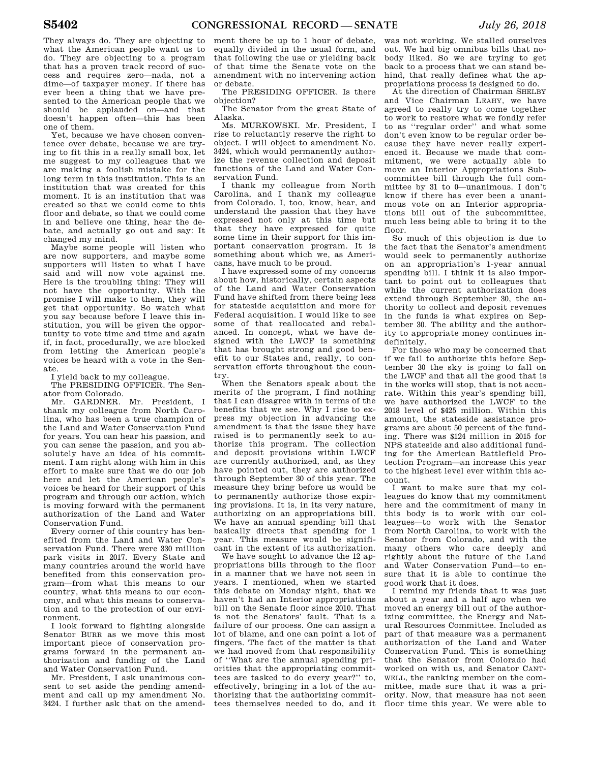They always do. They are objecting to what the American people want us to do. They are objecting to a program that has a proven track record of success and requires zero—nada, not a dime—of taxpayer money. If there has ever been a thing that we have presented to the American people that we should be applauded on—and that doesn't happen often—this has been one of them.

Yet, because we have chosen convenience over debate, because we are trying to fit this in a really small box, let me suggest to my colleagues that we are making a foolish mistake for the long term in this institution. This is an institution that was created for this moment. It is an institution that was created so that we could come to this floor and debate, so that we could come in and believe one thing, hear the debate, and actually go out and say: It changed my mind.

Maybe some people will listen who are now supporters, and maybe some supporters will listen to what I have said and will now vote against me. Here is the troubling thing: They will not have the opportunity. With the promise I will make to them, they will get that opportunity. So watch what you say because before I leave this institution, you will be given the opportunity to vote time and time again if, in fact, procedurally, we are blocked from letting the American people's voices be heard with a vote in the Senate.

I yield back to my colleague.

The PRESIDING OFFICER. The Senator from Colorado.

Mr. GARDNER. Mr. President, I thank my colleague from North Carolina, who has been a true champion of the Land and Water Conservation Fund for years. You can hear his passion, and you can sense the passion, and you absolutely have an idea of his commitment. I am right along with him in this effort to make sure that we do our job here and let the American people's voices be heard for their support of this program and through our action, which is moving forward with the permanent authorization of the Land and Water Conservation Fund.

Every corner of this country has benefited from the Land and Water Conservation Fund. There were 330 million park visits in 2017. Every State and many countries around the world have benefited from this conservation program—from what this means to our country, what this means to our economy, and what this means to conservation and to the protection of our environment.

I look forward to fighting alongside Senator BURR as we move this most important piece of conservation programs forward in the permanent authorization and funding of the Land and Water Conservation Fund.

Mr. President, I ask unanimous consent to set aside the pending amendment and call up my amendment No. 3424. I further ask that on the amendment there be up to 1 hour of debate, equally divided in the usual form, and that following the use or yielding back of that time the Senate vote on the amendment with no intervening action or debate.

The PRESIDING OFFICER. Is there objection?

The Senator from the great State of Alaska.

Ms. MURKOWSKI. Mr. President, I rise to reluctantly reserve the right to object. I will object to amendment No. 3424, which would permanently authorize the revenue collection and deposit functions of the Land and Water Conservation Fund.

I thank my colleague from North Carolina, and I thank my colleague from Colorado. I, too, know, hear, and understand the passion that they have expressed not only at this time but that they have expressed for quite some time in their support for this important conservation program. It is something about which we, as Americans, have much to be proud.

I have expressed some of my concerns about how, historically, certain aspects of the Land and Water Conservation Fund have shifted from there being less for stateside acquisition and more for Federal acquisition. I would like to see some of that reallocated and rebalanced. In concept, what we have designed with the LWCF is something that has brought strong and good benefit to our States and, really, to conservation efforts throughout the country.

When the Senators speak about the merits of the program, I find nothing that I can disagree with in terms of the benefits that we see. Why I rise to express my objection in advancing the amendment is that the issue they have raised is to permanently seek to authorize this program. The collection and deposit provisions within LWCF are currently authorized, and, as they have pointed out, they are authorized through September 30 of this year. The measure they bring before us would be to permanently authorize those expiring provisions. It is, in its very nature, authorizing on an appropriations bill. We have an annual spending bill that basically directs that spending for 1 year. This measure would be significant in the extent of its authorization.

We have sought to advance the 12 appropriations bills through to the floor in a manner that we have not seen in years. I mentioned, when we started this debate on Monday night, that we haven't had an Interior appropriations bill on the Senate floor since 2010. That is not the Senators' fault. That is a failure of our process. One can assign a lot of blame, and one can point a lot of fingers. The fact of the matter is that we had moved from that responsibility of "What are the annual spending priorities that the appropriating committees are tasked to do every year?" to, effectively, bringing in a lot of the authorizing that the authorizing committees themselves needed to do, and it was not working. We stalled ourselves out. We had big omnibus bills that nobody liked. So we are trying to get back to a process that we can stand behind, that really defines what the appropriations process is designed to do.

At the direction of Chairman SHELBY and Vice Chairman LEAHY, we have agreed to really try to come together to work to restore what we fondly refer to as "regular order" and what some don't even know to be regular order because they have never really experienced it. Because we made that commitment, we were actually able to move an Interior Appropriations Subcommittee bill through the full committee by 31 to 0—unanimous. I don't know if there has ever been a unanimous vote on an Interior appropriations bill out of the subcommittee, much less being able to bring it to the floor.

So much of this objection is due to the fact that the Senator's amendment would seek to permanently authorize on an appropriation's 1-year annual spending bill. I think it is also important to point out to colleagues that while the current authorization does extend through September 30, the authority to collect and deposit revenues in the funds is what expires on September 30. The ability and the authority to appropriate money continues indefinitely.

For those who may be concerned that if we fail to authorize this before September 30 the sky is going to fall on the LWCF and that all the good that is in the works will stop, that is not accurate. Within this year's spending bill, we have authorized the LWCF to the 2018 level of $425 million. Within this amount, the stateside assistance programs are about 50 percent of the funding. There was $124 million in 2015 for NPS stateside and also additional funding for the American Battlefield Protection Program—an increase this year to the highest level ever within this account.

I want to make sure that my colleagues do know that my commitment here and the commitment of many in this body is to work with our colleagues—to work with the Senator from North Carolina, to work with the Senator from Colorado, and with the many others who care deeply and rightly about the future of the Land and Water Conservation Fund—to ensure that it is able to continue the good work that it does.

I remind my friends that it was just about a year and a half ago when we moved an energy bill out of the authorizing committee, the Energy and Natural Resources Committee. Included as part of that measure was a permanent authorization of the Land and Water Conservation Fund. This is something that the Senator from Colorado had worked on with us, and Senator CANTWELL, the ranking member on the committee, made sure that it was a priority. Now, that measure has not seen floor time this year. We were able to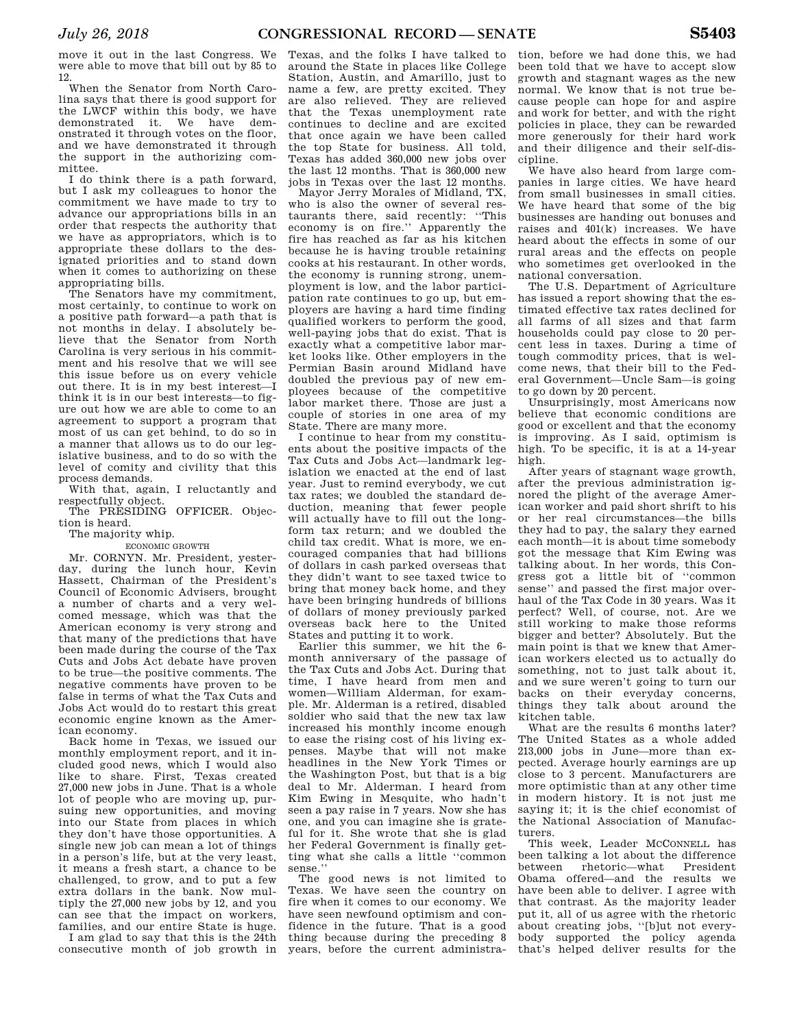move it out in the last Congress. We were able to move that bill out by 85 to 12.

When the Senator from North Carolina says that there is good support for the LWCF within this body, we have demonstrated it. We have demonstrated it through votes on the floor, and we have demonstrated it through the support in the authorizing committee.

I do think there is a path forward, but I ask my colleagues to honor the commitment we have made to try to advance our appropriations bills in an order that respects the authority that we have as appropriators, which is to appropriate these dollars to the designated priorities and to stand down when it comes to authorizing on these appropriating bills.

The Senators have my commitment, most certainly, to continue to work on a positive path forward—a path that is not months in delay. I absolutely believe that the Senator from North Carolina is very serious in his commitment and his resolve that we will see this issue before us on every vehicle out there. It is in my best interest—I think it is in our best interests—to figure out how we are able to come to an agreement to support a program that most of us can get behind, to do so in a manner that allows us to do our legislative business, and to do so with the level of comity and civility that this process demands.

With that, again, I reluctantly and respectfully object.

The PRESIDING OFFICER. Objection is heard.

The majority whip.

ECONOMIC GROWTH

Mr. CORNYN. Mr. President, yesterday, during the lunch hour, Kevin Hassett, Chairman of the President's Council of Economic Advisers, brought a number of charts and a very welcomed message, which was that the American economy is very strong and that many of the predictions that have been made during the course of the Tax Cuts and Jobs Act debate have proven to be true—the positive comments. The negative comments have proven to be false in terms of what the Tax Cuts and Jobs Act would do to restart this great economic engine known as the American economy.

Back home in Texas, we issued our monthly employment report, and it included good news, which I would also like to share. First, Texas created 27,000 new jobs in June. That is a whole lot of people who are moving up, pursuing new opportunities, and moving into our State from places in which they don't have those opportunities. A single new job can mean a lot of things in a person's life, but at the very least, it means a fresh start, a chance to be challenged, to grow, and to put a few extra dollars in the bank. Now multiply the 27,000 new jobs by 12, and you can see that the impact on workers, families, and our entire State is huge.

I am glad to say that this is the 24th consecutive month of job growth in Texas, and the folks I have talked to around the State in places like College Station, Austin, and Amarillo, just to name a few, are pretty excited. They are also relieved. They are relieved that the Texas unemployment rate continues to decline and are excited that once again we have been called the top State for business. All told, Texas has added 360,000 new jobs over the last 12 months. That is 360,000 new jobs in Texas over the last 12 months.

Mayor Jerry Morales of Midland, TX, who is also the owner of several restaurants there, said recently: ''This economy is on fire.'' Apparently the fire has reached as far as his kitchen because he is having trouble retaining cooks at his restaurant. In other words, the economy is running strong, unemployment is low, and the labor participation rate continues to go up, but employers are having a hard time finding qualified workers to perform the good, well-paying jobs that do exist. That is exactly what a competitive labor market looks like. Other employers in the Permian Basin around Midland have doubled the previous pay of new employees because of the competitive labor market there. Those are just a couple of stories in one area of my State. There are many more.

I continue to hear from my constituents about the positive impacts of the Tax Cuts and Jobs Act—landmark legislation we enacted at the end of last year. Just to remind everybody, we cut tax rates; we doubled the standard deduction, meaning that fewer people will actually have to fill out the long-form tax return; and we doubled the child tax credit. What is more, we encouraged companies that had billions of dollars in cash parked overseas that they didn't want to see taxed twice to bring that money back home, and they have been bringing hundreds of billions of dollars of money previously parked overseas back here to the United States and putting it to work.

Earlier this summer, we hit the 6-month anniversary of the passage of the Tax Cuts and Jobs Act. During that time, I have heard from men and women—William Alderman, for example. Mr. Alderman is a retired, disabled soldier who said that the new tax law increased his monthly income enough to ease the rising cost of his living expenses. Maybe that will not make headlines in the New York Times or the Washington Post, but that is a big deal to Mr. Alderman. I heard from Kim Ewing in Mesquite, who hadn't seen a pay raise in 7 years. Now she has one, and you can imagine she is grateful for it. She wrote that she is glad her Federal Government is finally getting what she calls a little ''common sense.''

The good news is not limited to Texas. We have seen the country on fire when it comes to our economy. We have seen newfound optimism and confidence in the future. That is a good thing because during the preceding 8 years, before the current administration, before we had done this, we had been told that we have to accept slow growth and stagnant wages as the new normal. We know that is not true because people can hope for and aspire and work for better, and with the right policies in place, they can be rewarded more generously for their hard work and their diligence and their self-discipline.

We have also heard from large companies in large cities. We have heard from small businesses in small cities. We have heard that some of the big businesses are handing out bonuses and raises and 401(k) increases. We have heard about the effects in some of our rural areas and the effects on people who sometimes get overlooked in the national conversation.

The U.S. Department of Agriculture has issued a report showing that the estimated effective tax rates declined for all farms of all sizes and that farm households could pay close to 20 percent less in taxes. During a time of tough commodity prices, that is welcome news, that their bill to the Federal Government—Uncle Sam—is going to go down by 20 percent.

Unsurprisingly, most Americans now believe that economic conditions are good or excellent and that the economy is improving. As I said, optimism is high. To be specific, it is at a 14-year high.

After years of stagnant wage growth, after the previous administration ignored the plight of the average American worker and paid short shrift to his or her real circumstances—the bills they had to pay, the salary they earned each month—it is about time somebody got the message that Kim Ewing was talking about. In her words, this Congress got a little bit of ''common sense'' and passed the first major overhaul of the Tax Code in 30 years. Was it perfect? Well, of course, not. Are we still working to make those reforms bigger and better? Absolutely. But the main point is that we knew that American workers elected us to actually do something, not to just talk about it, and we sure weren't going to turn our backs on their everyday concerns, things they talk about around the kitchen table.

What are the results 6 months later? The United States as a whole added 213,000 jobs in June—more than expected. Average hourly earnings are up close to 3 percent. Manufacturers are more optimistic than at any other time in modern history. It is not just me saying it; it is the chief economist of the National Association of Manufacturers.

This week, Leader MCCONNELL has been talking a lot about the difference between rhetoric—what President Obama offered—and the results we have been able to deliver. I agree with that contrast. As the majority leader put it, all of us agree with the rhetoric about creating jobs, ''[b]ut not everybody supported the policy agenda that's helped deliver results for the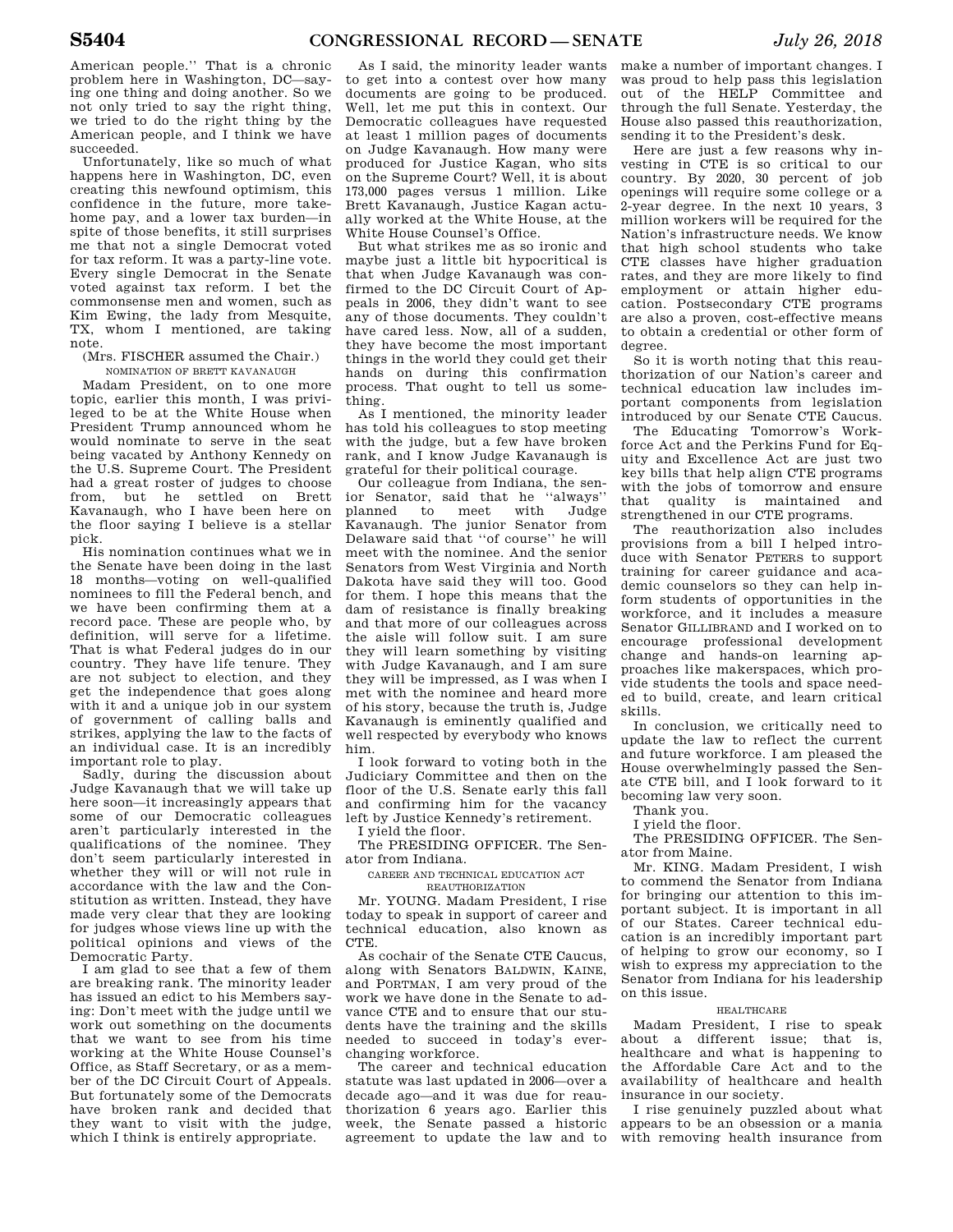American people.'' That is a chronic problem here in Washington, DC—saying one thing and doing another. So we not only tried to say the right thing, we tried to do the right thing by the American people, and I think we have succeeded.

Unfortunately, like so much of what happens here in Washington, DC, even creating this newfound optimism, this confidence in the future, more take-home pay, and a lower tax burden—in spite of those benefits, it still surprises me that not a single Democrat voted for tax reform. It was a party-line vote. Every single Democrat in the Senate voted against tax reform. I bet the commonsense men and women, such as Kim Ewing, the lady from Mesquite, TX, whom I mentioned, are taking note.

(Mrs. FISCHER assumed the Chair.)

NOMINATION OF BRETT KAVANAUGH

Madam President, on to one more topic, earlier this month, I was privileged to be at the White House when President Trump announced whom he would nominate to serve in the seat being vacated by Anthony Kennedy on the U.S. Supreme Court. The President had a great roster of judges to choose from, but he settled on Brett Kavanaugh, who I have been here on the floor saying I believe is a stellar pick.

His nomination continues what we in the Senate have been doing in the last 18 months—voting on well-qualified nominees to fill the Federal bench, and we have been confirming them at a record pace. These are people who, by definition, will serve for a lifetime. That is what Federal judges do in our country. They have life tenure. They are not subject to election, and they get the independence that goes along with it and a unique job in our system of government of calling balls and strikes, applying the law to the facts of an individual case. It is an incredibly important role to play.

Sadly, during the discussion about Judge Kavanaugh that we will take up here soon—it increasingly appears that some of our Democratic colleagues aren't particularly interested in the qualifications of the nominee. They don't seem particularly interested in whether they will or will not rule in accordance with the law and the Constitution as written. Instead, they have made very clear that they are looking for judges whose views line up with the political opinions and views of the Democratic Party.

I am glad to see that a few of them are breaking rank. The minority leader has issued an edict to his Members saying: Don't meet with the judge until we work out something on the documents that we want to see from his time working at the White House Counsel's Office, as Staff Secretary, or as a member of the DC Circuit Court of Appeals. But fortunately some of the Democrats have broken rank and decided that they want to visit with the judge, which I think is entirely appropriate.

As I said, the minority leader wants to get into a contest over how many documents are going to be produced. Well, let me put this in context. Our Democratic colleagues have requested at least 1 million pages of documents on Judge Kavanaugh. How many were produced for Justice Kagan, who sits on the Supreme Court? Well, it is about 173,000 pages versus 1 million. Like Brett Kavanaugh, Justice Kagan actually worked at the White House, at the White House Counsel's Office.

But what strikes me as so ironic and maybe just a little bit hypocritical is that when Judge Kavanaugh was confirmed to the DC Circuit Court of Appeals in 2006, they didn't want to see any of those documents. They couldn't have cared less. Now, all of a sudden, they have become the most important things in the world they could get their hands on during this confirmation process. That ought to tell us something.

As I mentioned, the minority leader has told his colleagues to stop meeting with the judge, but a few have broken rank, and I know Judge Kavanaugh is grateful for their political courage.

Our colleague from Indiana, the senior Senator, said that he ''always'' planned to meet with Judge Kavanaugh. The junior Senator from Delaware said that ''of course'' he will meet with the nominee. And the senior Senators from West Virginia and North Dakota have said they will too. Good for them. I hope this means that the dam of resistance is finally breaking and that more of our colleagues across the aisle will follow suit. I am sure they will learn something by visiting with Judge Kavanaugh, and I am sure they will be impressed, as I was when I met with the nominee and heard more of his story, because the truth is, Judge Kavanaugh is eminently qualified and well respected by everybody who knows him.

I look forward to voting both in the Judiciary Committee and then on the floor of the U.S. Senate early this fall and confirming him for the vacancy left by Justice Kennedy's retirement.

I yield the floor.

The PRESIDING OFFICER. The Senator from Indiana.

CAREER AND TECHNICAL EDUCATION ACT REAUTHORIZATION

Mr. YOUNG. Madam President, I rise today to speak in support of career and technical education, also known as CTE.

As cochair of the Senate CTE Caucus, along with Senators BALDWIN, KAINE, and PORTMAN, I am very proud of the work we have done in the Senate to advance CTE and to ensure that our students have the training and the skills needed to succeed in today's ever-changing workforce.

The career and technical education statute was last updated in 2006—over a decade ago—and it was due for reauthorization 6 years ago. Earlier this week, the Senate passed a historic agreement to update the law and to make a number of important changes. I was proud to help pass this legislation out of the HELP Committee and through the full Senate. Yesterday, the House also passed this reauthorization, sending it to the President's desk.

Here are just a few reasons why investing in CTE is so critical to our country. By 2020, 30 percent of job openings will require some college or a 2-year degree. In the next 10 years, 3 million workers will be required for the Nation's infrastructure needs. We know that high school students who take CTE classes have higher graduation rates, and they are more likely to find employment or attain higher education. Postsecondary CTE programs are also a proven, cost-effective means to obtain a credential or other form of degree.

So it is worth noting that this reauthorization of our Nation's career and technical education law includes important components from legislation introduced by our Senate CTE Caucus.

The Educating Tomorrow's Workforce Act and the Perkins Fund for Equity and Excellence Act are just two key bills that help align CTE programs with the jobs of tomorrow and ensure that quality is maintained and strengthened in our CTE programs.

The reauthorization also includes provisions from a bill I helped introduce with Senator PETERS to support training for career guidance and academic counselors so they can help inform students of opportunities in the workforce, and it includes a measure Senator GILLIBRAND and I worked on to encourage professional development change and hands-on learning approaches like makerspaces, which provide students the tools and space needed to build, create, and learn critical skills.

In conclusion, we critically need to update the law to reflect the current and future workforce. I am pleased the House overwhelmingly passed the Senate CTE bill, and I look forward to it becoming law very soon.

Thank you.

I yield the floor.

The PRESIDING OFFICER. The Senator from Maine.

Mr. KING. Madam President, I wish to commend the Senator from Indiana for bringing our attention to this important subject. It is important in all of our States. Career technical education is an incredibly important part of helping to grow our economy, so I wish to express my appreciation to the Senator from Indiana for his leadership on this issue.

HEALTHCARE

Madam President, I rise to speak about a different issue; that is, healthcare and what is happening to the Affordable Care Act and to the availability of healthcare and health insurance in our society.

I rise genuinely puzzled about what appears to be an obsession or a mania with removing health insurance from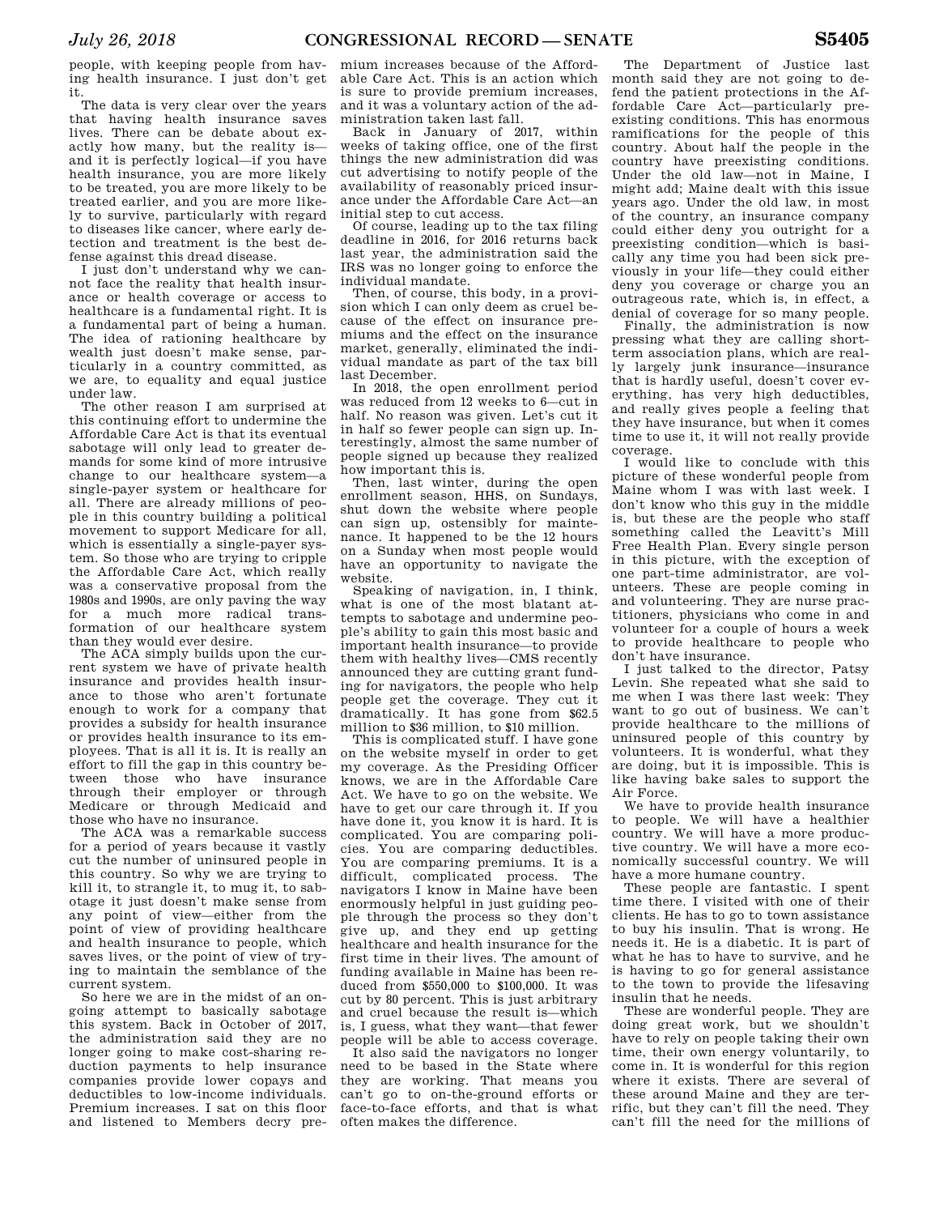people, with keeping people from having health insurance. I just don't get it.

The data is very clear over the years that having health insurance saves lives. There can be debate about exactly how many, but the reality is—and it is perfectly logical—if you have health insurance, you are more likely to be treated, you are more likely to be treated earlier, and you are more likely to survive, particularly with regard to diseases like cancer, where early detection and treatment is the best defense against this dread disease.

I just don't understand why we cannot face the reality that health insurance or health coverage or access to healthcare is a fundamental right. It is a fundamental part of being a human. The idea of rationing healthcare by wealth just doesn't make sense, particularly in a country committed, as we are, to equality and equal justice under law.

The other reason I am surprised at this continuing effort to undermine the Affordable Care Act is that its eventual sabotage will only lead to greater demands for some kind of more intrusive change to our healthcare system—a single-payer system or healthcare for all. There are already millions of people in this country building a political movement to support Medicare for all, which is essentially a single-payer system. So those who are trying to cripple the Affordable Care Act, which really was a conservative proposal from the 1980s and 1990s, are only paving the way for a much more radical transformation of our healthcare system than they would ever desire.

The ACA simply builds upon the current system we have of private health insurance and provides health insurance to those who aren't fortunate enough to work for a company that provides a subsidy for health insurance or provides health insurance to its employees. That is all it is. It is really an effort to fill the gap in this country between those who have insurance through their employer or through Medicare or through Medicaid and those who have no insurance.

The ACA was a remarkable success for a period of years because it vastly cut the number of uninsured people in this country. So why we are trying to kill it, to strangle it, to mug it, to sabotage it just doesn't make sense from any point of view—either from the point of view of providing healthcare and health insurance to people, which saves lives, or the point of view of trying to maintain the semblance of the current system.

So here we are in the midst of an ongoing attempt to basically sabotage this system. Back in October of 2017, the administration said they are no longer going to make cost-sharing reduction payments to help insurance companies provide lower copays and deductibles to low-income individuals. Premium increases. I sat on this floor and listened to Members decry premium increases because of the Affordable Care Act. This is an action which is sure to provide premium increases, and it was a voluntary action of the administration taken last fall.

Back in January of 2017, within weeks of taking office, one of the first things the new administration did was cut advertising to notify people of the availability of reasonably priced insurance under the Affordable Care Act—an initial step to cut access.

Of course, leading up to the tax filing deadline in 2016, for 2016 returns back last year, the administration said the IRS was no longer going to enforce the individual mandate.

Then, of course, this body, in a provision which I can only deem as cruel because of the effect on insurance premiums and the effect on the insurance market, generally, eliminated the individual mandate as part of the tax bill last December.

In 2018, the open enrollment period was reduced from 12 weeks to 6—cut in half. No reason was given. Let's cut it in half so fewer people can sign up. Interestingly, almost the same number of people signed up because they realized how important this is.

Then, last winter, during the open enrollment season, HHS, on Sundays, shut down the website where people can sign up, ostensibly for maintenance. It happened to be the 12 hours on a Sunday when most people would have an opportunity to navigate the website.

Speaking of navigation, in, I think, what is one of the most blatant attempts to sabotage and undermine people's ability to gain this most basic and important health insurance—to provide them with healthy lives—CMS recently announced they are cutting grant funding for navigators, the people who help people get the coverage. They cut it dramatically. It has gone from $62.5 million to $36 million, to $10 million.

This is complicated stuff. I have gone on the website myself in order to get my coverage. As the Presiding Officer knows, we are in the Affordable Care Act. We have to go on the website. We have to get our care through it. If you have done it, you know it is hard. It is complicated. You are comparing policies. You are comparing deductibles. You are comparing premiums. It is a difficult, complicated process. The navigators I know in Maine have been enormously helpful in just guiding people through the process so they don't give up, and they end up getting healthcare and health insurance for the first time in their lives. The amount of funding available in Maine has been reduced from $550,000 to $100,000. It was cut by 80 percent. This is just arbitrary and cruel because the result is—which is, I guess, what they want—that fewer people will be able to access coverage.

It also said the navigators no longer need to be based in the State where they are working. That means you can't go to on-the-ground efforts or face-to-face efforts, and that is what often makes the difference.

The Department of Justice last month said they are not going to defend the patient protections in the Affordable Care Act—particularly preexisting conditions. This has enormous ramifications for the people of this country. About half the people in the country have preexisting conditions. Under the old law—not in Maine, I might add; Maine dealt with this issue years ago. Under the old law, in most of the country, an insurance company could either deny you outright for a preexisting condition—which is basically any time you had been sick previously in your life—they could either deny you coverage or charge you an outrageous rate, which is, in effect, a denial of coverage for so many people.

Finally, the administration is now pressing what they are calling short-term association plans, which are really largely junk insurance—insurance that is hardly useful, doesn't cover everything, has very high deductibles, and really gives people a feeling that they have insurance, but when it comes time to use it, it will not really provide coverage.

I would like to conclude with this picture of these wonderful people from Maine whom I was with last week. I don't know who this guy in the middle is, but these are the people who staff something called the Leavitt's Mill Free Health Plan. Every single person in this picture, with the exception of one part-time administrator, are volunteers. These are people coming in and volunteering. They are nurse practitioners, physicians who come in and volunteer for a couple of hours a week to provide healthcare to people who don't have insurance.

I just talked to the director, Patsy Levin. She repeated what she said to me when I was there last week: They want to go out of business. We can't provide healthcare to the millions of uninsured people of this country by volunteers. It is wonderful, what they are doing, but it is impossible. This is like having bake sales to support the Air Force.

We have to provide health insurance to people. We will have a healthier country. We will have a more productive country. We will have a more economically successful country. We will have a more humane country.

These people are fantastic. I spent time there. I visited with one of their clients. He has to go to town assistance to buy his insulin. That is wrong. He needs it. He is a diabetic. It is part of what he has to have to survive, and he is having to go for general assistance to the town to provide the lifesaving insulin that he needs.

These are wonderful people. They are doing great work, but we shouldn't have to rely on people taking their own time, their own energy voluntarily, to come in. It is wonderful for this region where it exists. There are several of these around Maine and they are terrific, but they can't fill the need. They can't fill the need for the millions of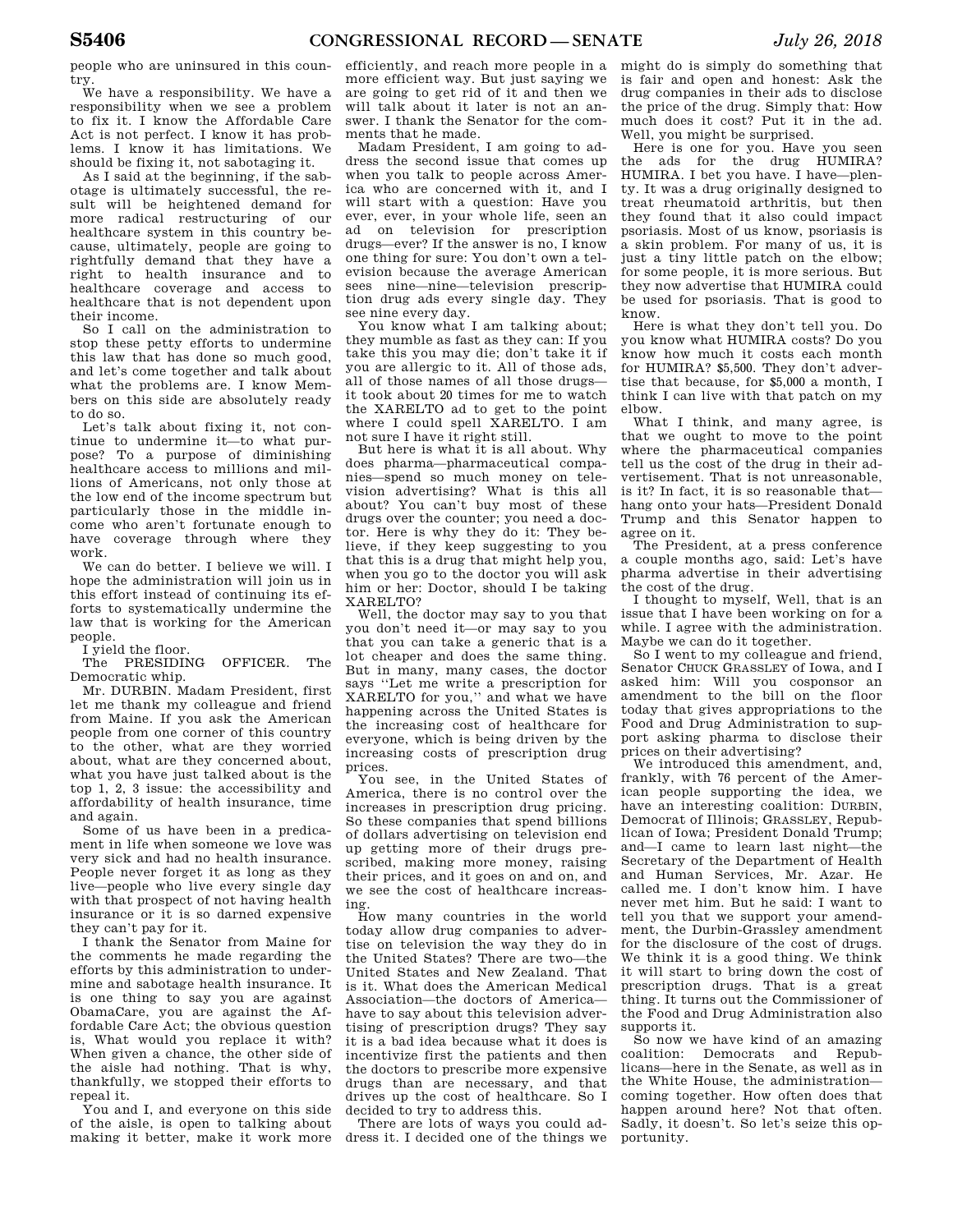people who are uninsured in this country.

We have a responsibility. We have a responsibility when we see a problem to fix it. I know the Affordable Care Act is not perfect. I know it has problems. I know it has limitations. We should be fixing it, not sabotaging it.

As I said at the beginning, if the sabotage is ultimately successful, the result will be heightened demand for more radical restructuring of our healthcare system in this country because, ultimately, people are going to rightfully demand that they have a right to health insurance and to healthcare coverage and access to healthcare that is not dependent upon their income.

So I call on the administration to stop these petty efforts to undermine this law that has done so much good, and let's come together and talk about what the problems are. I know Members on this side are absolutely ready to do so.

Let's talk about fixing it, not continue to undermine it—to what purpose? To a purpose of diminishing healthcare access to millions and millions of Americans, not only those at the low end of the income spectrum but particularly those in the middle income who aren't fortunate enough to have coverage through where they work.

We can do better. I believe we will. I hope the administration will join us in this effort instead of continuing its efforts to systematically undermine the law that is working for the American people.

I yield the floor.

The PRESIDING OFFICER. The Democratic whip.

Mr. DURBIN. Madam President, first let me thank my colleague and friend from Maine. If you ask the American people from one corner of this country to the other, what are they worried about, what are they concerned about, what you have just talked about is the top 1, 2, 3 issue: the accessibility and affordability of health insurance, time and again.

Some of us have been in a predicament in life when someone we love was very sick and had no health insurance. People never forget it as long as they live—people who live every single day with that prospect of not having health insurance or it is so darned expensive they can't pay for it.

I thank the Senator from Maine for the comments he made regarding the efforts by this administration to undermine and sabotage health insurance. It is one thing to say you are against ObamaCare, you are against the Affordable Care Act; the obvious question is, What would you replace it with? When given a chance, the other side of the aisle had nothing. That is why, thankfully, we stopped their efforts to repeal it.

You and I, and everyone on this side of the aisle, is open to talking about making it better, make it work more efficiently, and reach more people in a more efficient way. But just saying we are going to get rid of it and then we will talk about it later is not an answer. I thank the Senator for the comments that he made.

Madam President, I am going to address the second issue that comes up when you talk to people across America who are concerned with it, and I will start with a question: Have you ever, ever, in your whole life, seen an ad on television for prescription drugs—ever? If the answer is no, I know one thing for sure: You don't own a television because the average American sees nine—nine—television prescription drug ads every single day. They see nine every day.

You know what I am talking about; they mumble as fast as they can: If you take this you may die; don't take it if you are allergic to it. All of those ads, all of those names of all those drugs—it took about 20 times for me to watch the XARELTO ad to get to the point where I could spell XARELTO. I am not sure I have it right still.

But here is what it is all about. Why does pharma—pharmaceutical companies—spend so much money on television advertising? What is this all about? You can't buy most of these drugs over the counter; you need a doctor. Here is why they do it: They believe, if they keep suggesting to you that this is a drug that might help you, when you go to the doctor you will ask him or her: Doctor, should I be taking XARELTO?

Well, the doctor may say to you that you don't need it—or may say to you that you can take a generic that is a lot cheaper and does the same thing. But in many, many cases, the doctor says "Let me write a prescription for XARELTO for you," and what we have happening across the United States is the increasing cost of healthcare for everyone, which is being driven by the increasing costs of prescription drug prices.

You see, in the United States of America, there is no control over the increases in prescription drug pricing. So these companies that spend billions of dollars advertising on television end up getting more of their drugs prescribed, making more money, raising their prices, and it goes on and on, and we see the cost of healthcare increasing.

How many countries in the world today allow drug companies to advertise on television the way they do in the United States? There are two—the United States and New Zealand. That is it. What does the American Medical Association—the doctors of America—have to say about this television advertising of prescription drugs? They say it is a bad idea because what it does is incentivize first the patients and then the doctors to prescribe more expensive drugs than are necessary, and that drives up the cost of healthcare. So I decided to try to address this.

There are lots of ways you could address it. I decided one of the things we might do is simply do something that is fair and open and honest: Ask the drug companies in their ads to disclose the price of the drug. Simply that: How much does it cost? Put it in the ad. Well, you might be surprised.

Here is one for you. Have you seen the ads for the drug HUMIRA? HUMIRA. I bet you have. I have—plenty. It was a drug originally designed to treat rheumatoid arthritis, but then they found that it also could impact psoriasis. Most of us know, psoriasis is a skin problem. For many of us, it is just a tiny little patch on the elbow; for some people, it is more serious. But they now advertise that HUMIRA could be used for psoriasis. That is good to know.

Here is what they don't tell you. Do you know what HUMIRA costs? Do you know how much it costs each month for HUMIRA? $5,500. They don't advertise that because, for $5,000 a month, I think I can live with that patch on my elbow.

What I think, and many agree, is that we ought to move to the point where the pharmaceutical companies tell us the cost of the drug in their advertisement. That is not unreasonable, is it? In fact, it is so reasonable that—hang onto your hats—President Donald Trump and this Senator happen to agree on it.

The President, at a press conference a couple months ago, said: Let's have pharma advertise in their advertising the cost of the drug.

I thought to myself, Well, that is an issue that I have been working on for a while. I agree with the administration. Maybe we can do it together.

So I went to my colleague and friend, Senator CHUCK GRASSLEY of Iowa, and I asked him: Will you cosponsor an amendment to the bill on the floor today that gives appropriations to the Food and Drug Administration to support asking pharma to disclose their prices on their advertising?

We introduced this amendment, and, frankly, with 76 percent of the American people supporting the idea, we have an interesting coalition: DURBIN, Democrat of Illinois; GRASSLEY, Republican of Iowa; President Donald Trump; and—I came to learn last night—the Secretary of the Department of Health and Human Services, Mr. Azar. He called me. I don't know him. I have never met him. But he said: I want to tell you that we support your amendment, the Durbin-Grassley amendment for the disclosure of the cost of drugs. We think it is a good thing. We think it will start to bring down the cost of prescription drugs. That is a great thing. It turns out the Commissioner of the Food and Drug Administration also supports it.

So now we have kind of an amazing coalition: Democrats and Republicans—here in the Senate, as well as in the White House, the administration—coming together. How often does that happen around here? Not that often. Sadly, it doesn't. So let's seize this opportunity.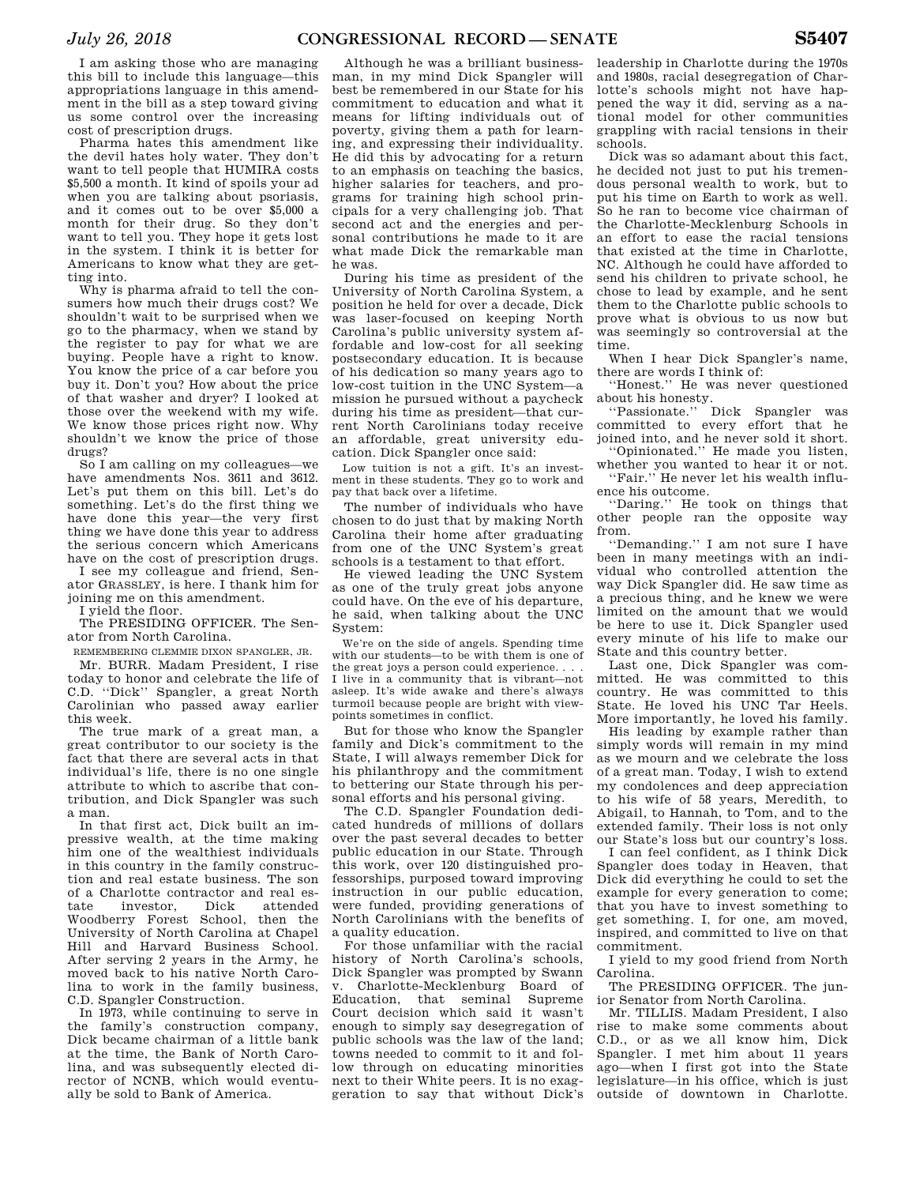I am asking those who are managing this bill to include this language—this appropriations language in this amendment in the bill as a step toward giving us some control over the increasing cost of prescription drugs.

Pharma hates this amendment like the devil hates holy water. They don't want to tell people that HUMIRA costs $5,500 a month. It kind of spoils your ad when you are talking about psoriasis, and it comes out to be over $5,000 a month for their drug. So they don't want to tell you. They hope it gets lost in the system. I think it is better for Americans to know what they are getting into.

Why is pharma afraid to tell the consumers how much their drugs cost? We shouldn't wait to be surprised when we go to the pharmacy, when we stand by the register to pay for what we are buying. People have a right to know. You know the price of a car before you buy it. Don't you? How about the price of that washer and dryer? I looked at those over the weekend with my wife. We know those prices right now. Why shouldn't we know the price of those drugs?

So I am calling on my colleagues—we have amendments Nos. 3611 and 3612. Let's put them on this bill. Let's do something. Let's do the first thing we have done this year—the very first thing we have done this year to address the serious concern which Americans have on the cost of prescription drugs.

I see my colleague and friend, Senator GRASSLEY, is here. I thank him for joining me on this amendment.

I yield the floor.

The PRESIDING OFFICER. The Senator from North Carolina.

## REMEMBERING CLEMMIE DIXON SPANGLER, JR.

Mr. BURR. Madam President, I rise today to honor and celebrate the life of C.D. ''Dick'' Spangler, a great North Carolinian who passed away earlier this week.

The true mark of a great man, a great contributor to our society is the fact that there are several acts in that individual's life, there is no one single attribute to which to ascribe that contribution, and Dick Spangler was such a man.

In that first act, Dick built an impressive wealth, at the time making him one of the wealthiest individuals in this country in the family construction and real estate business. The son of a Charlotte contractor and real estate investor, Dick attended Woodberry Forest School, then the University of North Carolina at Chapel Hill and Harvard Business School. After serving 2 years in the Army, he moved back to his native North Carolina to work in the family business, C.D. Spangler Construction.

In 1973, while continuing to serve in the family's construction company, Dick became chairman of a little bank at the time, the Bank of North Carolina, and was subsequently elected director of NCNB, which would eventually be sold to Bank of America.

Although he was a brilliant businessman, in my mind Dick Spangler will best be remembered in our State for his commitment to education and what it means for lifting individuals out of poverty, giving them a path for learning, and expressing their individuality. He did this by advocating for a return to an emphasis on teaching the basics, higher salaries for teachers, and programs for training high school principals for a very challenging job. That second act and the energies and personal contributions he made to it are what made Dick the remarkable man he was.

During his time as president of the University of North Carolina System, a position he held for over a decade, Dick was laser-focused on keeping North Carolina's public university system affordable and low-cost for all seeking postsecondary education. It is because of his dedication so many years ago to low-cost tuition in the UNC System—a mission he pursued without a paycheck during his time as president—that current North Carolinians today receive an affordable, great university education. Dick Spangler once said:

> Low tuition is not a gift. It's an investment in these students. They go to work and pay that back over a lifetime.

The number of individuals who have chosen to do just that by making North Carolina their home after graduating from one of the UNC System's great schools is a testament to that effort.

He viewed leading the UNC System as one of the truly great jobs anyone could have. On the eve of his departure, he said, when talking about the UNC System:

> We're on the side of angels. Spending time with our students—to be with them is one of the great joys a person could experience. . . . I live in a community that is vibrant—not asleep. It's wide awake and there's always turmoil because people are bright with viewpoints sometimes in conflict.

But for those who know the Spangler family and Dick's commitment to the State, I will always remember Dick for his philanthropy and the commitment to bettering our State through his personal efforts and his personal giving.

The C.D. Spangler Foundation dedicated hundreds of millions of dollars over the past several decades to better public education in our State. Through this work, over 120 distinguished professorships, purposed toward improving instruction in our public education, were funded, providing generations of North Carolinians with the benefits of a quality education.

For those unfamiliar with the racial history of North Carolina's schools, Dick Spangler was prompted by Swann v. Charlotte-Mecklenburg Board of Education, that seminal Supreme Court decision which said it wasn't enough to simply say desegregation of public schools was the law of the land; towns needed to commit to it and follow through on educating minorities next to their White peers. It is no exaggeration to say that without Dick's leadership in Charlotte during the 1970s and 1980s, racial desegregation of Charlotte's schools might not have happened the way it did, serving as a national model for other communities grappling with racial tensions in their schools.

Dick was so adamant about this fact, he decided not just to put his tremendous personal wealth to work, but to put his time on Earth to work as well. So he ran to become vice chairman of the Charlotte-Mecklenburg Schools in an effort to ease the racial tensions that existed at the time in Charlotte, NC. Although he could have afforded to send his children to private school, he chose to lead by example, and he sent them to the Charlotte public schools to prove what is obvious to us now but was seemingly so controversial at the time.

When I hear Dick Spangler's name, there are words I think of:

''Honest.'' He was never questioned about his honesty.

''Passionate.'' Dick Spangler was committed to every effort that he joined into, and he never sold it short.

''Opinionated.'' He made you listen, whether you wanted to hear it or not.

''Fair.'' He never let his wealth influence his outcome.

''Daring.'' He took on things that other people ran the opposite way from.

''Demanding.'' I am not sure I have been in many meetings with an individual who controlled attention the way Dick Spangler did. He saw time as a precious thing, and he knew we were limited on the amount that we would be here to use it. Dick Spangler used every minute of his life to make our State and this country better.

Last one, Dick Spangler was committed. He was committed to this country. He was committed to this State. He loved his UNC Tar Heels. More importantly, he loved his family.

His leading by example rather than simply words will remain in my mind as we mourn and we celebrate the loss of a great man. Today, I wish to extend my condolences and deep appreciation to his wife of 58 years, Meredith, to Abigail, to Hannah, to Tom, and to the extended family. Their loss is not only our State's loss but our country's loss.

I can feel confident, as I think Dick Spangler does today in Heaven, that Dick did everything he could to set the example for every generation to come; that you have to invest something to get something. I, for one, am moved, inspired, and committed to live on that commitment.

I yield to my good friend from North Carolina.

The PRESIDING OFFICER. The junior Senator from North Carolina.

Mr. TILLIS. Madam President, I also rise to make some comments about C.D., or as we all know him, Dick Spangler. I met him about 11 years ago—when I first got into the State legislature—in his office, which is just outside of downtown in Charlotte.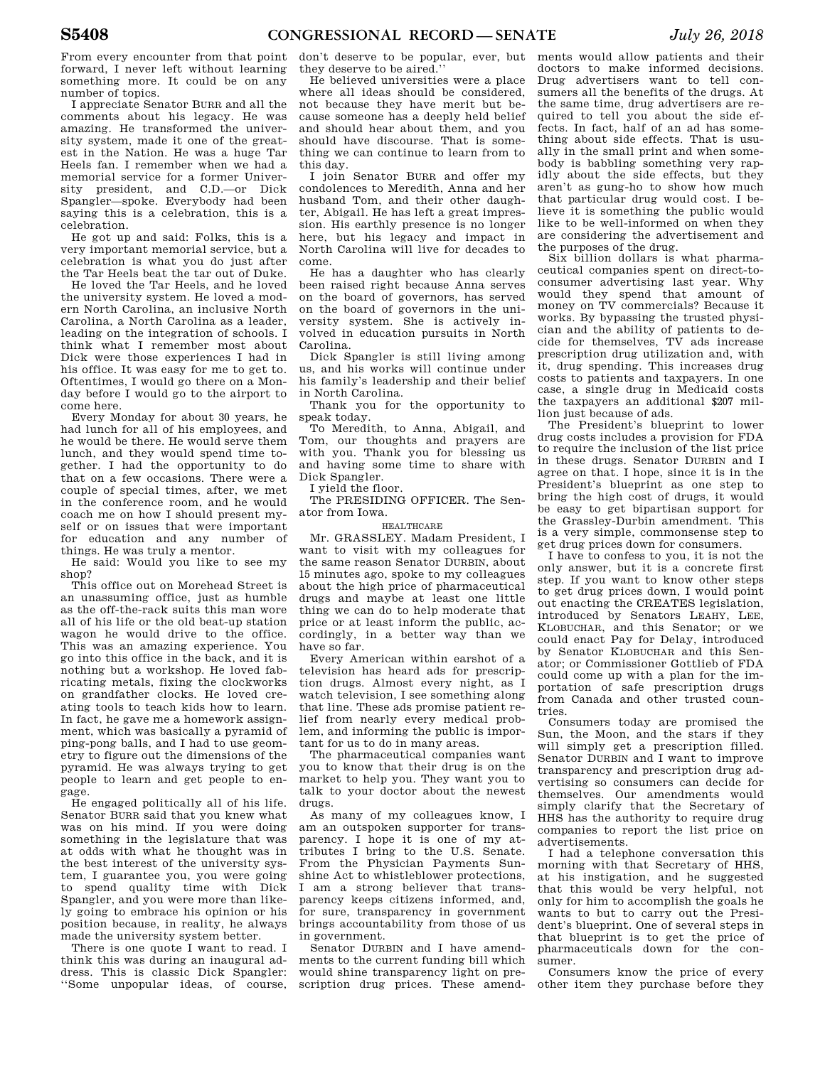From every encounter from that point forward, I never left without learning something more. It could be on any number of topics.

I appreciate Senator BURR and all the comments about his legacy. He was amazing. He transformed the university system, made it one of the greatest in the Nation. He was a huge Tar Heels fan. I remember when we had a memorial service for a former University president, and C.D.—or Dick Spangler—spoke. Everybody had been saying this is a celebration, this is a celebration.

He got up and said: Folks, this is a very important memorial service, but a celebration is what you do just after the Tar Heels beat the tar out of Duke.

He loved the Tar Heels, and he loved the university system. He loved a modern North Carolina, an inclusive North Carolina, a North Carolina as a leader, leading on the integration of schools. I think what I remember most about Dick were those experiences I had in his office. It was easy for me to get to. Oftentimes, I would go there on a Monday before I would go to the airport to come here.

Every Monday for about 30 years, he had lunch for all of his employees, and he would be there. He would serve them lunch, and they would spend time together. I had the opportunity to do that on a few occasions. There were a couple of special times, after, we met in the conference room, and he would coach me on how I should present myself or on issues that were important for education and any number of things. He was truly a mentor.

He said: Would you like to see my shop?

This office out on Morehead Street is an unassuming office, just as humble as the off-the-rack suits this man wore all of his life or the old beat-up station wagon he would drive to the office. This was an amazing experience. You go into this office in the back, and it is nothing but a workshop. He loved fabricating metals, fixing the clockworks on grandfather clocks. He loved creating tools to teach kids how to learn. In fact, he gave me a homework assignment, which was basically a pyramid of ping-pong balls, and I had to use geometry to figure out the dimensions of the pyramid. He was always trying to get people to learn and get people to engage.

He engaged politically all of his life. Senator BURR said that you knew what was on his mind. If you were doing something in the legislature that was at odds with what he thought was in the best interest of the university system, I guarantee you, you were going to spend quality time with Dick Spangler, and you were more than likely going to embrace his opinion or his position because, in reality, he always made the university system better.

There is one quote I want to read. I think this was during an inaugural address. This is classic Dick Spangler: "Some unpopular ideas, of course, don't deserve to be popular, ever, but they deserve to be aired."

He believed universities were a place where all ideas should be considered, not because they have merit but because someone has a deeply held belief and should hear about them, and you should have discourse. That is something we can continue to learn from to this day.

I join Senator BURR and offer my condolences to Meredith, Anna and her husband Tom, and their other daughter, Abigail. He has left a great impression. His earthly presence is no longer here, but his legacy and impact in North Carolina will live for decades to come.

He has a daughter who has clearly been raised right because Anna serves on the board of governors, has served on the board of governors in the university system. She is actively involved in education pursuits in North Carolina.

Dick Spangler is still living among us, and his works will continue under his family's leadership and their belief in North Carolina.

Thank you for the opportunity to speak today.

To Meredith, to Anna, Abigail, and Tom, our thoughts and prayers are with you. Thank you for blessing us and having some time to share with Dick Spangler.

I yield the floor.

The PRESIDING OFFICER. The Senator from Iowa.

HEALTHCARE

Mr. GRASSLEY. Madam President, I want to visit with my colleagues for the same reason Senator DURBIN, about 15 minutes ago, spoke to my colleagues about the high price of pharmaceutical drugs and maybe at least one little thing we can do to help moderate that price or at least inform the public, accordingly, in a better way than we have so far.

Every American within earshot of a television has heard ads for prescription drugs. Almost every night, as I watch television, I see something along that line. These ads promise patient relief from nearly every medical problem, and informing the public is important for us to do in many areas.

The pharmaceutical companies want you to know that their drug is on the market to help you. They want you to talk to your doctor about the newest drugs.

As many of my colleagues know, I am an outspoken supporter for transparency. I hope it is one of my attributes I bring to the U.S. Senate. From the Physician Payments Sunshine Act to whistleblower protections, I am a strong believer that transparency keeps citizens informed, and, for sure, transparency in government brings accountability from those of us in government.

Senator DURBIN and I have amendments to the current funding bill which would shine transparency light on prescription drug prices. These amendments would allow patients and their doctors to make informed decisions. Drug advertisers want to tell consumers all the benefits of the drugs. At the same time, drug advertisers are required to tell you about the side effects. In fact, half of an ad has something about side effects. That is usually in the small print and when somebody is babbling something very rapidly about the side effects, but they aren't as gung-ho to show how much that particular drug would cost. I believe it is something the public would like to be well-informed on when they are considering the advertisement and the purposes of the drug.

Six billion dollars is what pharmaceutical companies spent on direct-to-consumer advertising last year. Why would they spend that amount of money on TV commercials? Because it works. By bypassing the trusted physician and the ability of patients to decide for themselves, TV ads increase prescription drug utilization and, with it, drug spending. This increases drug costs to patients and taxpayers. In one case, a single drug in Medicaid costs the taxpayers an additional $207 million just because of ads.

The President's blueprint to lower drug costs includes a provision for FDA to require the inclusion of the list price in these drugs. Senator DURBIN and I agree on that. I hope, since it is in the President's blueprint as one step to bring the high cost of drugs, it would be easy to get bipartisan support for the Grassley-Durbin amendment. This is a very simple, commonsense step to get drug prices down for consumers.

I have to confess to you, it is not the only answer, but it is a concrete first step. If you want to know other steps to get drug prices down, I would point out enacting the CREATES legislation, introduced by Senators LEAHY, LEE, KLOBUCHAR, and this Senator; or we could enact Pay for Delay, introduced by Senator KLOBUCHAR and this Senator; or Commissioner Gottlieb of FDA could come up with a plan for the importation of safe prescription drugs from Canada and other trusted countries.

Consumers today are promised the Sun, the Moon, and the stars if they will simply get a prescription filled. Senator DURBIN and I want to improve transparency and prescription drug advertising so consumers can decide for themselves. Our amendments would simply clarify that the Secretary of HHS has the authority to require drug companies to report the list price on advertisements.

I had a telephone conversation this morning with that Secretary of HHS, at his instigation, and he suggested that this would be very helpful, not only for him to accomplish the goals he wants to but to carry out the President's blueprint. One of several steps in that blueprint is to get the price of pharmaceuticals down for the consumer.

Consumers know the price of every other item they purchase before they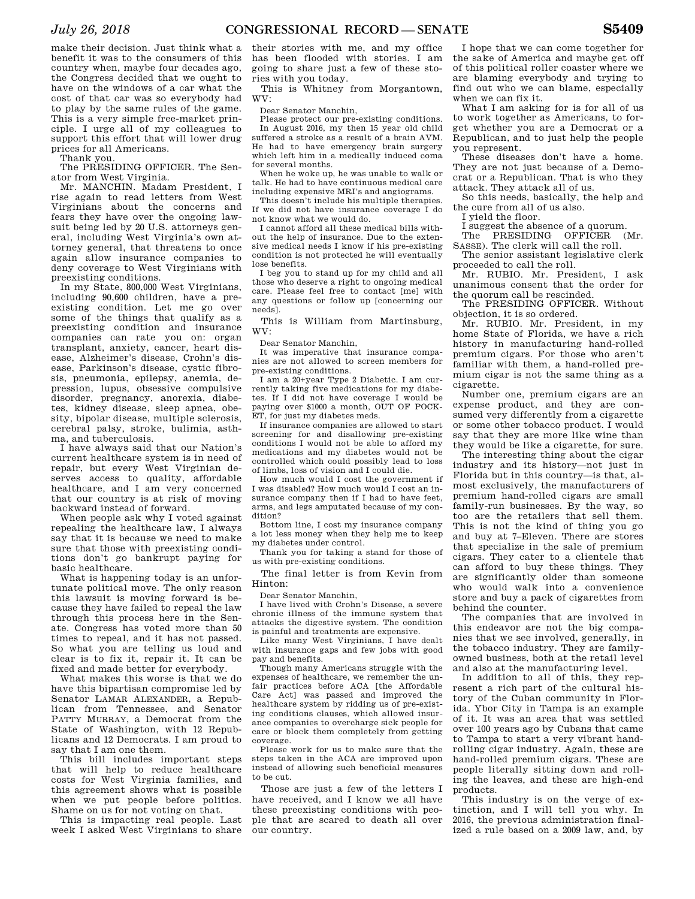make their decision. Just think what a benefit it was to the consumers of this country when, maybe four decades ago, the Congress decided that we ought to have on the windows of a car what the cost of that car was so everybody had to play by the same rules of the game. This is a very simple free-market principle. I urge all of my colleagues to support this effort that will lower drug prices for all Americans.

Thank you.

The PRESIDING OFFICER. The Senator from West Virginia.

Mr. MANCHIN. Madam President, I rise again to read letters from West Virginians about the concerns and fears they have over the ongoing lawsuit being led by 20 U.S. attorneys general, including West Virginia's own attorney general, that threatens to once again allow insurance companies to deny coverage to West Virginians with preexisting conditions.

In my State, 800,000 West Virginians, including 90,600 children, have a preexisting condition. Let me go over some of the things that qualify as a preexisting condition and insurance companies can rate you on: organ transplant, anxiety, cancer, heart disease, Alzheimer's disease, Crohn's disease, Parkinson's disease, cystic fibrosis, pneumonia, epilepsy, anemia, depression, lupus, obsessive compulsive disorder, pregnancy, anorexia, diabetes, kidney disease, sleep apnea, obesity, bipolar disease, multiple sclerosis, cerebral palsy, stroke, bulimia, asthma, and tuberculosis.

I have always said that our Nation's current healthcare system is in need of repair, but every West Virginian deserves access to quality, affordable healthcare, and I am very concerned that our country is at risk of moving backward instead of forward.

When people ask why I voted against repealing the healthcare law, I always say that it is because we need to make sure that those with preexisting conditions don't go bankrupt paying for basic healthcare.

What is happening today is an unfortunate political move. The only reason this lawsuit is moving forward is because they have failed to repeal the law through this process here in the Senate. Congress has voted more than 50 times to repeal, and it has not passed. So what you are telling us loud and clear is to fix it, repair it. It can be fixed and made better for everybody.

What makes this worse is that we do have this bipartisan compromise led by Senator LAMAR ALEXANDER, a Republican from Tennessee, and Senator PATTY MURRAY, a Democrat from the State of Washington, with 12 Republicans and 12 Democrats. I am proud to say that I am one them.

This bill includes important steps that will help to reduce healthcare costs for West Virginia families, and this agreement shows what is possible when we put people before politics. Shame on us for not voting on that.

This is impacting real people. Last week I asked West Virginians to share their stories with me, and my office has been flooded with stories. I am going to share just a few of these stories with you today.

This is Whitney from Morgantown, WV:

Dear Senator Manchin,

Please protect our pre-existing conditions. In August 2016, my then 15 year old child suffered a stroke as a result of a brain AVM. He had to have emergency brain surgery which left him in a medically induced coma for several months.

When he woke up, he was unable to walk or talk. He had to have continuous medical care including expensive MRI's and angiograms.

This doesn't include his multiple therapies. If we did not have insurance coverage I do not know what we would do.

I cannot afford all these medical bills without the help of insurance. Due to the extensive medical needs I know if his pre-existing condition is not protected he will eventually lose benefits.

I beg you to stand up for my child and all those who deserve a right to ongoing medical care. Please feel free to contact [me] with any questions or follow up [concerning our needs].

This is William from Martinsburg, WV:

Dear Senator Manchin,

It was imperative that insurance companies are not allowed to screen members for pre-existing conditions.

I am a 20+year Type 2 Diabetic. I am currently taking five medications for my diabetes. If I did not have coverage I would be paying over $1000 a month, OUT OF POCKET, for just my diabetes meds.

If insurance companies are allowed to start screening for and disallowing pre-existing conditions I would not be able to afford my medications and my diabetes would not be controlled which could possibly lead to loss of limbs, loss of vision and I could die.

How much would I cost the government if I was disabled? How much would I cost an insurance company then if I had to have feet, arms, and legs amputated because of my condition?

Bottom line, I cost my insurance company a lot less money when they help me to keep my diabetes under control.

Thank you for taking a stand for those of us with pre-existing conditions.

The final letter is from Kevin from Hinton:

Dear Senator Manchin,

I have lived with Crohn's Disease, a severe chronic illness of the immune system that attacks the digestive system. The condition is painful and treatments are expensive.

Like many West Virginians, I have dealt with insurance gaps and few jobs with good pay and benefits.

Though many Americans struggle with the expenses of healthcare, we remember the unfair practices before ACA [the Affordable Care Act] was passed and improved the healthcare system by ridding us of pre-existing conditions clauses, which allowed insurance companies to overcharge sick people for care or block them completely from getting coverage.

Please work for us to make sure that the steps taken in the ACA are improved upon instead of allowing such beneficial measures to be cut.

Those are just a few of the letters I have received, and I know we all have these preexisting conditions with people that are scared to death all over our country.

I hope that we can come together for the sake of America and maybe get off of this political roller coaster where we are blaming everybody and trying to find out who we can blame, especially when we can fix it.

What I am asking for is for all of us to work together as Americans, to forget whether you are a Democrat or a Republican, and to just help the people you represent.

These diseases don't have a home. They are not just because of a Democrat or a Republican. That is who they attack. They attack all of us.

So this needs, basically, the help and the cure from all of us also.

I yield the floor.

I suggest the absence of a quorum.

The PRESIDING OFFICER (Mr. SASSE). The clerk will call the roll.

The senior assistant legislative clerk proceeded to call the roll.

Mr. RUBIO. Mr. President, I ask unanimous consent that the order for the quorum call be rescinded.

The PRESIDING OFFICER. Without objection, it is so ordered.

Mr. RUBIO. Mr. President, in my home State of Florida, we have a rich history in manufacturing hand-rolled premium cigars. For those who aren't familiar with them, a hand-rolled premium cigar is not the same thing as a cigarette.

Number one, premium cigars are an expense product, and they are consumed very differently from a cigarette or some other tobacco product. I would say that they are more like wine than they would be like a cigarette, for sure.

The interesting thing about the cigar industry and its history—not just in Florida but in this country—is that, almost exclusively, the manufacturers of premium hand-rolled cigars are small family-run businesses. By the way, so too are the retailers that sell them. This is not the kind of thing you go and buy at 7–Eleven. There are stores that specialize in the sale of premium cigars. They cater to a clientele that can afford to buy these things. They are significantly older than someone who would walk into a convenience store and buy a pack of cigarettes from behind the counter.

The companies that are involved in this endeavor are not the big companies that we see involved, generally, in the tobacco industry. They are family-owned business, both at the retail level and also at the manufacturing level.

In addition to all of this, they represent a rich part of the cultural history of the Cuban community in Florida. Ybor City in Tampa is an example of it. It was an area that was settled over 100 years ago by Cubans that came to Tampa to start a very vibrant hand-rolling cigar industry. Again, these are hand-rolled premium cigars. These are people literally sitting down and rolling the leaves, and these are high-end products.

This industry is on the verge of extinction, and I will tell you why. In 2016, the previous administration finalized a rule based on a 2009 law, and, by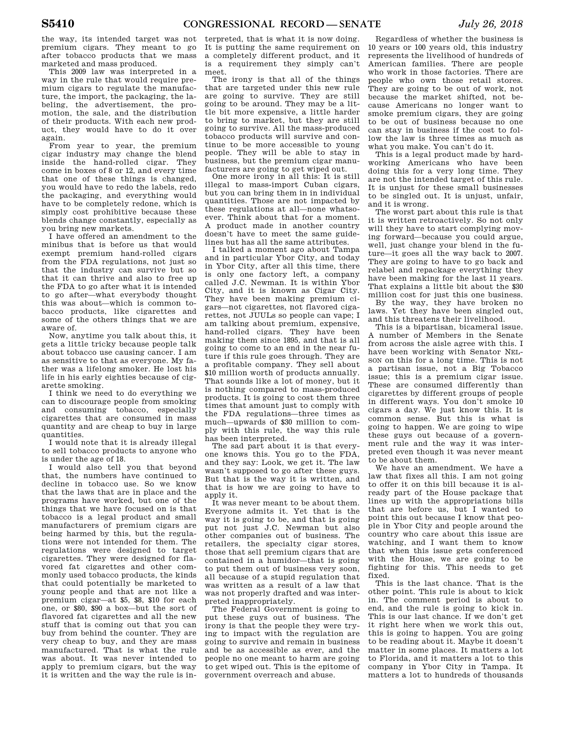the way, its intended target was not premium cigars. They meant to go after tobacco products that we mass marketed and mass produced.

This 2009 law was interpreted in a way in the rule that would require premium cigars to regulate the manufacture, the import, the packaging, the labeling, the advertisement, the promotion, the sale, and the distribution of their products. With each new product, they would have to do it over again.

From year to year, the premium cigar industry may change the blend inside the hand-rolled cigar. They come in boxes of 8 or 12, and every time that one of these things is changed, you would have to redo the labels, redo the packaging, and everything would have to be completely redone, which is simply cost prohibitive because these blends change constantly, especially as you bring new markets.

I have offered an amendment to the minibus that is before us that would exempt premium hand-rolled cigars from the FDA regulations, not just so that the industry can survive but so that it can thrive and also to free up the FDA to go after what it is intended to go after—what everybody thought this was about—which is common tobacco products, like cigarettes and some of the others things that we are aware of.

Now, anytime you talk about this, it gets a little tricky because people talk about tobacco use causing cancer. I am as sensitive to that as everyone. My father was a lifelong smoker. He lost his life in his early eighties because of cigarette smoking.

I think we need to do everything we can to discourage people from smoking and consuming tobacco, especially cigarettes that are consumed in mass quantity and are cheap to buy in large quantities.

I would note that it is already illegal to sell tobacco products to anyone who is under the age of 18.

I would also tell you that beyond that, the numbers have continued to decline in tobacco use. So we know that the laws that are in place and the programs have worked, but one of the things that we have focused on is that tobacco is a legal product and small manufacturers of premium cigars are being harmed by this, but the regulations were not intended for them. The regulations were designed to target cigarettes. They were designed for flavored fat cigarettes and other commonly used tobacco products, the kinds that could potentially be marketed to young people and that are not like a premium cigar—at $5, $8, $10 for each one, or $80, $90 a box—but the sort of flavored fat cigarettes and all the new stuff that is coming out that you can buy from behind the counter. They are very cheap to buy, and they are mass manufactured. That is what the rule was about. It was never intended to apply to premium cigars, but the way it is written and the way the rule is interpreted, that is what it is now doing. It is putting the same requirement on a completely different product, and it is a requirement they simply can't meet.

The irony is that all of the things that are targeted under this new rule are going to survive. They are still going to be around. They may be a little bit more expensive, a little harder to bring to market, but they are still going to survive. All the mass-produced tobacco products will survive and continue to be more accessible to young people. They will be able to stay in business, but the premium cigar manufacturers are going to get wiped out.

One more irony in all this: It is still illegal to mass-import Cuban cigars, but you can bring them in in individual quantities. Those are not impacted by these regulations at all—none whatsoever. Think about that for a moment. A product made in another country doesn't have to meet the same guidelines but has all the same attributes.

I talked a moment ago about Tampa and in particular Ybor City, and today in Ybor City, after all this time, there is only one factory left, a company called J.C. Newman. It is within Ybor City, and it is known as Cigar City. They have been making premium cigars—not cigarettes, not flavored cigarettes, not JUULs so people can vape; I am talking about premium, expensive, hand-rolled cigars. They have been making them since 1895, and that is all going to come to an end in the near future if this rule goes through. They are a profitable company. They sell about $10 million worth of products annually. That sounds like a lot of money, but it is nothing compared to mass-produced products. It is going to cost them three times that amount just to comply with the FDA regulations—three times as much—upwards of $30 million to comply with this rule, the way this rule has been interpreted.

The sad part about it is that everyone knows this. You go to the FDA, and they say: Look, we get it. The law wasn't supposed to go after these guys. But that is the way it is written, and that is how we are going to have to apply it.

It was never meant to be about them. Everyone admits it. Yet that is the way it is going to be, and that is going to put not just J.C. Newman but also other companies out of business. The retailers, the specialty cigar stores, those that sell premium cigars that are contained in a humidor—that is going to put them out of business very soon, all because of a stupid regulation that was written as a result of a law that was not properly drafted and was interpreted inappropriately.

The Federal Government is going to put these guys out of business. The irony is that the people they were trying to impact with the regulation are going to survive and remain in business and be as accessible as ever, and the people no one meant to harm are going to get wiped out. This is the epitome of government overreach and abuse.

Regardless of whether the business is 10 years or 100 years old, this industry represents the livelihood of hundreds of American families. There are people who work in those factories. There are people who own those retail stores. They are going to be out of work, not because the market shifted, not because Americans no longer want to smoke premium cigars, they are going to be out of business because no one can stay in business if the cost to follow the law is three times as much as what you make. You can't do it.

This is a legal product made by hardworking Americans who have been doing this for a very long time. They are not the intended target of this rule. It is unjust for these small businesses to be singled out. It is unjust, unfair, and it is wrong.

The worst part about this rule is that it is written retroactively. So not only will they have to start complying moving forward—because you could argue, well, just change your blend in the future—it goes all the way back to 2007. They are going to have to go back and relabel and repackage everything they have been making for the last 11 years. That explains a little bit about the $30 million cost for just this one business.

By the way, they have broken no laws. Yet they have been singled out, and this threatens their livelihood.

This is a bipartisan, bicameral issue. A number of Members in the Senate from across the aisle agree with this. I have been working with Senator NELSON on this for a long time. This is not a partisan issue, not a Big Tobacco issue; this is a premium cigar issue. These are consumed differently than cigarettes by different groups of people in different ways. You don't smoke 10 cigars a day. We just know this. It is common sense. But this is what is going to happen. We are going to wipe these guys out because of a government rule and the way it was interpreted even though it was never meant to be about them.

We have an amendment. We have a law that fixes all this. I am not going to offer it on this bill because it is already part of the House package that lines up with the appropriations bills that are before us, but I wanted to point this out because I know that people in Ybor City and people around the country who care about this issue are watching, and I want them to know that when this issue gets conferenced with the House, we are going to be fighting for this. This needs to get fixed.

This is the last chance. That is the other point. This rule is about to kick in. The comment period is about to end, and the rule is going to kick in. This is our last chance. If we don't get it right here when we work this out, this is going to happen. You are going to be reading about it. Maybe it doesn't matter in some places. It matters a lot to Florida, and it matters a lot to this company in Ybor City in Tampa. It matters a lot to hundreds of thousands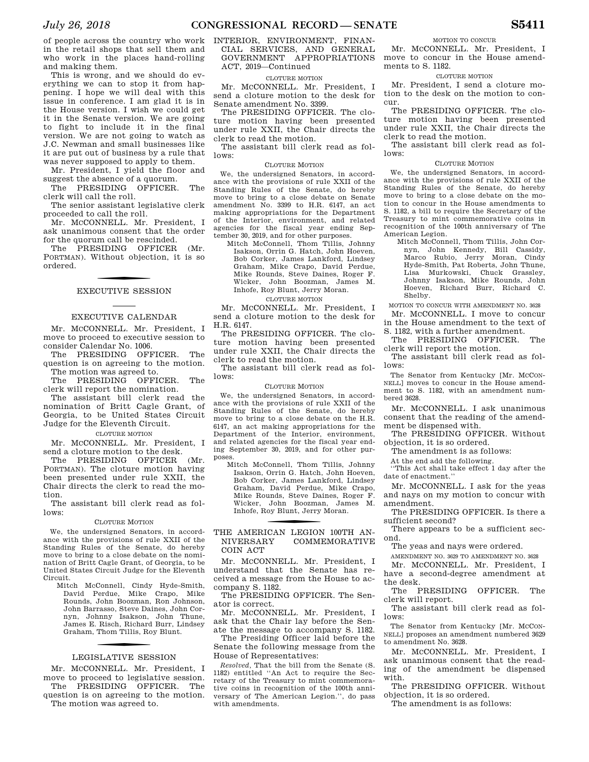of people across the country who work in the retail shops that sell them and who work in the places hand-rolling and making them.

This is wrong, and we should do everything we can to stop it from happening. I hope we will deal with this issue in conference. I am glad it is in the House version. I wish we could get it in the Senate version. We are going to fight to include it in the final version. We are not going to watch as J.C. Newman and small businesses like it are put out of business by a rule that was never supposed to apply to them.

Mr. President, I yield the floor and suggest the absence of a quorum.

The PRESIDING OFFICER. The clerk will call the roll.

The senior assistant legislative clerk proceeded to call the roll.

Mr. McCONNELL. Mr. President, I ask unanimous consent that the order for the quorum call be rescinded.

The PRESIDING OFFICER (Mr. PORTMAN). Without objection, it is so ordered.

## EXECUTIVE SESSION

### EXECUTIVE CALENDAR

Mr. McCONNELL. Mr. President, I move to proceed to executive session to consider Calendar No. 1006.

The PRESIDING OFFICER. The question is on agreeing to the motion.

The motion was agreed to.

The PRESIDING OFFICER. The clerk will report the nomination.

The assistant bill clerk read the nomination of Britt Cagle Grant, of Georgia, to be United States Circuit Judge for the Eleventh Circuit.

CLOTURE MOTION

Mr. McCONNELL. Mr. President, I send a cloture motion to the desk.

The PRESIDING OFFICER (Mr. PORTMAN). The cloture motion having been presented under rule XXII, the Chair directs the clerk to read the motion.

The assistant bill clerk read as follows:

CLOTURE MOTION

We, the undersigned Senators, in accordance with the provisions of rule XXII of the Standing Rules of the Senate, do hereby move to bring to a close debate on the nomination of Britt Cagle Grant, of Georgia, to be United States Circuit Judge for the Eleventh Circuit.

Mitch McConnell, Cindy Hyde-Smith, David Perdue, Mike Crapo, Mike Rounds, John Boozman, Ron Johnson, John Barrasso, Steve Daines, John Cornyn, Johnny Isakson, John Thune, James E. Risch, Richard Burr, Lindsey Graham, Thom Tillis, Roy Blunt.

## LEGISLATIVE SESSION

Mr. McCONNELL. Mr. President, I move to proceed to legislative session.

The PRESIDING OFFICER. The question is on agreeing to the motion.

The motion was agreed to.

## INTERIOR, ENVIRONMENT, FINANCIAL SERVICES, AND GENERAL GOVERNMENT APPROPRIATIONS ACT, 2019—Continued

CLOTURE MOTION

Mr. McCONNELL. Mr. President, I send a cloture motion to the desk for Senate amendment No. 3399.

The PRESIDING OFFICER. The cloture motion having been presented under rule XXII, the Chair directs the clerk to read the motion.

The assistant bill clerk read as follows:

CLOTURE MOTION

We, the undersigned Senators, in accordance with the provisions of rule XXII of the Standing Rules of the Senate, do hereby move to bring to a close debate on Senate amendment No. 3399 to H.R. 6147, an act making appropriations for the Department of the Interior, environment, and related agencies for the fiscal year ending September 30, 2019, and for other purposes.

Mitch McConnell, Thom Tillis, Johnny Isakson, Orrin G. Hatch, John Hoeven, Bob Corker, James Lankford, Lindsey Graham, Mike Crapo, David Perdue, Mike Rounds, Steve Daines, Roger F. Wicker, John Boozman, James M. Inhofe, Roy Blunt, Jerry Moran.

CLOTURE MOTION

Mr. McCONNELL. Mr. President, I send a cloture motion to the desk for H.R. 6147.

The PRESIDING OFFICER. The cloture motion having been presented under rule XXII, the Chair directs the clerk to read the motion.

The assistant bill clerk read as follows:

CLOTURE MOTION

We, the undersigned Senators, in accordance with the provisions of rule XXII of the Standing Rules of the Senate, do hereby move to bring to a close debate on the H.R. 6147, an act making appropriations for the Department of the Interior, environment, and related agencies for the fiscal year ending September 30, 2019, and for other purposes.

Mitch McConnell, Thom Tillis, Johnny Isakson, Orrin G. Hatch, John Hoeven, Bob Corker, James Lankford, Lindsey Graham, David Perdue, Mike Crapo, Mike Rounds, Steve Daines, Roger F. Wicker, John Boozman, James M. Inhofe, Roy Blunt, Jerry Moran.

## THE AMERICAN LEGION 100TH ANNIVERSARY COMMEMORATIVE COIN ACT

Mr. McCONNELL. Mr. President, I understand that the Senate has received a message from the House to accompany S. 1182.

The PRESIDING OFFICER. The Senator is correct.

Mr. McCONNELL. Mr. President, I ask that the Chair lay before the Senate the message to accompany S. 1182.

The Presiding Officer laid before the Senate the following message from the House of Representatives:

*Resolved*, That the bill from the Senate (S. 1182) entitled "An Act to require the Secretary of the Treasury to mint commemorative coins in recognition of the 100th anniversary of The American Legion.", do pass with amendments.

MOTION TO CONCUR

Mr. McCONNELL. Mr. President, I move to concur in the House amendments to S. 1182.

CLOTURE MOTION

Mr. President, I send a cloture motion to the desk on the motion to concur.

The PRESIDING OFFICER. The cloture motion having been presented under rule XXII, the Chair directs the clerk to read the motion.

The assistant bill clerk read as follows:

CLOTURE MOTION

We, the undersigned Senators, in accordance with the provisions of rule XXII of the Standing Rules of the Senate, do hereby move to bring to a close debate on the motion to concur in the House amendments to S. 1182, a bill to require the Secretary of the Treasury to mint commemorative coins in recognition of the 100th anniversary of The American Legion.

Mitch McConnell, Thom Tillis, John Cornyn, John Kennedy, Bill Cassidy, Marco Rubio, Jerry Moran, Cindy Hyde-Smith, Pat Roberts, John Thune, Lisa Murkowski, Chuck Grassley, Johnny Isakson, Mike Rounds, John Hoeven, Richard Burr, Richard C. Shelby.

MOTION TO CONCUR WITH AMENDMENT NO. 3628

Mr. McCONNELL. I move to concur in the House amendment to the text of S. 1182, with a further amendment.

The PRESIDING OFFICER. The clerk will report the motion.

The assistant bill clerk read as follows:

The Senator from Kentucky [Mr. McCONNELL] moves to concur in the House amendment to S. 1182, with an amendment numbered 3628.

Mr. McCONNELL. I ask unanimous consent that the reading of the amendment be dispensed with.

The PRESIDING OFFICER. Without objection, it is so ordered.

The amendment is as follows:

At the end add the following.

"This Act shall take effect 1 day after the date of enactment."

Mr. McCONNELL. I ask for the yeas and nays on my motion to concur with amendment.

The PRESIDING OFFICER. Is there a sufficient second?

There appears to be a sufficient second.

The yeas and nays were ordered.

AMENDMENT NO. 3629 TO AMENDMENT NO. 3628

Mr. McCONNELL. Mr. President, I have a second-degree amendment at the desk.

The PRESIDING OFFICER. The clerk will report.

The assistant bill clerk read as follows:

The Senator from Kentucky [Mr. McCONNELL] proposes an amendment numbered 3629 to amendment No. 3628.

Mr. McCONNELL. Mr. President, I ask unanimous consent that the reading of the amendment be dispensed with.

The PRESIDING OFFICER. Without objection, it is so ordered.

The amendment is as follows: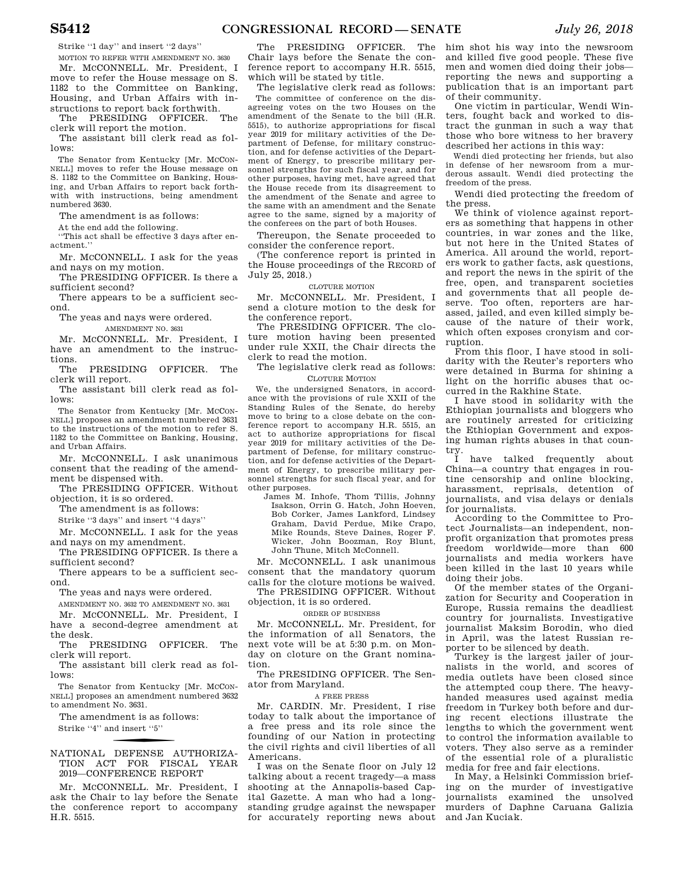Strike "1 day" and insert "2 days"

MOTION TO REFER WITH AMENDMENT NO. 3630

Mr. McCONNELL. Mr. President, I move to refer the House message on S. 1182 to the Committee on Banking, Housing, and Urban Affairs with instructions to report back forthwith.

The PRESIDING OFFICER. The clerk will report the motion.

The assistant bill clerk read as follows:

The Senator from Kentucky [Mr. McCONNELL] moves to refer the House message on S. 1182 to the Committee on Banking, Housing, and Urban Affairs to report back forthwith with instructions, being amendment numbered 3630.

The amendment is as follows:

At the end add the following.

"This act shall be effective 3 days after enactment."

Mr. McCONNELL. I ask for the yeas and nays on my motion.

The PRESIDING OFFICER. Is there a sufficient second?

There appears to be a sufficient second.

The yeas and nays were ordered.

AMENDMENT NO. 3631

Mr. McCONNELL. Mr. President, I have an amendment to the instructions.

The PRESIDING OFFICER. The clerk will report.

The assistant bill clerk read as follows:

The Senator from Kentucky [Mr. McCONNELL] proposes an amendment numbered 3631 to the instructions of the motion to refer S. 1182 to the Committee on Banking, Housing, and Urban Affairs.

Mr. McCONNELL. I ask unanimous consent that the reading of the amendment be dispensed with.

The PRESIDING OFFICER. Without objection, it is so ordered.

The amendment is as follows:

Strike "3 days" and insert "4 days"

Mr. McCONNELL. I ask for the yeas and nays on my amendment.

The PRESIDING OFFICER. Is there a sufficient second?

There appears to be a sufficient second.

The yeas and nays were ordered.

AMENDMENT NO. 3632 TO AMENDMENT NO. 3631

Mr. McCONNELL. Mr. President, I have a second-degree amendment at the desk.

The PRESIDING OFFICER. The clerk will report.

The assistant bill clerk read as follows:

The Senator from Kentucky [Mr. McCONNELL] proposes an amendment numbered 3632 to amendment No. 3631.

The amendment is as follows:

Strike "4" and insert "5"

## NATIONAL DEFENSE AUTHORIZATION ACT FOR FISCAL YEAR 2019—CONFERENCE REPORT

Mr. McCONNELL. Mr. President, I ask the Chair to lay before the Senate the conference report to accompany H.R. 5515.

The PRESIDING OFFICER. The Chair lays before the Senate the conference report to accompany H.R. 5515, which will be stated by title.

The legislative clerk read as follows:

The committee of conference on the disagreeing votes on the two Houses on the amendment of the Senate to the bill (H.R. 5515), to authorize appropriations for fiscal year 2019 for military activities of the Department of Defense, for military construction, and for defense activities of the Department of Energy, to prescribe military personnel strengths for such fiscal year, and for other purposes, having met, have agreed that the House recede from its disagreement to the amendment of the Senate and agree to the same with an amendment and the Senate agree to the same, signed by a majority of the conferees on the part of both Houses.

Thereupon, the Senate proceeded to consider the conference report.

(The conference report is printed in the House proceedings of the RECORD of July 25, 2018.)

CLOTURE MOTION

Mr. McCONNELL. Mr. President, I send a cloture motion to the desk for the conference report.

The PRESIDING OFFICER. The cloture motion having been presented under rule XXII, the Chair directs the clerk to read the motion.

The legislative clerk read as follows:

CLOTURE MOTION

We, the undersigned Senators, in accordance with the provisions of rule XXII of the Standing Rules of the Senate, do hereby move to bring to a close debate on the conference report to accompany H.R. 5515, an act to authorize appropriations for fiscal year 2019 for military activities of the Department of Defense, for military construction, and for defense activities of the Department of Energy, to prescribe military personnel strengths for such fiscal year, and for other purposes.

James M. Inhofe, Thom Tillis, Johnny Isakson, Orrin G. Hatch, John Hoeven, Bob Corker, James Lankford, Lindsey Graham, David Perdue, Mike Crapo, Mike Rounds, Steve Daines, Roger F. Wicker, John Boozman, Roy Blunt, John Thune, Mitch McConnell.

Mr. McCONNELL. I ask unanimous consent that the mandatory quorum calls for the cloture motions be waived.

The PRESIDING OFFICER. Without objection, it is so ordered.

ORDER OF BUSINESS

Mr. McCONNELL. Mr. President, for the information of all Senators, the next vote will be at 5:30 p.m. on Monday on cloture on the Grant nomination.

The PRESIDING OFFICER. The Senator from Maryland.

A FREE PRESS

Mr. CARDIN. Mr. President, I rise today to talk about the importance of a free press and its role since the founding of our Nation in protecting the civil rights and civil liberties of all Americans.

I was on the Senate floor on July 12 talking about a recent tragedy—a mass shooting at the Annapolis-based Capital Gazette. A man who had a longstanding grudge against the newspaper for accurately reporting news about him shot his way into the newsroom and killed five good people. These five men and women died doing their jobs—reporting the news and supporting a publication that is an important part of their community.

One victim in particular, Wendi Winters, fought back and worked to distract the gunman in such a way that those who bore witness to her bravery described her actions in this way:

Wendi died protecting her friends, but also in defense of her newsroom from a murderous assault. Wendi died protecting the freedom of the press.

Wendi died protecting the freedom of the press.

We think of violence against reporters as something that happens in other countries, in war zones and the like, but not here in the United States of America. All around the world, reporters work to gather facts, ask questions, and report the news in the spirit of the free, open, and transparent societies and governments that all people deserve. Too often, reporters are harassed, jailed, and even killed simply because of the nature of their work, which often exposes cronyism and corruption.

From this floor, I have stood in solidarity with the Reuter's reporters who were detained in Burma for shining a light on the horrific abuses that occurred in the Rakhine State.

I have stood in solidarity with the Ethiopian journalists and bloggers who are routinely arrested for criticizing the Ethiopian Government and exposing human rights abuses in that country.

I have talked frequently about China—a country that engages in routine censorship and online blocking, harassment, reprisals, detention of journalists, and visa delays or denials for journalists.

According to the Committee to Protect Journalists—an independent, nonprofit organization that promotes press freedom worldwide—more than 600 journalists and media workers have been killed in the last 10 years while doing their jobs.

Of the member states of the Organization for Security and Cooperation in Europe, Russia remains the deadliest country for journalists. Investigative journalist Maksim Borodin, who died in April, was the latest Russian reporter to be silenced by death.

Turkey is the largest jailer of journalists in the world, and scores of media outlets have been closed since the attempted coup there. The heavy-handed measures used against media freedom in Turkey both before and during recent elections illustrate the lengths to which the government went to control the information available to voters. They also serve as a reminder of the essential role of a pluralistic media for free and fair elections.

In May, a Helsinki Commission briefing on the murder of investigative journalists examined the unsolved murders of Daphne Caruana Galizia and Jan Kuciak.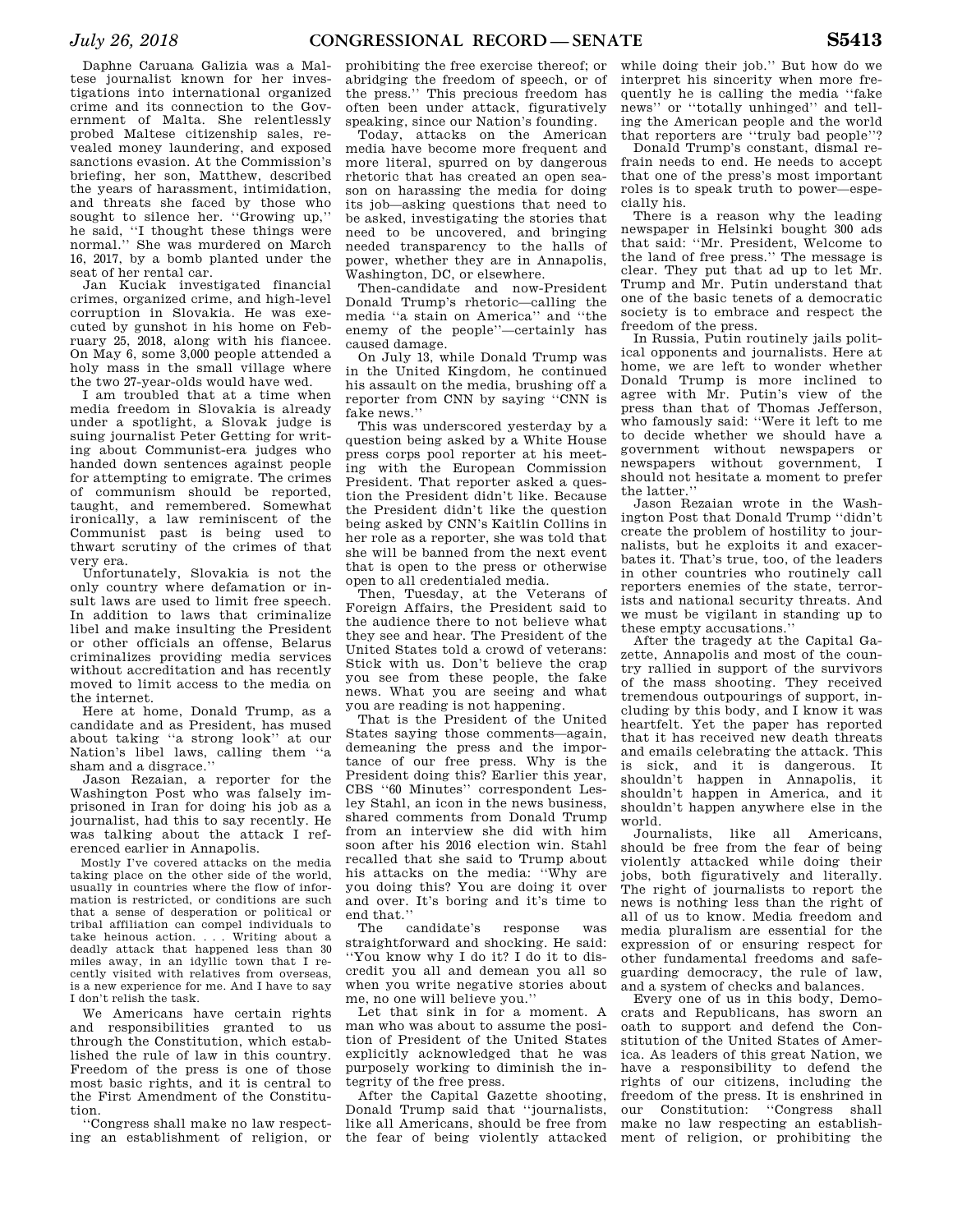Daphne Caruana Galizia was a Maltese journalist known for her investigations into international organized crime and its connection to the Government of Malta. She relentlessly probed Maltese citizenship sales, revealed money laundering, and exposed sanctions evasion. At the Commission's briefing, her son, Matthew, described the years of harassment, intimidation, and threats she faced by those who sought to silence her. ''Growing up,'' he said, ''I thought these things were normal.'' She was murdered on March 16, 2017, by a bomb planted under the seat of her rental car.

Jan Kuciak investigated financial crimes, organized crime, and high-level corruption in Slovakia. He was executed by gunshot in his home on February 25, 2018, along with his fiancee. On May 6, some 3,000 people attended a holy mass in the small village where the two 27-year-olds would have wed.

I am troubled that at a time when media freedom in Slovakia is already under a spotlight, a Slovak judge is suing journalist Peter Getting for writing about Communist-era judges who handed down sentences against people for attempting to emigrate. The crimes of communism should be reported, taught, and remembered. Somewhat ironically, a law reminiscent of the Communist past is being used to thwart scrutiny of the crimes of that very era.

Unfortunately, Slovakia is not the only country where defamation or insult laws are used to limit free speech. In addition to laws that criminalize libel and make insulting the President or other officials an offense, Belarus criminalizes providing media services without accreditation and has recently moved to limit access to the media on the internet.

Here at home, Donald Trump, as a candidate and as President, has mused about taking ''a strong look'' at our Nation's libel laws, calling them ''a sham and a disgrace.''

Jason Rezaian, a reporter for the Washington Post who was falsely imprisoned in Iran for doing his job as a journalist, had this to say recently. He was talking about the attack I referenced earlier in Annapolis.

> Mostly I've covered attacks on the media taking place on the other side of the world, usually in countries where the flow of information is restricted, or conditions are such that a sense of desperation or political or tribal affiliation can compel individuals to take heinous action. . . . Writing about a deadly attack that happened less than 30 miles away, in an idyllic town that I recently visited with relatives from overseas, is a new experience for me. And I have to say I don't relish the task.

We Americans have certain rights and responsibilities granted to us through the Constitution, which established the rule of law in this country. Freedom of the press is one of those most basic rights, and it is central to the First Amendment of the Constitution.

''Congress shall make no law respecting an establishment of religion, or prohibiting the free exercise thereof; or abridging the freedom of speech, or of the press.'' This precious freedom has often been under attack, figuratively speaking, since our Nation's founding.

Today, attacks on the American media have become more frequent and more literal, spurred on by dangerous rhetoric that has created an open season on harassing the media for doing its job—asking questions that need to be asked, investigating the stories that need to be uncovered, and bringing needed transparency to the halls of power, whether they are in Annapolis, Washington, DC, or elsewhere.

Then-candidate and now-President Donald Trump's rhetoric—calling the media ''a stain on America'' and ''the enemy of the people''—certainly has caused damage.

On July 13, while Donald Trump was in the United Kingdom, he continued his assault on the media, brushing off a reporter from CNN by saying ''CNN is fake news.''

This was underscored yesterday by a question being asked by a White House press corps pool reporter at his meeting with the European Commission President. That reporter asked a question the President didn't like. Because the President didn't like the question being asked by CNN's Kaitlin Collins in her role as a reporter, she was told that she will be banned from the next event that is open to the press or otherwise open to all credentialed media.

Then, Tuesday, at the Veterans of Foreign Affairs, the President said to the audience there to not believe what they see and hear. The President of the United States told a crowd of veterans: Stick with us. Don't believe the crap you see from these people, the fake news. What you are seeing and what you are reading is not happening.

That is the President of the United States saying those comments—again, demeaning the press and the importance of our free press. Why is the President doing this? Earlier this year, CBS ''60 Minutes'' correspondent Lesley Stahl, an icon in the news business, shared comments from Donald Trump from an interview she did with him soon after his 2016 election win. Stahl recalled that she said to Trump about his attacks on the media: ''Why are you doing this? You are doing it over and over. It's boring and it's time to end that.''

The candidate's response was straightforward and shocking. He said: ''You know why I do it? I do it to discredit you all and demean you all so when you write negative stories about me, no one will believe you.''

Let that sink in for a moment. A man who was about to assume the position of President of the United States explicitly acknowledged that he was purposely working to diminish the integrity of the free press.

After the Capital Gazette shooting, Donald Trump said that ''journalists, like all Americans, should be free from the fear of being violently attacked while doing their job.'' But how do we interpret his sincerity when more frequently he is calling the media ''fake news'' or ''totally unhinged'' and telling the American people and the world that reporters are ''truly bad people''?

Donald Trump's constant, dismal refrain needs to end. He needs to accept that one of the press's most important roles is to speak truth to power—especially his.

There is a reason why the leading newspaper in Helsinki bought 300 ads that said: ''Mr. President, Welcome to the land of free press.'' The message is clear. They put that ad up to let Mr. Trump and Mr. Putin understand that one of the basic tenets of a democratic society is to embrace and respect the freedom of the press.

In Russia, Putin routinely jails political opponents and journalists. Here at home, we are left to wonder whether Donald Trump is more inclined to agree with Mr. Putin's view of the press than that of Thomas Jefferson, who famously said: ''Were it left to me to decide whether we should have a government without newspapers or newspapers without government, I should not hesitate a moment to prefer the latter.''

Jason Rezaian wrote in the Washington Post that Donald Trump ''didn't create the problem of hostility to journalists, but he exploits it and exacerbates it. That's true, too, of the leaders in other countries who routinely call reporters enemies of the state, terrorists and national security threats. And we must be vigilant in standing up to these empty accusations.''

After the tragedy at the Capital Gazette, Annapolis and most of the country rallied in support of the survivors of the mass shooting. They received tremendous outpourings of support, including by this body, and I know it was heartfelt. Yet the paper has reported that it has received new death threats and emails celebrating the attack. This is sick, and it is dangerous. It shouldn't happen in Annapolis, it shouldn't happen in America, and it shouldn't happen anywhere else in the world.

Journalists, like all Americans, should be free from the fear of being violently attacked while doing their jobs, both figuratively and literally. The right of journalists to report the news is nothing less than the right of all of us to know. Media freedom and media pluralism are essential for the expression of or ensuring respect for other fundamental freedoms and safeguarding democracy, the rule of law, and a system of checks and balances.

Every one of us in this body, Democrats and Republicans, has sworn an oath to support and defend the Constitution of the United States of America. As leaders of this great Nation, we have a responsibility to defend the rights of our citizens, including the freedom of the press. It is enshrined in our Constitution: ''Congress shall make no law respecting an establishment of religion, or prohibiting the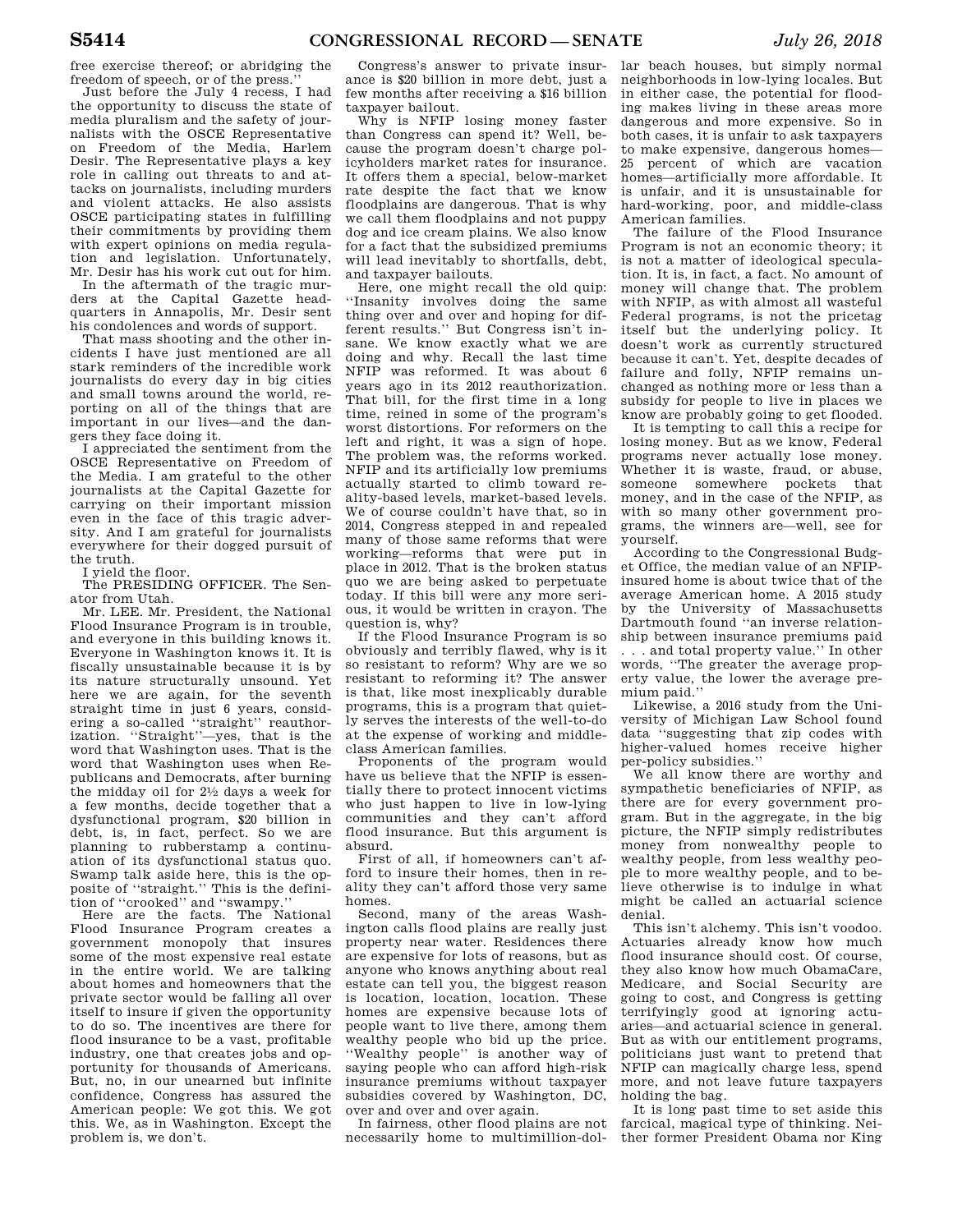free exercise thereof; or abridging the freedom of speech, or of the press.''

Just before the July 4 recess, I had the opportunity to discuss the state of media pluralism and the safety of journalists with the OSCE Representative on Freedom of the Media, Harlem Desir. The Representative plays a key role in calling out threats to and attacks on journalists, including murders and violent attacks. He also assists OSCE participating states in fulfilling their commitments by providing them with expert opinions on media regulation and legislation. Unfortunately, Mr. Desir has his work cut out for him.

In the aftermath of the tragic murders at the Capital Gazette headquarters in Annapolis, Mr. Desir sent his condolences and words of support.

That mass shooting and the other incidents I have just mentioned are all stark reminders of the incredible work journalists do every day in big cities and small towns around the world, reporting on all of the things that are important in our lives—and the dangers they face doing it.

I appreciated the sentiment from the OSCE Representative on Freedom of the Media. I am grateful to the other journalists at the Capital Gazette for carrying on their important mission even in the face of this tragic adversity. And I am grateful for journalists everywhere for their dogged pursuit of the truth.

I yield the floor.

The PRESIDING OFFICER. The Senator from Utah.

Mr. LEE. Mr. President, the National Flood Insurance Program is in trouble, and everyone in this building knows it. Everyone in Washington knows it. It is fiscally unsustainable because it is by its nature structurally unsound. Yet here we are again, for the seventh straight time in just 6 years, considering a so-called ''straight'' reauthorization. ''Straight''—yes, that is the word that Washington uses. That is the word that Washington uses when Republicans and Democrats, after burning the midday oil for 2½ days a week for a few months, decide together that a dysfunctional program, $20 billion in debt, is, in fact, perfect. So we are planning to rubberstamp a continuation of its dysfunctional status quo. Swamp talk aside here, this is the opposite of ''straight.'' This is the definition of ''crooked'' and ''swampy.''

Here are the facts. The National Flood Insurance Program creates a government monopoly that insures some of the most expensive real estate in the entire world. We are talking about homes and homeowners that the private sector would be falling all over itself to insure if given the opportunity to do so. The incentives are there for flood insurance to be a vast, profitable industry, one that creates jobs and opportunity for thousands of Americans. But, no, in our unearned but infinite confidence, Congress has assured the American people: We got this. We got this. We, as in Washington. Except the problem is, we don't.

Congress's answer to private insurance is $20 billion in more debt, just a few months after receiving a $16 billion taxpayer bailout.

Why is NFIP losing money faster than Congress can spend it? Well, because the program doesn't charge policyholders market rates for insurance. It offers them a special, below-market rate despite the fact that we know floodplains are dangerous. That is why we call them floodplains and not puppy dog and ice cream plains. We also know for a fact that the subsidized premiums will lead inevitably to shortfalls, debt, and taxpayer bailouts.

Here, one might recall the old quip: ''Insanity involves doing the same thing over and over and hoping for different results.'' But Congress isn't insane. We know exactly what we are doing and why. Recall the last time NFIP was reformed. It was about 6 years ago in its 2012 reauthorization. That bill, for the first time in a long time, reined in some of the program's worst distortions. For reformers on the left and right, it was a sign of hope. The problem was, the reforms worked. NFIP and its artificially low premiums actually started to climb toward reality-based levels, market-based levels. We of course couldn't have that, so in 2014, Congress stepped in and repealed many of those same reforms that were working—reforms that were put in place in 2012. That is the broken status quo we are being asked to perpetuate today. If this bill were any more serious, it would be written in crayon. The question is, why?

If the Flood Insurance Program is so obviously and terribly flawed, why is it so resistant to reform? Why are we so resistant to reforming it? The answer is that, like most inexplicably durable programs, this is a program that quietly serves the interests of the well-to-do at the expense of working and middle-class American families.

Proponents of the program would have us believe that the NFIP is essentially there to protect innocent victims who just happen to live in low-lying communities and they can't afford flood insurance. But this argument is absurd.

First of all, if homeowners can't afford to insure their homes, then in reality they can't afford those very same homes.

Second, many of the areas Washington calls flood plains are really just property near water. Residences there are expensive for lots of reasons, but as anyone who knows anything about real estate can tell you, the biggest reason is location, location, location. These homes are expensive because lots of people want to live there, among them wealthy people who bid up the price. ''Wealthy people'' is another way of saying people who can afford high-risk insurance premiums without taxpayer subsidies covered by Washington, DC, over and over and over again.

In fairness, other flood plains are not necessarily home to multimillion-dollar beach houses, but simply normal neighborhoods in low-lying locales. But in either case, the potential for flooding makes living in these areas more dangerous and more expensive. So in both cases, it is unfair to ask taxpayers to make expensive, dangerous homes—25 percent of which are vacation homes—artificially more affordable. It is unfair, and it is unsustainable for hard-working, poor, and middle-class American families.

The failure of the Flood Insurance Program is not an economic theory; it is not a matter of ideological speculation. It is, in fact, a fact. No amount of money will change that. The problem with NFIP, as with almost all wasteful Federal programs, is not the pricetag itself but the underlying policy. It doesn't work as currently structured because it can't. Yet, despite decades of failure and folly, NFIP remains unchanged as nothing more or less than a subsidy for people to live in places we know are probably going to get flooded.

It is tempting to call this a recipe for losing money. But as we know, Federal programs never actually lose money. Whether it is waste, fraud, or abuse, someone somewhere pockets that money, and in the case of the NFIP, as with so many other government programs, the winners are—well, see for yourself.

According to the Congressional Budget Office, the median value of an NFIP-insured home is about twice that of the average American home. A 2015 study by the University of Massachusetts Dartmouth found ''an inverse relationship between insurance premiums paid . . . and total property value.'' In other words, ''The greater the average property value, the lower the average premium paid.''

Likewise, a 2016 study from the University of Michigan Law School found data ''suggesting that zip codes with higher-valued homes receive higher per-policy subsidies.''

We all know there are worthy and sympathetic beneficiaries of NFIP, as there are for every government program. But in the aggregate, in the big picture, the NFIP simply redistributes money from nonwealthy people to wealthy people, from less wealthy people to more wealthy people, and to believe otherwise is to indulge in what might be called an actuarial science denial.

This isn't alchemy. This isn't voodoo. Actuaries already know how much flood insurance should cost. Of course, they also know how much ObamaCare, Medicare, and Social Security are going to cost, and Congress is getting terrifyingly good at ignoring actuaries—and actuarial science in general. But as with our entitlement programs, politicians just want to pretend that NFIP can magically charge less, spend more, and not leave future taxpayers holding the bag.

It is long past time to set aside this farcical, magical type of thinking. Neither former President Obama nor King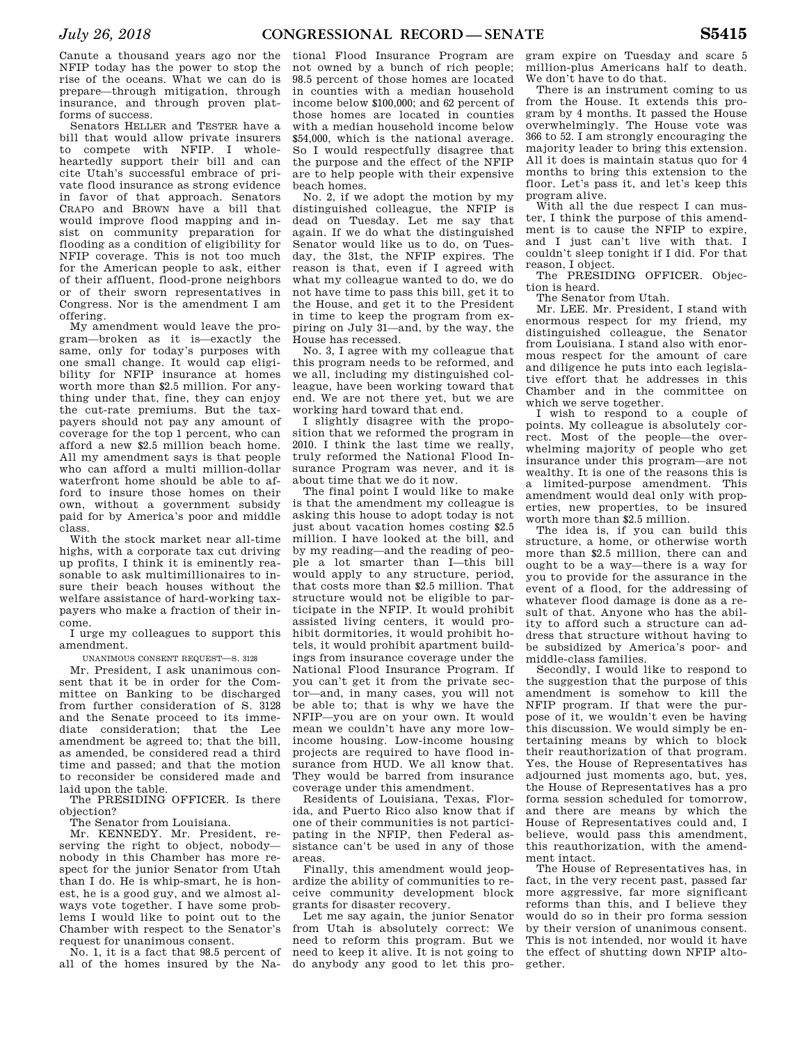Canute a thousand years ago nor the NFIP today has the power to stop the rise of the oceans. What we can do is prepare—through mitigation, through insurance, and through proven platforms of success.

Senators HELLER and TESTER have a bill that would allow private insurers to compete with NFIP. I wholeheartedly support their bill and can cite Utah's successful embrace of private flood insurance as strong evidence in favor of that approach. Senators CRAPO and BROWN have a bill that would improve flood mapping and insist on community preparation for flooding as a condition of eligibility for NFIP coverage. This is not too much for the American people to ask, either of their affluent, flood-prone neighbors or of their sworn representatives in Congress. Nor is the amendment I am offering.

My amendment would leave the program—broken as it is—exactly the same, only for today's purposes with one small change. It would cap eligibility for NFIP insurance at homes worth more than $2.5 million. For anything under that, fine, they can enjoy the cut-rate premiums. But the taxpayers should not pay any amount of coverage for the top 1 percent, who can afford a new $2.5 million beach home. All my amendment says is that people who can afford a multi million-dollar waterfront home should be able to afford to insure those homes on their own, without a government subsidy paid for by America's poor and middle class.

With the stock market near all-time highs, with a corporate tax cut driving up profits, I think it is eminently reasonable to ask multimillionaires to insure their beach houses without the welfare assistance of hard-working taxpayers who make a fraction of their income.

I urge my colleagues to support this amendment.

UNANIMOUS CONSENT REQUEST—S. 3128

Mr. President, I ask unanimous consent that it be in order for the Committee on Banking to be discharged from further consideration of S. 3128 and the Senate proceed to its immediate consideration; that the Lee amendment be agreed to; that the bill, as amended, be considered read a third time and passed; and that the motion to reconsider be considered made and laid upon the table.

The PRESIDING OFFICER. Is there objection?

The Senator from Louisiana.

Mr. KENNEDY. Mr. President, reserving the right to object, nobody—nobody in this Chamber has more respect for the junior Senator from Utah than I do. He is whip-smart, he is honest, he is a good guy, and we almost always vote together. I have some problems I would like to point out to the Chamber with respect to the Senator's request for unanimous consent.

No. 1, it is a fact that 98.5 percent of all of the homes insured by the National Flood Insurance Program are not owned by a bunch of rich people; 98.5 percent of those homes are located in counties with a median household income below $100,000; and 62 percent of those homes are located in counties with a median household income below $54,000, which is the national average. So I would respectfully disagree that the purpose and the effect of the NFIP are to help people with their expensive beach homes.

No. 2, if we adopt the motion by my distinguished colleague, the NFIP is dead on Tuesday. Let me say that again. If we do what the distinguished Senator would like us to do, on Tuesday, the 31st, the NFIP expires. The reason is that, even if I agreed with what my colleague wanted to do, we do not have time to pass this bill, get it to the House, and get it to the President in time to keep the program from expiring on July 31—and, by the way, the House has recessed.

No. 3, I agree with my colleague that this program needs to be reformed, and we all, including my distinguished colleague, have been working toward that end. We are not there yet, but we are working hard toward that end.

I slightly disagree with the proposition that we reformed the program in 2010. I think the last time we really, truly reformed the National Flood Insurance Program was never, and it is about time that we do it now.

The final point I would like to make is that the amendment my colleague is asking this house to adopt today is not just about vacation homes costing $2.5 million. I have looked at the bill, and by my reading—and the reading of people a lot smarter than I—this bill would apply to any structure, period, that costs more than $2.5 million. That structure would not be eligible to participate in the NFIP. It would prohibit assisted living centers, it would prohibit dormitories, it would prohibit hotels, it would prohibit apartment buildings from insurance coverage under the National Flood Insurance Program. If you can't get it from the private sector—and, in many cases, you will not be able to; that is why we have the NFIP—you are on your own. It would mean we couldn't have any more low-income housing. Low-income housing projects are required to have flood insurance from HUD. We all know that. They would be barred from insurance coverage under this amendment.

Residents of Louisiana, Texas, Florida, and Puerto Rico also know that if one of their communities is not participating in the NFIP, then Federal assistance can't be used in any of those areas.

Finally, this amendment would jeopardize the ability of communities to receive community development block grants for disaster recovery.

Let me say again, the junior Senator from Utah is absolutely correct: We need to reform this program. But we need to keep it alive. It is not going to do anybody any good to let this program expire on Tuesday and scare 5 million-plus Americans half to death. We don't have to do that.

There is an instrument coming to us from the House. It extends this program by 4 months. It passed the House overwhelmingly. The House vote was 366 to 52. I am strongly encouraging the majority leader to bring this extension. All it does is maintain status quo for 4 months to bring this extension to the floor. Let's pass it, and let's keep this program alive.

With all the due respect I can muster, I think the purpose of this amendment is to cause the NFIP to expire, and I just can't live with that. I couldn't sleep tonight if I did. For that reason, I object.

The PRESIDING OFFICER. Objection is heard.

The Senator from Utah.

Mr. LEE. Mr. President, I stand with enormous respect for my friend, my distinguished colleague, the Senator from Louisiana. I stand also with enormous respect for the amount of care and diligence he puts into each legislative effort that he addresses in this Chamber and in the committee on which we serve together.

I wish to respond to a couple of points. My colleague is absolutely correct. Most of the people—the overwhelming majority of people who get insurance under this program—are not wealthy. It is one of the reasons this is a limited-purpose amendment. This amendment would deal only with properties, new properties, to be insured worth more than $2.5 million.

The idea is, if you can build this structure, a home, or otherwise worth more than $2.5 million, there can and ought to be a way—there is a way for you to provide for the assurance in the event of a flood, for the addressing of whatever flood damage is done as a result of that. Anyone who has the ability to afford such a structure can address that structure without having to be subsidized by America's poor- and middle-class families.

Secondly, I would like to respond to the suggestion that the purpose of this amendment is somehow to kill the NFIP program. If that were the purpose of it, we wouldn't even be having this discussion. We would simply be entertaining means by which to block their reauthorization of that program. Yes, the House of Representatives has adjourned just moments ago, but, yes, the House of Representatives has a pro forma session scheduled for tomorrow, and there are means by which the House of Representatives could and, I believe, would pass this amendment, this reauthorization, with the amendment intact.

The House of Representatives has, in fact, in the very recent past, passed far more aggressive, far more significant reforms than this, and I believe they would do so in their pro forma session by their version of unanimous consent. This is not intended, nor would it have the effect of shutting down NFIP altogether.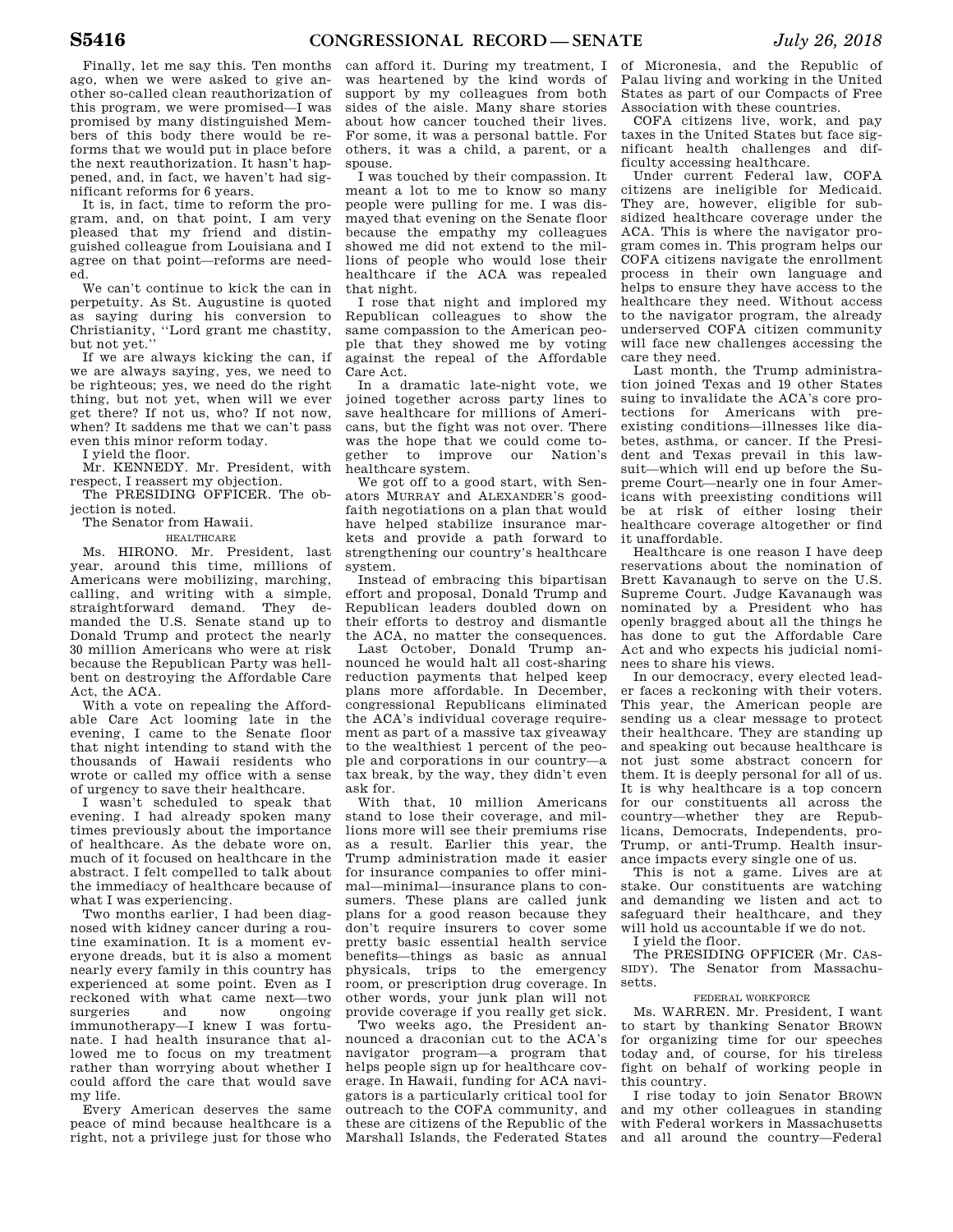Finally, let me say this. Ten months ago, when we were asked to give another so-called clean reauthorization of this program, we were promised—I was promised by many distinguished Members of this body there would be reforms that we would put in place before the next reauthorization. It hasn't happened, and, in fact, we haven't had significant reforms for 6 years.

It is, in fact, time to reform the program, and, on that point, I am very pleased that my friend and distinguished colleague from Louisiana and I agree on that point—reforms are needed.

We can't continue to kick the can in perpetuity. As St. Augustine is quoted as saying during his conversion to Christianity, ''Lord grant me chastity, but not yet.''

If we are always kicking the can, if we are always saying, yes, we need to be righteous; yes, we need do the right thing, but not yet, when will we ever get there? If not us, who? If not now, when? It saddens me that we can't pass even this minor reform today.

I yield the floor.

Mr. KENNEDY. Mr. President, with respect, I reassert my objection.

The PRESIDING OFFICER. The objection is noted.

The Senator from Hawaii.

## HEALTHCARE

Ms. HIRONO. Mr. President, last year, around this time, millions of Americans were mobilizing, marching, calling, and writing with a simple, straightforward demand. They demanded the U.S. Senate stand up to Donald Trump and protect the nearly 30 million Americans who were at risk because the Republican Party was hell-bent on destroying the Affordable Care Act, the ACA.

With a vote on repealing the Affordable Care Act looming late in the evening, I came to the Senate floor that night intending to stand with the thousands of Hawaii residents who wrote or called my office with a sense of urgency to save their healthcare.

I wasn't scheduled to speak that evening. I had already spoken many times previously about the importance of healthcare. As the debate wore on, much of it focused on healthcare in the abstract. I felt compelled to talk about the immediacy of healthcare because of what I was experiencing.

Two months earlier, I had been diagnosed with kidney cancer during a routine examination. It is a moment everyone dreads, but it is also a moment nearly every family in this country has experienced at some point. Even as I reckoned with what came next—two surgeries and now ongoing immunotherapy—I knew I was fortunate. I had health insurance that allowed me to focus on my treatment rather than worrying about whether I could afford the care that would save my life.

Every American deserves the same peace of mind because healthcare is a right, not a privilege just for those who can afford it. During my treatment, I was heartened by the kind words of support by my colleagues from both sides of the aisle. Many share stories about how cancer touched their lives. For some, it was a personal battle. For others, it was a child, a parent, or a spouse.

I was touched by their compassion. It meant a lot to me to know so many people were pulling for me. I was dismayed that evening on the Senate floor because the empathy my colleagues showed me did not extend to the millions of people who would lose their healthcare if the ACA was repealed that night.

I rose that night and implored my Republican colleagues to show the same compassion to the American people that they showed me by voting against the repeal of the Affordable Care Act.

In a dramatic late-night vote, we joined together across party lines to save healthcare for millions of Americans, but the fight was not over. There was the hope that we could come together to improve our Nation's healthcare system.

We got off to a good start, with Senators MURRAY and ALEXANDER'S good-faith negotiations on a plan that would have helped stabilize insurance markets and provide a path forward to strengthening our country's healthcare system.

Instead of embracing this bipartisan effort and proposal, Donald Trump and Republican leaders doubled down on their efforts to destroy and dismantle the ACA, no matter the consequences.

Last October, Donald Trump announced he would halt all cost-sharing reduction payments that helped keep plans more affordable. In December, congressional Republicans eliminated the ACA's individual coverage requirement as part of a massive tax giveaway to the wealthiest 1 percent of the people and corporations in our country—a tax break, by the way, they didn't even ask for.

With that, 10 million Americans stand to lose their coverage, and millions more will see their premiums rise as a result. Earlier this year, the Trump administration made it easier for insurance companies to offer minimal—minimal—insurance plans to consumers. These plans are called junk plans for a good reason because they don't require insurers to cover some pretty basic essential health service benefits—things as basic as annual physicals, trips to the emergency room, or prescription drug coverage. In other words, your junk plan will not provide coverage if you really get sick.

Two weeks ago, the President announced a draconian cut to the ACA's navigator program—a program that helps people sign up for healthcare coverage. In Hawaii, funding for ACA navigators is a particularly critical tool for outreach to the COFA community, and these are citizens of the Republic of the Marshall Islands, the Federated States of Micronesia, and the Republic of Palau living and working in the United States as part of our Compacts of Free Association with these countries.

COFA citizens live, work, and pay taxes in the United States but face significant health challenges and difficulty accessing healthcare.

Under current Federal law, COFA citizens are ineligible for Medicaid. They are, however, eligible for subsidized healthcare coverage under the ACA. This is where the navigator program comes in. This program helps our COFA citizens navigate the enrollment process in their own language and helps to ensure they have access to the healthcare they need. Without access to the navigator program, the already underserved COFA citizen community will face new challenges accessing the care they need.

Last month, the Trump administration joined Texas and 19 other States suing to invalidate the ACA's core protections for Americans with preexisting conditions—illnesses like diabetes, asthma, or cancer. If the President and Texas prevail in this lawsuit—which will end up before the Supreme Court—nearly one in four Americans with preexisting conditions will be at risk of either losing their healthcare coverage altogether or find it unaffordable.

Healthcare is one reason I have deep reservations about the nomination of Brett Kavanaugh to serve on the U.S. Supreme Court. Judge Kavanaugh was nominated by a President who has openly bragged about all the things he has done to gut the Affordable Care Act and who expects his judicial nominees to share his views.

In our democracy, every elected leader faces a reckoning with their voters. This year, the American people are sending us a clear message to protect their healthcare. They are standing up and speaking out because healthcare is not just some abstract concern for them. It is deeply personal for all of us. It is why healthcare is a top concern for our constituents all across the country—whether they are Republicans, Democrats, Independents, pro-Trump, or anti-Trump. Health insurance impacts every single one of us.

This is not a game. Lives are at stake. Our constituents are watching and demanding we listen and act to safeguard their healthcare, and they will hold us accountable if we do not.

I yield the floor.

The PRESIDING OFFICER (Mr. CASSIDY). The Senator from Massachusetts.

## FEDERAL WORKFORCE

Ms. WARREN. Mr. President, I want to start by thanking Senator BROWN for organizing time for our speeches today and, of course, for his tireless fight on behalf of working people in this country.

I rise today to join Senator BROWN and my other colleagues in standing with Federal workers in Massachusetts and all around the country—Federal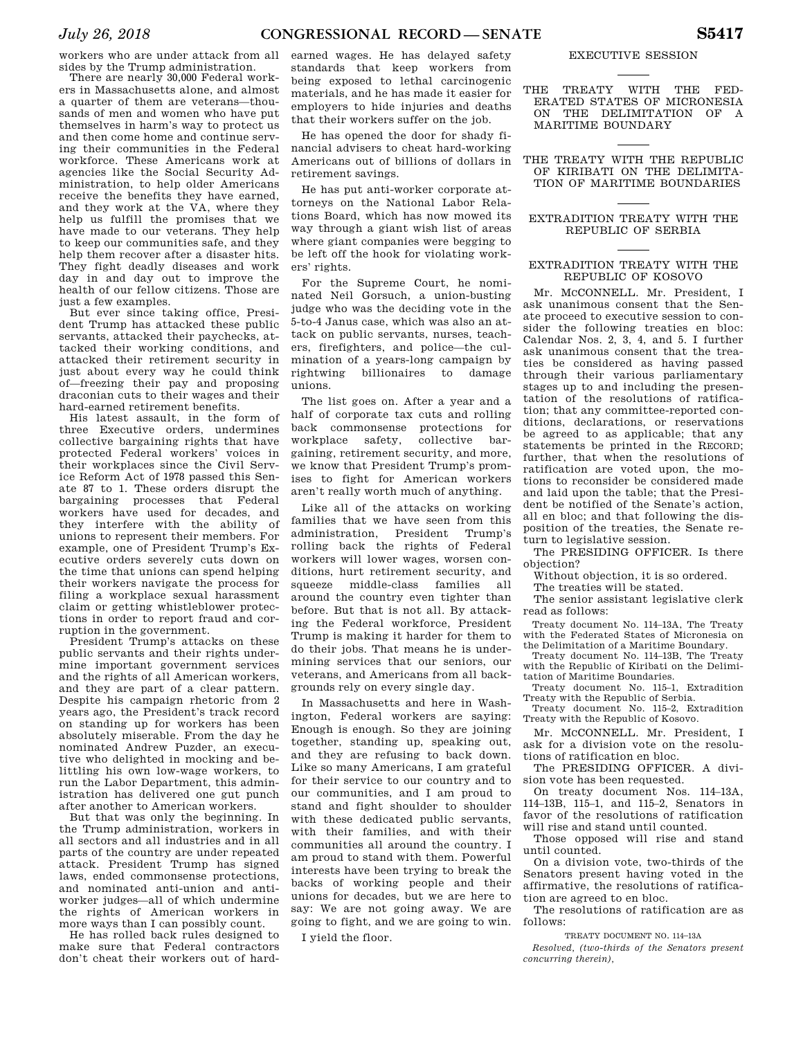workers who are under attack from all sides by the Trump administration.

There are nearly 30,000 Federal workers in Massachusetts alone, and almost a quarter of them are veterans—thousands of men and women who have put themselves in harm's way to protect us and then come home and continue serving their communities in the Federal workforce. These Americans work at agencies like the Social Security Administration, to help older Americans receive the benefits they have earned, and they work at the VA, where they help us fulfill the promises that we have made to our veterans. They help to keep our communities safe, and they help them recover after a disaster hits. They fight deadly diseases and work day in and day out to improve the health of our fellow citizens. Those are just a few examples.

But ever since taking office, President Trump has attacked these public servants, attacked their paychecks, attacked their working conditions, and attacked their retirement security in just about every way he could think of—freezing their pay and proposing draconian cuts to their wages and their hard-earned retirement benefits.

His latest assault, in the form of three Executive orders, undermines collective bargaining rights that have protected Federal workers' voices in their workplaces since the Civil Service Reform Act of 1978 passed this Senate 87 to 1. These orders disrupt the bargaining processes that Federal workers have used for decades, and they interfere with the ability of unions to represent their members. For example, one of President Trump's Executive orders severely cuts down on the time that unions can spend helping their workers navigate the process for filing a workplace sexual harassment claim or getting whistleblower protections in order to report fraud and corruption in the government.

President Trump's attacks on these public servants and their rights undermine important government services and the rights of all American workers, and they are part of a clear pattern. Despite his campaign rhetoric from 2 years ago, the President's track record on standing up for workers has been absolutely miserable. From the day he nominated Andrew Puzder, an executive who delighted in mocking and belittling his own low-wage workers, to run the Labor Department, this administration has delivered one gut punch after another to American workers.

But that was only the beginning. In the Trump administration, workers in all sectors and all industries and in all parts of the country are under repeated attack. President Trump has signed laws, ended commonsense protections, and nominated anti-union and anti-worker judges—all of which undermine the rights of American workers in more ways than I can possibly count.

He has rolled back rules designed to make sure that Federal contractors don't cheat their workers out of hard-earned wages. He has delayed safety standards that keep workers from being exposed to lethal carcinogenic materials, and he has made it easier for employers to hide injuries and deaths that their workers suffer on the job.

He has opened the door for shady financial advisers to cheat hard-working Americans out of billions of dollars in retirement savings.

He has put anti-worker corporate attorneys on the National Labor Relations Board, which has now mowed its way through a giant wish list of areas where giant companies were begging to be left off the hook for violating workers' rights.

For the Supreme Court, he nominated Neil Gorsuch, a union-busting judge who was the deciding vote in the 5-to-4 Janus case, which was also an attack on public servants, nurses, teachers, firefighters, and police—the culmination of a years-long campaign by rightwing billionaires to damage unions.

The list goes on. After a year and a half of corporate tax cuts and rolling back commonsense protections for workplace safety, collective bargaining, retirement security, and more, we know that President Trump's promises to fight for American workers aren't really worth much of anything.

Like all of the attacks on working families that we have seen from this administration, President Trump's rolling back the rights of Federal workers will lower wages, worsen conditions, hurt retirement security, and squeeze middle-class families all around the country even tighter than before. But that is not all. By attacking the Federal workforce, President Trump is making it harder for them to do their jobs. That means he is undermining services that our seniors, our veterans, and Americans from all backgrounds rely on every single day.

In Massachusetts and here in Washington, Federal workers are saying: Enough is enough. So they are joining together, standing up, speaking out, and they are refusing to back down. Like so many Americans, I am grateful for their service to our country and to our communities, and I am proud to stand and fight shoulder to shoulder with these dedicated public servants, with their families, and with their communities all around the country. I am proud to stand with them. Powerful interests have been trying to break the backs of working people and their unions for decades, but we are here to say: We are not going away. We are going to fight, and we are going to win.

I yield the floor.

## EXECUTIVE SESSION

## THE TREATY WITH THE FEDERATED STATES OF MICRONESIA ON THE DELIMITATION OF A MARITIME BOUNDARY

## THE TREATY WITH THE REPUBLIC OF KIRIBATI ON THE DELIMITATION OF MARITIME BOUNDARIES

## EXTRADITION TREATY WITH THE REPUBLIC OF SERBIA

## EXTRADITION TREATY WITH THE REPUBLIC OF KOSOVO

Mr. MCCONNELL. Mr. President, I ask unanimous consent that the Senate proceed to executive session to consider the following treaties en bloc: Calendar Nos. 2, 3, 4, and 5. I further ask unanimous consent that the treaties be considered as having passed through their various parliamentary stages up to and including the presentation of the resolutions of ratification; that any committee-reported conditions, declarations, or reservations be agreed to as applicable; that any statements be printed in the RECORD; further, that when the resolutions of ratification are voted upon, the motions to reconsider be considered made and laid upon the table; that the President be notified of the Senate's action, all en bloc; and that following the disposition of the treaties, the Senate return to legislative session.

The PRESIDING OFFICER. Is there objection?

Without objection, it is so ordered.

The treaties will be stated.

The senior assistant legislative clerk read as follows:

Treaty document No. 114–13A, The Treaty with the Federated States of Micronesia on the Delimitation of a Maritime Boundary.

Treaty document No. 114–13B, The Treaty with the Republic of Kiribati on the Delimitation of Maritime Boundaries.

Treaty document No. 115–1, Extradition Treaty with the Republic of Serbia.

Treaty document No. 115–2, Extradition Treaty with the Republic of Kosovo.

Mr. MCCONNELL. Mr. President, I ask for a division vote on the resolutions of ratification en bloc.

The PRESIDING OFFICER. A division vote has been requested.

On treaty document Nos. 114–13A, 114–13B, 115–1, and 115–2, Senators in favor of the resolutions of ratification will rise and stand until counted.

Those opposed will rise and stand until counted.

On a division vote, two-thirds of the Senators present having voted in the affirmative, the resolutions of ratification are agreed to en bloc.

The resolutions of ratification are as follows:

TREATY DOCUMENT NO. 114–13A

*Resolved, (two-thirds of the Senators present concurring therein),*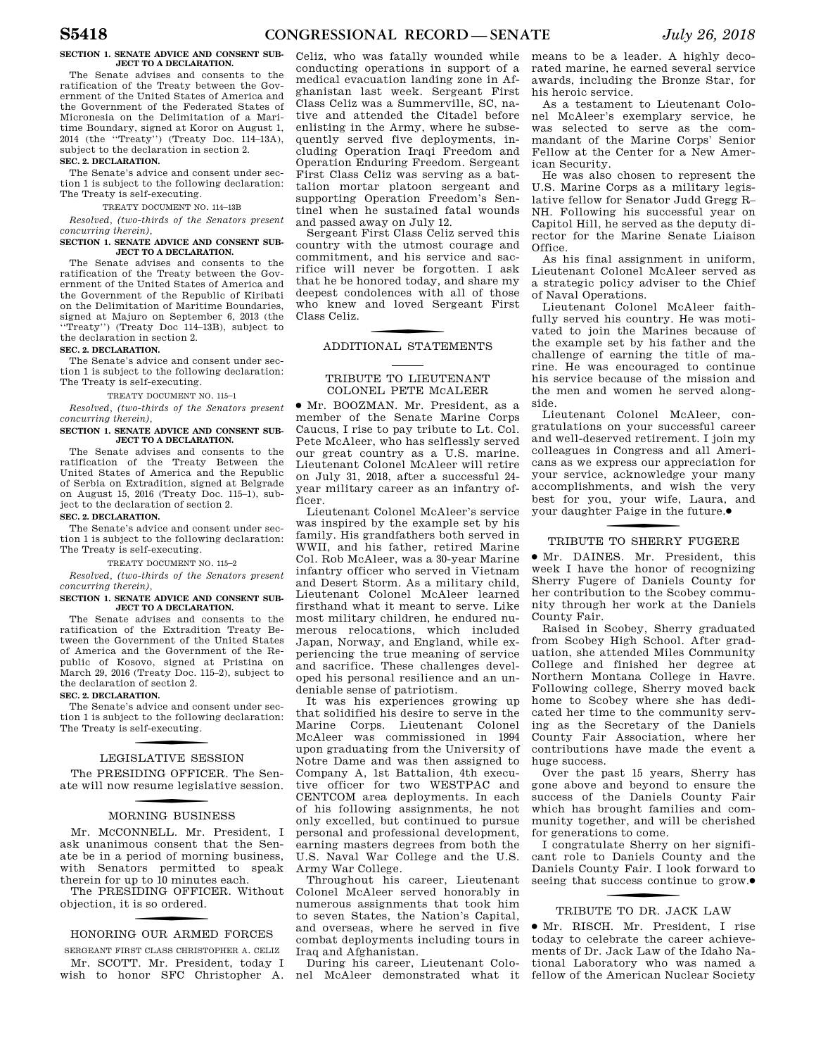**SECTION 1. SENATE ADVICE AND CONSENT SUBJECT TO A DECLARATION.**

The Senate advises and consents to the ratification of the Treaty between the Government of the United States of America and the Government of the Federated States of Micronesia on the Delimitation of a Maritime Boundary, signed at Koror on August 1, 2014 (the ''Treaty'') (Treaty Doc. 114–13A), subject to the declaration in section 2.

**SEC. 2. DECLARATION.**

The Senate's advice and consent under section 1 is subject to the following declaration: The Treaty is self-executing.

TREATY DOCUMENT NO. 114–13B

*Resolved, (two-thirds of the Senators present concurring therein),*

**SECTION 1. SENATE ADVICE AND CONSENT SUBJECT TO A DECLARATION.**

The Senate advises and consents to the ratification of the Treaty between the Government of the United States of America and the Government of the Republic of Kiribati on the Delimitation of Maritime Boundaries, signed at Majuro on September 6, 2013 (the ''Treaty'') (Treaty Doc 114–13B), subject to the declaration in section 2.

**SEC. 2. DECLARATION.**

The Senate's advice and consent under section 1 is subject to the following declaration: The Treaty is self-executing.

TREATY DOCUMENT NO. 115–1

*Resolved, (two-thirds of the Senators present concurring therein),*

**SECTION 1. SENATE ADVICE AND CONSENT SUBJECT TO A DECLARATION.**

The Senate advises and consents to the ratification of the Treaty Between the United States of America and the Republic of Serbia on Extradition, signed at Belgrade on August 15, 2016 (Treaty Doc. 115–1), subject to the declaration of section 2.

**SEC. 2. DECLARATION.**

The Senate's advice and consent under section 1 is subject to the following declaration: The Treaty is self-executing.

TREATY DOCUMENT NO. 115–2

*Resolved, (two-thirds of the Senators present concurring therein),*

**SECTION 1. SENATE ADVICE AND CONSENT SUBJECT TO A DECLARATION.**

The Senate advises and consents to the ratification of the Extradition Treaty Between the Government of the United States of America and the Government of the Republic of Kosovo, signed at Pristina on March 29, 2016 (Treaty Doc. 115–2), subject to the declaration of section 2.

**SEC. 2. DECLARATION.**

The Senate's advice and consent under section 1 is subject to the following declaration: The Treaty is self-executing.

## LEGISLATIVE SESSION

The PRESIDING OFFICER. The Senate will now resume legislative session.

## MORNING BUSINESS

Mr. McCONNELL. Mr. President, I ask unanimous consent that the Senate be in a period of morning business, with Senators permitted to speak therein for up to 10 minutes each.

The PRESIDING OFFICER. Without objection, it is so ordered.

## HONORING OUR ARMED FORCES

SERGEANT FIRST CLASS CHRISTOPHER A. CELIZ

Mr. SCOTT. Mr. President, today I wish to honor SFC Christopher A. Celiz, who was fatally wounded while conducting operations in support of a medical evacuation landing zone in Afghanistan last week. Sergeant First Class Celiz was a Summerville, SC, native and attended the Citadel before enlisting in the Army, where he subsequently served five deployments, including Operation Iraqi Freedom and Operation Enduring Freedom. Sergeant First Class Celiz was serving as a battalion mortar platoon sergeant and supporting Operation Freedom's Sentinel when he sustained fatal wounds and passed away on July 12.

Sergeant First Class Celiz served this country with the utmost courage and commitment, and his service and sacrifice will never be forgotten. I ask that he be honored today, and share my deepest condolences with all of those who knew and loved Sergeant First Class Celiz.

## ADDITIONAL STATEMENTS

## TRIBUTE TO LIEUTENANT COLONEL PETE McALEER

● Mr. BOOZMAN. Mr. President, as a member of the Senate Marine Corps Caucus, I rise to pay tribute to Lt. Col. Pete McAleer, who has selflessly served our great country as a U.S. marine. Lieutenant Colonel McAleer will retire on July 31, 2018, after a successful 24-year military career as an infantry officer.

Lieutenant Colonel McAleer's service was inspired by the example set by his family. His grandfathers both served in WWII, and his father, retired Marine Col. Rob McAleer, was a 30-year Marine infantry officer who served in Vietnam and Desert Storm. As a military child, Lieutenant Colonel McAleer learned firsthand what it meant to serve. Like most military children, he endured numerous relocations, which included Japan, Norway, and England, while experiencing the true meaning of service and sacrifice. These challenges developed his personal resilience and an undeniable sense of patriotism.

It was his experiences growing up that solidified his desire to serve in the Marine Corps. Lieutenant Colonel McAleer was commissioned in 1994 upon graduating from the University of Notre Dame and was then assigned to Company A, 1st Battalion, 4th executive officer for two WESTPAC and CENTCOM area deployments. In each of his following assignments, he not only excelled, but continued to pursue personal and professional development, earning masters degrees from both the U.S. Naval War College and the U.S. Army War College.

Throughout his career, Lieutenant Colonel McAleer served honorably in numerous assignments that took him to seven States, the Nation's Capital, and overseas, where he served in five combat deployments including tours in Iraq and Afghanistan.

During his career, Lieutenant Colonel McAleer demonstrated what it means to be a leader. A highly decorated marine, he earned several service awards, including the Bronze Star, for his heroic service.

As a testament to Lieutenant Colonel McAleer's exemplary service, he was selected to serve as the commandant of the Marine Corps' Senior Fellow at the Center for a New American Security.

He was also chosen to represent the U.S. Marine Corps as a military legislative fellow for Senator Judd Gregg R–NH. Following his successful year on Capitol Hill, he served as the deputy director for the Marine Senate Liaison Office.

As his final assignment in uniform, Lieutenant Colonel McAleer served as a strategic policy adviser to the Chief of Naval Operations.

Lieutenant Colonel McAleer faithfully served his country. He was motivated to join the Marines because of the example set by his father and the challenge of earning the title of marine. He was encouraged to continue his service because of the mission and the men and women he served alongside.

Lieutenant Colonel McAleer, congratulations on your successful career and well-deserved retirement. I join my colleagues in Congress and all Americans as we express our appreciation for your service, acknowledge your many accomplishments, and wish the very best for you, your wife, Laura, and your daughter Paige in the future.●

## TRIBUTE TO SHERRY FUGERE

● Mr. DAINES. Mr. President, this week I have the honor of recognizing Sherry Fugere of Daniels County for her contribution to the Scobey community through her work at the Daniels County Fair.

Raised in Scobey, Sherry graduated from Scobey High School. After graduation, she attended Miles Community College and finished her degree at Northern Montana College in Havre. Following college, Sherry moved back home to Scobey where she has dedicated her time to the community serving as the Secretary of the Daniels County Fair Association, where her contributions have made the event a huge success.

Over the past 15 years, Sherry has gone above and beyond to ensure the success of the Daniels County Fair which has brought families and community together, and will be cherished for generations to come.

I congratulate Sherry on her significant role to Daniels County and the Daniels County Fair. I look forward to seeing that success continue to grow.●

## TRIBUTE TO DR. JACK LAW

● Mr. RISCH. Mr. President, I rise today to celebrate the career achievements of Dr. Jack Law of the Idaho National Laboratory who was named a fellow of the American Nuclear Society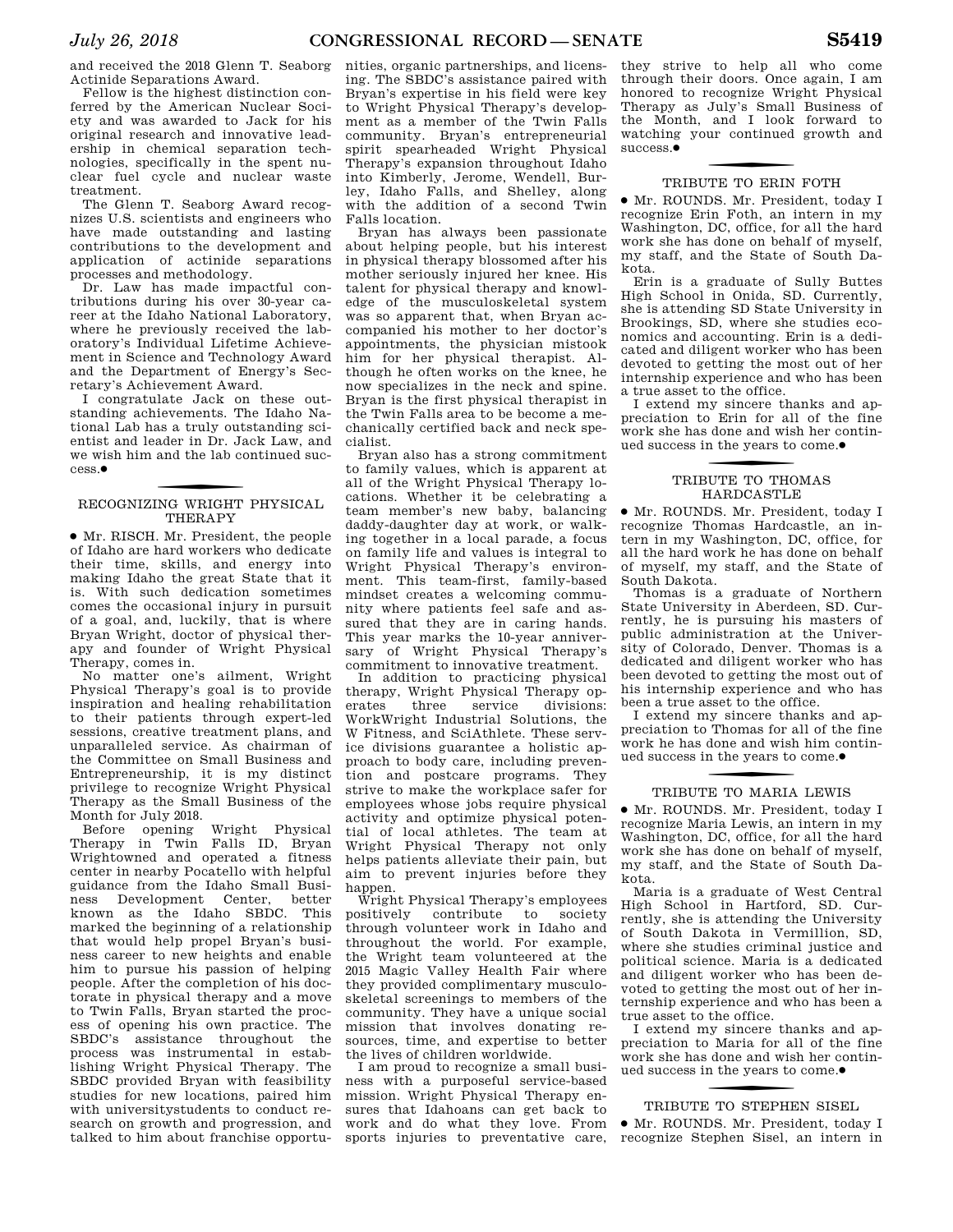and received the 2018 Glenn T. Seaborg Actinide Separations Award.

Fellow is the highest distinction conferred by the American Nuclear Society and was awarded to Jack for his original research and innovative leadership in chemical separation technologies, specifically in the spent nuclear fuel cycle and nuclear waste treatment.

The Glenn T. Seaborg Award recognizes U.S. scientists and engineers who have made outstanding and lasting contributions to the development and application of actinide separations processes and methodology.

Dr. Law has made impactful contributions during his over 30-year career at the Idaho National Laboratory, where he previously received the laboratory's Individual Lifetime Achievement in Science and Technology Award and the Department of Energy's Secretary's Achievement Award.

I congratulate Jack on these outstanding achievements. The Idaho National Lab has a truly outstanding scientist and leader in Dr. Jack Law, and we wish him and the lab continued success.●

## RECOGNIZING WRIGHT PHYSICAL THERAPY

● Mr. RISCH. Mr. President, the people of Idaho are hard workers who dedicate their time, skills, and energy into making Idaho the great State that it is. With such dedication sometimes comes the occasional injury in pursuit of a goal, and, luckily, that is where Bryan Wright, doctor of physical therapy and founder of Wright Physical Therapy, comes in.

No matter one's ailment, Wright Physical Therapy's goal is to provide inspiration and healing rehabilitation to their patients through expert-led sessions, creative treatment plans, and unparalleled service. As chairman of the Committee on Small Business and Entrepreneurship, it is my distinct privilege to recognize Wright Physical Therapy as the Small Business of the Month for July 2018.

Before opening Wright Physical Therapy in Twin Falls ID, Bryan Wrightowned and operated a fitness center in nearby Pocatello with helpful guidance from the Idaho Small Business Development Center, better known as the Idaho SBDC. This marked the beginning of a relationship that would help propel Bryan's business career to new heights and enable him to pursue his passion of helping people. After the completion of his doctorate in physical therapy and a move to Twin Falls, Bryan started the process of opening his own practice. The SBDC's assistance throughout the process was instrumental in establishing Wright Physical Therapy. The SBDC provided Bryan with feasibility studies for new locations, paired him with universitystudents to conduct research on growth and progression, and talked to him about franchise opportunities, organic partnerships, and licensing. The SBDC's assistance paired with Bryan's expertise in his field were key to Wright Physical Therapy's development as a member of the Twin Falls community. Bryan's entrepreneurial spirit spearheaded Wright Physical Therapy's expansion throughout Idaho into Kimberly, Jerome, Wendell, Burley, Idaho Falls, and Shelley, along with the addition of a second Twin Falls location.

Bryan has always been passionate about helping people, but his interest in physical therapy blossomed after his mother seriously injured her knee. His talent for physical therapy and knowledge of the musculoskeletal system was so apparent that, when Bryan accompanied his mother to her doctor's appointments, the physician mistook him for her physical therapist. Although he often works on the knee, he now specializes in the neck and spine. Bryan is the first physical therapist in the Twin Falls area to be become a mechanically certified back and neck specialist.

Bryan also has a strong commitment to family values, which is apparent at all of the Wright Physical Therapy locations. Whether it be celebrating a team member's new baby, balancing daddy-daughter day at work, or walking together in a local parade, a focus on family life and values is integral to Wright Physical Therapy's environment. This team-first, family-based mindset creates a welcoming community where patients feel safe and assured that they are in caring hands. This year marks the 10-year anniversary of Wright Physical Therapy's commitment to innovative treatment.

In addition to practicing physical therapy, Wright Physical Therapy operates three service divisions: WorkWright Industrial Solutions, the W Fitness, and SciAthlete. These service divisions guarantee a holistic approach to body care, including prevention and postcare programs. They strive to make the workplace safer for employees whose jobs require physical activity and optimize physical potential of local athletes. The team at Wright Physical Therapy not only helps patients alleviate their pain, but aim to prevent injuries before they happen.

Wright Physical Therapy's employees positively contribute to society through volunteer work in Idaho and throughout the world. For example, the Wright team volunteered at the 2015 Magic Valley Health Fair where they provided complimentary musculoskeletal screenings to members of the community. They have a unique social mission that involves donating resources, time, and expertise to better the lives of children worldwide.

I am proud to recognize a small business with a purposeful service-based mission. Wright Physical Therapy ensures that Idahoans can get back to work and do what they love. From sports injuries to preventative care, they strive to help all who come through their doors. Once again, I am honored to recognize Wright Physical Therapy as July's Small Business of the Month, and I look forward to watching your continued growth and success.●

## TRIBUTE TO ERIN FOTH

● Mr. ROUNDS. Mr. President, today I recognize Erin Foth, an intern in my Washington, DC, office, for all the hard work she has done on behalf of myself, my staff, and the State of South Dakota.

Erin is a graduate of Sully Buttes High School in Onida, SD. Currently, she is attending SD State University in Brookings, SD, where she studies economics and accounting. Erin is a dedicated and diligent worker who has been devoted to getting the most out of her internship experience and who has been a true asset to the office.

I extend my sincere thanks and appreciation to Erin for all of the fine work she has done and wish her continued success in the years to come.●

## TRIBUTE TO THOMAS HARDCASTLE

● Mr. ROUNDS. Mr. President, today I recognize Thomas Hardcastle, an intern in my Washington, DC, office, for all the hard work he has done on behalf of myself, my staff, and the State of South Dakota.

Thomas is a graduate of Northern State University in Aberdeen, SD. Currently, he is pursuing his masters of public administration at the University of Colorado, Denver. Thomas is a dedicated and diligent worker who has been devoted to getting the most out of his internship experience and who has been a true asset to the office.

I extend my sincere thanks and appreciation to Thomas for all of the fine work he has done and wish him continued success in the years to come.●

## TRIBUTE TO MARIA LEWIS

● Mr. ROUNDS. Mr. President, today I recognize Maria Lewis, an intern in my Washington, DC, office, for all the hard work she has done on behalf of myself, my staff, and the State of South Dakota.

Maria is a graduate of West Central High School in Hartford, SD. Currently, she is attending the University of South Dakota in Vermillion, SD, where she studies criminal justice and political science. Maria is a dedicated and diligent worker who has been devoted to getting the most out of her internship experience and who has been a true asset to the office.

I extend my sincere thanks and appreciation to Maria for all of the fine work she has done and wish her continued success in the years to come.●

## TRIBUTE TO STEPHEN SISEL

● Mr. ROUNDS. Mr. President, today I recognize Stephen Sisel, an intern in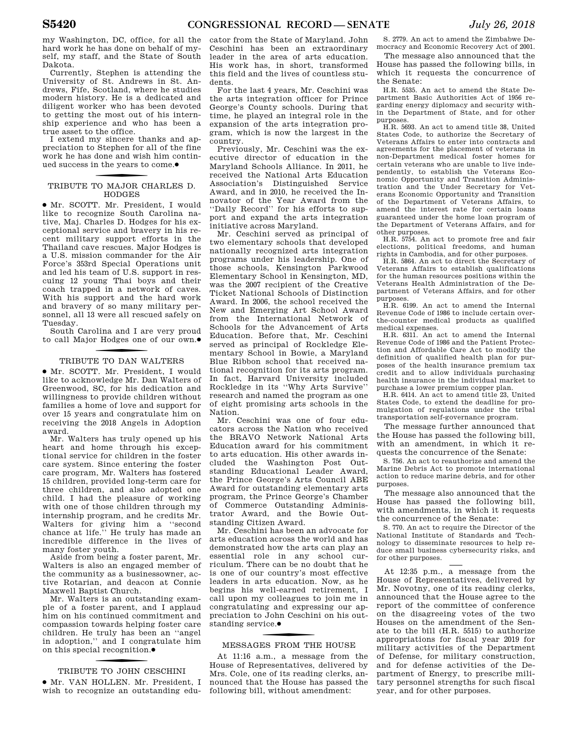my Washington, DC, office, for all the hard work he has done on behalf of myself, my staff, and the State of South Dakota.

Currently, Stephen is attending the University of St. Andrews in St. Andrews, Fife, Scotland, where he studies modern history. He is a dedicated and diligent worker who has been devoted to getting the most out of his internship experience and who has been a true asset to the office.

I extend my sincere thanks and appreciation to Stephen for all of the fine work he has done and wish him continued success in the years to come.●

## TRIBUTE TO MAJOR CHARLES D. HODGES

● Mr. SCOTT. Mr. President, I would like to recognize South Carolina native, Maj. Charles D. Hodges for his exceptional service and bravery in his recent military support efforts in the Thailand cave rescues. Major Hodges is a U.S. mission commander for the Air Force's 353rd Special Operations unit and led his team of U.S. support in rescuing 12 young Thai boys and their coach trapped in a network of caves. With his support and the hard work and bravery of so many military personnel, all 13 were all rescued safely on Tuesday.

South Carolina and I are very proud to call Major Hodges one of our own.●

## TRIBUTE TO DAN WALTERS

● Mr. SCOTT. Mr. President, I would like to acknowledge Mr. Dan Walters of Greenwood, SC, for his dedication and willingness to provide children without families a home of love and support for over 15 years and congratulate him on receiving the 2018 Angels in Adoption award.

Mr. Walters has truly opened up his heart and home through his exceptional service for children in the foster care system. Since entering the foster care program, Mr. Walters has fostered 15 children, provided long-term care for three children, and also adopted one child. I had the pleasure of working with one of those children through my internship program, and he credits Mr. Walters for giving him a ''second chance at life.'' He truly has made an incredible difference in the lives of many foster youth.

Aside from being a foster parent, Mr. Walters is also an engaged member of the community as a businessowner, active Rotarian, and deacon at Connie Maxwell Baptist Church.

Mr. Walters is an outstanding example of a foster parent, and I applaud him on his continued commitment and compassion towards helping foster care children. He truly has been an ''angel in adoption,'' and I congratulate him on this special recognition.●

## TRIBUTE TO JOHN CESCHINI

● Mr. VAN HOLLEN. Mr. President, I wish to recognize an outstanding educator from the State of Maryland. John Ceschini has been an extraordinary leader in the area of arts education. His work has, in short, transformed this field and the lives of countless students.

For the last 4 years, Mr. Ceschini was the arts integration officer for Prince George's County schools. During that time, he played an integral role in the expansion of the arts integration program, which is now the largest in the country.

Previously, Mr. Ceschini was the executive director of education in the Maryland Schools Alliance. In 2011, he received the National Arts Education Association's Distinguished Service Award, and in 2010, he received the Innovator of the Year Award from the ''Daily Record'' for his efforts to support and expand the arts integration initiative across Maryland.

Mr. Ceschini served as principal of two elementary schools that developed nationally recognized arts integration programs under his leadership. One of those schools, Kensington Parkwood Elementary School in Kensington, MD, was the 2007 recipient of the Creative Ticket National Schools of Distinction Award. In 2006, the school received the New and Emerging Art School Award from the International Network of Schools for the Advancement of Arts Education. Before that, Mr. Ceschini served as principal of Rockledge Elementary School in Bowie, a Maryland Blue Ribbon school that received national recognition for its arts program. In fact, Harvard University included Rockledge in its ''Why Arts Survive'' research and named the program as one of eight promising arts schools in the Nation.

Mr. Ceschini was one of four educators across the Nation who received the BRAVO Network National Arts Education award for his commitment to arts education. His other awards included the Washington Post Outstanding Educational Leader Award, the Prince George's Arts Council ABE Award for outstanding elementary arts program, the Prince George's Chamber of Commerce Outstanding Administrator Award, and the Bowie Outstanding Citizen Award.

Mr. Ceschini has been an advocate for arts education across the world and has demonstrated how the arts can play an essential role in any school curriculum. There can be no doubt that he is one of our country's most effective leaders in arts education. Now, as he begins his well-earned retirement, I call upon my colleagues to join me in congratulating and expressing our appreciation to John Ceschini on his outstanding service.●

## MESSAGES FROM THE HOUSE

At 11:16 a.m., a message from the House of Representatives, delivered by Mrs. Cole, one of its reading clerks, announced that the House has passed the following bill, without amendment:

S. 2779. An act to amend the Zimbabwe Democracy and Economic Recovery Act of 2001.

The message also announced that the House has passed the following bills, in which it requests the concurrence of the Senate:

H.R. 5535. An act to amend the State Department Basic Authorities Act of 1956 regarding energy diplomacy and security within the Department of State, and for other purposes.

H.R. 5693. An act to amend title 38, United States Code, to authorize the Secretary of Veterans Affairs to enter into contracts and agreements for the placement of veterans in non-Department medical foster homes for certain veterans who are unable to live independently, to establish the Veterans Economic Opportunity and Transition Administration and the Under Secretary for Veterans Economic Opportunity and Transition of the Department of Veterans Affairs, to amend the interest rate for certain loans guaranteed under the home loan program of the Department of Veterans Affairs, and for other purposes.

H.R. 5754. An act to promote free and fair elections, political freedoms, and human rights in Cambodia, and for other purposes.

H.R. 5864. An act to direct the Secretary of Veterans Affairs to establish qualifications for the human resources positions within the Veterans Health Administration of the Department of Veterans Affairs, and for other purposes.

H.R. 6199. An act to amend the Internal Revenue Code of 1986 to include certain over-the-counter medical products as qualified medical expenses.

H.R. 6311. An act to amend the Internal Revenue Code of 1986 and the Patient Protection and Affordable Care Act to modify the definition of qualified health plan for purposes of the health insurance premium tax credit and to allow individuals purchasing health insurance in the individual market to purchase a lower premium copper plan.

H.R. 6414. An act to amend title 23, United States Code, to extend the deadline for promulgation of regulations under the tribal transportation self-governance program.

The message further announced that the House has passed the following bill, with an amendment, in which it requests the concurrence of the Senate:

S. 756. An act to reauthorize and amend the Marine Debris Act to promote international action to reduce marine debris, and for other purposes.

The message also announced that the House has passed the following bill, with amendments, in which it requests the concurrence of the Senate:

S. 770. An act to require the Director of the National Institute of Standards and Technology to disseminate resources to help reduce small business cybersecurity risks, and for other purposes.

---

At 12:35 p.m., a message from the House of Representatives, delivered by Mr. Novotny, one of its reading clerks, announced that the House agree to the report of the committee of conference on the disagreeing votes of the two Houses on the amendment of the Senate to the bill (H.R. 5515) to authorize appropriations for fiscal year 2019 for military activities of the Department of Defense, for military construction, and for defense activities of the Department of Energy, to prescribe military personnel strengths for such fiscal year, and for other purposes.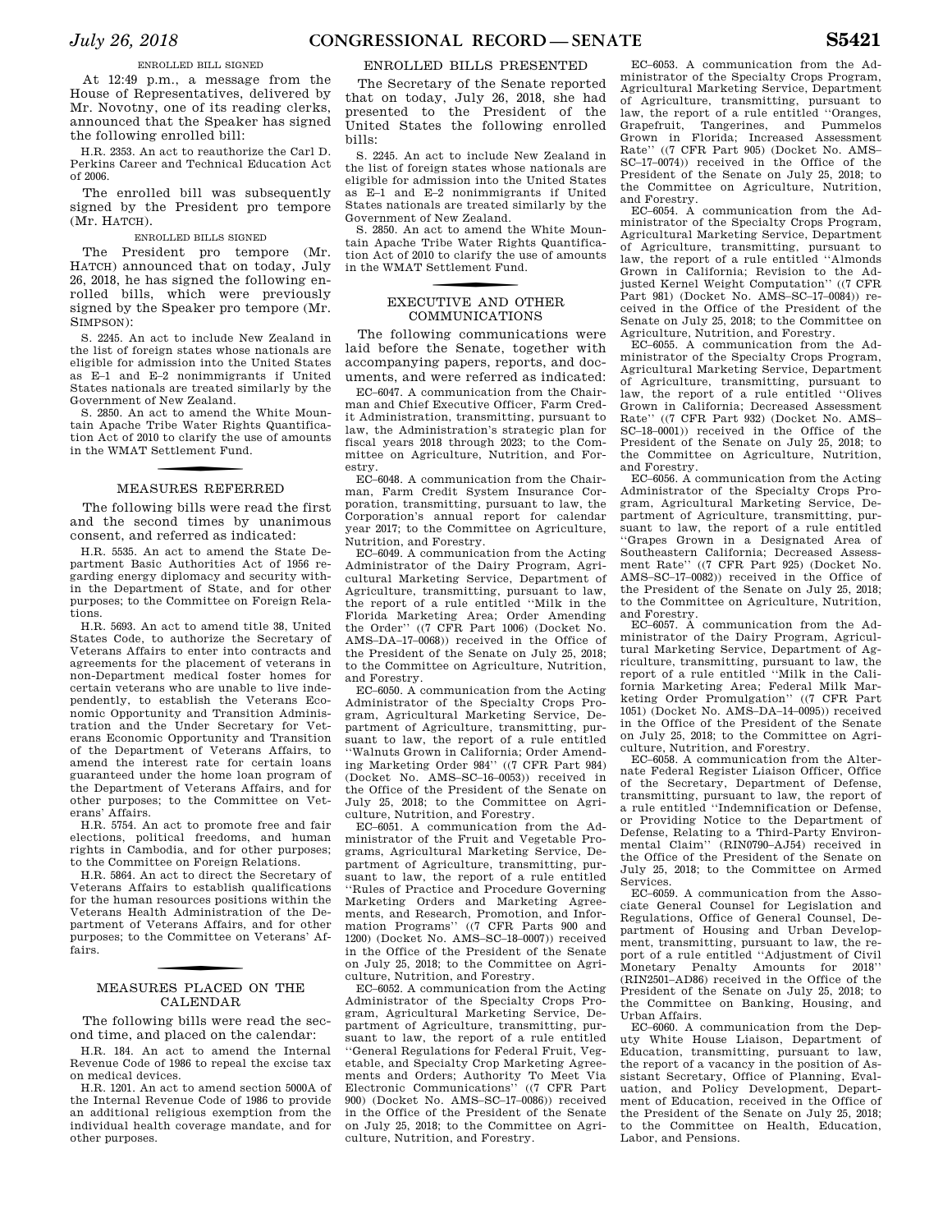## ENROLLED BILL SIGNED

At 12:49 p.m., a message from the House of Representatives, delivered by Mr. Novotny, one of its reading clerks, announced that the Speaker has signed the following enrolled bill:

H.R. 2353. An act to reauthorize the Carl D. Perkins Career and Technical Education Act of 2006.

The enrolled bill was subsequently signed by the President pro tempore (Mr. HATCH).

## ENROLLED BILLS SIGNED

The President pro tempore (Mr. HATCH) announced that on today, July 26, 2018, he has signed the following enrolled bills, which were previously signed by the Speaker pro tempore (Mr. SIMPSON):

S. 2245. An act to include New Zealand in the list of foreign states whose nationals are eligible for admission into the United States as E–1 and E–2 nonimmigrants if United States nationals are treated similarly by the Government of New Zealand.

S. 2850. An act to amend the White Mountain Apache Tribe Water Rights Quantification Act of 2010 to clarify the use of amounts in the WMAT Settlement Fund.

## MEASURES REFERRED

The following bills were read the first and the second times by unanimous consent, and referred as indicated:

H.R. 5535. An act to amend the State Department Basic Authorities Act of 1956 regarding energy diplomacy and security within the Department of State, and for other purposes; to the Committee on Foreign Relations.

H.R. 5693. An act to amend title 38, United States Code, to authorize the Secretary of Veterans Affairs to enter into contracts and agreements for the placement of veterans in non-Department medical foster homes for certain veterans who are unable to live independently, to establish the Veterans Economic Opportunity and Transition Administration and the Under Secretary for Veterans Economic Opportunity and Transition of the Department of Veterans Affairs, to amend the interest rate for certain loans guaranteed under the home loan program of the Department of Veterans Affairs, and for other purposes; to the Committee on Veterans' Affairs.

H.R. 5754. An act to promote free and fair elections, political freedoms, and human rights in Cambodia, and for other purposes; to the Committee on Foreign Relations.

H.R. 5864. An act to direct the Secretary of Veterans Affairs to establish qualifications for the human resources positions within the Veterans Health Administration of the Department of Veterans Affairs, and for other purposes; to the Committee on Veterans' Affairs.

## MEASURES PLACED ON THE CALENDAR

The following bills were read the second time, and placed on the calendar:

H.R. 184. An act to amend the Internal Revenue Code of 1986 to repeal the excise tax on medical devices.

H.R. 1201. An act to amend section 5000A of the Internal Revenue Code of 1986 to provide an additional religious exemption from the individual health coverage mandate, and for other purposes.

## ENROLLED BILLS PRESENTED

The Secretary of the Senate reported that on today, July 26, 2018, she had presented to the President of the United States the following enrolled bills:

S. 2245. An act to include New Zealand in the list of foreign states whose nationals are eligible for admission into the United States as E–1 and E–2 nonimmigrants if United States nationals are treated similarly by the Government of New Zealand.

S. 2850. An act to amend the White Mountain Apache Tribe Water Rights Quantification Act of 2010 to clarify the use of amounts in the WMAT Settlement Fund.

## EXECUTIVE AND OTHER COMMUNICATIONS

The following communications were laid before the Senate, together with accompanying papers, reports, and documents, and were referred as indicated:

EC–6047. A communication from the Chairman and Chief Executive Officer, Farm Credit Administration, transmitting, pursuant to law, the Administration's strategic plan for fiscal years 2018 through 2023; to the Committee on Agriculture, Nutrition, and Forestry.

EC–6048. A communication from the Chairman, Farm Credit System Insurance Corporation, transmitting, pursuant to law, the Corporation's annual report for calendar year 2017; to the Committee on Agriculture, Nutrition, and Forestry.

EC–6049. A communication from the Acting Administrator of the Dairy Program, Agricultural Marketing Service, Department of Agriculture, transmitting, pursuant to law, the report of a rule entitled "Milk in the Florida Marketing Area; Order Amending the Order" ((7 CFR Part 1006) (Docket No. AMS–DA–17–0068)) received in the Office of the President of the Senate on July 25, 2018; to the Committee on Agriculture, Nutrition, and Forestry.

EC–6050. A communication from the Acting Administrator of the Specialty Crops Program, Agricultural Marketing Service, Department of Agriculture, transmitting, pursuant to law, the report of a rule entitled "Walnuts Grown in California; Order Amending Marketing Order 984" ((7 CFR Part 984) (Docket No. AMS–SC–16–0053)) received in the Office of the President of the Senate on July 25, 2018; to the Committee on Agriculture, Nutrition, and Forestry.

EC–6051. A communication from the Administrator of the Fruit and Vegetable Programs, Agricultural Marketing Service, Department of Agriculture, transmitting, pursuant to law, the report of a rule entitled "Rules of Practice and Procedure Governing Marketing Orders and Marketing Agreements, and Research, Promotion, and Information Programs" ((7 CFR Parts 900 and 1200) (Docket No. AMS–SC–18–0007)) received in the Office of the President of the Senate on July 25, 2018; to the Committee on Agriculture, Nutrition, and Forestry.

EC–6052. A communication from the Acting Administrator of the Specialty Crops Program, Agricultural Marketing Service, Department of Agriculture, transmitting, pursuant to law, the report of a rule entitled "General Regulations for Federal Fruit, Vegetable, and Specialty Crop Marketing Agreements and Orders; Authority To Meet Via Electronic Communications" ((7 CFR Part 900) (Docket No. AMS–SC–17–0086)) received in the Office of the President of the Senate on July 25, 2018; to the Committee on Agriculture, Nutrition, and Forestry.

EC–6053. A communication from the Administrator of the Specialty Crops Program, Agricultural Marketing Service, Department of Agriculture, transmitting, pursuant to law, the report of a rule entitled "Oranges, Grapefruit, Tangerines, and Pummelos Grown in Florida; Increased Assessment Rate" ((7 CFR Part 905) (Docket No. AMS–SC–17–0074)) received in the Office of the President of the Senate on July 25, 2018; to the Committee on Agriculture, Nutrition, and Forestry.

EC–6054. A communication from the Administrator of the Specialty Crops Program, Agricultural Marketing Service, Department of Agriculture, transmitting, pursuant to law, the report of a rule entitled "Almonds Grown in California; Revision to the Adjusted Kernel Weight Computation" ((7 CFR Part 981) (Docket No. AMS–SC–17–0084)) received in the Office of the President of the Senate on July 25, 2018; to the Committee on Agriculture, Nutrition, and Forestry.

EC–6055. A communication from the Administrator of the Specialty Crops Program, Agricultural Marketing Service, Department of Agriculture, transmitting, pursuant to law, the report of a rule entitled "Olives Grown in California; Decreased Assessment Rate" ((7 CFR Part 932) (Docket No. AMS–SC–18–0001)) received in the Office of the President of the Senate on July 25, 2018; to the Committee on Agriculture, Nutrition, and Forestry.

EC–6056. A communication from the Acting Administrator of the Specialty Crops Program, Agricultural Marketing Service, Department of Agriculture, transmitting, pursuant to law, the report of a rule entitled "Grapes Grown in a Designated Area of Southeastern California; Decreased Assessment Rate" ((7 CFR Part 925) (Docket No. AMS–SC–17–0082)) received in the Office of the President of the Senate on July 25, 2018; to the Committee on Agriculture, Nutrition, and Forestry.

EC–6057. A communication from the Administrator of the Dairy Program, Agricultural Marketing Service, Department of Agriculture, transmitting, pursuant to law, the report of a rule entitled "Milk in the California Marketing Area; Federal Milk Marketing Order Promulgation" ((7 CFR Part 1051) (Docket No. AMS–DA–14–0095)) received in the Office of the President of the Senate on July 25, 2018; to the Committee on Agriculture, Nutrition, and Forestry.

EC–6058. A communication from the Alternate Federal Register Liaison Officer, Office of the Secretary, Department of Defense, transmitting, pursuant to law, the report of a rule entitled "Indemnification or Defense, or Providing Notice to the Department of Defense, Relating to a Third-Party Environmental Claim" (RIN0790–AJ54) received in the Office of the President of the Senate on July 25, 2018; to the Committee on Armed Services.

EC–6059. A communication from the Associate General Counsel for Legislation and Regulations, Office of General Counsel, Department of Housing and Urban Development, transmitting, pursuant to law, the report of a rule entitled "Adjustment of Civil Monetary Penalty Amounts for 2018" (RIN2501–AD86) received in the Office of the President of the Senate on July 25, 2018; to the Committee on Banking, Housing, and Urban Affairs.

EC–6060. A communication from the Deputy White House Liaison, Department of Education, transmitting, pursuant to law, the report of a vacancy in the position of Assistant Secretary, Office of Planning, Evaluation, and Policy Development, Department of Education, received in the Office of the President of the Senate on July 25, 2018; to the Committee on Health, Education, Labor, and Pensions.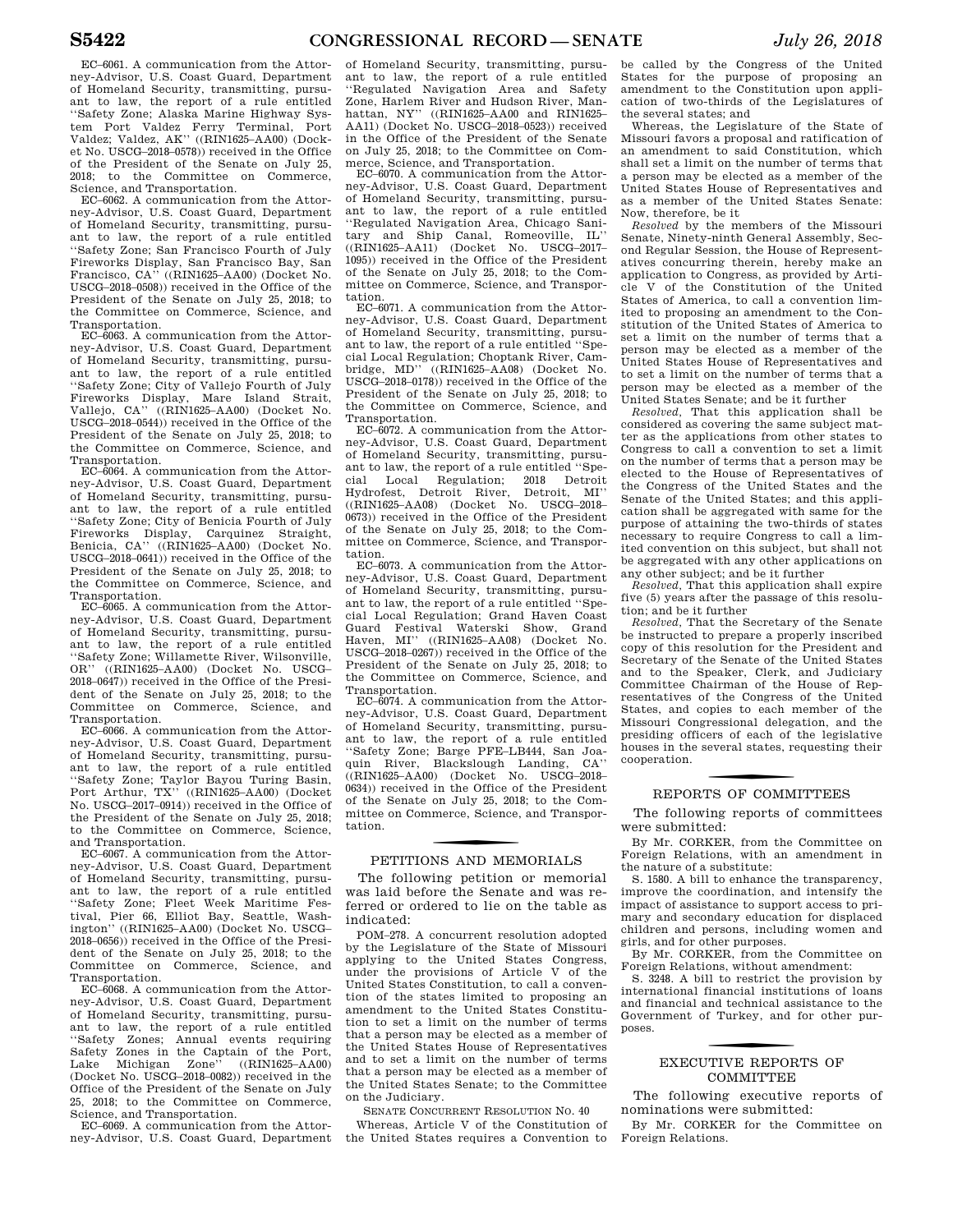EC–6061. A communication from the Attorney-Advisor, U.S. Coast Guard, Department of Homeland Security, transmitting, pursuant to law, the report of a rule entitled ''Safety Zone; Alaska Marine Highway System Port Valdez Ferry Terminal, Port Valdez; Valdez, AK'' ((RIN1625–AA00) (Docket No. USCG–2018–0578)) received in the Office of the President of the Senate on July 25, 2018; to the Committee on Commerce, Science, and Transportation.

EC–6062. A communication from the Attorney-Advisor, U.S. Coast Guard, Department of Homeland Security, transmitting, pursuant to law, the report of a rule entitled ''Safety Zone; San Francisco Fourth of July Fireworks Display, San Francisco Bay, San Francisco, CA'' ((RIN1625–AA00) (Docket No. USCG–2018–0508)) received in the Office of the President of the Senate on July 25, 2018; to the Committee on Commerce, Science, and Transportation.

EC–6063. A communication from the Attorney-Advisor, U.S. Coast Guard, Department of Homeland Security, transmitting, pursuant to law, the report of a rule entitled ''Safety Zone; City of Vallejo Fourth of July Fireworks Display, Mare Island Strait, Vallejo, CA'' ((RIN1625–AA00) (Docket No. USCG–2018–0544)) received in the Office of the President of the Senate on July 25, 2018; to the Committee on Commerce, Science, and Transportation.

EC–6064. A communication from the Attorney-Advisor, U.S. Coast Guard, Department of Homeland Security, transmitting, pursuant to law, the report of a rule entitled ''Safety Zone; City of Benicia Fourth of July Fireworks Display, Carquinez Straight, Benicia, CA'' ((RIN1625–AA00) (Docket No. USCG–2018–0641)) received in the Office of the President of the Senate on July 25, 2018; to the Committee on Commerce, Science, and Transportation.

EC–6065. A communication from the Attorney-Advisor, U.S. Coast Guard, Department of Homeland Security, transmitting, pursuant to law, the report of a rule entitled ''Safety Zone; Willamette River, Wilsonville, OR'' ((RIN1625–AA00) (Docket No. USCG–2018–0647)) received in the Office of the President of the Senate on July 25, 2018; to the Committee on Commerce, Science, and Transportation.

EC–6066. A communication from the Attorney-Advisor, U.S. Coast Guard, Department of Homeland Security, transmitting, pursuant to law, the report of a rule entitled ''Safety Zone; Taylor Bayou Turing Basin, Port Arthur, TX'' ((RIN1625–AA00) (Docket No. USCG–2017–0914)) received in the Office of the President of the Senate on July 25, 2018; to the Committee on Commerce, Science, and Transportation.

EC–6067. A communication from the Attorney-Advisor, U.S. Coast Guard, Department of Homeland Security, transmitting, pursuant to law, the report of a rule entitled ''Safety Zone; Fleet Week Maritime Festival, Pier 66, Elliot Bay, Seattle, Washington'' ((RIN1625–AA00) (Docket No. USCG–2018–0656)) received in the Office of the President of the Senate on July 25, 2018; to the Committee on Commerce, Science, and Transportation.

EC–6068. A communication from the Attorney-Advisor, U.S. Coast Guard, Department of Homeland Security, transmitting, pursuant to law, the report of a rule entitled ''Safety Zones; Annual events requiring Safety Zones in the Captain of the Port, Lake Michigan Zone'' ((RIN1625–AA00) (Docket No. USCG–2018–0082)) received in the Office of the President of the Senate on July 25, 2018; to the Committee on Commerce, Science, and Transportation.

EC–6069. A communication from the Attorney-Advisor, U.S. Coast Guard, Department of Homeland Security, transmitting, pursuant to law, the report of a rule entitled ''Regulated Navigation Area and Safety Zone, Harlem River and Hudson River, Manhattan, NY'' ((RIN1625–AA00 and RIN1625–AA11) (Docket No. USCG–2018–0523)) received in the Office of the President of the Senate on July 25, 2018; to the Committee on Commerce, Science, and Transportation.

EC–6070. A communication from the Attorney-Advisor, U.S. Coast Guard, Department of Homeland Security, transmitting, pursuant to law, the report of a rule entitled ''Regulated Navigation Area, Chicago Sanitary and Ship Canal, Romeoville, IL'' ((RIN1625–AA11) (Docket No. USCG–2017–1095)) received in the Office of the President of the Senate on July 25, 2018; to the Committee on Commerce, Science, and Transportation.

EC–6071. A communication from the Attorney-Advisor, U.S. Coast Guard, Department of Homeland Security, transmitting, pursuant to law, the report of a rule entitled ''Special Local Regulation; Choptank River, Cambridge, MD'' ((RIN1625–AA08) (Docket No. USCG–2018–0178)) received in the Office of the President of the Senate on July 25, 2018; to the Committee on Commerce, Science, and Transportation.

EC–6072. A communication from the Attorney-Advisor, U.S. Coast Guard, Department of Homeland Security, transmitting, pursuant to law, the report of a rule entitled ''Special Local Regulation; 2018 Detroit Hydrofest, Detroit River, Detroit, MI'' ((RIN1625–AA08) (Docket No. USCG–2018–0673)) received in the Office of the President of the Senate on July 25, 2018; to the Committee on Commerce, Science, and Transportation.

EC–6073. A communication from the Attorney-Advisor, U.S. Coast Guard, Department of Homeland Security, transmitting, pursuant to law, the report of a rule entitled ''Special Local Regulation; Grand Haven Coast Guard Festival Waterski Show, Grand Haven, MI'' ((RIN1625–AA08) (Docket No. USCG–2018–0267)) received in the Office of the President of the Senate on July 25, 2018; to the Committee on Commerce, Science, and Transportation.

EC–6074. A communication from the Attorney-Advisor, U.S. Coast Guard, Department of Homeland Security, transmitting, pursuant to law, the report of a rule entitled ''Safety Zone; Barge PFE–LB444, San Joaquin River, Blackslough Landing, CA'' ((RIN1625–AA00) (Docket No. USCG–2018–0634)) received in the Office of the President of the Senate on July 25, 2018; to the Committee on Commerce, Science, and Transportation.

## PETITIONS AND MEMORIALS

The following petition or memorial was laid before the Senate and was referred or ordered to lie on the table as indicated:

POM–278. A concurrent resolution adopted by the Legislature of the State of Missouri applying to the United States Congress, under the provisions of Article V of the United States Constitution, to call a convention of the states limited to proposing an amendment to the United States Constitution to set a limit on the number of terms that a person may be elected as a member of the United States House of Representatives and to set a limit on the number of terms that a person may be elected as a member of the United States Senate; to the Committee on the Judiciary.

SENATE CONCURRENT RESOLUTION NO. 40

Whereas, Article V of the Constitution of the United States requires a Convention to be called by the Congress of the United States for the purpose of proposing an amendment to the Constitution upon application of two-thirds of the Legislatures of the several states; and

Whereas, the Legislature of the State of Missouri favors a proposal and ratification of an amendment to said Constitution, which shall set a limit on the number of terms that a person may be elected as a member of the United States House of Representatives and as a member of the United States Senate: Now, therefore, be it

*Resolved* by the members of the Missouri Senate, Ninety-ninth General Assembly, Second Regular Session, the House of Representatives concurring therein, hereby make an application to Congress, as provided by Article V of the Constitution of the United States of America, to call a convention limited to proposing an amendment to the Constitution of the United States of America to set a limit on the number of terms that a person may be elected as a member of the United States House of Representatives and to set a limit on the number of terms that a person may be elected as a member of the United States Senate; and be it further

*Resolved*, That this application shall be considered as covering the same subject matter as the applications from other states to Congress to call a convention to set a limit on the number of terms that a person may be elected to the House of Representatives of the Congress of the United States and the Senate of the United States; and this application shall be aggregated with same for the purpose of attaining the two-thirds of states necessary to require Congress to call a limited convention on this subject, but shall not be aggregated with any other applications on any other subject; and be it further

*Resolved*, That this application shall expire five (5) years after the passage of this resolution; and be it further

*Resolved*, That the Secretary of the Senate be instructed to prepare a properly inscribed copy of this resolution for the President and Secretary of the Senate of the United States and to the Speaker, Clerk, and Judiciary Committee Chairman of the House of Representatives of the Congress of the United States, and copies to each member of the Missouri Congressional delegation, and the presiding officers of each of the legislative houses in the several states, requesting their cooperation.

## REPORTS OF COMMITTEES

The following reports of committees were submitted:

By Mr. CORKER, from the Committee on Foreign Relations, with an amendment in the nature of a substitute:

S. 1580. A bill to enhance the transparency, improve the coordination, and intensify the impact of assistance to support access to primary and secondary education for displaced children and persons, including women and girls, and for other purposes.

By Mr. CORKER, from the Committee on Foreign Relations, without amendment:

S. 3248. A bill to restrict the provision by international financial institutions of loans and financial and technical assistance to the Government of Turkey, and for other purposes.

## EXECUTIVE REPORTS OF COMMITTEE

The following executive reports of nominations were submitted:

By Mr. CORKER for the Committee on Foreign Relations.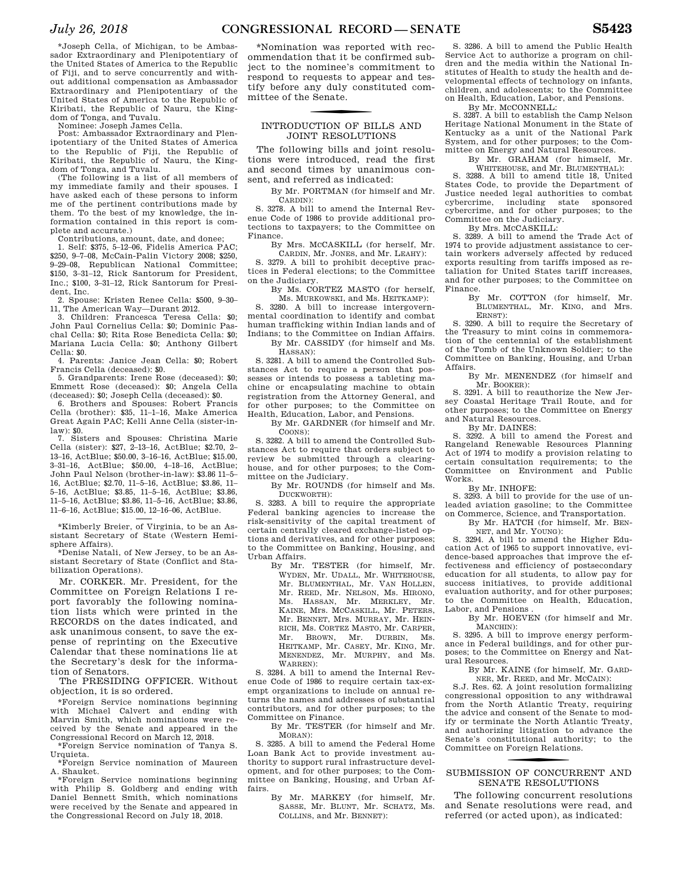*Joseph Cella, of Michigan, to be Ambassador Extraordinary and Plenipotentiary of the United States of America to the Republic of Fiji, and to serve concurrently and without additional compensation as Ambassador Extraordinary and Plenipotentiary of the United States of America to the Republic of Kiribati, the Republic of Nauru, the Kingdom of Tonga, and Tuvalu.

Nominee: Joseph James Cella.

Post: Ambassador Extraordinary and Plenipotentiary of the United States of America to the Republic of Fiji, the Republic of Kiribati, the Republic of Nauru, the Kingdom of Tonga, and Tuvalu.

(The following is a list of all members of my immediate family and their spouses. I have asked each of these persons to inform me of the pertinent contributions made by them. To the best of my knowledge, the information contained in this report is complete and accurate.)

Contributions, amount, date, and donee:

1. Self: $375, 5–12–06, Fidelis America PAC; $250, 9–7–08, McCain-Palin Victory 2008; $250, 9–29–08, Republican National Committee; $150, 3–31–12, Rick Santorum for President, Inc.; $100, 3–31–12, Rick Santorum for President, Inc.

2. Spouse: Kristen Renee Cella: $500, 9–30–11, The American Way—Durant 2012.

3. Children: Francesca Teresa Cella: $0; John Paul Cornelius Cella: $0; Dominic Paschal Cella: $0; Rita Rose Benedicta Cella: $0; Mariana Lucia Cella: $0; Anthony Gilbert Cella: $0.

4. Parents: Janice Jean Cella: $0; Robert Francis Cella (deceased): $0.

5. Grandparents: Irene Rose (deceased): $0; Emmett Rose (deceased): $0; Angela Cella (deceased): $0; Joseph Cella (deceased): $0.

6. Brothers and Spouses: Robert Francis Cella (brother): $35, 11–1–16, Make America Great Again PAC; Kelli Anne Cella (sister-in-law): $0.

7. Sisters and Spouses: Christina Marie Cella (sister): $27, 2–13–16, ActBlue; $2.70, 2–13–16, ActBlue; $50.00, 3–16–16, ActBlue; $15.00, 3–31–16, ActBlue; $50.00, 4–18–16, ActBlue; John Paul Nelson (brother-in-law): $3.86 11–5–16, ActBlue; $2.70, 11–5–16, ActBlue; $3.86, 11–5–16, ActBlue; $3.85, 11–5–16, ActBlue; $3.86, 11–5–16, ActBlue; $3.86, 11–5–16, ActBlue; $3.86, 11–6–16, ActBlue; $15.00, 12–16–06, ActBlue.

---

*Kimberly Breier, of Virginia, to be an Assistant Secretary of State (Western Hemisphere Affairs).

*Denise Natali, of New Jersey, to be an Assistant Secretary of State (Conflict and Stabilization Operations).

Mr. CORKER. Mr. President, for the Committee on Foreign Relations I report favorably the following nomination lists which were printed in the RECORDS on the dates indicated, and ask unanimous consent, to save the expense of reprinting on the Executive Calendar that these nominations lie at the Secretary's desk for the information of Senators.

The PRESIDING OFFICER. Without objection, it is so ordered.

*Foreign Service nominations beginning with Michael Calvert and ending with Marvin Smith, which nominations were received by the Senate and appeared in the Congressional Record on March 12, 2018.

*Foreign Service nomination of Tanya S. Urquieta.

*Foreign Service nomination of Maureen A. Shauket.

*Foreign Service nominations beginning with Philip S. Goldberg and ending with Daniel Bennett Smith, which nominations were received by the Senate and appeared in the Congressional Record on July 18, 2018.

*Nomination was reported with recommendation that it be confirmed subject to the nominee's commitment to respond to requests to appear and testify before any duly constituted committee of the Senate.

## INTRODUCTION OF BILLS AND JOINT RESOLUTIONS

The following bills and joint resolutions were introduced, read the first and second times by unanimous consent, and referred as indicated:

By Mr. PORTMAN (for himself and Mr. CARDIN):

S. 3278. A bill to amend the Internal Revenue Code of 1986 to provide additional protections to taxpayers; to the Committee on Finance.

By Mrs. MCCASKILL (for herself, Mr. CARDIN, Mr. JONES, and Mr. LEAHY):

S. 3279. A bill to prohibit deceptive practices in Federal elections; to the Committee on the Judiciary.

By Ms. CORTEZ MASTO (for herself, Ms. MURKOWSKI, and Ms. HEITKAMP):

S. 3280. A bill to increase intergovernmental coordination to identify and combat human trafficking within Indian lands and of Indians; to the Committee on Indian Affairs.

By Mr. CASSIDY (for himself and Ms. HASSAN):

S. 3281. A bill to amend the Controlled Substances Act to require a person that possesses or intends to possess a tableting machine or encapsulating machine to obtain registration from the Attorney General, and for other purposes; to the Committee on Health, Education, Labor, and Pensions.

By Mr. GARDNER (for himself and Mr. COONS):

S. 3282. A bill to amend the Controlled Substances Act to require that orders subject to review be submitted through a clearinghouse, and for other purposes; to the Committee on the Judiciary.

By Mr. ROUNDS (for himself and Ms. DUCKWORTH):

S. 3283. A bill to require the appropriate Federal banking agencies to increase the risk-sensitivity of the capital treatment of certain centrally cleared exchange-listed options and derivatives, and for other purposes; to the Committee on Banking, Housing, and Urban Affairs.

By Mr. TESTER (for himself, Mr. WYDEN, Mr. UDALL, Mr. WHITEHOUSE, Mr. BLUMENTHAL, Mr. VAN HOLLEN, Mr. REED, Mr. NELSON, Ms. HIRONO, Ms. HASSAN, Mr. MERKLEY, Mr. KAINE, Mrs. MCCASKILL, Mr. PETERS, Mr. BENNET, Mrs. MURRAY, Mr. HEINRICH, Ms. CORTEZ MASTO, Mr. CARPER, Mr. BROWN, Mr. DURBIN, Ms. HEITKAMP, Mr. CASEY, Mr. KING, Mr. MENENDEZ, Mr. MURPHY, and Ms. WARREN):

S. 3284. A bill to amend the Internal Revenue Code of 1986 to require certain tax-exempt organizations to include on annual returns the names and addresses of substantial contributors, and for other purposes; to the Committee on Finance.

By Mr. TESTER (for himself and Mr. MORAN):

S. 3285. A bill to amend the Federal Home Loan Bank Act to provide investment authority to support rural infrastructure development, and for other purposes; to the Committee on Banking, Housing, and Urban Affairs.

By Mr. MARKEY (for himself, Mr. SASSE, Mr. BLUNT, Mr. SCHATZ, Ms. COLLINS, and Mr. BENNET):

S. 3286. A bill to amend the Public Health Service Act to authorize a program on children and the media within the National Institutes of Health to study the health and developmental effects of technology on infants, children, and adolescents; to the Committee on Health, Education, Labor, and Pensions.

By Mr. MCCONNELL:

S. 3287. A bill to establish the Camp Nelson Heritage National Monument in the State of Kentucky as a unit of the National Park System, and for other purposes; to the Committee on Energy and Natural Resources.

By Mr. GRAHAM (for himself, Mr. WHITEHOUSE, and Mr. BLUMENTHAL):

S. 3288. A bill to amend title 18, United States Code, to provide the Department of Justice needed legal authorities to combat cybercrime, including state sponsored cybercrime, and for other purposes; to the Committee on the Judiciary.

By Mrs. MCCASKILL:

S. 3289. A bill to amend the Trade Act of 1974 to provide adjustment assistance to certain workers adversely affected by reduced exports resulting from tariffs imposed as retaliation for United States tariff increases, and for other purposes; to the Committee on Finance.

By Mr. COTTON (for himself, Mr. BLUMENTHAL, Mr. KING, and Mrs. ERNST):

S. 3290. A bill to require the Secretary of the Treasury to mint coins in commemoration of the centennial of the establishment of the Tomb of the Unknown Soldier; to the Committee on Banking, Housing, and Urban Affairs.

By Mr. MENENDEZ (for himself and Mr. BOOKER):

S. 3291. A bill to reauthorize the New Jersey Coastal Heritage Trail Route, and for other purposes; to the Committee on Energy and Natural Resources.

By Mr. DAINES:

S. 3292. A bill to amend the Forest and Rangeland Renewable Resources Planning Act of 1974 to modify a provision relating to certain consultation requirements; to the Committee on Environment and Public Works.

By Mr. INHOFE:

S. 3293. A bill to provide for the use of unleaded aviation gasoline; to the Committee on Commerce, Science, and Transportation.

By Mr. HATCH (for himself, Mr. BENNET, and Mr. YOUNG):

S. 3294. A bill to amend the Higher Education Act of 1965 to support innovative, evidence-based approaches that improve the effectiveness and efficiency of postsecondary education for all students, to allow pay for success initiatives, to provide additional evaluation authority, and for other purposes; to the Committee on Health, Education, Labor, and Pensions .

By Mr. HOEVEN (for himself and Mr. MANCHIN):

S. 3295. A bill to improve energy performance in Federal buildings, and for other purposes; to the Committee on Energy and Natural Resources.

By Mr. KAINE (for himself, Mr. GARDNER, Mr. REED, and Mr. MCCAIN):

S.J. Res. 62. A joint resolution formalizing congressional opposition to any withdrawal from the North Atlantic Treaty, requiring the advice and consent of the Senate to modify or terminate the North Atlantic Treaty, and authorizing litigation to advance the Senate's constitutional authority; to the Committee on Foreign Relations.

## SUBMISSION OF CONCURRENT AND SENATE RESOLUTIONS

The following concurrent resolutions and Senate resolutions were read, and referred (or acted upon), as indicated: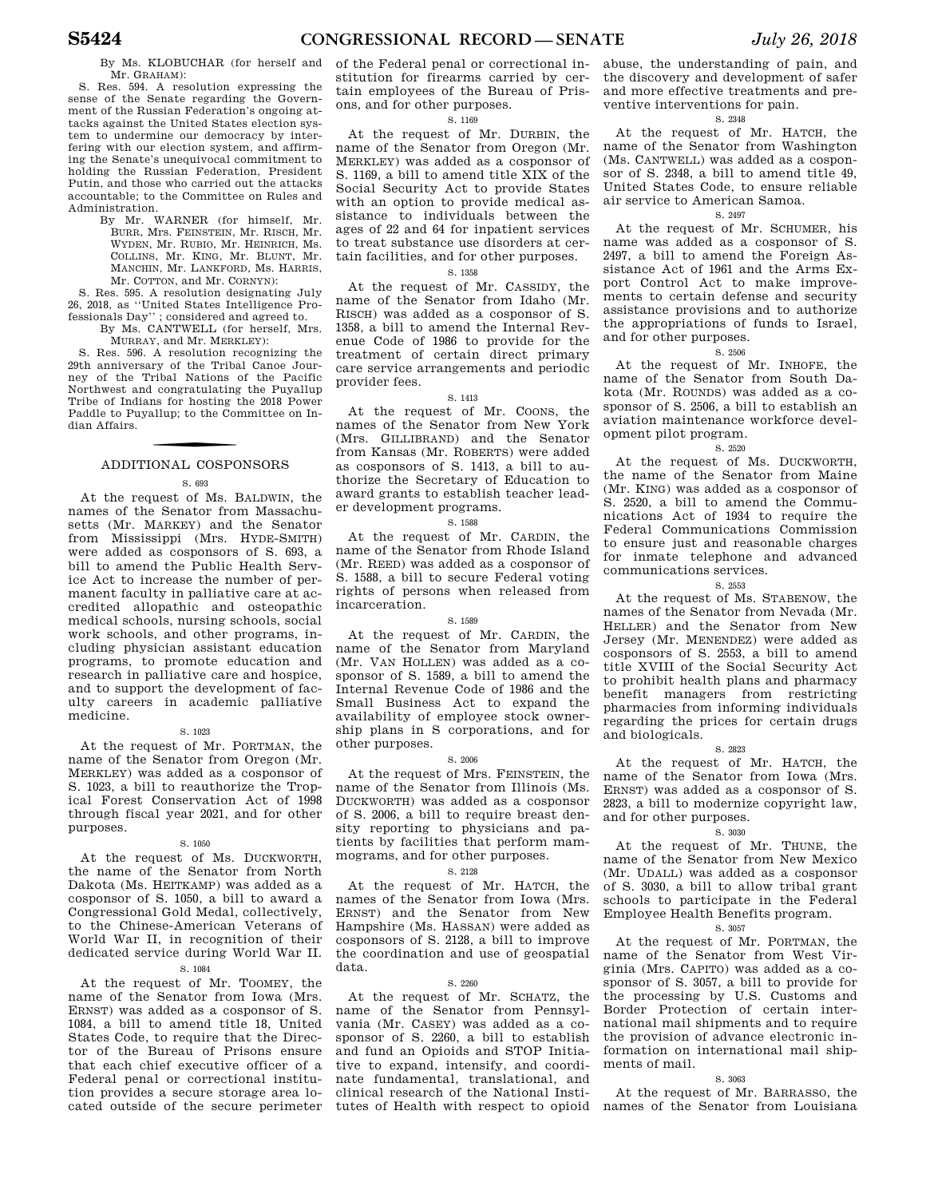By Ms. KLOBUCHAR (for herself and Mr. GRAHAM):

S. Res. 594. A resolution expressing the sense of the Senate regarding the Government of the Russian Federation's ongoing attacks against the United States election system to undermine our democracy by interfering with our election system, and affirming the Senate's unequivocal commitment to holding the Russian Federation, President Putin, and those who carried out the attacks accountable; to the Committee on Rules and Administration.

By Mr. WARNER (for himself, Mr. BURR, Mrs. FEINSTEIN, Mr. RISCH, Mr. WYDEN, Mr. RUBIO, Mr. HEINRICH, Ms. COLLINS, Mr. KING, Mr. BLUNT, Mr. MANCHIN, Mr. LANKFORD, Ms. HARRIS, Mr. COTTON, and Mr. CORNYN):

S. Res. 595. A resolution designating July 26, 2018, as ''United States Intelligence Professionals Day'' ; considered and agreed to.

By Ms. CANTWELL (for herself, Mrs. MURRAY, and Mr. MERKLEY):

S. Res. 596. A resolution recognizing the 29th anniversary of the Tribal Canoe Journey of the Tribal Nations of the Pacific Northwest and congratulating the Puyallup Tribe of Indians for hosting the 2018 Power Paddle to Puyallup; to the Committee on Indian Affairs.

## ADDITIONAL COSPONSORS

S. 693

At the request of Ms. BALDWIN, the names of the Senator from Massachusetts (Mr. MARKEY) and the Senator from Mississippi (Mrs. HYDE-SMITH) were added as cosponsors of S. 693, a bill to amend the Public Health Service Act to increase the number of permanent faculty in palliative care at accredited allopathic and osteopathic medical schools, nursing schools, social work schools, and other programs, including physician assistant education programs, to promote education and research in palliative care and hospice, and to support the development of faculty careers in academic palliative medicine.

S. 1023

At the request of Mr. PORTMAN, the name of the Senator from Oregon (Mr. MERKLEY) was added as a cosponsor of S. 1023, a bill to reauthorize the Tropical Forest Conservation Act of 1998 through fiscal year 2021, and for other purposes.

S. 1050

At the request of Ms. DUCKWORTH, the name of the Senator from North Dakota (Ms. HEITKAMP) was added as a cosponsor of S. 1050, a bill to award a Congressional Gold Medal, collectively, to the Chinese-American Veterans of World War II, in recognition of their dedicated service during World War II.

S. 1084

At the request of Mr. TOOMEY, the name of the Senator from Iowa (Mrs. ERNST) was added as a cosponsor of S. 1084, a bill to amend title 18, United States Code, to require that the Director of the Bureau of Prisons ensure that each chief executive officer of a Federal penal or correctional institution provides a secure storage area located outside of the secure perimeter of the Federal penal or correctional institution for firearms carried by certain employees of the Bureau of Prisons, and for other purposes.

S. 1169

At the request of Mr. DURBIN, the name of the Senator from Oregon (Mr. MERKLEY) was added as a cosponsor of S. 1169, a bill to amend title XIX of the Social Security Act to provide States with an option to provide medical assistance to individuals between the ages of 22 and 64 for inpatient services to treat substance use disorders at certain facilities, and for other purposes.

S. 1358

At the request of Mr. CASSIDY, the name of the Senator from Idaho (Mr. RISCH) was added as a cosponsor of S. 1358, a bill to amend the Internal Revenue Code of 1986 to provide for the treatment of certain direct primary care service arrangements and periodic provider fees.

S. 1413

At the request of Mr. COONS, the names of the Senator from New York (Mrs. GILLIBRAND) and the Senator from Kansas (Mr. ROBERTS) were added as cosponsors of S. 1413, a bill to authorize the Secretary of Education to award grants to establish teacher leader development programs.

S. 1588

At the request of Mr. CARDIN, the name of the Senator from Rhode Island (Mr. REED) was added as a cosponsor of S. 1588, a bill to secure Federal voting rights of persons when released from incarceration.

S. 1589

At the request of Mr. CARDIN, the name of the Senator from Maryland (Mr. VAN HOLLEN) was added as a cosponsor of S. 1589, a bill to amend the Internal Revenue Code of 1986 and the Small Business Act to expand the availability of employee stock ownership plans in S corporations, and for other purposes.

S. 2006

At the request of Mrs. FEINSTEIN, the name of the Senator from Illinois (Ms. DUCKWORTH) was added as a cosponsor of S. 2006, a bill to require breast density reporting to physicians and patients by facilities that perform mammograms, and for other purposes.

S. 2128

At the request of Mr. HATCH, the names of the Senator from Iowa (Mrs. ERNST) and the Senator from New Hampshire (Ms. HASSAN) were added as cosponsors of S. 2128, a bill to improve the coordination and use of geospatial data.

S. 2260

At the request of Mr. SCHATZ, the name of the Senator from Pennsylvania (Mr. CASEY) was added as a cosponsor of S. 2260, a bill to establish and fund an Opioids and STOP Initiative to expand, intensify, and coordinate fundamental, translational, and clinical research of the National Institutes of Health with respect to opioid abuse, the understanding of pain, and the discovery and development of safer and more effective treatments and preventive interventions for pain.

S. 2348

At the request of Mr. HATCH, the name of the Senator from Washington (Ms. CANTWELL) was added as a cosponsor of S. 2348, a bill to amend title 49, United States Code, to ensure reliable air service to American Samoa.

S. 2497

At the request of Mr. SCHUMER, his name was added as a cosponsor of S. 2497, a bill to amend the Foreign Assistance Act of 1961 and the Arms Export Control Act to make improvements to certain defense and security assistance provisions and to authorize the appropriations of funds to Israel, and for other purposes.

S. 2506

At the request of Mr. INHOFE, the name of the Senator from South Dakota (Mr. ROUNDS) was added as a cosponsor of S. 2506, a bill to establish an aviation maintenance workforce development pilot program.

S. 2520

At the request of Ms. DUCKWORTH, the name of the Senator from Maine (Mr. KING) was added as a cosponsor of S. 2520, a bill to amend the Communications Act of 1934 to require the Federal Communications Commission to ensure just and reasonable charges for inmate telephone and advanced communications services.

S. 2553

At the request of Ms. STABENOW, the names of the Senator from Nevada (Mr. HELLER) and the Senator from New Jersey (Mr. MENENDEZ) were added as cosponsors of S. 2553, a bill to amend title XVIII of the Social Security Act to prohibit health plans and pharmacy benefit managers from restricting pharmacies from informing individuals regarding the prices for certain drugs and biologicals.

S. 2823

At the request of Mr. HATCH, the name of the Senator from Iowa (Mrs. ERNST) was added as a cosponsor of S. 2823, a bill to modernize copyright law, and for other purposes.

S. 3030

At the request of Mr. THUNE, the name of the Senator from New Mexico (Mr. UDALL) was added as a cosponsor of S. 3030, a bill to allow tribal grant schools to participate in the Federal Employee Health Benefits program.

S. 3057

At the request of Mr. PORTMAN, the name of the Senator from West Virginia (Mrs. CAPITO) was added as a cosponsor of S. 3057, a bill to provide for the processing by U.S. Customs and Border Protection of certain international mail shipments and to require the provision of advance electronic information on international mail shipments of mail.

S. 3063

At the request of Mr. BARRASSO, the names of the Senator from Louisiana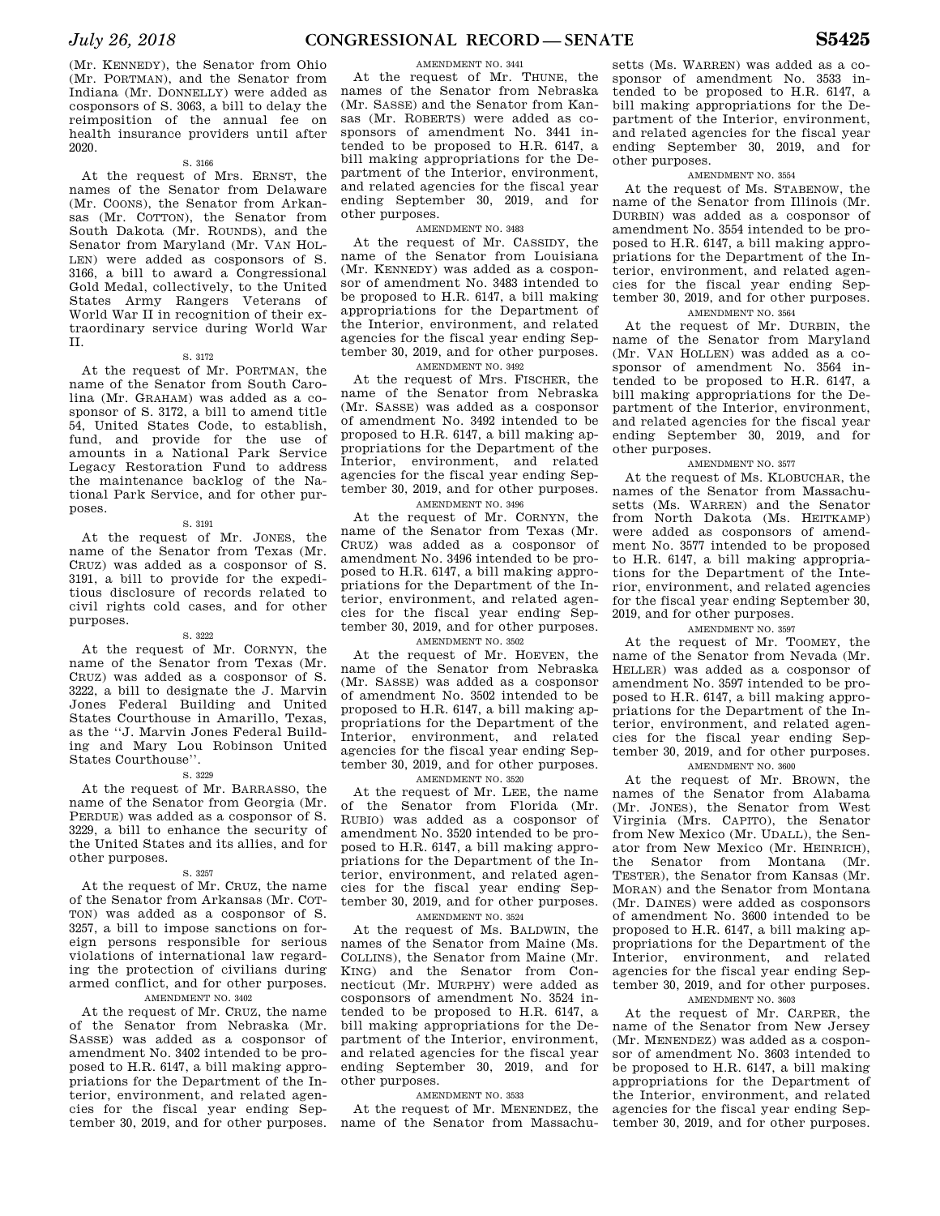(Mr. KENNEDY), the Senator from Ohio (Mr. PORTMAN), and the Senator from Indiana (Mr. DONNELLY) were added as cosponsors of S. 3063, a bill to delay the reimposition of the annual fee on health insurance providers until after 2020.

S. 3166

At the request of Mrs. ERNST, the names of the Senator from Delaware (Mr. COONS), the Senator from Arkansas (Mr. COTTON), the Senator from South Dakota (Mr. ROUNDS), and the Senator from Maryland (Mr. VAN HOLLEN) were added as cosponsors of S. 3166, a bill to award a Congressional Gold Medal, collectively, to the United States Army Rangers Veterans of World War II in recognition of their extraordinary service during World War II.

S. 3172

At the request of Mr. PORTMAN, the name of the Senator from South Carolina (Mr. GRAHAM) was added as a cosponsor of S. 3172, a bill to amend title 54, United States Code, to establish, fund, and provide for the use of amounts in a National Park Service Legacy Restoration Fund to address the maintenance backlog of the National Park Service, and for other purposes.

S. 3191

At the request of Mr. JONES, the name of the Senator from Texas (Mr. CRUZ) was added as a cosponsor of S. 3191, a bill to provide for the expeditious disclosure of records related to civil rights cold cases, and for other purposes.

S. 3222

At the request of Mr. CORNYN, the name of the Senator from Texas (Mr. CRUZ) was added as a cosponsor of S. 3222, a bill to designate the J. Marvin Jones Federal Building and United States Courthouse in Amarillo, Texas, as the ''J. Marvin Jones Federal Building and Mary Lou Robinson United States Courthouse''.

S. 3229

At the request of Mr. BARRASSO, the name of the Senator from Georgia (Mr. PERDUE) was added as a cosponsor of S. 3229, a bill to enhance the security of the United States and its allies, and for other purposes.

S. 3257

At the request of Mr. CRUZ, the name of the Senator from Arkansas (Mr. COTTON) was added as a cosponsor of S. 3257, a bill to impose sanctions on foreign persons responsible for serious violations of international law regarding the protection of civilians during armed conflict, and for other purposes.

AMENDMENT NO. 3402

At the request of Mr. CRUZ, the name of the Senator from Nebraska (Mr. SASSE) was added as a cosponsor of amendment No. 3402 intended to be proposed to H.R. 6147, a bill making appropriations for the Department of the Interior, environment, and related agencies for the fiscal year ending September 30, 2019, and for other purposes.

AMENDMENT NO. 3441

At the request of Mr. THUNE, the names of the Senator from Nebraska (Mr. SASSE) and the Senator from Kansas (Mr. ROBERTS) were added as cosponsors of amendment No. 3441 intended to be proposed to H.R. 6147, a bill making appropriations for the Department of the Interior, environment, and related agencies for the fiscal year ending September 30, 2019, and for other purposes.

AMENDMENT NO. 3483

At the request of Mr. CASSIDY, the name of the Senator from Louisiana (Mr. KENNEDY) was added as a cosponsor of amendment No. 3483 intended to be proposed to H.R. 6147, a bill making appropriations for the Department of the Interior, environment, and related agencies for the fiscal year ending September 30, 2019, and for other purposes.

AMENDMENT NO. 3492

At the request of Mrs. FISCHER, the name of the Senator from Nebraska (Mr. SASSE) was added as a cosponsor of amendment No. 3492 intended to be proposed to H.R. 6147, a bill making appropriations for the Department of the Interior, environment, and related agencies for the fiscal year ending September 30, 2019, and for other purposes.

AMENDMENT NO. 3496

At the request of Mr. CORNYN, the name of the Senator from Texas (Mr. CRUZ) was added as a cosponsor of amendment No. 3496 intended to be proposed to H.R. 6147, a bill making appropriations for the Department of the Interior, environment, and related agencies for the fiscal year ending September 30, 2019, and for other purposes.

AMENDMENT NO. 3502

At the request of Mr. HOEVEN, the name of the Senator from Nebraska (Mr. SASSE) was added as a cosponsor of amendment No. 3502 intended to be proposed to H.R. 6147, a bill making appropriations for the Department of the Interior, environment, and related agencies for the fiscal year ending September 30, 2019, and for other purposes.

AMENDMENT NO. 3520

At the request of Mr. LEE, the name of the Senator from Florida (Mr. RUBIO) was added as a cosponsor of amendment No. 3520 intended to be proposed to H.R. 6147, a bill making appropriations for the Department of the Interior, environment, and related agencies for the fiscal year ending September 30, 2019, and for other purposes.

AMENDMENT NO. 3524

At the request of Ms. BALDWIN, the names of the Senator from Maine (Ms. COLLINS), the Senator from Maine (Mr. KING) and the Senator from Connecticut (Mr. MURPHY) were added as cosponsors of amendment No. 3524 intended to be proposed to H.R. 6147, a bill making appropriations for the Department of the Interior, environment, and related agencies for the fiscal year ending September 30, 2019, and for other purposes.

AMENDMENT NO. 3533

At the request of Mr. MENENDEZ, the name of the Senator from Massachusetts (Ms. WARREN) was added as a cosponsor of amendment No. 3533 intended to be proposed to H.R. 6147, a bill making appropriations for the Department of the Interior, environment, and related agencies for the fiscal year ending September 30, 2019, and for other purposes.

AMENDMENT NO. 3554

At the request of Ms. STABENOW, the name of the Senator from Illinois (Mr. DURBIN) was added as a cosponsor of amendment No. 3554 intended to be proposed to H.R. 6147, a bill making appropriations for the Department of the Interior, environment, and related agencies for the fiscal year ending September 30, 2019, and for other purposes.

AMENDMENT NO. 3564

At the request of Mr. DURBIN, the name of the Senator from Maryland (Mr. VAN HOLLEN) was added as a cosponsor of amendment No. 3564 intended to be proposed to H.R. 6147, a bill making appropriations for the Department of the Interior, environment, and related agencies for the fiscal year ending September 30, 2019, and for other purposes.

AMENDMENT NO. 3577

At the request of Ms. KLOBUCHAR, the names of the Senator from Massachusetts (Ms. WARREN) and the Senator from North Dakota (Ms. HEITKAMP) were added as cosponsors of amendment No. 3577 intended to be proposed to H.R. 6147, a bill making appropriations for the Department of the Interior, environment, and related agencies for the fiscal year ending September 30, 2019, and for other purposes.

AMENDMENT NO. 3597

At the request of Mr. TOOMEY, the name of the Senator from Nevada (Mr. HELLER) was added as a cosponsor of amendment No. 3597 intended to be proposed to H.R. 6147, a bill making appropriations for the Department of the Interior, environment, and related agencies for the fiscal year ending September 30, 2019, and for other purposes.

AMENDMENT NO. 3600

At the request of Mr. BROWN, the names of the Senator from Alabama (Mr. JONES), the Senator from West Virginia (Mrs. CAPITO), the Senator from New Mexico (Mr. UDALL), the Senator from New Mexico (Mr. HEINRICH), the Senator from Montana (Mr. TESTER), the Senator from Kansas (Mr. MORAN) and the Senator from Montana (Mr. DAINES) were added as cosponsors of amendment No. 3600 intended to be proposed to H.R. 6147, a bill making appropriations for the Department of the Interior, environment, and related agencies for the fiscal year ending September 30, 2019, and for other purposes.

AMENDMENT NO. 3603

At the request of Mr. CARPER, the name of the Senator from New Jersey (Mr. MENENDEZ) was added as a cosponsor of amendment No. 3603 intended to be proposed to H.R. 6147, a bill making appropriations for the Department of the Interior, environment, and related agencies for the fiscal year ending September 30, 2019, and for other purposes.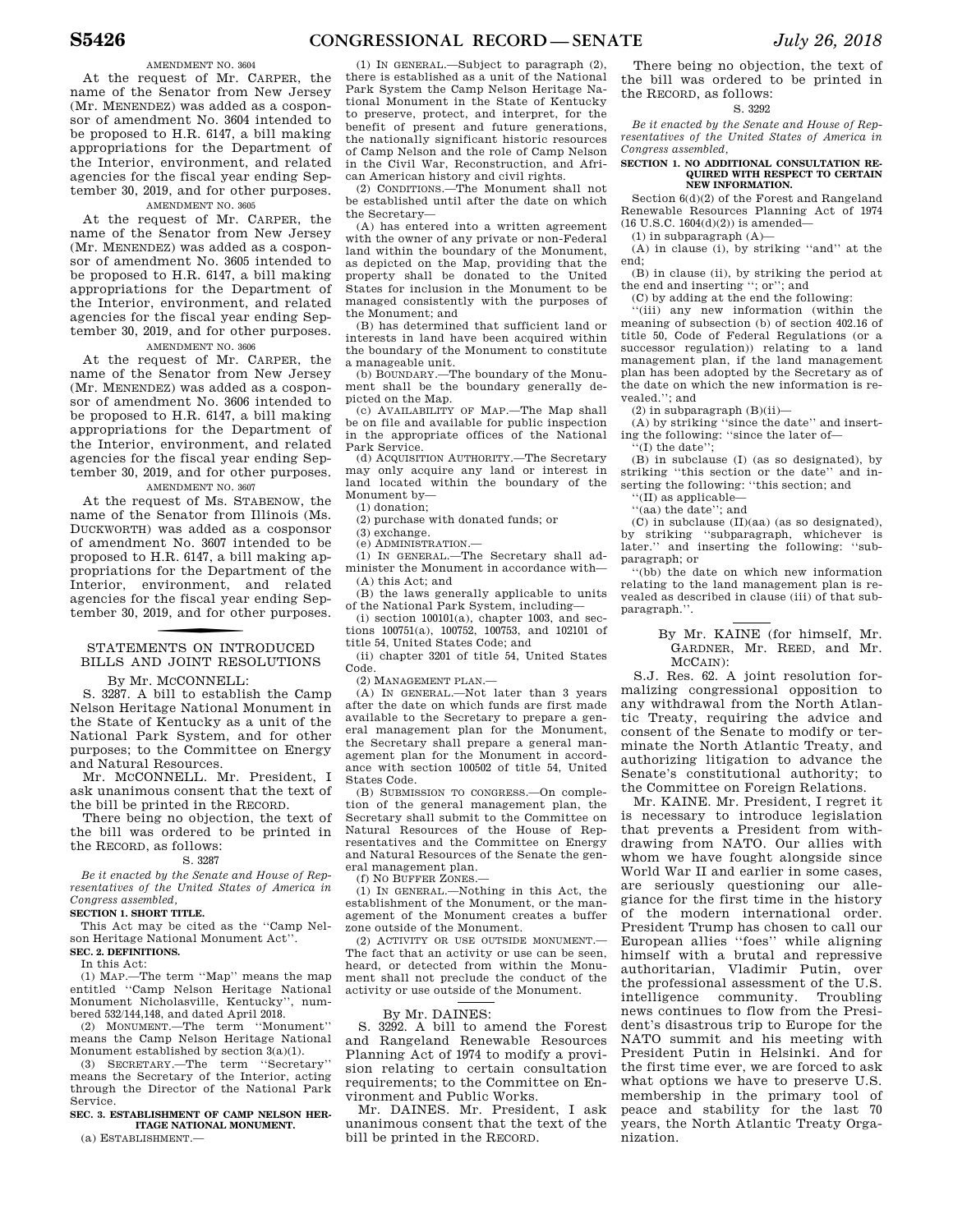AMENDMENT NO. 3604

At the request of Mr. CARPER, the name of the Senator from New Jersey (Mr. MENENDEZ) was added as a cosponsor of amendment No. 3604 intended to be proposed to H.R. 6147, a bill making appropriations for the Department of the Interior, environment, and related agencies for the fiscal year ending September 30, 2019, and for other purposes.

AMENDMENT NO. 3605

At the request of Mr. CARPER, the name of the Senator from New Jersey (Mr. MENENDEZ) was added as a cosponsor of amendment No. 3605 intended to be proposed to H.R. 6147, a bill making appropriations for the Department of the Interior, environment, and related agencies for the fiscal year ending September 30, 2019, and for other purposes.

AMENDMENT NO. 3606

At the request of Mr. CARPER, the name of the Senator from New Jersey (Mr. MENENDEZ) was added as a cosponsor of amendment No. 3606 intended to be proposed to H.R. 6147, a bill making appropriations for the Department of the Interior, environment, and related agencies for the fiscal year ending September 30, 2019, and for other purposes.

AMENDMENT NO. 3607

At the request of Ms. STABENOW, the name of the Senator from Illinois (Ms. DUCKWORTH) was added as a cosponsor of amendment No. 3607 intended to be proposed to H.R. 6147, a bill making appropriations for the Department of the Interior, environment, and related agencies for the fiscal year ending September 30, 2019, and for other purposes.

## STATEMENTS ON INTRODUCED BILLS AND JOINT RESOLUTIONS

By Mr. MCCONNELL:

S. 3287. A bill to establish the Camp Nelson Heritage National Monument in the State of Kentucky as a unit of the National Park System, and for other purposes; to the Committee on Energy and Natural Resources.

Mr. MCCONNELL. Mr. President, I ask unanimous consent that the text of the bill be printed in the RECORD.

There being no objection, the text of the bill was ordered to be printed in the RECORD, as follows:

S. 3287

*Be it enacted by the Senate and House of Representatives of the United States of America in Congress assembled,*

**SECTION 1. SHORT TITLE.**

This Act may be cited as the ''Camp Nelson Heritage National Monument Act''.

**SEC. 2. DEFINITIONS.**

In this Act:

(1) MAP.—The term ''Map'' means the map entitled ''Camp Nelson Heritage National Monument Nicholasville, Kentucky'', numbered 532/144,148, and dated April 2018.

(2) MONUMENT.—The term ''Monument'' means the Camp Nelson Heritage National Monument established by section 3(a)(1).

(3) SECRETARY.—The term ''Secretary'' means the Secretary of the Interior, acting through the Director of the National Park Service.

**SEC. 3. ESTABLISHMENT OF CAMP NELSON HERITAGE NATIONAL MONUMENT.**

(a) ESTABLISHMENT.—

(1) IN GENERAL.—Subject to paragraph (2), there is established as a unit of the National Park System the Camp Nelson Heritage National Monument in the State of Kentucky to preserve, protect, and interpret, for the benefit of present and future generations, the nationally significant historic resources of Camp Nelson and the role of Camp Nelson in the Civil War, Reconstruction, and African American history and civil rights.

(2) CONDITIONS.—The Monument shall not be established until after the date on which the Secretary—

(A) has entered into a written agreement with the owner of any private or non-Federal land within the boundary of the Monument, as depicted on the Map, providing that the property shall be donated to the United States for inclusion in the Monument to be managed consistently with the purposes of the Monument; and

(B) has determined that sufficient land or interests in land have been acquired within the boundary of the Monument to constitute a manageable unit.

(b) BOUNDARY.—The boundary of the Monument shall be the boundary generally depicted on the Map.

(c) AVAILABILITY OF MAP.—The Map shall be on file and available for public inspection in the appropriate offices of the National Park Service.

(d) ACQUISITION AUTHORITY.—The Secretary may only acquire any land or interest in land located within the boundary of the Monument by—

(1) donation;

(2) purchase with donated funds; or

(3) exchange.

(e) ADMINISTRATION.—

(1) IN GENERAL.—The Secretary shall administer the Monument in accordance with—

(A) this Act; and

(B) the laws generally applicable to units of the National Park System, including—

(i) section 100101(a), chapter 1003, and sections 100751(a), 100752, 100753, and 102101 of title 54, United States Code; and

(ii) chapter 3201 of title 54, United States Code.

(2) MANAGEMENT PLAN.—

(A) IN GENERAL.—Not later than 3 years after the date on which funds are first made available to the Secretary to prepare a general management plan for the Monument, the Secretary shall prepare a general management plan for the Monument in accordance with section 100502 of title 54, United States Code.

(B) SUBMISSION TO CONGRESS.—On completion of the general management plan, the Secretary shall submit to the Committee on Natural Resources of the House of Representatives and the Committee on Energy and Natural Resources of the Senate the general management plan.

(f) NO BUFFER ZONES.—

(1) IN GENERAL.—Nothing in this Act, the establishment of the Monument, or the management of the Monument creates a buffer zone outside of the Monument.

(2) ACTIVITY OR USE OUTSIDE MONUMENT.—The fact that an activity or use can be seen, heard, or detected from within the Monument shall not preclude the conduct of the activity or use outside of the Monument.

By Mr. DAINES:

S. 3292. A bill to amend the Forest and Rangeland Renewable Resources Planning Act of 1974 to modify a provision relating to certain consultation requirements; to the Committee on Environment and Public Works.

Mr. DAINES. Mr. President, I ask unanimous consent that the text of the bill be printed in the RECORD.

There being no objection, the text of the bill was ordered to be printed in the RECORD, as follows:

S. 3292

*Be it enacted by the Senate and House of Representatives of the United States of America in Congress assembled,*

**SECTION 1. NO ADDITIONAL CONSULTATION REQUIRED WITH RESPECT TO CERTAIN NEW INFORMATION.**

Section 6(d)(2) of the Forest and Rangeland Renewable Resources Planning Act of 1974 (16 U.S.C. 1604(d)(2)) is amended—

(1) in subparagraph (A)—

(A) in clause (i), by striking ''and'' at the end;

(B) in clause (ii), by striking the period at the end and inserting ''; or''; and

(C) by adding at the end the following:

''(iii) any new information (within the meaning of subsection (b) of section 402.16 of title 50, Code of Federal Regulations (or a successor regulation)) relating to a land management plan, if the land management plan has been adopted by the Secretary as of the date on which the new information is revealed.''; and

(2) in subparagraph (B)(ii)—

(A) by striking ''since the date'' and inserting the following: ''since the later of—

''(I) the date'';

(B) in subclause (I) (as so designated), by striking ''this section or the date'' and inserting the following: ''this section; and

''(II) as applicable—

''(aa) the date''; and

(C) in subclause (II)(aa) (as so designated), by striking ''subparagraph, whichever is later.'' and inserting the following: ''subparagraph; or

''(bb) the date on which new information relating to the land management plan is revealed as described in clause (iii) of that subparagraph.''.

By Mr. KAINE (for himself, Mr. GARDNER, Mr. REED, and Mr. MCCAIN):

S.J. Res. 62. A joint resolution formalizing congressional opposition to any withdrawal from the North Atlantic Treaty, requiring the advice and consent of the Senate to modify or terminate the North Atlantic Treaty, and authorizing litigation to advance the Senate's constitutional authority; to the Committee on Foreign Relations.

Mr. KAINE. Mr. President, I regret it is necessary to introduce legislation that prevents a President from withdrawing from NATO. Our allies with whom we have fought alongside since World War II and earlier in some cases, are seriously questioning our allegiance for the first time in the history of the modern international order. President Trump has chosen to call our European allies ''foes'' while aligning himself with a brutal and repressive authoritarian, Vladimir Putin, over the professional assessment of the U.S. intelligence community. Troubling news continues to flow from the President's disastrous trip to Europe for the NATO summit and his meeting with President Putin in Helsinki. And for the first time ever, we are forced to ask what options we have to preserve U.S. membership in the primary tool of peace and stability for the last 70 years, the North Atlantic Treaty Organization.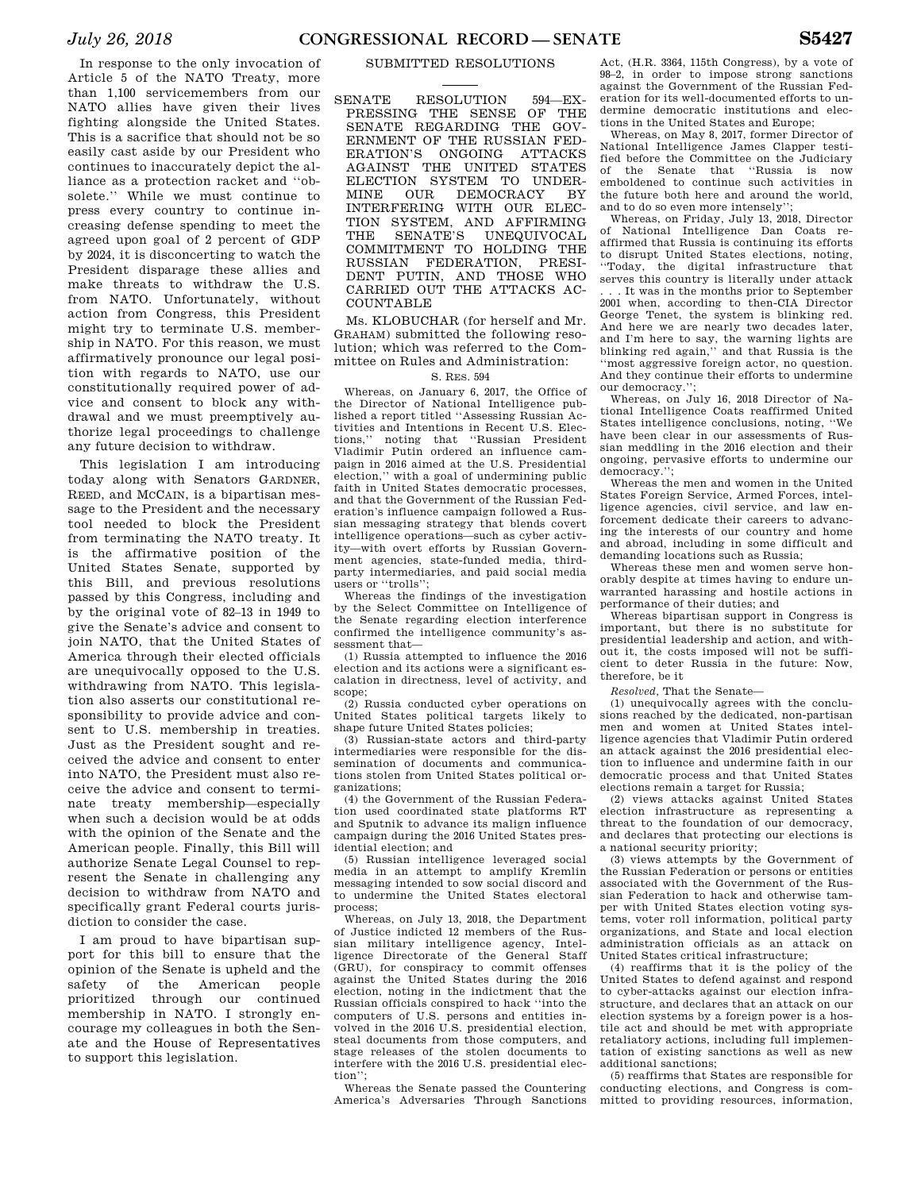In response to the only invocation of Article 5 of the NATO Treaty, more than 1,100 servicemembers from our NATO allies have given their lives fighting alongside the United States. This is a sacrifice that should not be so easily cast aside by our President who continues to inaccurately depict the alliance as a protection racket and ''obsolete.'' While we must continue to press every country to continue increasing defense spending to meet the agreed upon goal of 2 percent of GDP by 2024, it is disconcerting to watch the President disparage these allies and make threats to withdraw the U.S. from NATO. Unfortunately, without action from Congress, this President might try to terminate U.S. membership in NATO. For this reason, we must affirmatively pronounce our legal position with regards to NATO, use our constitutionally required power of advice and consent to block any withdrawal and we must preemptively authorize legal proceedings to challenge any future decision to withdraw.

This legislation I am introducing today along with Senators GARDNER, REED, and MCCAIN, is a bipartisan message to the President and the necessary tool needed to block the President from terminating the NATO treaty. It is the affirmative position of the United States Senate, supported by this Bill, and previous resolutions passed by this Congress, including and by the original vote of 82–13 in 1949 to give the Senate's advice and consent to join NATO, that the United States of America through their elected officials are unequivocally opposed to the U.S. withdrawing from NATO. This legislation also asserts our constitutional responsibility to provide advice and consent to U.S. membership in treaties. Just as the President sought and received the advice and consent to enter into NATO, the President must also receive the advice and consent to terminate treaty membership—especially when such a decision would be at odds with the opinion of the Senate and the American people. Finally, this Bill will authorize Senate Legal Counsel to represent the Senate in challenging any decision to withdraw from NATO and specifically grant Federal courts jurisdiction to consider the case.

I am proud to have bipartisan support for this bill to ensure that the opinion of the Senate is upheld and the safety of the American people prioritized through our continued membership in NATO. I strongly encourage my colleagues in both the Senate and the House of Representatives to support this legislation.

## SUBMITTED RESOLUTIONS

### SENATE RESOLUTION 594—EXPRESSING THE SENSE OF THE SENATE REGARDING THE GOVERNMENT OF THE RUSSIAN FEDERATION'S ONGOING ATTACKS AGAINST THE UNITED STATES ELECTION SYSTEM TO UNDERMINE OUR DEMOCRACY BY INTERFERING WITH OUR ELECTION SYSTEM, AND AFFIRMING THE SENATE'S UNEQUIVOCAL COMMITMENT TO HOLDING THE RUSSIAN FEDERATION, PRESIDENT PUTIN, AND THOSE WHO CARRIED OUT THE ATTACKS ACCOUNTABLE

Ms. KLOBUCHAR (for herself and Mr. GRAHAM) submitted the following resolution; which was referred to the Committee on Rules and Administration:

S. RES. 594

Whereas, on January 6, 2017, the Office of the Director of National Intelligence published a report titled ''Assessing Russian Activities and Intentions in Recent U.S. Elections,'' noting that ''Russian President Vladimir Putin ordered an influence campaign in 2016 aimed at the U.S. Presidential election,'' with a goal of undermining public faith in United States democratic processes, and that the Government of the Russian Federation's influence campaign followed a Russian messaging strategy that blends covert intelligence operations—such as cyber activity—with overt efforts by Russian Government agencies, state-funded media, third-party intermediaries, and paid social media users or ''trolls'';

Whereas the findings of the investigation by the Select Committee on Intelligence of the Senate regarding election interference confirmed the intelligence community's assessment that—

(1) Russia attempted to influence the 2016 election and its actions were a significant escalation in directness, level of activity, and scope;

(2) Russia conducted cyber operations on United States political targets likely to shape future United States policies;

(3) Russian-state actors and third-party intermediaries were responsible for the dissemination of documents and communications stolen from United States political organizations;

(4) the Government of the Russian Federation used coordinated state platforms RT and Sputnik to advance its malign influence campaign during the 2016 United States presidential election; and

(5) Russian intelligence leveraged social media in an attempt to amplify Kremlin messaging intended to sow social discord and to undermine the United States electoral process;

Whereas, on July 13, 2018, the Department of Justice indicted 12 members of the Russian military intelligence agency, Intelligence Directorate of the General Staff (GRU), for conspiracy to commit offenses against the United States during the 2016 election, noting in the indictment that the Russian officials conspired to hack ''into the computers of U.S. persons and entities involved in the 2016 U.S. presidential election, steal documents from those computers, and stage releases of the stolen documents to interfere with the 2016 U.S. presidential election'';

Whereas the Senate passed the Countering America's Adversaries Through Sanctions Act, (H.R. 3364, 115th Congress), by a vote of 98–2, in order to impose strong sanctions against the Government of the Russian Federation for its well-documented efforts to undermine democratic institutions and elections in the United States and Europe;

Whereas, on May 8, 2017, former Director of National Intelligence James Clapper testified before the Committee on the Judiciary of the Senate that ''Russia is now emboldened to continue such activities in the future both here and around the world, and to do so even more intensely'';

Whereas, on Friday, July 13, 2018, Director of National Intelligence Dan Coats reaffirmed that Russia is continuing its efforts to disrupt United States elections, noting, ''Today, the digital infrastructure that serves this country is literally under attack . . . It was in the months prior to September 2001 when, according to then-CIA Director George Tenet, the system is blinking red. And here we are nearly two decades later, and I'm here to say, the warning lights are blinking red again,'' and that Russia is the ''most aggressive foreign actor, no question. And they continue their efforts to undermine our democracy.'';

Whereas, on July 16, 2018 Director of National Intelligence Coats reaffirmed United States intelligence conclusions, noting, ''We have been clear in our assessments of Russian meddling in the 2016 election and their ongoing, pervasive efforts to undermine our democracy.'';

Whereas the men and women in the United States Foreign Service, Armed Forces, intelligence agencies, civil service, and law enforcement dedicate their careers to advancing the interests of our country and home and abroad, including in some difficult and demanding locations such as Russia;

Whereas these men and women serve honorably despite at times having to endure unwarranted harassing and hostile actions in performance of their duties; and

Whereas bipartisan support in Congress is important, but there is no substitute for presidential leadership and action, and without it, the costs imposed will not be sufficient to deter Russia in the future: Now, therefore, be it

*Resolved*, That the Senate—

(1) unequivocally agrees with the conclusions reached by the dedicated, non-partisan men and women at United States intelligence agencies that Vladimir Putin ordered an attack against the 2016 presidential election to influence and undermine faith in our democratic process and that United States elections remain a target for Russia;

(2) views attacks against United States election infrastructure as representing a threat to the foundation of our democracy, and declares that protecting our elections is a national security priority;

(3) views attempts by the Government of the Russian Federation or persons or entities associated with the Government of the Russian Federation to hack and otherwise tamper with United States election voting systems, voter roll information, political party organizations, and State and local election administration officials as an attack on United States critical infrastructure;

(4) reaffirms that it is the policy of the United States to defend against and respond to cyber-attacks against our election infrastructure, and declares that an attack on our election systems by a foreign power is a hostile act and should be met with appropriate retaliatory actions, including full implementation of existing sanctions as well as new additional sanctions;

(5) reaffirms that States are responsible for conducting elections, and Congress is committed to providing resources, information,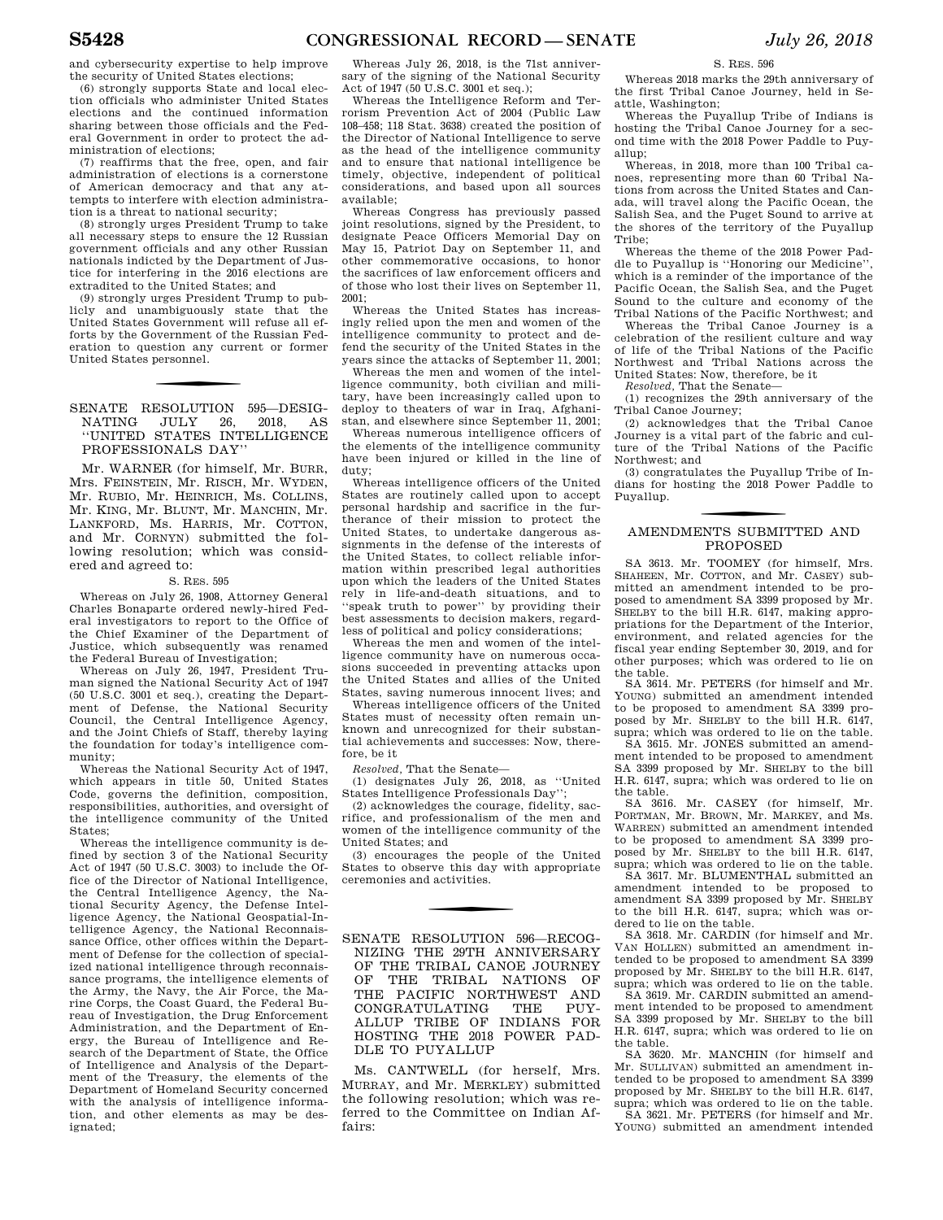and cybersecurity expertise to help improve the security of United States elections;

(6) strongly supports State and local election officials who administer United States elections and the continued information sharing between those officials and the Federal Government in order to protect the administration of elections;

(7) reaffirms that the free, open, and fair administration of elections is a cornerstone of American democracy and that any attempts to interfere with election administration is a threat to national security;

(8) strongly urges President Trump to take all necessary steps to ensure the 12 Russian government officials and any other Russian nationals indicted by the Department of Justice for interfering in the 2016 elections are extradited to the United States; and

(9) strongly urges President Trump to publicly and unambiguously state that the United States Government will refuse all efforts by the Government of the Russian Federation to question any current or former United States personnel.

## SENATE RESOLUTION 595—DESIGNATING JULY 26, 2018, AS "UNITED STATES INTELLIGENCE PROFESSIONALS DAY"

Mr. WARNER (for himself, Mr. BURR, Mrs. FEINSTEIN, Mr. RISCH, Mr. WYDEN, Mr. RUBIO, Mr. HEINRICH, Ms. COLLINS, Mr. KING, Mr. BLUNT, Mr. MANCHIN, Mr. LANKFORD, Ms. HARRIS, Mr. COTTON, and Mr. CORNYN) submitted the following resolution; which was considered and agreed to:

S. RES. 595

Whereas on July 26, 1908, Attorney General Charles Bonaparte ordered newly-hired Federal investigators to report to the Office of the Chief Examiner of the Department of Justice, which subsequently was renamed the Federal Bureau of Investigation;

Whereas on July 26, 1947, President Truman signed the National Security Act of 1947 (50 U.S.C. 3001 et seq.), creating the Department of Defense, the National Security Council, the Central Intelligence Agency, and the Joint Chiefs of Staff, thereby laying the foundation for today's intelligence community;

Whereas the National Security Act of 1947, which appears in title 50, United States Code, governs the definition, composition, responsibilities, authorities, and oversight of the intelligence community of the United States;

Whereas the intelligence community is defined by section 3 of the National Security Act of 1947 (50 U.S.C. 3003) to include the Office of the Director of National Intelligence, the Central Intelligence Agency, the National Security Agency, the Defense Intelligence Agency, the National Geospatial-Intelligence Agency, the National Reconnaissance Office, other offices within the Department of Defense for the collection of specialized national intelligence through reconnaissance programs, the intelligence elements of the Army, the Navy, the Air Force, the Marine Corps, the Coast Guard, the Federal Bureau of Investigation, the Drug Enforcement Administration, and the Department of Energy, the Bureau of Intelligence and Research of the Department of State, the Office of Intelligence and Analysis of the Department of the Treasury, the elements of the Department of Homeland Security concerned with the analysis of intelligence information, and other elements as may be designated;

Whereas July 26, 2018, is the 71st anniversary of the signing of the National Security Act of 1947 (50 U.S.C. 3001 et seq.);

Whereas the Intelligence Reform and Terrorism Prevention Act of 2004 (Public Law 108–458; 118 Stat. 3638) created the position of the Director of National Intelligence to serve as the head of the intelligence community and to ensure that national intelligence be timely, objective, independent of political considerations, and based upon all sources available;

Whereas Congress has previously passed joint resolutions, signed by the President, to designate Peace Officers Memorial Day on May 15, Patriot Day on September 11, and other commemorative occasions, to honor the sacrifices of law enforcement officers and of those who lost their lives on September 11, 2001;

Whereas the United States has increasingly relied upon the men and women of the intelligence community to protect and defend the security of the United States in the years since the attacks of September 11, 2001;

Whereas the men and women of the intelligence community, both civilian and military, have been increasingly called upon to deploy to theaters of war in Iraq, Afghanistan, and elsewhere since September 11, 2001;

Whereas numerous intelligence officers of the elements of the intelligence community have been injured or killed in the line of duty;

Whereas intelligence officers of the United States are routinely called upon to accept personal hardship and sacrifice in the furtherance of their mission to protect the United States, to undertake dangerous assignments in the defense of the interests of the United States, to collect reliable information within prescribed legal authorities upon which the leaders of the United States rely in life-and-death situations, and to "speak truth to power" by providing their best assessments to decision makers, regardless of political and policy considerations;

Whereas the men and women of the intelligence community have on numerous occasions succeeded in preventing attacks upon the United States and allies of the United States, saving numerous innocent lives; and

Whereas intelligence officers of the United States must of necessity often remain unknown and unrecognized for their substantial achievements and successes: Now, therefore, be it

*Resolved*, That the Senate—

(1) designates July 26, 2018, as "United States Intelligence Professionals Day";

(2) acknowledges the courage, fidelity, sacrifice, and professionalism of the men and women of the intelligence community of the United States; and

(3) encourages the people of the United States to observe this day with appropriate ceremonies and activities.

## SENATE RESOLUTION 596—RECOGNIZING THE 29TH ANNIVERSARY OF THE TRIBAL CANOE JOURNEY OF THE TRIBAL NATIONS OF THE PACIFIC NORTHWEST AND CONGRATULATING THE PUYALLUP TRIBE OF INDIANS FOR HOSTING THE 2018 POWER PADDLE TO PUYALLUP

Ms. CANTWELL (for herself, Mrs. MURRAY, and Mr. MERKLEY) submitted the following resolution; which was referred to the Committee on Indian Affairs:

S. RES. 596

Whereas 2018 marks the 29th anniversary of the first Tribal Canoe Journey, held in Seattle, Washington;

Whereas the Puyallup Tribe of Indians is hosting the Tribal Canoe Journey for a second time with the 2018 Power Paddle to Puyallup;

Whereas, in 2018, more than 100 Tribal canoes, representing more than 60 Tribal Nations from across the United States and Canada, will travel along the Pacific Ocean, the Salish Sea, and the Puget Sound to arrive at the shores of the territory of the Puyallup Tribe;

Whereas the theme of the 2018 Power Paddle to Puyallup is "Honoring our Medicine", which is a reminder of the importance of the Pacific Ocean, the Salish Sea, and the Puget Sound to the culture and economy of the Tribal Nations of the Pacific Northwest; and

Whereas the Tribal Canoe Journey is a celebration of the resilient culture and way of life of the Tribal Nations of the Pacific Northwest and Tribal Nations across the United States: Now, therefore, be it

*Resolved*, That the Senate—

(1) recognizes the 29th anniversary of the Tribal Canoe Journey;

(2) acknowledges that the Tribal Canoe Journey is a vital part of the fabric and culture of the Tribal Nations of the Pacific Northwest; and

(3) congratulates the Puyallup Tribe of Indians for hosting the 2018 Power Paddle to Puyallup.

## AMENDMENTS SUBMITTED AND PROPOSED

SA 3613. Mr. TOOMEY (for himself, Mrs. SHAHEEN, Mr. COTTON, and Mr. CASEY) submitted an amendment intended to be proposed to amendment SA 3399 proposed by Mr. SHELBY to the bill H.R. 6147, making appropriations for the Department of the Interior, environment, and related agencies for the fiscal year ending September 30, 2019, and for other purposes; which was ordered to lie on the table.

SA 3614. Mr. PETERS (for himself and Mr. YOUNG) submitted an amendment intended to be proposed to amendment SA 3399 proposed by Mr. SHELBY to the bill H.R. 6147, supra; which was ordered to lie on the table.

SA 3615. Mr. JONES submitted an amendment intended to be proposed to amendment SA 3399 proposed by Mr. SHELBY to the bill H.R. 6147, supra; which was ordered to lie on the table.

SA 3616. Mr. CASEY (for himself, Mr. PORTMAN, Mr. BROWN, Mr. MARKEY, and Ms. WARREN) submitted an amendment intended to be proposed to amendment SA 3399 proposed by Mr. SHELBY to the bill H.R. 6147, supra; which was ordered to lie on the table.

SA 3617. Mr. BLUMENTHAL submitted an amendment intended to be proposed to amendment SA 3399 proposed by Mr. SHELBY to the bill H.R. 6147, supra; which was ordered to lie on the table.

SA 3618. Mr. CARDIN (for himself and Mr. VAN HOLLEN) submitted an amendment intended to be proposed to amendment SA 3399 proposed by Mr. SHELBY to the bill H.R. 6147, supra; which was ordered to lie on the table.

SA 3619. Mr. CARDIN submitted an amendment intended to be proposed to amendment SA 3399 proposed by Mr. SHELBY to the bill H.R. 6147, supra; which was ordered to lie on the table.

SA 3620. Mr. MANCHIN (for himself and Mr. SULLIVAN) submitted an amendment intended to be proposed to amendment SA 3399 proposed by Mr. SHELBY to the bill H.R. 6147, supra; which was ordered to lie on the table.

SA 3621. Mr. PETERS (for himself and Mr. YOUNG) submitted an amendment intended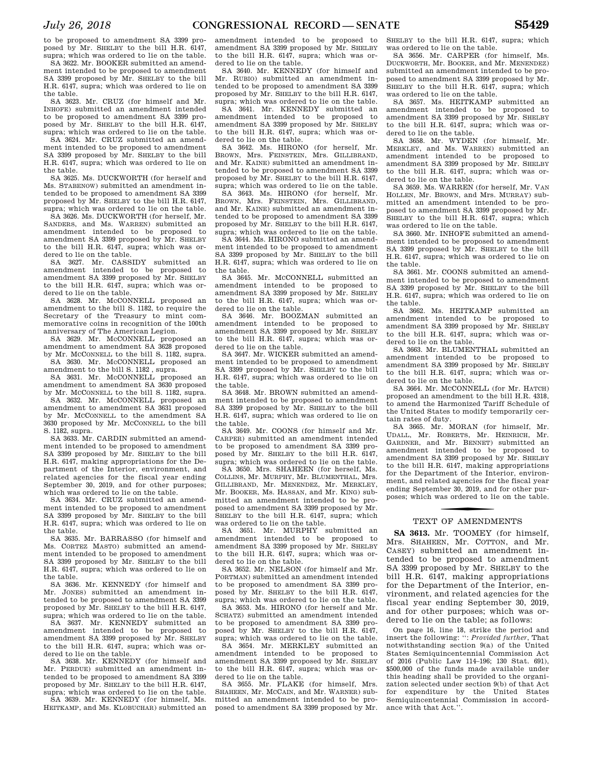to be proposed to amendment SA 3399 proposed by Mr. SHELBY to the bill H.R. 6147, supra; which was ordered to lie on the table.

SA 3622. Mr. BOOKER submitted an amendment intended to be proposed to amendment SA 3399 proposed by Mr. SHELBY to the bill H.R. 6147, supra; which was ordered to lie on the table.

SA 3623. Mr. CRUZ (for himself and Mr. INHOFE) submitted an amendment intended to be proposed to amendment SA 3399 proposed by Mr. SHELBY to the bill H.R. 6147, supra; which was ordered to lie on the table.

SA 3624. Mr. CRUZ submitted an amendment intended to be proposed to amendment SA 3399 proposed by Mr. SHELBY to the bill H.R. 6147, supra; which was ordered to lie on the table.

SA 3625. Ms. DUCKWORTH (for herself and Ms. STABENOW) submitted an amendment intended to be proposed to amendment SA 3399 proposed by Mr. SHELBY to the bill H.R. 6147, supra; which was ordered to lie on the table.

SA 3626. Ms. DUCKWORTH (for herself, Mr. SANDERS, and Ms. WARREN) submitted an amendment intended to be proposed to amendment SA 3399 proposed by Mr. SHELBY to the bill H.R. 6147, supra; which was ordered to lie on the table.

SA 3627. Mr. CASSIDY submitted an amendment intended to be proposed to amendment SA 3399 proposed by Mr. SHELBY to the bill H.R. 6147, supra; which was ordered to lie on the table.

SA 3628. Mr. McCONNELL proposed an amendment to the bill S. 1182, to require the Secretary of the Treasury to mint commemorative coins in recognition of the 100th anniversary of The American Legion.

SA 3629. Mr. McCONNELL proposed an amendment to amendment SA 3628 proposed by Mr. McCONNELL to the bill S. 1182, supra.

SA 3630. Mr. McCONNELL proposed an amendment to the bill S. 1182 , supra.

SA 3631. Mr. McCONNELL proposed an amendment to amendment SA 3630 proposed by Mr. McCONNELL to the bill S. 1182, supra.

SA 3632. Mr. McCONNELL proposed an amendment to amendment SA 3631 proposed by Mr. McCONNELL to the amendment SA 3630 proposed by Mr. McCONNELL to the bill S. 1182, supra.

SA 3633. Mr. CARDIN submitted an amendment intended to be proposed to amendment SA 3399 proposed by Mr. SHELBY to the bill H.R. 6147, making appropriations for the Department of the Interior, environment, and related agencies for the fiscal year ending September 30, 2019, and for other purposes; which was ordered to lie on the table.

SA 3634. Mr. CRUZ submitted an amendment intended to be proposed to amendment SA 3399 proposed by Mr. SHELBY to the bill H.R. 6147, supra; which was ordered to lie on the table.

SA 3635. Mr. BARRASSO (for himself and Ms. CORTEZ MASTO) submitted an amendment intended to be proposed to amendment SA 3399 proposed by Mr. SHELBY to the bill H.R. 6147, supra; which was ordered to lie on the table.

SA 3636. Mr. KENNEDY (for himself and Mr. JONES) submitted an amendment intended to be proposed to amendment SA 3399 proposed by Mr. SHELBY to the bill H.R. 6147, supra; which was ordered to lie on the table.

SA 3637. Mr. KENNEDY submitted an amendment intended to be proposed to amendment SA 3399 proposed by Mr. SHELBY to the bill H.R. 6147, supra; which was ordered to lie on the table.

SA 3638. Mr. KENNEDY (for himself and Mr. PERDUE) submitted an amendment intended to be proposed to amendment SA 3399 proposed by Mr. SHELBY to the bill H.R. 6147, supra; which was ordered to lie on the table.

SA 3639. Mr. KENNEDY (for himself, Ms. HEITKAMP, and Ms. KLOBUCHAR) submitted an amendment intended to be proposed to amendment SA 3399 proposed by Mr. SHELBY to the bill H.R. 6147, supra; which was ordered to lie on the table.

SA 3640. Mr. KENNEDY (for himself and Mr. RUBIO) submitted an amendment intended to be proposed to amendment SA 3399 proposed by Mr. SHELBY to the bill H.R. 6147, supra; which was ordered to lie on the table.

SA 3641. Mr. KENNEDY submitted an amendment intended to be proposed to amendment SA 3399 proposed by Mr. SHELBY to the bill H.R. 6147, supra; which was ordered to lie on the table.

SA 3642. Ms. HIRONO (for herself, Mr. BROWN, Mrs. FEINSTEIN, Mrs. GILLIBRAND, and Mr. KAINE) submitted an amendment intended to be proposed to amendment SA 3399 proposed by Mr. SHELBY to the bill H.R. 6147, supra; which was ordered to lie on the table.

SA 3643. Ms. HIRONO (for herself, Mr. BROWN, Mrs. FEINSTEIN, Mrs. GILLIBRAND, and Mr. KAINE) submitted an amendment intended to be proposed to amendment SA 3399 proposed by Mr. SHELBY to the bill H.R. 6147, supra; which was ordered to lie on the table.

SA 3644. Ms. HIRONO submitted an amendment intended to be proposed to amendment SA 3399 proposed by Mr. SHELBY to the bill H.R. 6147, supra; which was ordered to lie on the table.

SA 3645. Mr. McCONNELL submitted an amendment intended to be proposed to amendment SA 3399 proposed by Mr. SHELBY to the bill H.R. 6147, supra; which was ordered to lie on the table.

SA 3646. Mr. BOOZMAN submitted an amendment intended to be proposed to amendment SA 3399 proposed by Mr. SHELBY to the bill H.R. 6147, supra; which was ordered to lie on the table.

SA 3647. Mr. WICKER submitted an amendment intended to be proposed to amendment SA 3399 proposed by Mr. SHELBY to the bill H.R. 6147, supra; which was ordered to lie on the table.

SA 3648. Mr. BROWN submitted an amendment intended to be proposed to amendment SA 3399 proposed by Mr. SHELBY to the bill H.R. 6147, supra; which was ordered to lie on the table.

SA 3649. Mr. COONS (for himself and Mr. CARPER) submitted an amendment intended to be proposed to amendment SA 3399 proposed by Mr. SHELBY to the bill H.R. 6147, supra; which was ordered to lie on the table.

SA 3650. Mrs. SHAHEEN (for herself, Ms. COLLINS, Mr. MURPHY, Mr. BLUMENTHAL, Mrs. GILLIBRAND, Mr. MENENDEZ, Mr. MERKLEY, Mr. BOOKER, Ms. HASSAN, and Mr. KING) submitted an amendment intended to be proposed to amendment SA 3399 proposed by Mr. SHELBY to the bill H.R. 6147, supra; which was ordered to lie on the table.

SA 3651. Mr. MURPHY submitted an amendment intended to be proposed to amendment SA 3399 proposed by Mr. SHELBY to the bill H.R. 6147, supra; which was ordered to lie on the table.

SA 3652. Mr. NELSON (for himself and Mr. PORTMAN) submitted an amendment intended to be proposed to amendment SA 3399 proposed by Mr. SHELBY to the bill H.R. 6147, supra; which was ordered to lie on the table.

SA 3653. Ms. HIRONO (for herself and Mr. SCHATZ) submitted an amendment intended to be proposed to amendment SA 3399 proposed by Mr. SHELBY to the bill H.R. 6147, supra; which was ordered to lie on the table.

SA 3654. Mr. MERKLEY submitted an amendment intended to be proposed to amendment SA 3399 proposed by Mr. SHELBY to the bill H.R. 6147, supra; which was ordered to lie on the table.

SA 3655. Mr. FLAKE (for himself, Mrs. SHAHEEN, Mr. MCCAIN, and Mr. WARNER) submitted an amendment intended to be proposed to amendment SA 3399 proposed by Mr. SHELBY to the bill H.R. 6147, supra; which was ordered to lie on the table.

SA 3656. Mr. CARPER (for himself, Ms. DUCKWORTH, Mr. BOOKER, and Mr. MENENDEZ) submitted an amendment intended to be proposed to amendment SA 3399 proposed by Mr. SHELBY to the bill H.R. 6147, supra; which was ordered to lie on the table.

SA 3657. Ms. HEITKAMP submitted an amendment intended to be proposed to amendment SA 3399 proposed by Mr. SHELBY to the bill H.R. 6147, supra; which was ordered to lie on the table.

SA 3658. Mr. WYDEN (for himself, Mr. MERKLEY, and Ms. WARREN) submitted an amendment intended to be proposed to amendment SA 3399 proposed by Mr. SHELBY to the bill H.R. 6147, supra; which was ordered to lie on the table.

SA 3659. Ms. WARREN (for herself, Mr. VAN HOLLEN, Mr. BROWN, and Mrs. MURRAY) submitted an amendment intended to be proposed to amendment SA 3399 proposed by Mr. SHELBY to the bill H.R. 6147, supra; which was ordered to lie on the table.

SA 3660. Mr. INHOFE submitted an amendment intended to be proposed to amendment SA 3399 proposed by Mr. SHELBY to the bill H.R. 6147, supra; which was ordered to lie on the table.

SA 3661. Mr. COONS submitted an amendment intended to be proposed to amendment SA 3399 proposed by Mr. SHELBY to the bill H.R. 6147, supra; which was ordered to lie on the table.

SA 3662. Ms. HEITKAMP submitted an amendment intended to be proposed to amendment SA 3399 proposed by Mr. SHELBY to the bill H.R. 6147, supra; which was ordered to lie on the table.

SA 3663. Mr. BLUMENTHAL submitted an amendment intended to be proposed to amendment SA 3399 proposed by Mr. SHELBY to the bill H.R. 6147, supra; which was ordered to lie on the table.

SA 3664. Mr. McCONNELL (for Mr. HATCH) proposed an amendment to the bill H.R. 4318, to amend the Harmonized Tariff Schedule of the United States to modify temporarily certain rates of duty.

SA 3665. Mr. MORAN (for himself, Mr. UDALL, Mr. ROBERTS, Mr. HEINRICH, Mr. GARDNER, and Mr. BENNET) submitted an amendment intended to be proposed to amendment SA 3399 proposed by Mr. SHELBY to the bill H.R. 6147, making appropriations for the Department of the Interior, environment, and related agencies for the fiscal year ending September 30, 2019, and for other purposes; which was ordered to lie on the table.

## TEXT OF AMENDMENTS

**SA 3613.** Mr. TOOMEY (for himself, Mrs. SHAHEEN, Mr. COTTON, and Mr. CASEY) submitted an amendment intended to be proposed to amendment SA 3399 proposed by Mr. SHELBY to the bill H.R. 6147, making appropriations for the Department of the Interior, environment, and related agencies for the fiscal year ending September 30, 2019, and for other purposes; which was ordered to lie on the table; as follows:

On page 16, line 18, strike the period and insert the following: ": *Provided further*, That notwithstanding section 9(a) of the United States Semiquincentennial Commission Act of 2016 (Public Law 114–196; 130 Stat. 691), $500,000 of the funds made available under this heading shall be provided to the organization selected under section 9(b) of that Act for expenditure by the United States Semiquincentennial Commission in accordance with that Act.".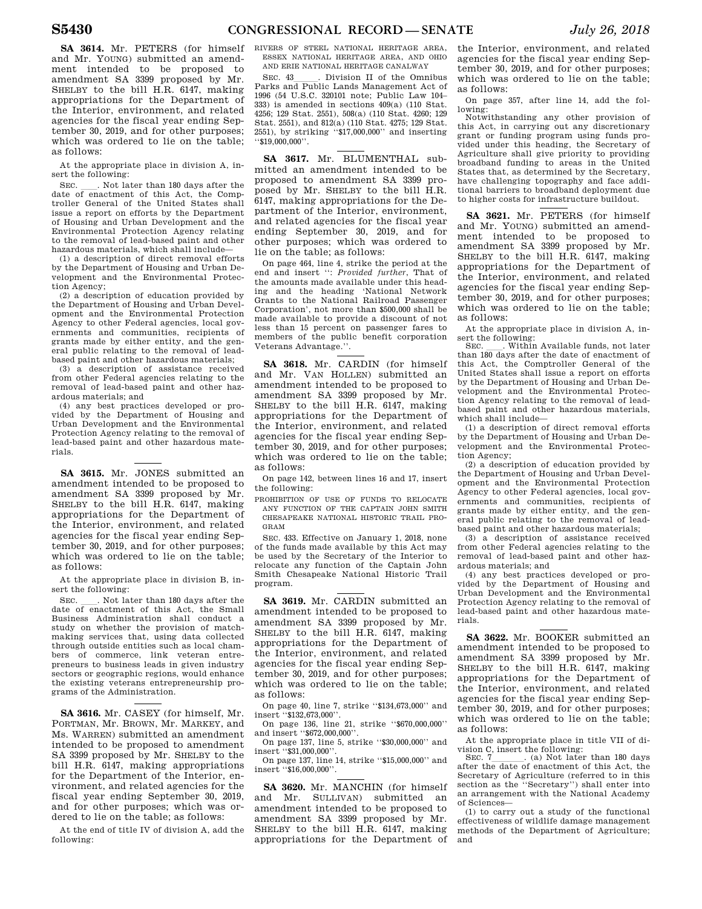**SA 3614.** Mr. PETERS (for himself and Mr. YOUNG) submitted an amendment intended to be proposed to amendment SA 3399 proposed by Mr. SHELBY to the bill H.R. 6147, making appropriations for the Department of the Interior, environment, and related agencies for the fiscal year ending September 30, 2019, and for other purposes; which was ordered to lie on the table; as follows:

At the appropriate place in division A, insert the following:

SEC. \_\_\_\_. Not later than 180 days after the date of enactment of this Act, the Comptroller General of the United States shall issue a report on efforts by the Department of Housing and Urban Development and the Environmental Protection Agency relating to the removal of lead-based paint and other hazardous materials, which shall include—

(1) a description of direct removal efforts by the Department of Housing and Urban Development and the Environmental Protection Agency;

(2) a description of education provided by the Department of Housing and Urban Development and the Environmental Protection Agency to other Federal agencies, local governments and communities, recipients of grants made by either entity, and the general public relating to the removal of lead-based paint and other hazardous materials;

(3) a description of assistance received from other Federal agencies relating to the removal of lead-based paint and other hazardous materials; and

(4) any best practices developed or provided by the Department of Housing and Urban Development and the Environmental Protection Agency relating to the removal of lead-based paint and other hazardous materials.

**SA 3615.** Mr. JONES submitted an amendment intended to be proposed to amendment SA 3399 proposed by Mr. SHELBY to the bill H.R. 6147, making appropriations for the Department of the Interior, environment, and related agencies for the fiscal year ending September 30, 2019, and for other purposes; which was ordered to lie on the table; as follows:

At the appropriate place in division B, insert the following:

SEC. \_\_\_\_. Not later than 180 days after the date of enactment of this Act, the Small Business Administration shall conduct a study on whether the provision of matchmaking services that, using data collected through outside entities such as local chambers of commerce, link veteran entrepreneurs to business leads in given industry sectors or geographic regions, would enhance the existing veterans entrepreneurship programs of the Administration.

**SA 3616.** Mr. CASEY (for himself, Mr. PORTMAN, Mr. BROWN, Mr. MARKEY, and Ms. WARREN) submitted an amendment intended to be proposed to amendment SA 3399 proposed by Mr. SHELBY to the bill H.R. 6147, making appropriations for the Department of the Interior, environment, and related agencies for the fiscal year ending September 30, 2019, and for other purposes; which was ordered to lie on the table; as follows:

At the end of title IV of division A, add the following:

RIVERS OF STEEL NATIONAL HERITAGE AREA, ESSEX NATIONAL HERITAGE AREA, AND OHIO AND ERIE NATIONAL HERITAGE CANALWAY

SEC. 43\_\_\_\_\_. Division II of the Omnibus Parks and Public Lands Management Act of 1996 (54 U.S.C. 320101 note; Public Law 104–333) is amended in sections 409(a) (110 Stat. 4256; 129 Stat. 2551), 508(a) (110 Stat. 4260; 129 Stat. 2551), and 812(a) (110 Stat. 4275; 129 Stat. 2551), by striking ''$17,000,000'' and inserting ''$19,000,000''.

**SA 3617.** Mr. BLUMENTHAL submitted an amendment intended to be proposed to amendment SA 3399 proposed by Mr. SHELBY to the bill H.R. 6147, making appropriations for the Department of the Interior, environment, and related agencies for the fiscal year ending September 30, 2019, and for other purposes; which was ordered to lie on the table; as follows:

On page 464, line 4, strike the period at the end and insert '': *Provided further*, That of the amounts made available under this heading and the heading 'National Network Grants to the National Railroad Passenger Corporation', not more than $500,000 shall be made available to provide a discount of not less than 15 percent on passenger fares to members of the public benefit corporation Veterans Advantage.''.

**SA 3618.** Mr. CARDIN (for himself and Mr. VAN HOLLEN) submitted an amendment intended to be proposed to amendment SA 3399 proposed by Mr. SHELBY to the bill H.R. 6147, making appropriations for the Department of the Interior, environment, and related agencies for the fiscal year ending September 30, 2019, and for other purposes; which was ordered to lie on the table; as follows:

On page 142, between lines 16 and 17, insert the following:

PROHIBITION OF USE OF FUNDS TO RELOCATE ANY FUNCTION OF THE CAPTAIN JOHN SMITH CHESAPEAKE NATIONAL HISTORIC TRAIL PROGRAM

SEC. 433. Effective on January 1, 2018, none of the funds made available by this Act may be used by the Secretary of the Interior to relocate any function of the Captain John Smith Chesapeake National Historic Trail program.

**SA 3619.** Mr. CARDIN submitted an amendment intended to be proposed to amendment SA 3399 proposed by Mr. SHELBY to the bill H.R. 6147, making appropriations for the Department of the Interior, environment, and related agencies for the fiscal year ending September 30, 2019, and for other purposes; which was ordered to lie on the table; as follows:

On page 40, line 7, strike ''$134,673,000'' and insert ''$132,673,000''.

On page 136, line 21, strike ''$670,000,000'' and insert ''$672,000,000''.

On page 137, line 5, strike ''$30,000,000'' and insert ''$31,000,000''.

On page 137, line 14, strike ''$15,000,000'' and insert ''$16,000,000''.

**SA 3620.** Mr. MANCHIN (for himself and Mr. SULLIVAN) submitted an amendment intended to be proposed to amendment SA 3399 proposed by Mr. SHELBY to the bill H.R. 6147, making appropriations for the Department of the Interior, environment, and related agencies for the fiscal year ending September 30, 2019, and for other purposes; which was ordered to lie on the table; as follows:

On page 357, after line 14, add the following:

Notwithstanding any other provision of this Act, in carrying out any discretionary grant or funding program using funds provided under this heading, the Secretary of Agriculture shall give priority to providing broadband funding to areas in the United States that, as determined by the Secretary, have challenging topography and face additional barriers to broadband deployment due to higher costs for infrastructure buildout.

**SA 3621.** Mr. PETERS (for himself and Mr. YOUNG) submitted an amendment intended to be proposed to amendment SA 3399 proposed by Mr. SHELBY to the bill H.R. 6147, making appropriations for the Department of the Interior, environment, and related agencies for the fiscal year ending September 30, 2019, and for other purposes; which was ordered to lie on the table; as follows:

At the appropriate place in division A, insert the following:

SEC. \_\_\_\_. Within Available funds, not later than 180 days after the date of enactment of this Act, the Comptroller General of the United States shall issue a report on efforts by the Department of Housing and Urban Development and the Environmental Protection Agency relating to the removal of lead-based paint and other hazardous materials, which shall include—

(1) a description of direct removal efforts by the Department of Housing and Urban Development and the Environmental Protection Agency;

(2) a description of education provided by the Department of Housing and Urban Development and the Environmental Protection Agency to other Federal agencies, local governments and communities, recipients of grants made by either entity, and the general public relating to the removal of lead-based paint and other hazardous materials;

(3) a description of assistance received from other Federal agencies relating to the removal of lead-based paint and other hazardous materials; and

(4) any best practices developed or provided by the Department of Housing and Urban Development and the Environmental Protection Agency relating to the removal of lead-based paint and other hazardous materials.

**SA 3622.** Mr. BOOKER submitted an amendment intended to be proposed to amendment SA 3399 proposed by Mr. SHELBY to the bill H.R. 6147, making appropriations for the Department of the Interior, environment, and related agencies for the fiscal year ending September 30, 2019, and for other purposes; which was ordered to lie on the table; as follows:

At the appropriate place in title VII of division C, insert the following:

SEC. 7\_\_\_\_\_\_\_. (a) Not later than 180 days after the date of enactment of this Act, the Secretary of Agriculture (referred to in this section as the ''Secretary'') shall enter into an arrangement with the National Academy of Sciences—

(1) to carry out a study of the functional effectiveness of wildlife damage management methods of the Department of Agriculture; and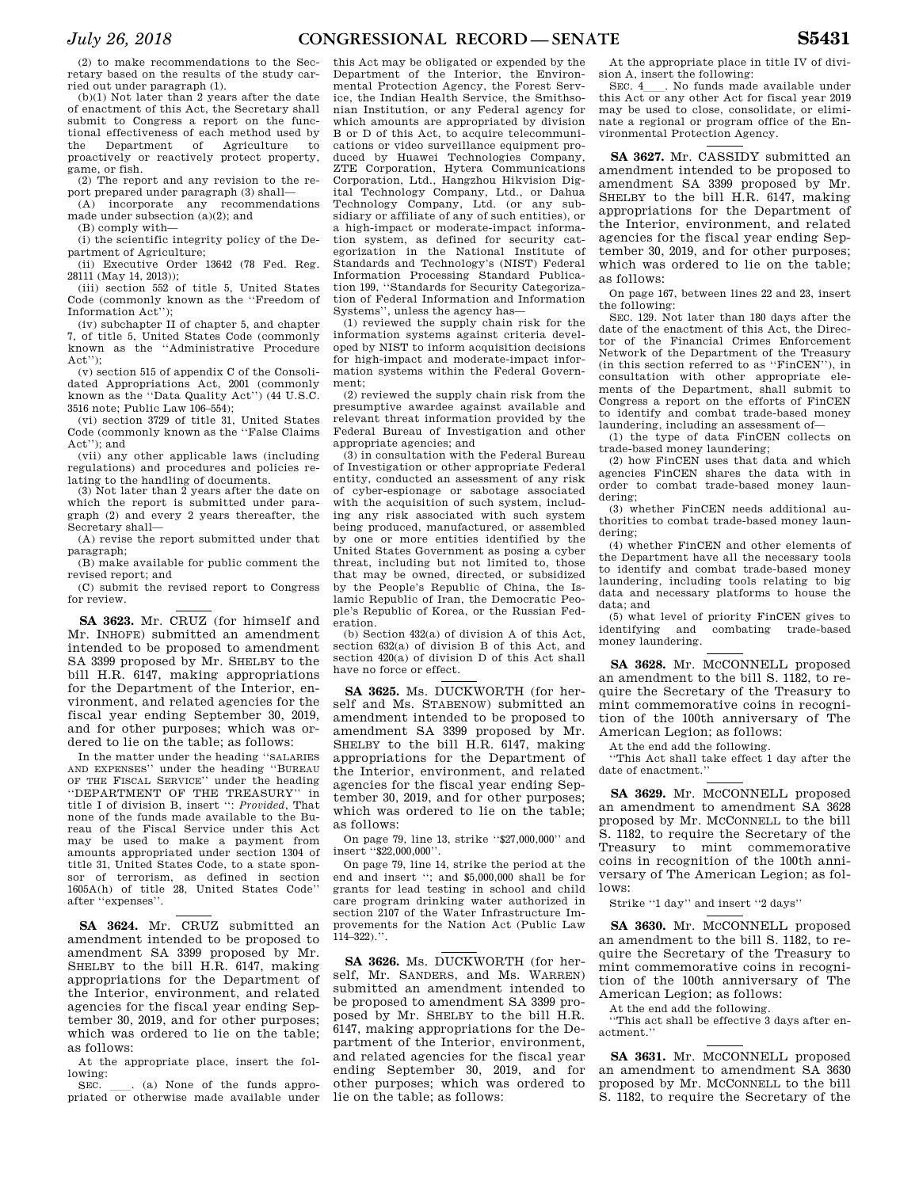(2) to make recommendations to the Secretary based on the results of the study carried out under paragraph (1).

(b)(1) Not later than 2 years after the date of enactment of this Act, the Secretary shall submit to Congress a report on the functional effectiveness of each method used by the Department of Agriculture to proactively or reactively protect property, game, or fish.

(2) The report and any revision to the report prepared under paragraph (3) shall—

(A) incorporate any recommendations made under subsection (a)(2); and

(B) comply with—

(i) the scientific integrity policy of the Department of Agriculture;

(ii) Executive Order 13642 (78 Fed. Reg. 28111 (May 14, 2013));

(iii) section 552 of title 5, United States Code (commonly known as the ''Freedom of Information Act'');

(iv) subchapter II of chapter 5, and chapter 7, of title 5, United States Code (commonly known as the ''Administrative Procedure Act'');

(v) section 515 of appendix C of the Consolidated Appropriations Act, 2001 (commonly known as the ''Data Quality Act'') (44 U.S.C. 3516 note; Public Law 106–554);

(vi) section 3729 of title 31, United States Code (commonly known as the ''False Claims Act''); and

(vii) any other applicable laws (including regulations) and procedures and policies relating to the handling of documents.

(3) Not later than 2 years after the date on which the report is submitted under paragraph (2) and every 2 years thereafter, the Secretary shall—

(A) revise the report submitted under that paragraph;

(B) make available for public comment the revised report; and

(C) submit the revised report to Congress for review.

---

**SA 3623.** Mr. CRUZ (for himself and Mr. INHOFE) submitted an amendment intended to be proposed to amendment SA 3399 proposed by Mr. SHELBY to the bill H.R. 6147, making appropriations for the Department of the Interior, environment, and related agencies for the fiscal year ending September 30, 2019, and for other purposes; which was ordered to lie on the table; as follows:

In the matter under the heading ''SALARIES AND EXPENSES'' under the heading ''BUREAU OF THE FISCAL SERVICE'' under the heading ''DEPARTMENT OF THE TREASURY'' in title I of division B, insert '': *Provided*, That none of the funds made available to the Bureau of the Fiscal Service under this Act may be used to make a payment from amounts appropriated under section 1304 of title 31, United States Code, to a state sponsor of terrorism, as defined in section 1605A(h) of title 28, United States Code'' after ''expenses''.

---

**SA 3624.** Mr. CRUZ submitted an amendment intended to be proposed to amendment SA 3399 proposed by Mr. SHELBY to the bill H.R. 6147, making appropriations for the Department of the Interior, environment, and related agencies for the fiscal year ending September 30, 2019, and for other purposes; which was ordered to lie on the table; as follows:

At the appropriate place, insert the following:

SEC. \_\_\_\_. (a) None of the funds appropriated or otherwise made available under this Act may be obligated or expended by the Department of the Interior, the Environmental Protection Agency, the Forest Service, the Indian Health Service, the Smithsonian Institution, or any Federal agency for which amounts are appropriated by division B or D of this Act, to acquire telecommunications or video surveillance equipment produced by Huawei Technologies Company, ZTE Corporation, Hytera Communications Corporation, Ltd., Hangzhou Hikvision Digital Technology Company, Ltd., or Dahua Technology Company, Ltd. (or any subsidiary or affiliate of any of such entities), or a high-impact or moderate-impact information system, as defined for security categorization in the National Institute of Standards and Technology's (NIST) Federal Information Processing Standard Publication 199, ''Standards for Security Categorization of Federal Information and Information Systems'', unless the agency has—

(1) reviewed the supply chain risk for the information systems against criteria developed by NIST to inform acquisition decisions for high-impact and moderate-impact information systems within the Federal Government;

(2) reviewed the supply chain risk from the presumptive awardee against available and relevant threat information provided by the Federal Bureau of Investigation and other appropriate agencies; and

(3) in consultation with the Federal Bureau of Investigation or other appropriate Federal entity, conducted an assessment of any risk of cyber-espionage or sabotage associated with the acquisition of such system, including any risk associated with such system being produced, manufactured, or assembled by one or more entities identified by the United States Government as posing a cyber threat, including but not limited to, those that may be owned, directed, or subsidized by the People's Republic of China, the Islamic Republic of Iran, the Democratic People's Republic of Korea, or the Russian Federation.

(b) Section 432(a) of division A of this Act, section 632(a) of division B of this Act, and section 420(a) of division D of this Act shall have no force or effect.

---

**SA 3625.** Ms. DUCKWORTH (for herself and Ms. STABENOW) submitted an amendment intended to be proposed to amendment SA 3399 proposed by Mr. SHELBY to the bill H.R. 6147, making appropriations for the Department of the Interior, environment, and related agencies for the fiscal year ending September 30, 2019, and for other purposes; which was ordered to lie on the table; as follows:

On page 79, line 13, strike ''$27,000,000'' and insert ''$22,000,000''.

On page 79, line 14, strike the period at the end and insert ''; and $5,000,000 shall be for grants for lead testing in school and child care program drinking water authorized in section 2107 of the Water Infrastructure Improvements for the Nation Act (Public Law 114–322).''.

---

**SA 3626.** Ms. DUCKWORTH (for herself, Mr. SANDERS, and Ms. WARREN) submitted an amendment intended to be proposed to amendment SA 3399 proposed by Mr. SHELBY to the bill H.R. 6147, making appropriations for the Department of the Interior, environment, and related agencies for the fiscal year ending September 30, 2019, and for other purposes; which was ordered to lie on the table; as follows:

At the appropriate place in title IV of division A, insert the following:

SEC. 4\_\_\_\_. No funds made available under this Act or any other Act for fiscal year 2019 may be used to close, consolidate, or eliminate a regional or program office of the Environmental Protection Agency.

---

**SA 3627.** Mr. CASSIDY submitted an amendment intended to be proposed to amendment SA 3399 proposed by Mr. SHELBY to the bill H.R. 6147, making appropriations for the Department of the Interior, environment, and related agencies for the fiscal year ending September 30, 2019, and for other purposes; which was ordered to lie on the table; as follows:

On page 167, between lines 22 and 23, insert the following:

SEC. 129. Not later than 180 days after the date of the enactment of this Act, the Director of the Financial Crimes Enforcement Network of the Department of the Treasury (in this section referred to as ''FinCEN''), in consultation with other appropriate elements of the Department, shall submit to Congress a report on the efforts of FinCEN to identify and combat trade-based money laundering, including an assessment of—

(1) the type of data FinCEN collects on trade-based money laundering;

(2) how FinCEN uses that data and which agencies FinCEN shares the data with in order to combat trade-based money laundering;

(3) whether FinCEN needs additional authorities to combat trade-based money laundering;

(4) whether FinCEN and other elements of the Department have all the necessary tools to identify and combat trade-based money laundering, including tools relating to big data and necessary platforms to house the data; and

(5) what level of priority FinCEN gives to identifying and combating trade-based money laundering.

---

**SA 3628.** Mr. MCCONNELL proposed an amendment to the bill S. 1182, to require the Secretary of the Treasury to mint commemorative coins in recognition of the 100th anniversary of The American Legion; as follows:

At the end add the following.

''This Act shall take effect 1 day after the date of enactment.''

---

**SA 3629.** Mr. MCCONNELL proposed an amendment to amendment SA 3628 proposed by Mr. MCCONNELL to the bill S. 1182, to require the Secretary of the Treasury to mint commemorative coins in recognition of the 100th anniversary of The American Legion; as follows:

Strike ''1 day'' and insert ''2 days''

---

**SA 3630.** Mr. MCCONNELL proposed an amendment to the bill S. 1182, to require the Secretary of the Treasury to mint commemorative coins in recognition of the 100th anniversary of The American Legion; as follows:

At the end add the following.

''This act shall be effective 3 days after enactment.''

---

**SA 3631.** Mr. MCCONNELL proposed an amendment to amendment SA 3630 proposed by Mr. MCCONNELL to the bill S. 1182, to require the Secretary of the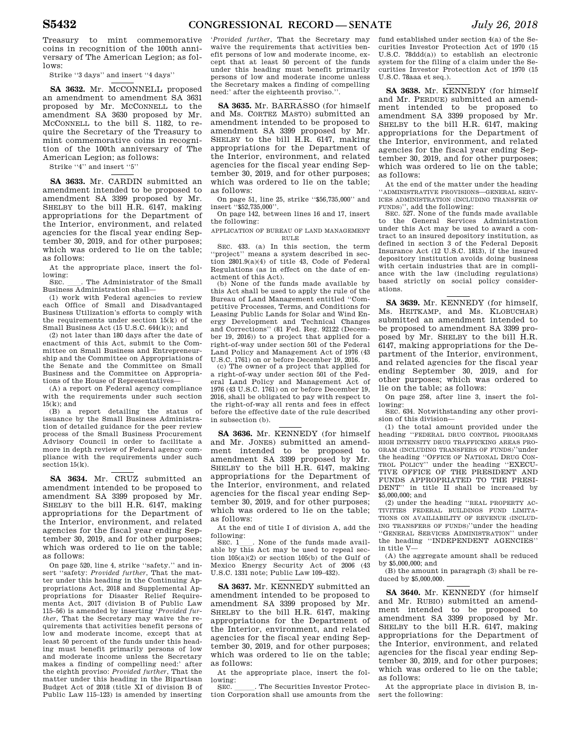Treasury to mint commemorative coins in recognition of the 100th anniversary of The American Legion; as follows:

Strike "3 days" and insert "4 days"

**SA 3632.** Mr. MCCONNELL proposed an amendment to amendment SA 3631 proposed by Mr. MCCONNELL to the amendment SA 3630 proposed by Mr. MCCONNELL to the bill S. 1182, to require the Secretary of the Treasury to mint commemorative coins in recognition of the 100th anniversary of The American Legion; as follows:

Strike "4" and insert "5"

**SA 3633.** Mr. CARDIN submitted an amendment intended to be proposed to amendment SA 3399 proposed by Mr. SHELBY to the bill H.R. 6147, making appropriations for the Department of the Interior, environment, and related agencies for the fiscal year ending September 30, 2019, and for other purposes; which was ordered to lie on the table; as follows:

At the appropriate place, insert the following:

SEC. \_\_\_\_. The Administrator of the Small Business Administration shall—

(1) work with Federal agencies to review each Office of Small and Disadvantaged Business Utilization's efforts to comply with the requirements under section 15(k) of the Small Business Act (15 U.S.C. 644(k)); and

(2) not later than 180 days after the date of enactment of this Act, submit to the Committee on Small Business and Entrepreneurship and the Committee on Appropriations of the Senate and the Committee on Small Business and the Committee on Appropriations of the House of Representatives—

(A) a report on Federal agency compliance with the requirements under such section 15(k); and

(B) a report detailing the status of issuance by the Small Business Administration of detailed guidance for the peer review process of the Small Business Procurement Advisory Council in order to facilitate a more in depth review of Federal agency compliance with the requirements under such section 15(k).

**SA 3634.** Mr. CRUZ submitted an amendment intended to be proposed to amendment SA 3399 proposed by Mr. SHELBY to the bill H.R. 6147, making appropriations for the Department of the Interior, environment, and related agencies for the fiscal year ending September 30, 2019, and for other purposes; which was ordered to lie on the table; as follows:

On page 520, line 4, strike "safety." and insert "safety: *Provided further*, That the matter under this heading in the Continuing Appropriations Act, 2018 and Supplemental Appropriations for Disaster Relief Requirements Act, 2017 (division B of Public Law 115–56) is amended by inserting '*Provided further*, That the Secretary may waive the requirements that activities benefit persons of low and moderate income, except that at least 50 percent of the funds under this heading must benefit primarily persons of low and moderate income unless the Secretary makes a finding of compelling need:' after the eighth proviso: *Provided further*, That the matter under this heading in the Bipartisan Budget Act of 2018 (title XI of division B of Public Law 115–123) is amended by inserting '*Provided further*, That the Secretary may waive the requirements that activities benefit persons of low and moderate income, except that at least 50 percent of the funds under this heading must benefit primarily persons of low and moderate income unless the Secretary makes a finding of compelling need:' after the eighteenth proviso.".

**SA 3635.** Mr. BARRASSO (for himself and Ms. CORTEZ MASTO) submitted an amendment intended to be proposed to amendment SA 3399 proposed by Mr. SHELBY to the bill H.R. 6147, making appropriations for the Department of the Interior, environment, and related agencies for the fiscal year ending September 30, 2019, and for other purposes; which was ordered to lie on the table; as follows:

On page 51, line 25, strike "$56,735,000" and insert "$52,735,000".

On page 142, between lines 16 and 17, insert the following:

APPLICATION OF BUREAU OF LAND MANAGEMENT RULE

SEC. 433. (a) In this section, the term "project" means a system described in section 2801.9(a)(4) of title 43, Code of Federal Regulations (as in effect on the date of enactment of this Act).

(b) None of the funds made available by this Act shall be used to apply the rule of the Bureau of Land Management entitled "Competitive Processes, Terms, and Conditions for Leasing Public Lands for Solar and Wind Energy Development and Technical Changes and Corrections" (81 Fed. Reg. 92122 (December 19, 2016)) to a project that applied for a right-of-way under section 501 of the Federal Land Policy and Management Act of 1976 (43 U.S.C. 1761) on or before December 19, 2016.

(c) The owner of a project that applied for a right-of-way under section 501 of the Federal Land Policy and Management Act of 1976 (43 U.S.C. 1761) on or before December 19, 2016, shall be obligated to pay with respect to the right-of-way all rents and fees in effect before the effective date of the rule described in subsection (b).

**SA 3636.** Mr. KENNEDY (for himself and Mr. JONES) submitted an amendment intended to be proposed to amendment SA 3399 proposed by Mr. SHELBY to the bill H.R. 6147, making appropriations for the Department of the Interior, environment, and related agencies for the fiscal year ending September 30, 2019, and for other purposes; which was ordered to lie on the table; as follows:

At the end of title I of division A, add the following:

SEC. 1\_\_\_\_. None of the funds made available by this Act may be used to repeal section 105(a)(2) or section 105(b) of the Gulf of Mexico Energy Security Act of 2006 (43 U.S.C. 1331 note; Public Law 109–432).

**SA 3637.** Mr. KENNEDY submitted an amendment intended to be proposed to amendment SA 3399 proposed by Mr. SHELBY to the bill H.R. 6147, making appropriations for the Department of the Interior, environment, and related agencies for the fiscal year ending September 30, 2019, and for other purposes; which was ordered to lie on the table; as follows:

At the appropriate place, insert the following:

SEC. \_\_\_\_\_\_. The Securities Investor Protection Corporation shall use amounts from the fund established under section 4(a) of the Securities Investor Protection Act of 1970 (15 U.S.C. 78ddd(a)) to establish an electronic system for the filing of a claim under the Securities Investor Protection Act of 1970 (15 U.S.C. 78aaa et seq.).

**SA 3638.** Mr. KENNEDY (for himself and Mr. PERDUE) submitted an amendment intended to be proposed to amendment SA 3399 proposed by Mr. SHELBY to the bill H.R. 6147, making appropriations for the Department of the Interior, environment, and related agencies for the fiscal year ending September 30, 2019, and for other purposes; which was ordered to lie on the table; as follows:

At the end of the matter under the heading "ADMINISTRATIVE PROVISIONS—GENERAL SERVICES ADMINISTRATION (INCLUDING TRANSFER OF FUNDS)", add the following:

SEC. 527. None of the funds made available to the General Services Administration under this Act may be used to award a contract to an insured depository institution, as defined in section 3 of the Federal Deposit Insurance Act (12 U.S.C. 1813), if the insured depository institution avoids doing business with certain industries that are in compliance with the law (including regulations) based strictly on social policy considerations.

**SA 3639.** Mr. KENNEDY (for himself, Ms. HEITKAMP, and Ms. KLOBUCHAR) submitted an amendment intended to be proposed to amendment SA 3399 proposed by Mr. SHELBY to the bill H.R. 6147, making appropriations for the Department of the Interior, environment, and related agencies for the fiscal year ending September 30, 2019, and for other purposes; which was ordered to lie on the table; as follows:

On page 258, after line 3, insert the following:

SEC. 634. Notwithstanding any other provision of this division—

(1) the total amount provided under the heading "FEDERAL DRUG CONTROL PROGRAMS HIGH INTENSITY DRUG TRAFFICKING AREAS PROGRAM (INCLUDING TRANSFERS OF FUNDS)" under the heading "OFFICE OF NATIONAL DRUG CONTROL POLICY" under the heading "EXECUTIVE OFFICE OF THE PRESIDENT AND FUNDS APPROPRIATED TO THE PRESIDENT" in title II shall be increased by $5,000,000; and

(2) under the heading "REAL PROPERTY ACTIVITIES FEDERAL BUILDINGS FUND LIMITATIONS ON AVAILIABILITY OF REVENUE (INCLUDING TRANSFERS OF FUNDS)" under the heading "GENERAL SERVICES ADMINISTRATION" under the heading "INDEPENDENT AGENCIES" in title V—

(A) the aggregate amount shall be reduced by $5,000,000; and

(B) the amount in paragraph (3) shall be reduced by $5,000,000.

**SA 3640.** Mr. KENNEDY (for himself and Mr. RUBIO) submitted an amendment intended to be proposed to amendment SA 3399 proposed by Mr. SHELBY to the bill H.R. 6147, making appropriations for the Department of the Interior, environment, and related agencies for the fiscal year ending September 30, 2019, and for other purposes; which was ordered to lie on the table; as follows:

At the appropriate place in division B, insert the following: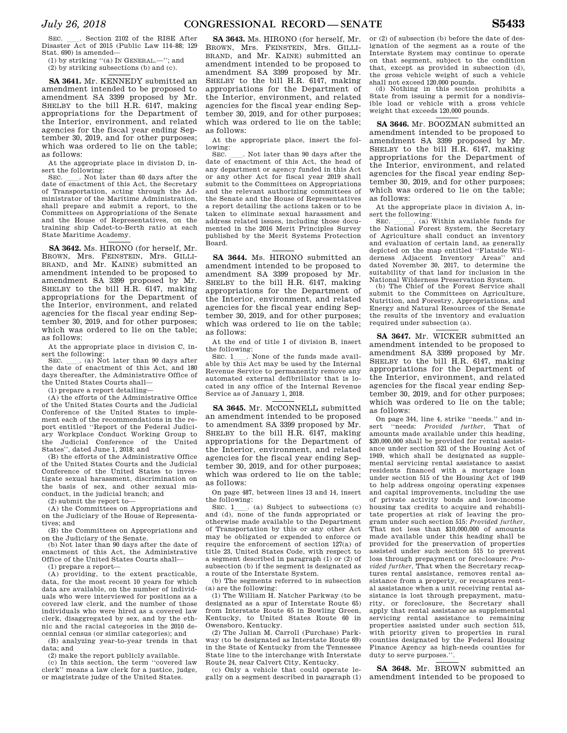SEC. \_\_\_\_. Section 2102 of the RISE After Disaster Act of 2015 (Public Law 114–88; 129 Stat. 690) is amended—

(1) by striking ''(a) IN GENERAL.—''; and

(2) by striking subsections (b) and (c).

**SA 3641.** Mr. KENNEDY submitted an amendment intended to be proposed to amendment SA 3399 proposed by Mr. SHELBY to the bill H.R. 6147, making appropriations for the Department of the Interior, environment, and related agencies for the fiscal year ending September 30, 2019, and for other purposes; which was ordered to lie on the table; as follows:

At the appropriate place in division D, insert the following:

SEC. \_\_\_\_. Not later than 60 days after the date of enactment of this Act, the Secretary of Transportation, acting through the Administrator of the Maritime Administration, shall prepare and submit a report, to the Committees on Appropriations of the Senate and the House of Representatives, on the training ship Cadet-to-Berth ratio at each State Maritime Academy.

**SA 3642.** Ms. HIRONO (for herself, Mr. BROWN, Mrs. FEINSTEIN, Mrs. GILLIBRAND, and Mr. KAINE) submitted an amendment intended to be proposed to amendment SA 3399 proposed by Mr. SHELBY to the bill H.R. 6147, making appropriations for the Department of the Interior, environment, and related agencies for the fiscal year ending September 30, 2019, and for other purposes; which was ordered to lie on the table; as follows:

At the appropriate place in division C, insert the following:

SEC. \_\_\_\_. (a) Not later than 90 days after the date of enactment of this Act, and 180 days thereafter, the Administrative Office of the United States Courts shall—

(1) prepare a report detailing—

(A) the efforts of the Administrative Office of the United States Courts and the Judicial Conference of the United States to implement each of the recommendations in the report entitled ''Report of the Federal Judiciary Workplace Conduct Working Group to the Judicial Conference of the United States'', dated June 1, 2018; and

(B) the efforts of the Administrative Office of the United States Courts and the Judicial Conference of the United States to investigate sexual harassment, discrimination on the basis of sex, and other sexual misconduct, in the judicial branch; and

(2) submit the report to—

(A) the Committees on Appropriations and on the Judiciary of the House of Representatives; and

(B) the Committees on Appropriations and on the Judiciary of the Senate.

(b) Not later than 90 days after the date of enactment of this Act, the Administrative Office of the United States Courts shall—

(1) prepare a report—

(A) providing, to the extent practicable, data, for the most recent 10 years for which data are available, on the number of individuals who were interviewed for positions as a covered law clerk, and the number of those individuals who were hired as a covered law clerk, disaggregated by sex, and by the ethnic and the racial categories in the 2010 decennial census (or similar categories); and

(B) analyzing year-to-year trends in that data; and

(2) make the report publicly available.

(c) In this section, the term ''covered law clerk'' means a law clerk for a justice, judge, or magistrate judge of the United States.

**SA 3643.** Ms. HIRONO (for herself, Mr. BROWN, Mrs. FEINSTEIN, Mrs. GILLIBRAND, and Mr. KAINE) submitted an amendment intended to be proposed to amendment SA 3399 proposed by Mr. SHELBY to the bill H.R. 6147, making appropriations for the Department of the Interior, environment, and related agencies for the fiscal year ending September 30, 2019, and for other purposes; which was ordered to lie on the table; as follows:

At the appropriate place, insert the following:

SEC. \_\_\_\_. Not later than 90 days after the date of enactment of this Act, the head of any department or agency funded in this Act or any other Act for fiscal year 2019 shall submit to the Committees on Appropriations and the relevant authorizing committees of the Senate and the House of Representatives a report detailing the actions taken or to be taken to eliminate sexual harassment and address related issues, including those documented in the 2016 Merit Principles Survey published by the Merit Systems Protection Board.

**SA 3644.** Ms. HIRONO submitted an amendment intended to be proposed to amendment SA 3399 proposed by Mr. SHELBY to the bill H.R. 6147, making appropriations for the Department of the Interior, environment, and related agencies for the fiscal year ending September 30, 2019, and for other purposes; which was ordered to lie on the table; as follows:

At the end of title I of division B, insert the following:

SEC. 1\_\_\_\_. None of the funds made available by this Act may be used by the Internal Revenue Service to permanently remove any automated external defibrillator that is located in any office of the Internal Revenue Service as of January 1, 2018.

**SA 3645.** Mr. MCCONNELL submitted an amendment intended to be proposed to amendment SA 3399 proposed by Mr. SHELBY to the bill H.R. 6147, making appropriations for the Department of the Interior, environment, and related agencies for the fiscal year ending September 30, 2019, and for other purposes; which was ordered to lie on the table; as follows:

On page 487, between lines 13 and 14, insert the following:

SEC. 1\_\_\_\_. (a) Subject to subsections (c) and (d), none of the funds appropriated or otherwise made available to the Department of Transportation by this or any other Act may be obligated or expended to enforce or require the enforcement of section 127(a) of title 23, United States Code, with respect to a segment described in paragraph (1) or (2) of subsection (b) if the segment is designated as a route of the Interstate System.

(b) The segments referred to in subsection (a) are the following:

(1) The William H. Natcher Parkway (to be designated as a spur of Interstate Route 65) from Interstate Route 65 in Bowling Green, Kentucky, to United States Route 60 in Owensboro, Kentucky.

(2) The Julian M. Carroll (Purchase) Parkway (to be designated as Interstate Route 69) in the State of Kentucky from the Tennessee State line to the interchange with Interstate Route 24, near Calvert City, Kentucky.

(c) Only a vehicle that could operate legally on a segment described in paragraph (1) or (2) of subsection (b) before the date of designation of the segment as a route of the Interstate System may continue to operate on that segment, subject to the condition that, except as provided in subsection (d), the gross vehicle weight of such a vehicle shall not exceed 120,000 pounds.

(d) Nothing in this section prohibits a State from issuing a permit for a nondivisible load or vehicle with a gross vehicle weight that exceeds 120,000 pounds.

**SA 3646.** Mr. BOOZMAN submitted an amendment intended to be proposed to amendment SA 3399 proposed by Mr. SHELBY to the bill H.R. 6147, making appropriations for the Department of the Interior, environment, and related agencies for the fiscal year ending September 30, 2019, and for other purposes; which was ordered to lie on the table; as follows:

At the appropriate place in division A, insert the following:

SEC. \_\_\_\_\_. (a) Within available funds for the National Forest System, the Secretary of Agriculture shall conduct an inventory and evaluation of certain land, as generally depicted on the map entitled ''Flatside Wilderness Adjacent Inventory Areas'' and dated November 30, 2017, to determine the suitability of that land for inclusion in the National Wilderness Preservation System.

(b) The Chief of the Forest Service shall submit to the Committees on Agriculture, Nutrition, and Forestry, Appropriations, and Energy and Natural Resources of the Senate the results of the inventory and evaluation required under subsection (a).

**SA 3647.** Mr. WICKER submitted an amendment intended to be proposed to amendment SA 3399 proposed by Mr. SHELBY to the bill H.R. 6147, making appropriations for the Department of the Interior, environment, and related agencies for the fiscal year ending September 30, 2019, and for other purposes; which was ordered to lie on the table; as follows:

On page 344, line 4, strike ''needs.'' and insert ''needs: *Provided further*, That of amounts made available under this heading, $20,000,000 shall be provided for rental assistance under section 521 of the Housing Act of 1949, which shall be designated as supplemental servicing rental assistance to assist residents financed with a mortgage loan under section 515 of the Housing Act of 1949 to help address ongoing operating expenses and capital improvements, including the use of private activity bonds and low-income housing tax credits to acquire and rehabilitate properties at risk of leaving the program under such section 515: *Provided further*, That not less than $10,000,000 of amounts made available under this heading shall be provided for the preservation of properties assisted under such section 515 to prevent loss through prepayment or foreclosure: *Provided further*, That when the Secretary recaptures rental assistance, removes rental assistance from a property, or recaptures rental assistance when a unit receiving rental assistance is lost through prepayment, maturity, or foreclosure, the Secretary shall apply that rental assistance as supplemental servicing rental assistance to remaining properties assisted under such section 515, with priority given to properties in rural counties designated by the Federal Housing Finance Agency as high-needs counties for duty to serve purposes.''.

**SA 3648.** Mr. BROWN submitted an amendment intended to be proposed to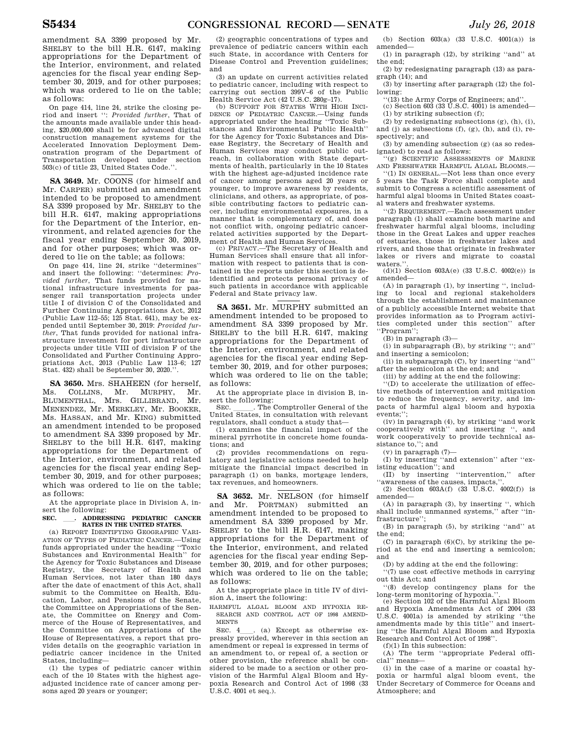amendment SA 3399 proposed by Mr. SHELBY to the bill H.R. 6147, making appropriations for the Department of the Interior, environment, and related agencies for the fiscal year ending September 30, 2019, and for other purposes; which was ordered to lie on the table; as follows:

On page 414, line 24, strike the closing period and insert ": *Provided further*, That of the amounts made available under this heading, $20,000,000 shall be for advanced digital construction management systems for the Accelerated Innovation Deployment Demonstration program of the Department of Transportation developed under section 503(c) of title 23, United States Code.".

**SA 3649.** Mr. COONS (for himself and Mr. CARPER) submitted an amendment intended to be proposed to amendment SA 3399 proposed by Mr. SHELBY to the bill H.R. 6147, making appropriations for the Department of the Interior, environment, and related agencies for the fiscal year ending September 30, 2019, and for other purposes; which was ordered to lie on the table; as follows:

On page 414, line 24, strike "determines" and insert the following: "determines: *Provided further*, That funds provided for national infrastructure investments for passenger rail transportation projects under title I of division C of the Consolidated and Further Continuing Appropriations Act, 2012 (Public Law 112–55; 125 Stat. 641), may be expended until September 30, 2019: *Provided further*, That funds provided for national infrastructure investment for port infrastructure projects under title VIII of division F of the Consolidated and Further Continuing Appropriations Act, 2013 (Public Law 113–6; 127 Stat. 432) shall be September 30, 2020.".

**SA 3650.** Mrs. SHAHEEN (for herself, Ms. COLLINS, Mr. MURPHY, Mr. BLUMENTHAL, Mrs. GILLIBRAND, Mr. MENENDEZ, Mr. MERKLEY, Mr. BOOKER, Ms. HASSAN, and Mr. KING) submitted an amendment intended to be proposed to amendment SA 3399 proposed by Mr. SHELBY to the bill H.R. 6147, making appropriations for the Department of the Interior, environment, and related agencies for the fiscal year ending September 30, 2019, and for other purposes; which was ordered to lie on the table; as follows:

At the appropriate place in Division A, insert the following:

**SEC. \_\_\_. ADDRESSING PEDIATRIC CANCER RATES IN THE UNITED STATES.**

(a) REPORT IDENTIFYING GEOGRAPHIC VARIATION OF TYPES OF PEDIATRIC CANCER.—Using funds appropriated under the heading "Toxic Substances and Environmental Health" for the Agency for Toxic Substances and Disease Registry, the Secretary of Health and Human Services, not later than 180 days after the date of enactment of this Act, shall submit to the Committee on Health, Education, Labor, and Pensions of the Senate, the Committee on Appropriations of the Senate, the Committee on Energy and Commerce of the House of Representatives, and the Committee on Appropriations of the House of Representatives, a report that provides details on the geographic variation in pediatric cancer incidence in the United States, including—

(1) the types of pediatric cancer within each of the 10 States with the highest age-adjusted incidence rate of cancer among persons aged 20 years or younger;

(2) geographic concentrations of types and prevalence of pediatric cancers within each such State, in accordance with Centers for Disease Control and Prevention guidelines; and

(3) an update on current activities related to pediatric cancer, including with respect to carrying out section 399V–6 of the Public Health Service Act (42 U.S.C. 280g–17).

(b) SUPPORT FOR STATES WITH HIGH INCIDENCE OF PEDIATRIC CANCER.—Using funds appropriated under the heading "Toxic Substances and Environmental Public Health" for the Agency for Toxic Substances and Disease Registry, the Secretary of Health and Human Services may conduct public outreach, in collaboration with State departments of health, particularly in the 10 States with the highest age-adjusted incidence rate of cancer among persons aged 20 years or younger, to improve awareness by residents, clinicians, and others, as appropriate, of possible contributing factors to pediatric cancer, including environmental exposures, in a manner that is complementary of, and does not conflict with, ongoing pediatric cancer-related activities supported by the Department of Health and Human Services.

(c) PRIVACY.—The Secretary of Health and Human Services shall ensure that all information with respect to patients that is contained in the reports under this section is de-identified and protects personal privacy of such patients in accordance with applicable Federal and State privacy law.

**SA 3651.** Mr. MURPHY submitted an amendment intended to be proposed to amendment SA 3399 proposed by Mr. SHELBY to the bill H.R. 6147, making appropriations for the Department of the Interior, environment, and related agencies for the fiscal year ending September 30, 2019, and for other purposes; which was ordered to lie on the table; as follows:

At the appropriate place in division B, insert the following:

SEC. \_\_\_\_\_. The Comptroller General of the United States, in consultation with relevant regulators, shall conduct a study that—

(1) examines the financial impact of the mineral pyrrhotite in concrete home foundations; and

(2) provides recommendations on regulatory and legislative actions needed to help mitigate the financial impact described in paragraph (1) on banks, mortgage lenders, tax revenues, and homeowners.

**SA 3652.** Mr. NELSON (for himself and Mr. PORTMAN) submitted an amendment intended to be proposed to amendment SA 3399 proposed by Mr. SHELBY to the bill H.R. 6147, making appropriations for the Department of the Interior, environment, and related agencies for the fiscal year ending September 30, 2019, and for other purposes; which was ordered to lie on the table; as follows:

At the appropriate place in title IV of division A, insert the following:

HARMFUL ALGAL BLOOM AND HYPOXIA RESEARCH AND CONTROL ACT OF 1998 AMENDMENTS

SEC. 4\_\_\_. (a) Except as otherwise expressly provided, wherever in this section an amendment or repeal is expressed in terms of an amendment to, or repeal of, a section or other provision, the reference shall be considered to be made to a section or other provision of the Harmful Algal Bloom and Hypoxia Research and Control Act of 1998 (33 U.S.C. 4001 et seq.).

(b) Section 603(a) (33 U.S.C. 4001(a)) is amended—

(1) in paragraph (12), by striking "and" at the end;

(2) by redesignating paragraph (13) as paragraph (14); and

(3) by inserting after paragraph (12) the following:

"(13) the Army Corps of Engineers; and".

(c) Section 603 (33 U.S.C. 4001) is amended—

(1) by striking subsection (f);

(2) by redesignating subsections (g), (h), (i), and (j) as subsections (f), (g), (h), and (i), respectively; and

(3) by amending subsection (g) (as so redesignated) to read as follows:

"(g) SCIENTIFIC ASSESSMENTS OF MARINE AND FRESHWATER HARMFUL ALGAL BLOOMS.—

"(1) IN GENERAL.—Not less than once every 5 years the Task Force shall complete and submit to Congress a scientific assessment of harmful algal blooms in United States coastal waters and freshwater systems.

"(2) REQUIREMENT.—Each assessment under paragraph (1) shall examine both marine and freshwater harmful algal blooms, including those in the Great Lakes and upper reaches of estuaries, those in freshwater lakes and rivers, and those that originate in freshwater lakes or rivers and migrate to coastal waters.".

(d)(1) Section 603A(e) (33 U.S.C. 4002(e)) is amended—

(A) in paragraph (1), by inserting ", including to local and regional stakeholders through the establishment and maintenance of a publicly accessible Internet website that provides information as to Program activities completed under this section" after "Program";

(B) in paragraph (3)—

(i) in subparagraph (B), by striking "; and" and inserting a semicolon;

(ii) in subparagraph (C), by inserting "and" after the semicolon at the end; and

(iii) by adding at the end the following:

"(D) to accelerate the utilization of effective methods of intervention and mitigation to reduce the frequency, severity, and impacts of harmful algal bloom and hypoxia events;";

(iv) in paragraph (4), by striking "and work cooperatively with" and inserting ", and work cooperatively to provide technical assistance to,"; and

(v) in paragraph (7)—

(I) by inserting "and extension" after "existing education"; and

(II) by inserting "intervention," after "awareness of the causes, impacts,".

(2) Section 603A(f) (33 U.S.C. 4002(f)) is amended—

(A) in paragraph (3), by inserting ", which shall include unmanned systems," after "infrastructure";

(B) in paragraph (5), by striking "and" at the end;

(C) in paragraph (6)(C), by striking the period at the end and inserting a semicolon; and

(D) by adding at the end the following:

"(7) use cost effective methods in carrying out this Act; and

"(8) develop contingency plans for the long-term monitoring of hypoxia.".

(e) Section 102 of the Harmful Algal Bloom and Hypoxia Amendments Act of 2004 (33 U.S.C. 4001a) is amended by striking "the amendments made by this title" and inserting "the Harmful Algal Bloom and Hypoxia Research and Control Act of 1998".

(f)(1) In this subsection:

(A) The term "appropriate Federal official" means—

(i) in the case of a marine or coastal hypoxia or harmful algal bloom event, the Under Secretary of Commerce for Oceans and Atmosphere; and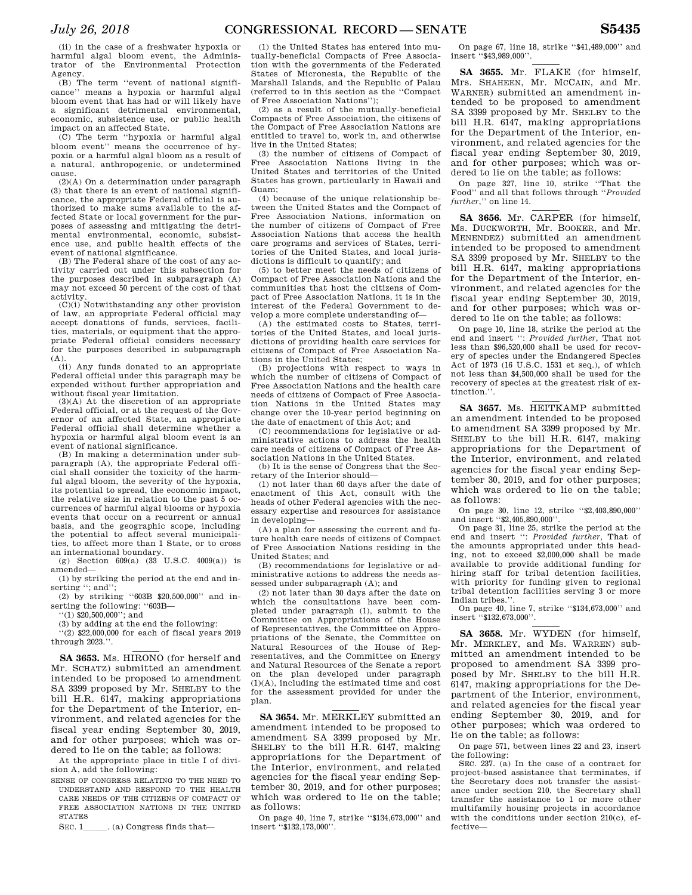(ii) in the case of a freshwater hypoxia or harmful algal bloom event, the Administrator of the Environmental Protection Agency.

(B) The term ''event of national significance'' means a hypoxia or harmful algal bloom event that has had or will likely have a significant detrimental environmental, economic, subsistence use, or public health impact on an affected State.

(C) The term ''hypoxia or harmful algal bloom event'' means the occurrence of hypoxia or a harmful algal bloom as a result of a natural, anthropogenic, or undetermined cause.

(2)(A) On a determination under paragraph (3) that there is an event of national significance, the appropriate Federal official is authorized to make sums available to the affected State or local government for the purposes of assessing and mitigating the detrimental environmental, economic, subsistence use, and public health effects of the event of national significance.

(B) The Federal share of the cost of any activity carried out under this subsection for the purposes described in subparagraph (A) may not exceed 50 percent of the cost of that activity.

(C)(i) Notwithstanding any other provision of law, an appropriate Federal official may accept donations of funds, services, facilities, materials, or equipment that the appropriate Federal official considers necessary for the purposes described in subparagraph (A).

(ii) Any funds donated to an appropriate Federal official under this paragraph may be expended without further appropriation and without fiscal year limitation.

(3)(A) At the discretion of an appropriate Federal official, or at the request of the Governor of an affected State, an appropriate Federal official shall determine whether a hypoxia or harmful algal bloom event is an event of national significance.

(B) In making a determination under subparagraph (A), the appropriate Federal official shall consider the toxicity of the harmful algal bloom, the severity of the hypoxia, its potential to spread, the economic impact, the relative size in relation to the past 5 occurrences of harmful algal blooms or hypoxia events that occur on a recurrent or annual basis, and the geographic scope, including the potential to affect several municipalities, to affect more than 1 State, or to cross an international boundary.

(g) Section 609(a) (33 U.S.C. 4009(a)) is amended—

(1) by striking the period at the end and inserting ''; and'';

(2) by striking ''603B $20,500,000'' and inserting the following: ''603B—

''(1) $20,500,000''; and

(3) by adding at the end the following:

''(2) $22,000,000 for each of fiscal years 2019 through 2023.''.

---

**SA 3653.** Ms. HIRONO (for herself and Mr. SCHATZ) submitted an amendment intended to be proposed to amendment SA 3399 proposed by Mr. SHELBY to the bill H.R. 6147, making appropriations for the Department of the Interior, environment, and related agencies for the fiscal year ending September 30, 2019, and for other purposes; which was ordered to lie on the table; as follows:

At the appropriate place in title I of division A, add the following:

SENSE OF CONGRESS RELATING TO THE NEED TO UNDERSTAND AND RESPOND TO THE HEALTH CARE NEEDS OF THE CITIZENS OF COMPACT OF FREE ASSOCIATION NATIONS IN THE UNITED STATES

SEC. 1\_\_\_\_\_. (a) Congress finds that—

(1) the United States has entered into mutually-beneficial Compacts of Free Association with the governments of the Federated States of Micronesia, the Republic of the Marshall Islands, and the Republic of Palau (referred to in this section as the ''Compact of Free Association Nations'');

(2) as a result of the mutually-beneficial Compacts of Free Association, the citizens of the Compact of Free Association Nations are entitled to travel to, work in, and otherwise live in the United States;

(3) the number of citizens of Compact of Free Association Nations living in the United States and territories of the United States has grown, particularly in Hawaii and Guam;

(4) because of the unique relationship between the United States and the Compact of Free Association Nations, information on the number of citizens of Compact of Free Association Nations that access the health care programs and services of States, territories of the United States, and local jurisdictions is difficult to quantify; and

(5) to better meet the needs of citizens of Compact of Free Association Nations and the communities that host the citizens of Compact of Free Association Nations, it is in the interest of the Federal Government to develop a more complete understanding of—

(A) the estimated costs to States, territories of the United States, and local jurisdictions of providing health care services for citizens of Compact of Free Association Nations in the United States;

(B) projections with respect to ways in which the number of citizens of Compact of Free Association Nations and the health care needs of citizens of Compact of Free Association Nations in the United States may change over the 10-year period beginning on the date of enactment of this Act; and

(C) recommendations for legislative or administrative actions to address the health care needs of citizens of Compact of Free Association Nations in the United States.

(b) It is the sense of Congress that the Secretary of the Interior should—

(1) not later than 60 days after the date of enactment of this Act, consult with the heads of other Federal agencies with the necessary expertise and resources for assistance in developing—

(A) a plan for assessing the current and future health care needs of citizens of Compact of Free Association Nations residing in the United States; and

(B) recommendations for legislative or administrative actions to address the needs assessed under subparagraph (A); and

(2) not later than 30 days after the date on which the consultations have been completed under paragraph (1), submit to the Committee on Appropriations of the House of Representatives, the Committee on Appropriations of the Senate, the Committee on Natural Resources of the House of Representatives, and the Committee on Energy and Natural Resources of the Senate a report on the plan developed under paragraph (1)(A), including the estimated time and cost for the assessment provided for under the plan.

---

**SA 3654.** Mr. MERKLEY submitted an amendment intended to be proposed to amendment SA 3399 proposed by Mr. SHELBY to the bill H.R. 6147, making appropriations for the Department of the Interior, environment, and related agencies for the fiscal year ending September 30, 2019, and for other purposes; which was ordered to lie on the table; as follows:

On page 40, line 7, strike ''$134,673,000'' and insert ''$132,173,000''.

On page 67, line 18, strike ''$41,489,000'' and insert ''$43,989,000''.

---

**SA 3655.** Mr. FLAKE (for himself, Mrs. SHAHEEN, Mr. MCCAIN, and Mr. WARNER) submitted an amendment intended to be proposed to amendment SA 3399 proposed by Mr. SHELBY to the bill H.R. 6147, making appropriations for the Department of the Interior, environment, and related agencies for the fiscal year ending September 30, 2019, and for other purposes; which was ordered to lie on the table; as follows:

On page 327, line 10, strike ''That the Food'' and all that follows through ''*Provided further*,'' on line 14.

---

**SA 3656.** Mr. CARPER (for himself, Ms. DUCKWORTH, Mr. BOOKER, and Mr. MENENDEZ) submitted an amendment intended to be proposed to amendment SA 3399 proposed by Mr. SHELBY to the bill H.R. 6147, making appropriations for the Department of the Interior, environment, and related agencies for the fiscal year ending September 30, 2019, and for other purposes; which was ordered to lie on the table; as follows:

On page 10, line 18, strike the period at the end and insert '': *Provided further*, That not less than $96,520,000 shall be used for recovery of species under the Endangered Species Act of 1973 (16 U.S.C. 1531 et seq.), of which not less than $4,500,000 shall be used for the recovery of species at the greatest risk of extinction.''.

---

**SA 3657.** Ms. HEITKAMP submitted an amendment intended to be proposed to amendment SA 3399 proposed by Mr. SHELBY to the bill H.R. 6147, making appropriations for the Department of the Interior, environment, and related agencies for the fiscal year ending September 30, 2019, and for other purposes; which was ordered to lie on the table; as follows:

On page 30, line 12, strike ''$2,403,890,000'' and insert ''$2,405,890,000''.

On page 31, line 25, strike the period at the end and insert '': *Provided further*, That of the amounts appropriated under this heading, not to exceed $2,000,000 shall be made available to provide additional funding for hiring staff for tribal detention facilities, with priority for funding given to regional tribal detention facilities serving 3 or more Indian tribes.''.

On page 40, line 7, strike ''$134,673,000'' and insert ''$132,673,000''.

---

**SA 3658.** Mr. WYDEN (for himself, Mr. MERKLEY, and Ms. WARREN) submitted an amendment intended to be proposed to amendment SA 3399 proposed by Mr. SHELBY to the bill H.R. 6147, making appropriations for the Department of the Interior, environment, and related agencies for the fiscal year ending September 30, 2019, and for other purposes; which was ordered to lie on the table; as follows:

On page 571, between lines 22 and 23, insert the following:

SEC. 237. (a) In the case of a contract for project-based assistance that terminates, if the Secretary does not transfer the assistance under section 210, the Secretary shall transfer the assistance to 1 or more other multifamily housing projects in accordance with the conditions under section 210(c), effective—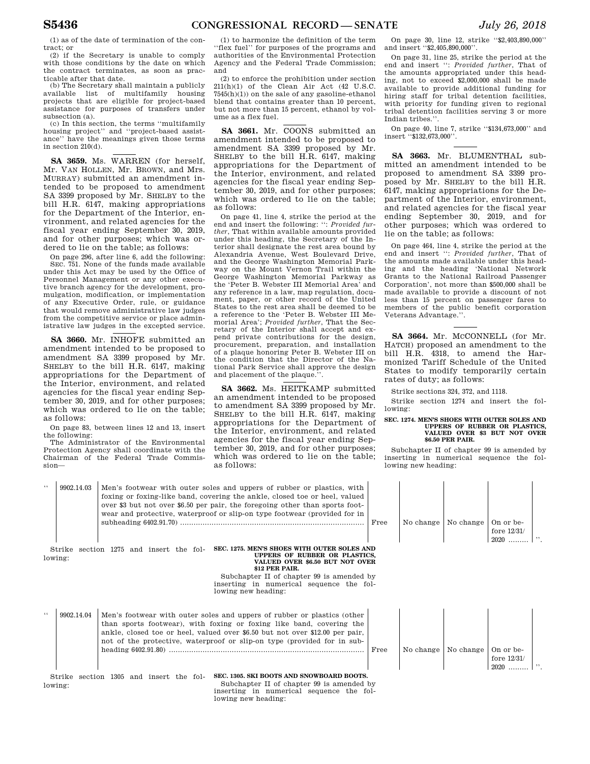(1) as of the date of termination of the contract; or

(2) if the Secretary is unable to comply with those conditions by the date on which the contract terminates, as soon as practicable after that date.

(b) The Secretary shall maintain a publicly available list of multifamily housing projects that are eligible for project-based assistance for purposes of transfers under subsection (a).

(c) In this section, the terms ''multifamily housing project'' and ''project-based assistance'' have the meanings given those terms in section 210(d).

**SA 3659.** Ms. WARREN (for herself, Mr. VAN HOLLEN, Mr. BROWN, and Mrs. MURRAY) submitted an amendment intended to be proposed to amendment SA 3399 proposed by Mr. SHELBY to the bill H.R. 6147, making appropriations for the Department of the Interior, environment, and related agencies for the fiscal year ending September 30, 2019, and for other purposes; which was ordered to lie on the table; as follows:

On page 296, after line 6, add the following:

SEC. 751. None of the funds made available under this Act may be used by the Office of Personnel Management or any other executive branch agency for the development, promulgation, modification, or implementation of any Executive Order, rule, or guidance that would remove administrative law judges from the competitive service or place administrative law judges in the excepted service.

**SA 3660.** Mr. INHOFE submitted an amendment intended to be proposed to amendment SA 3399 proposed by Mr. SHELBY to the bill H.R. 6147, making appropriations for the Department of the Interior, environment, and related agencies for the fiscal year ending September 30, 2019, and for other purposes; which was ordered to lie on the table; as follows:

On page 83, between lines 12 and 13, insert the following:

The Administrator of the Environmental Protection Agency shall coordinate with the Chairman of the Federal Trade Commission—

(1) to harmonize the definition of the term ''flex fuel'' for purposes of the programs and authorities of the Environmental Protection Agency and the Federal Trade Commission; and

(2) to enforce the prohibition under section 211(h)(1) of the Clean Air Act (42 U.S.C. 7545(h)(1)) on the sale of any gasoline-ethanol blend that contains greater than 10 percent, but not more than 15 percent, ethanol by volume as a flex fuel.

**SA 3661.** Mr. COONS submitted an amendment intended to be proposed to amendment SA 3399 proposed by Mr. SHELBY to the bill H.R. 6147, making appropriations for the Department of the Interior, environment, and related agencies for the fiscal year ending September 30, 2019, and for other purposes; which was ordered to lie on the table; as follows:

On page 41, line 4, strike the period at the end and insert the following: '': *Provided further*, That within available amounts provided under this heading, the Secretary of the Interior shall designate the rest area bound by Alexandria Avenue, West Boulevard Drive, and the George Washington Memorial Parkway on the Mount Vernon Trail within the George Washington Memorial Parkway as the 'Peter B. Webster III Memorial Area' and any reference in a law, map regulation, document, paper, or other record of the United States to the rest area shall be deemed to be a reference to the 'Peter B. Webster III Memorial Area'; *Provided further*, That the Secretary of the Interior shall accept and expend private contributions for the design, procurement, preparation, and installation of a plaque honoring Peter B. Webster III on the condition that the Director of the National Park Service shall approve the design and placement of the plaque.''.

**SA 3662.** Ms. HEITKAMP submitted an amendment intended to be proposed to amendment SA 3399 proposed by Mr. SHELBY to the bill H.R. 6147, making appropriations for the Department of the Interior, environment, and related agencies for the fiscal year ending September 30, 2019, and for other purposes; which was ordered to lie on the table; as follows:

On page 30, line 12, strike ''$2,403,890,000'' and insert ''$2,405,890,000''.

On page 31, line 25, strike the period at the end and insert '': *Provided further*, That of the amounts appropriated under this heading, not to exceed $2,000,000 shall be made available to provide additional funding for hiring staff for tribal detention facilities, with priority for funding given to regional tribal detention facilities serving 3 or more Indian tribes.''.

On page 40, line 7, strike ''$134,673,000'' and insert ''$132,673,000''.

**SA 3663.** Mr. BLUMENTHAL submitted an amendment intended to be proposed to amendment SA 3399 proposed by Mr. SHELBY to the bill H.R. 6147, making appropriations for the Department of the Interior, environment, and related agencies for the fiscal year ending September 30, 2019, and for other purposes; which was ordered to lie on the table; as follows:

On page 464, line 4, strike the period at the end and insert '': *Provided further*, That of the amounts made available under this heading and the heading 'National Network Grants to the National Railroad Passenger Corporation', not more than $500,000 shall be made available to provide a discount of not less than 15 percent on passenger fares to members of the public benefit corporation Veterans Advantage.''.

**SA 3664.** Mr. MCCONNELL (for Mr. HATCH) proposed an amendment to the bill H.R. 4318, to amend the Harmonized Tariff Schedule of the United States to modify temporarily certain rates of duty; as follows:

Strike sections 324, 372, and 1118.

Strike section 1274 and insert the following:

**SEC. 1274. MEN'S SHOES WITH OUTER SOLES AND UPPERS OF RUBBER OR PLASTICS, VALUED OVER $3 BUT NOT OVER $6.50 PER PAIR.**

Subchapter II of chapter 99 is amended by inserting in numerical sequence the following new heading:

| '' | 9902.14.03 | Men's footwear with outer soles and uppers of rubber or plastics, with foxing or foxing-like band, covering the ankle, closed toe or heel, valued over $3 but not over $6.50 per pair, the foregoing other than sports footwear and protective, waterproof or slip-on type footwear (provided for in subheading 6402.91.70) ........ | Free | No change | No change | On or before 12/31/2020 ........ | ''. |
|---|---|---|---|---|---|---|---|

Strike section 1275 and insert the following:

**SEC. 1275. MEN'S SHOES WITH OUTER SOLES AND UPPERS OF RUBBER OR PLASTICS, VALUED OVER $6.50 BUT NOT OVER $12 PER PAIR.**

Subchapter II of chapter 99 is amended by inserting in numerical sequence the following new heading:

| '' | 9902.14.04 | Men's footwear with outer soles and uppers of rubber or plastics (other than sports footwear), with foxing or foxing like band, covering the ankle, closed toe or heel, valued over $6.50 but not over $12.00 per pair, not of the protective, waterproof or slip-on type (provided for in subheading 6402.91.80) ........ | Free | No change | No change | On or before 12/31/2020 ........ | ''. |
|---|---|---|---|---|---|---|---|

Strike section 1305 and insert the following:

**SEC. 1305. SKI BOOTS AND SNOWBOARD BOOTS.**

Subchapter II of chapter 99 is amended by inserting in numerical sequence the following new heading: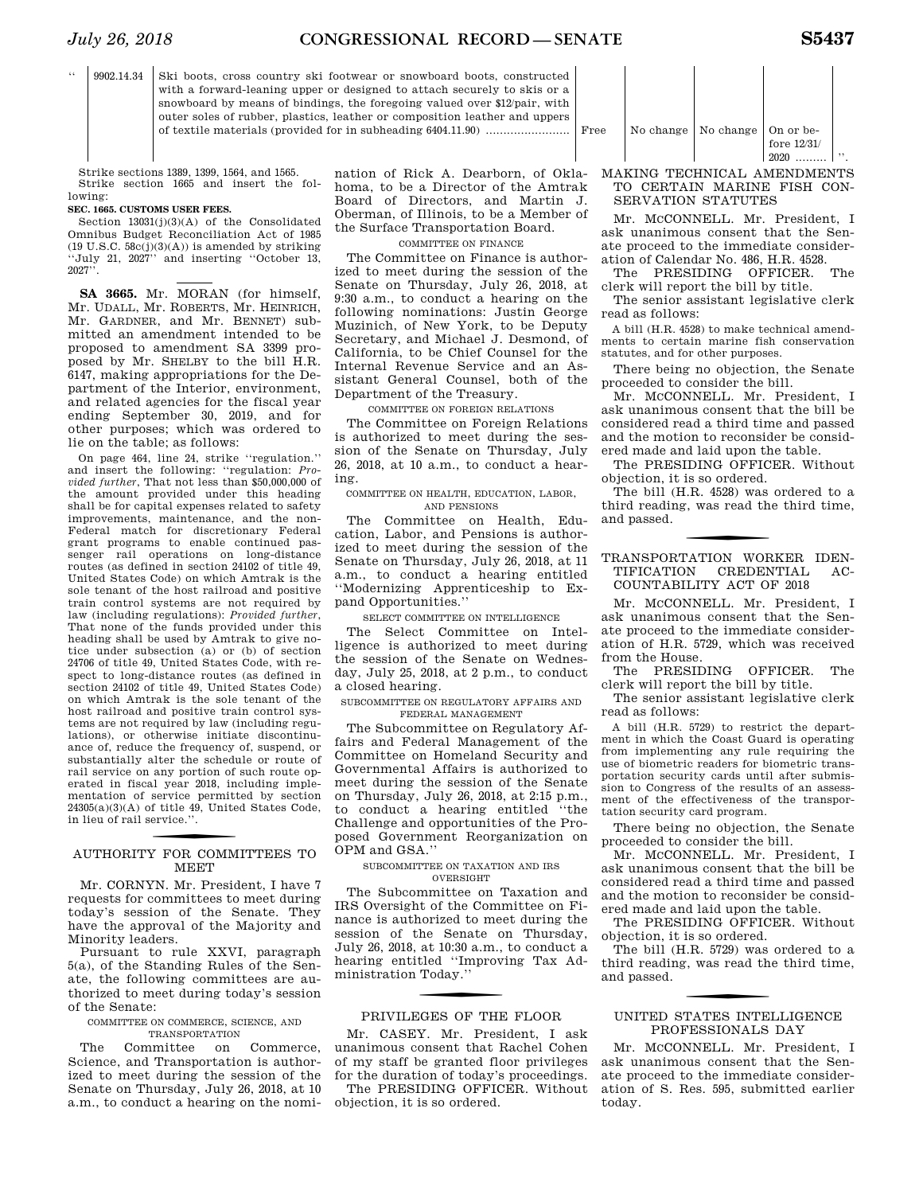| " | 9902.14.34 | Ski boots, cross country ski footwear or snowboard boots, constructed with a forward-leaning upper or designed to attach securely to skis or a snowboard by means of bindings, the foregoing valued over $12/pair, with outer soles of rubber, plastics, leather or composition leather and uppers of textile materials (provided for in subheading 6404.11.90) ........................ | Free | No change | No change | On or before 12/31/2020 ......... | ". |
|---|---|---|---|---|---|---|---|

Strike sections 1389, 1399, 1564, and 1565.

Strike section 1665 and insert the following:

**SEC. 1665. CUSTOMS USER FEES.**

Section 13031(j)(3)(A) of the Consolidated Omnibus Budget Reconciliation Act of 1985 (19 U.S.C. 58c(j)(3)(A)) is amended by striking "July 21, 2027" and inserting "October 13, 2027".

---

**SA 3665.** Mr. MORAN (for himself, Mr. UDALL, Mr. ROBERTS, Mr. HEINRICH, Mr. GARDNER, and Mr. BENNET) submitted an amendment intended to be proposed to amendment SA 3399 proposed by Mr. SHELBY to the bill H.R. 6147, making appropriations for the Department of the Interior, environment, and related agencies for the fiscal year ending September 30, 2019, and for other purposes; which was ordered to lie on the table; as follows:

On page 464, line 24, strike "regulation." and insert the following: "regulation: *Provided further*, That not less than $50,000,000 of the amount provided under this heading shall be for capital expenses related to safety improvements, maintenance, and the non-Federal match for discretionary Federal grant programs to enable continued passenger rail operations on long-distance routes (as defined in section 24102 of title 49, United States Code) on which Amtrak is the sole tenant of the host railroad and positive train control systems are not required by law (including regulations): *Provided further*, That none of the funds provided under this heading shall be used by Amtrak to give notice under subsection (a) or (b) of section 24706 of title 49, United States Code, with respect to long-distance routes (as defined in section 24102 of title 49, United States Code) on which Amtrak is the sole tenant of the host railroad and positive train control systems are not required by law (including regulations), or otherwise initiate discontinuance of, reduce the frequency of, suspend, or substantially alter the schedule or route of rail service on any portion of such route operated in fiscal year 2018, including implementation of service permitted by section 24305(a)(3)(A) of title 49, United States Code, in lieu of rail service.".

## AUTHORITY FOR COMMITTEES TO MEET

Mr. CORNYN. Mr. President, I have 7 requests for committees to meet during today's session of the Senate. They have the approval of the Majority and Minority leaders.

Pursuant to rule XXVI, paragraph 5(a), of the Standing Rules of the Senate, the following committees are authorized to meet during today's session of the Senate:

COMMITTEE ON COMMERCE, SCIENCE, AND TRANSPORTATION

The Committee on Commerce, Science, and Transportation is authorized to meet during the session of the Senate on Thursday, July 26, 2018, at 10 a.m., to conduct a hearing on the nomination of Rick A. Dearborn, of Oklahoma, to be a Director of the Amtrak Board of Directors, and Martin J. Oberman, of Illinois, to be a Member of the Surface Transportation Board.

COMMITTEE ON FINANCE

The Committee on Finance is authorized to meet during the session of the Senate on Thursday, July 26, 2018, at 9:30 a.m., to conduct a hearing on the following nominations: Justin George Muzinich, of New York, to be Deputy Secretary, and Michael J. Desmond, of California, to be Chief Counsel for the Internal Revenue Service and an Assistant General Counsel, both of the Department of the Treasury.

COMMITTEE ON FOREIGN RELATIONS

The Committee on Foreign Relations is authorized to meet during the session of the Senate on Thursday, July 26, 2018, at 10 a.m., to conduct a hearing.

COMMITTEE ON HEALTH, EDUCATION, LABOR, AND PENSIONS

The Committee on Health, Education, Labor, and Pensions is authorized to meet during the session of the Senate on Thursday, July 26, 2018, at 11 a.m., to conduct a hearing entitled "Modernizing Apprenticeship to Expand Opportunities."

SELECT COMMITTEE ON INTELLIGENCE

The Select Committee on Intelligence is authorized to meet during the session of the Senate on Wednesday, July 25, 2018, at 2 p.m., to conduct a closed hearing.

SUBCOMMITTEE ON REGULATORY AFFAIRS AND FEDERAL MANAGEMENT

The Subcommittee on Regulatory Affairs and Federal Management of the Committee on Homeland Security and Governmental Affairs is authorized to meet during the session of the Senate on Thursday, July 26, 2018, at 2:15 p.m., to conduct a hearing entitled "the Challenge and opportunities of the Proposed Government Reorganization on OPM and GSA."

SUBCOMMITTEE ON TAXATION AND IRS OVERSIGHT

The Subcommittee on Taxation and IRS Oversight of the Committee on Finance is authorized to meet during the session of the Senate on Thursday, July 26, 2018, at 10:30 a.m., to conduct a hearing entitled "Improving Tax Administration Today."

## PRIVILEGES OF THE FLOOR

Mr. CASEY. Mr. President, I ask unanimous consent that Rachel Cohen of my staff be granted floor privileges for the duration of today's proceedings.

The PRESIDING OFFICER. Without objection, it is so ordered.

## MAKING TECHNICAL AMENDMENTS TO CERTAIN MARINE FISH CONSERVATION STATUTES

Mr. McCONNELL. Mr. President, I ask unanimous consent that the Senate proceed to the immediate consideration of Calendar No. 486, H.R. 4528.

The PRESIDING OFFICER. The clerk will report the bill by title.

The senior assistant legislative clerk read as follows:

A bill (H.R. 4528) to make technical amendments to certain marine fish conservation statutes, and for other purposes.

There being no objection, the Senate proceeded to consider the bill.

Mr. McCONNELL. Mr. President, I ask unanimous consent that the bill be considered read a third time and passed and the motion to reconsider be considered made and laid upon the table.

The PRESIDING OFFICER. Without objection, it is so ordered.

The bill (H.R. 4528) was ordered to a third reading, was read the third time, and passed.

## TRANSPORTATION WORKER IDENTIFICATION CREDENTIAL ACCOUNTABILITY ACT OF 2018

Mr. McCONNELL. Mr. President, I ask unanimous consent that the Senate proceed to the immediate consideration of H.R. 5729, which was received from the House.

The PRESIDING OFFICER. The clerk will report the bill by title.

The senior assistant legislative clerk read as follows:

A bill (H.R. 5729) to restrict the department in which the Coast Guard is operating from implementing any rule requiring the use of biometric readers for biometric transportation security cards until after submission to Congress of the results of an assessment of the effectiveness of the transportation security card program.

There being no objection, the Senate proceeded to consider the bill.

Mr. McCONNELL. Mr. President, I ask unanimous consent that the bill be considered read a third time and passed and the motion to reconsider be considered made and laid upon the table.

The PRESIDING OFFICER. Without objection, it is so ordered.

The bill (H.R. 5729) was ordered to a third reading, was read the third time, and passed.

## UNITED STATES INTELLIGENCE PROFESSIONALS DAY

Mr. McCONNELL. Mr. President, I ask unanimous consent that the Senate proceed to the immediate consideration of S. Res. 595, submitted earlier today.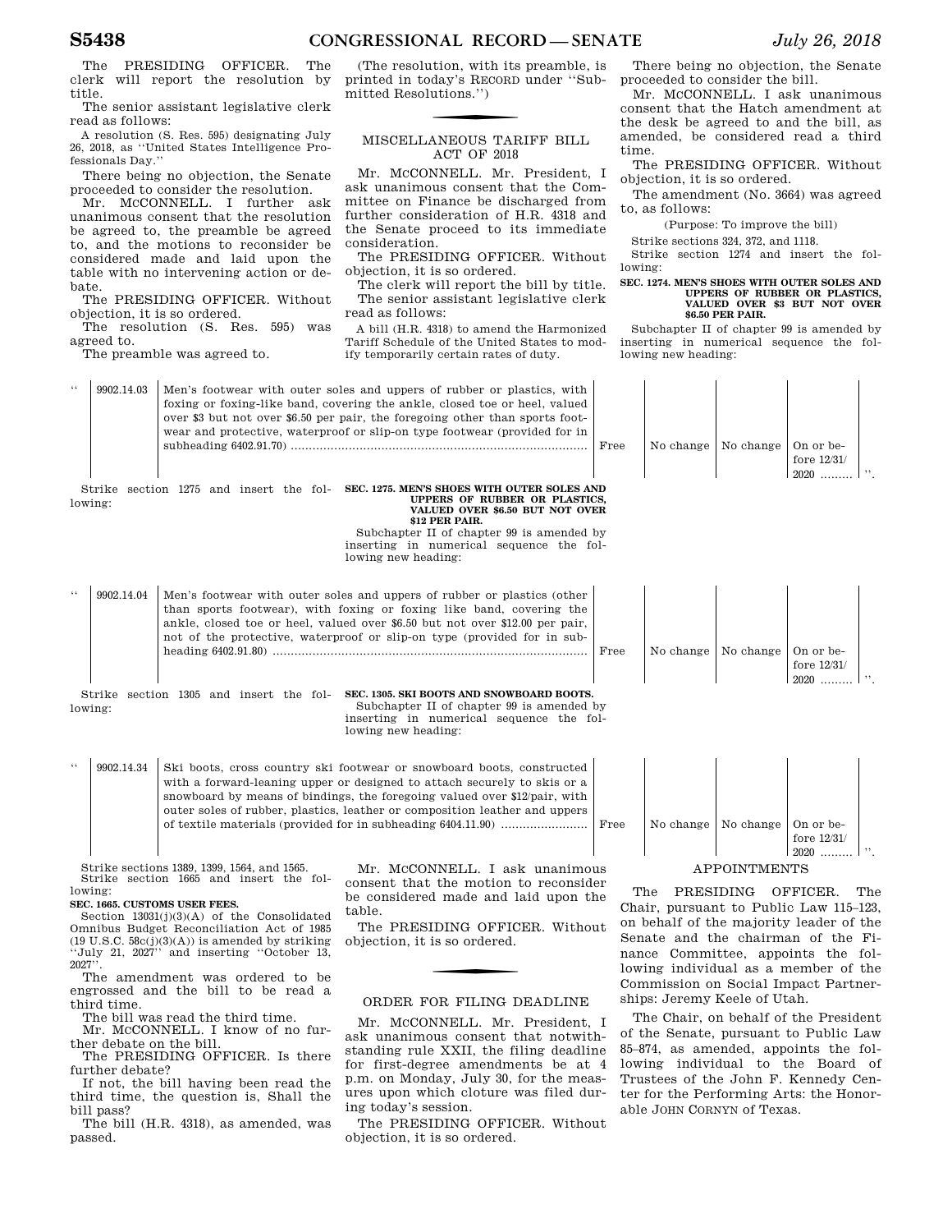The PRESIDING OFFICER. The clerk will report the resolution by title.

The senior assistant legislative clerk read as follows:

A resolution (S. Res. 595) designating July 26, 2018, as "United States Intelligence Professionals Day."

There being no objection, the Senate proceeded to consider the resolution.

Mr. MCCONNELL. I further ask unanimous consent that the resolution be agreed to, the preamble be agreed to, and the motions to reconsider be considered made and laid upon the table with no intervening action or debate.

The PRESIDING OFFICER. Without objection, it is so ordered.

The resolution (S. Res. 595) was agreed to.

The preamble was agreed to.

(The resolution, with its preamble, is printed in today's RECORD under "Submitted Resolutions.")

## MISCELLANEOUS TARIFF BILL ACT OF 2018

Mr. MCCONNELL. Mr. President, I ask unanimous consent that the Committee on Finance be discharged from further consideration of H.R. 4318 and the Senate proceed to its immediate consideration.

The PRESIDING OFFICER. Without objection, it is so ordered.

The clerk will report the bill by title.

The senior assistant legislative clerk read as follows:

A bill (H.R. 4318) to amend the Harmonized Tariff Schedule of the United States to modify temporarily certain rates of duty.

There being no objection, the Senate proceeded to consider the bill.

Mr. MCCONNELL. I ask unanimous consent that the Hatch amendment at the desk be agreed to and the bill, as amended, be considered read a third time.

The PRESIDING OFFICER. Without objection, it is so ordered.

The amendment (No. 3664) was agreed to, as follows:

(Purpose: To improve the bill)

Strike sections 324, 372, and 1118.

Strike section 1274 and insert the following:

**SEC. 1274. MEN'S SHOES WITH OUTER SOLES AND UPPERS OF RUBBER OR PLASTICS, VALUED OVER $3 BUT NOT OVER $6.50 PER PAIR.**

Subchapter II of chapter 99 is amended by inserting in numerical sequence the following new heading:

| | | | | | | |
|---|---|---|---|---|---|---|
| " | 9902.14.03 | Men's footwear with outer soles and uppers of rubber or plastics, with foxing or foxing-like band, covering the ankle, closed toe or heel, valued over $3 but not over $6.50 per pair, the foregoing other than sports footwear and protective, waterproof or slip-on type footwear (provided for in subheading 6402.91.70) ........ | Free | No change | No change | On or before 12/31/2020 ........ ". |

Strike section 1275 and insert the following:

**SEC. 1275. MEN'S SHOES WITH OUTER SOLES AND UPPERS OF RUBBER OR PLASTICS, VALUED OVER $6.50 BUT NOT OVER $12 PER PAIR.**

Subchapter II of chapter 99 is amended by inserting in numerical sequence the following new heading:

| | | | | | | |
|---|---|---|---|---|---|---|
| " | 9902.14.04 | Men's footwear with outer soles and uppers of rubber or plastics (other than sports footwear), with foxing or foxing like band, covering the ankle, closed toe or heel, valued over $6.50 but not over $12.00 per pair, not of the protective, waterproof or slip-on type (provided for in subheading 6402.91.80) ........ | Free | No change | No change | On or before 12/31/2020 ........ ". |

Strike section 1305 and insert the following:

**SEC. 1305. SKI BOOTS AND SNOWBOARD BOOTS.**

Subchapter II of chapter 99 is amended by inserting in numerical sequence the following new heading:

| | | | | | | |
|---|---|---|---|---|---|---|
| " | 9902.14.34 | Ski boots, cross country ski footwear or snowboard boots, constructed with a forward-leaning upper or designed to attach securely to skis or a snowboard by means of bindings, the foregoing valued over $12/pair, with outer soles of rubber, plastics, leather or composition leather and uppers of textile materials (provided for in subheading 6404.11.90) ........ | Free | No change | No change | On or before 12/31/2020 ........ ". |

Strike sections 1389, 1399, 1564, and 1565.

Strike section 1665 and insert the following:

**SEC. 1665. CUSTOMS USER FEES.**

Section 13031(j)(3)(A) of the Consolidated Omnibus Budget Reconciliation Act of 1985 (19 U.S.C. 58c(j)(3)(A)) is amended by striking "July 21, 2027" and inserting "October 13, 2027".

The amendment was ordered to be engrossed and the bill to be read a third time.

The bill was read the third time.

Mr. MCCONNELL. I know of no further debate on the bill.

The PRESIDING OFFICER. Is there further debate?

If not, the bill having been read the third time, the question is, Shall the bill pass?

The bill (H.R. 4318), as amended, was passed.

Mr. MCCONNELL. I ask unanimous consent that the motion to reconsider be considered made and laid upon the table.

The PRESIDING OFFICER. Without objection, it is so ordered.

## ORDER FOR FILING DEADLINE

Mr. MCCONNELL. Mr. President, I ask unanimous consent that notwithstanding rule XXII, the filing deadline for first-degree amendments be at 4 p.m. on Monday, July 30, for the measures upon which cloture was filed during today's session.

The PRESIDING OFFICER. Without objection, it is so ordered.

## APPOINTMENTS

The PRESIDING OFFICER. The Chair, pursuant to Public Law 115–123, on behalf of the majority leader of the Senate and the chairman of the Finance Committee, appoints the following individual as a member of the Commission on Social Impact Partnerships: Jeremy Keele of Utah.

The Chair, on behalf of the President of the Senate, pursuant to Public Law 85–874, as amended, appoints the following individual to the Board of Trustees of the John F. Kennedy Center for the Performing Arts: the Honorable JOHN CORNYN of Texas.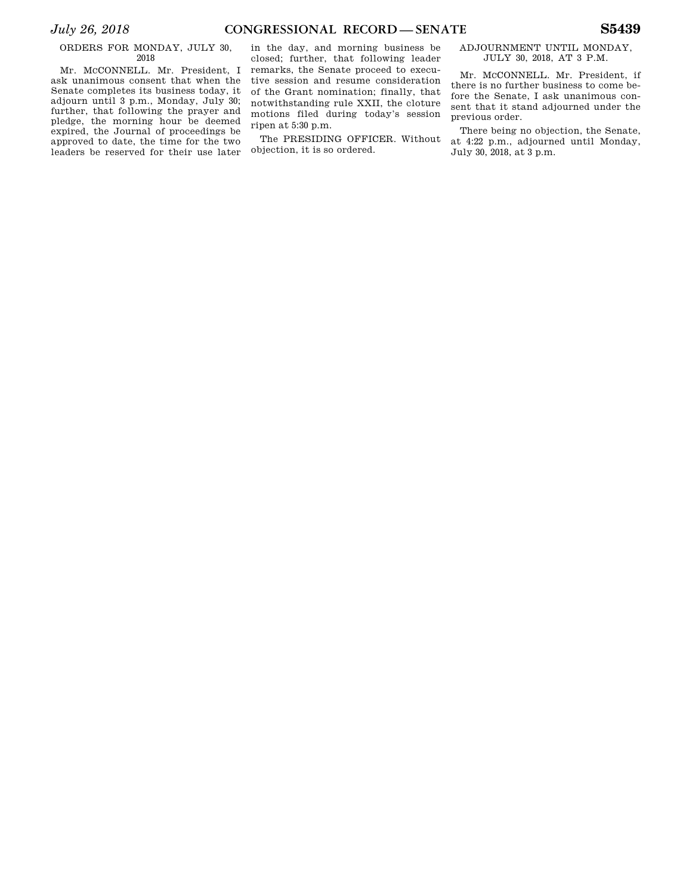## ORDERS FOR MONDAY, JULY 30, 2018

Mr. McCONNELL. Mr. President, I ask unanimous consent that when the Senate completes its business today, it adjourn until 3 p.m., Monday, July 30; further, that following the prayer and pledge, the morning hour be deemed expired, the Journal of proceedings be approved to date, the time for the two leaders be reserved for their use later in the day, and morning business be closed; further, that following leader remarks, the Senate proceed to executive session and resume consideration of the Grant nomination; finally, that notwithstanding rule XXII, the cloture motions filed during today's session ripen at 5:30 p.m.

The PRESIDING OFFICER. Without objection, it is so ordered.

## ADJOURNMENT UNTIL MONDAY, JULY 30, 2018, AT 3 P.M.

Mr. McCONNELL. Mr. President, if there is no further business to come before the Senate, I ask unanimous consent that it stand adjourned under the previous order.

There being no objection, the Senate, at 4:22 p.m., adjourned until Monday, July 30, 2018, at 3 p.m.